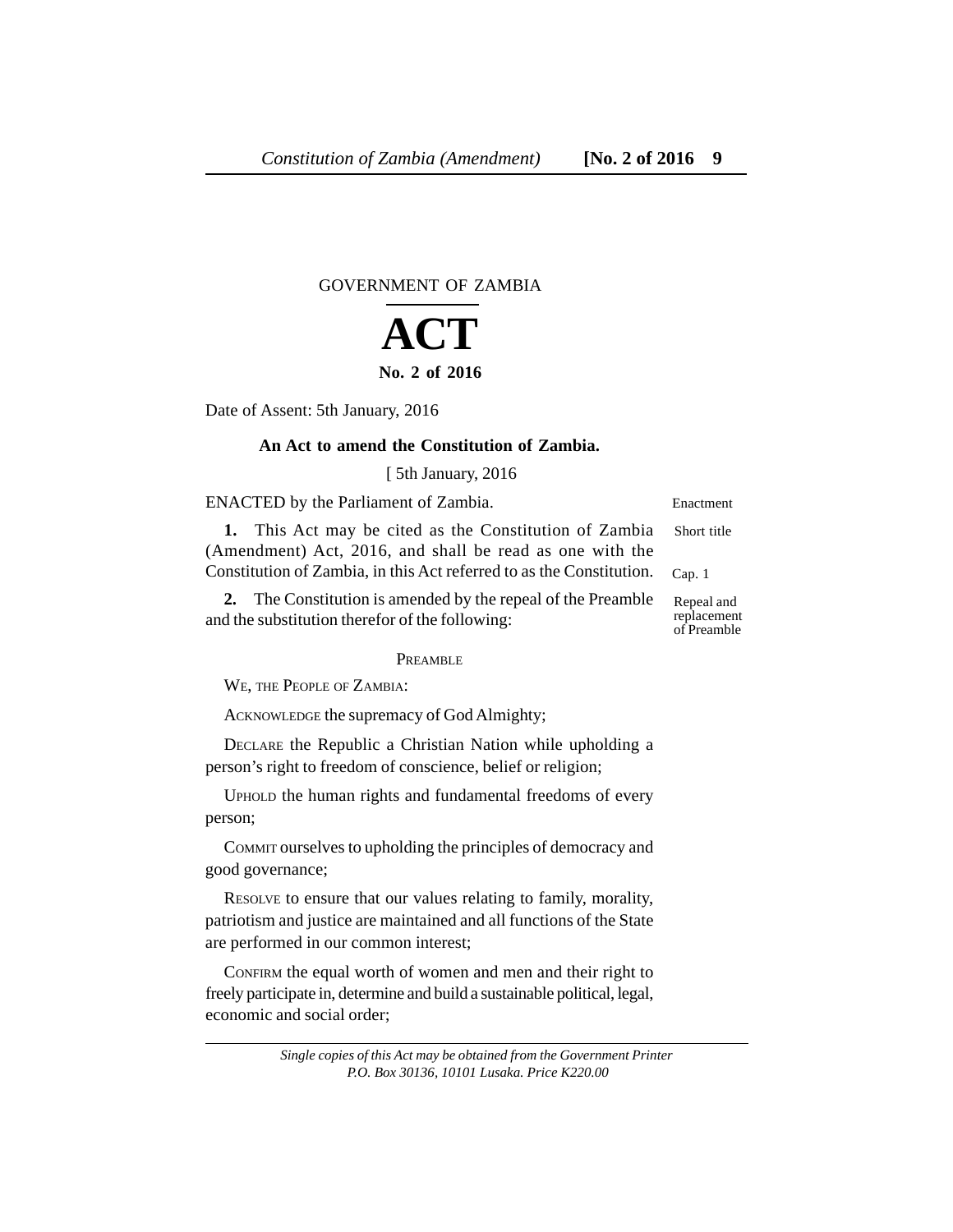GOVERNMENT OF ZAMBIA

# ACT

**No. 2 of 2016**

Date of Assent: 5th January, 2016

**An Act to amend the Constitution of Zambia.**

[ 5th January, 2016

ENACTED by the Parliament of Zambia. — Enactment

**1.** This Act may be cited as the Constitution of Zambia (Amendment) Act, 2016, and shall be read as one with the Constitution of Zambia, in this Act referred to as the Constitution. — Short title; Cap. 1

**2.** The Constitution is amended by the repeal of the Preamble and the substitution therefor of the following: — Repeal and replacement of Preamble

PREAMBLE

WE, THE PEOPLE OF ZAMBIA:

ACKNOWLEDGE the supremacy of God Almighty;

DECLARE the Republic a Christian Nation while upholding a person's right to freedom of conscience, belief or religion;

UPHOLD the human rights and fundamental freedoms of every person;

COMMIT ourselves to upholding the principles of democracy and good governance;

RESOLVE to ensure that our values relating to family, morality, patriotism and justice are maintained and all functions of the State are performed in our common interest;

CONFIRM the equal worth of women and men and their right to freely participate in, determine and build a sustainable political, legal, economic and social order;

*Single copies of this Act may be obtained from the Government Printer P.O. Box 30136, 10101 Lusaka. Price K220.00*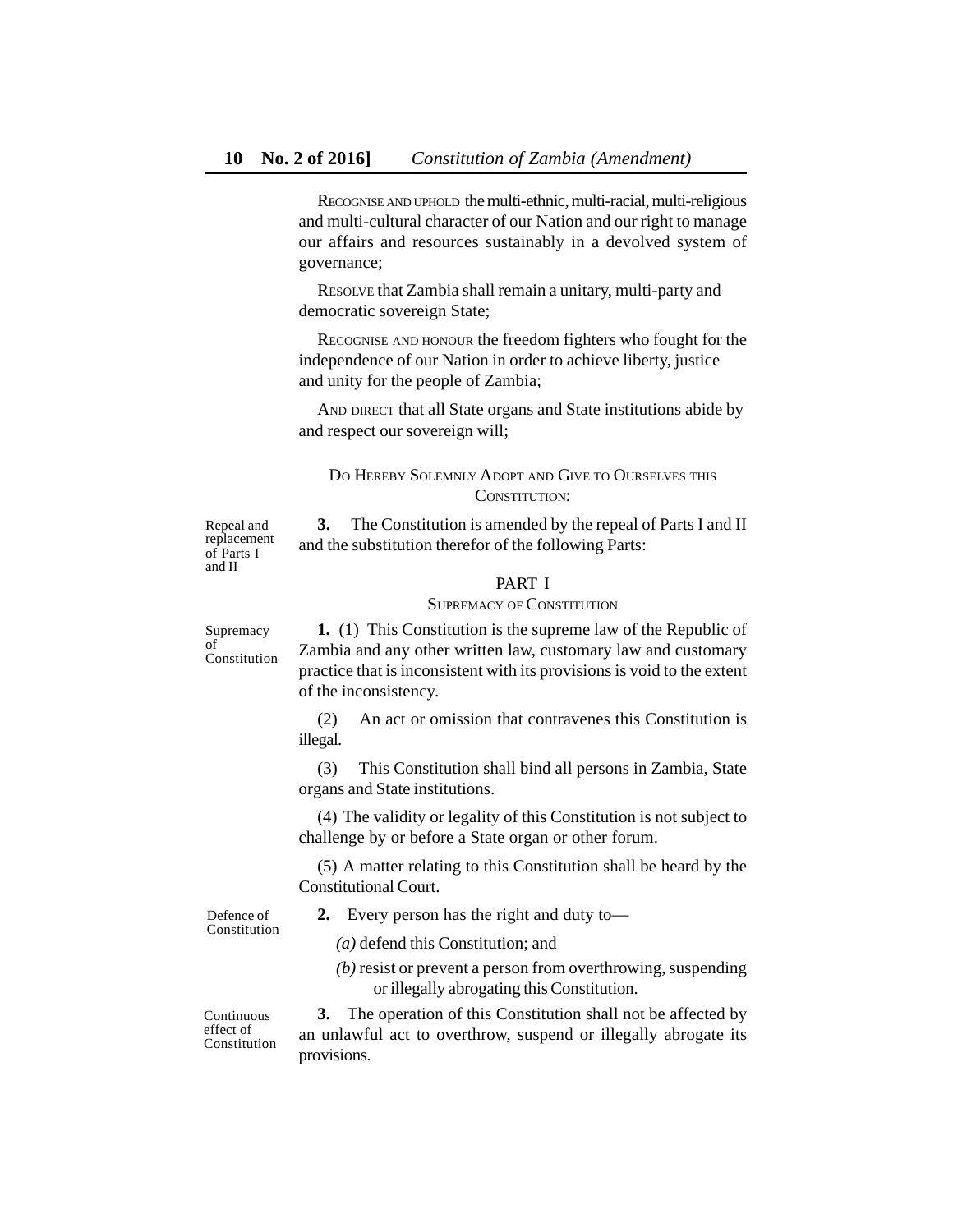RECOGNISE AND UPHOLD the multi-ethnic, multi-racial, multi-religious and multi-cultural character of our Nation and our right to manage our affairs and resources sustainably in a devolved system of governance;

RESOLVE that Zambia shall remain a unitary, multi-party and democratic sovereign State;

RECOGNISE AND HONOUR the freedom fighters who fought for the independence of our Nation in order to achieve liberty, justice and unity for the people of Zambia;

AND DIRECT that all State organs and State institutions abide by and respect our sovereign will;

DO HEREBY SOLEMNLY ADOPT AND GIVE TO OURSELVES THIS CONSTITUTION:

*Repeal and replacement of Parts I and II*

**3.** The Constitution is amended by the repeal of Parts I and II and the substitution therefor of the following Parts:

## PART I

### SUPREMACY OF CONSTITUTION

*Supremacy of Constitution*

**1.** (1) This Constitution is the supreme law of the Republic of Zambia and any other written law, customary law and customary practice that is inconsistent with its provisions is void to the extent of the inconsistency.

(2) An act or omission that contravenes this Constitution is illegal.

(3) This Constitution shall bind all persons in Zambia, State organs and State institutions.

(4) The validity or legality of this Constitution is not subject to challenge by or before a State organ or other forum.

(5) A matter relating to this Constitution shall be heard by the Constitutional Court.

*Defence of Constitution*

**2.** Every person has the right and duty to—

*(a)* defend this Constitution; and

*(b)* resist or prevent a person from overthrowing, suspending or illegally abrogating this Constitution.

*Continuous effect of Constitution*

**3.** The operation of this Constitution shall not be affected by an unlawful act to overthrow, suspend or illegally abrogate its provisions.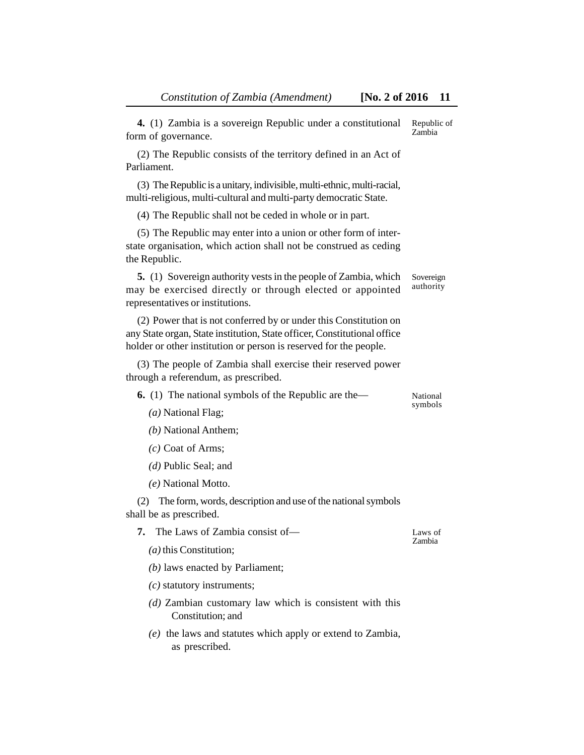**4.** (1) Zambia is a sovereign Republic under a constitutional form of governance.

Republic of Zambia

(2) The Republic consists of the territory defined in an Act of Parliament.

(3) The Republic is a unitary, indivisible, multi-ethnic, multi-racial, multi-religious, multi-cultural and multi-party democratic State.

(4) The Republic shall not be ceded in whole or in part.

(5) The Republic may enter into a union or other form of inter-state organisation, which action shall not be construed as ceding the Republic.

**5.** (1) Sovereign authority vests in the people of Zambia, which may be exercised directly or through elected or appointed representatives or institutions.

Sovereign authority

(2) Power that is not conferred by or under this Constitution on any State organ, State institution, State officer, Constitutional office holder or other institution or person is reserved for the people.

(3) The people of Zambia shall exercise their reserved power through a referendum, as prescribed.

**6.** (1) The national symbols of the Republic are the—

National symbols

*(a)* National Flag;

*(b)* National Anthem;

*(c)* Coat of Arms;

*(d)* Public Seal; and

*(e)* National Motto.

(2) The form, words, description and use of the national symbols shall be as prescribed.

**7.** The Laws of Zambia consist of—

Laws of Zambia

*(a)* this Constitution;

*(b)* laws enacted by Parliament;

*(c)* statutory instruments;

*(d)* Zambian customary law which is consistent with this Constitution; and

*(e)* the laws and statutes which apply or extend to Zambia, as prescribed.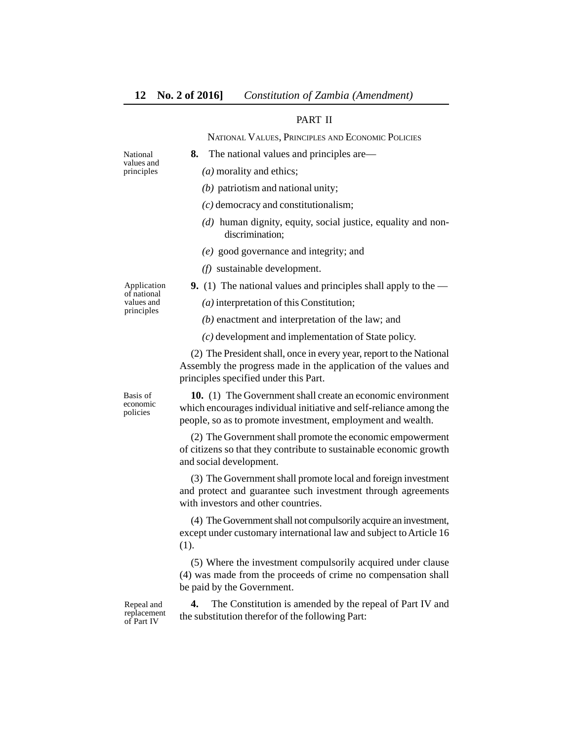## PART II

### NATIONAL VALUES, PRINCIPLES AND ECONOMIC POLICIES

National values and principles

**8.** The national values and principles are—

*(a)* morality and ethics;

*(b)* patriotism and national unity;

*(c)* democracy and constitutionalism;

*(d)* human dignity, equity, social justice, equality and non-discrimination;

*(e)* good governance and integrity; and

*(f)* sustainable development.

Application of national values and principles

**9.** (1) The national values and principles shall apply to the —

*(a)* interpretation of this Constitution;

*(b)* enactment and interpretation of the law; and

*(c)* development and implementation of State policy.

(2) The President shall, once in every year, report to the National Assembly the progress made in the application of the values and principles specified under this Part.

Basis of economic policies

**10.** (1) The Government shall create an economic environment which encourages individual initiative and self-reliance among the people, so as to promote investment, employment and wealth.

(2) The Government shall promote the economic empowerment of citizens so that they contribute to sustainable economic growth and social development.

(3) The Government shall promote local and foreign investment and protect and guarantee such investment through agreements with investors and other countries.

(4) The Government shall not compulsorily acquire an investment, except under customary international law and subject to Article 16 (1).

(5) Where the investment compulsorily acquired under clause (4) was made from the proceeds of crime no compensation shall be paid by the Government.

Repeal and replacement of Part IV

**4.** The Constitution is amended by the repeal of Part IV and the substitution therefor of the following Part: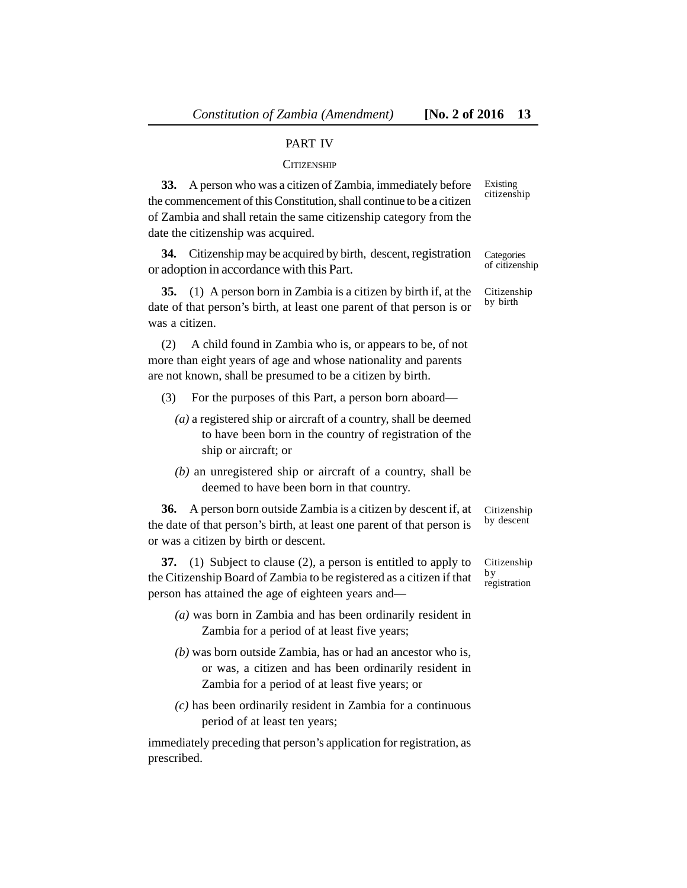## PART IV

### CITIZENSHIP

*Existing citizenship*

**33.** A person who was a citizen of Zambia, immediately before the commencement of this Constitution, shall continue to be a citizen of Zambia and shall retain the same citizenship category from the date the citizenship was acquired.

*Categories of citizenship*

**34.** Citizenship may be acquired by birth, descent, registration or adoption in accordance with this Part.

*Citizenship by birth*

**35.** (1) A person born in Zambia is a citizen by birth if, at the date of that person's birth, at least one parent of that person is or was a citizen.

(2) A child found in Zambia who is, or appears to be, of not more than eight years of age and whose nationality and parents are not known, shall be presumed to be a citizen by birth.

(3) For the purposes of this Part, a person born aboard—

*(a)* a registered ship or aircraft of a country, shall be deemed to have been born in the country of registration of the ship or aircraft; or

*(b)* an unregistered ship or aircraft of a country, shall be deemed to have been born in that country.

*Citizenship by descent*

**36.** A person born outside Zambia is a citizen by descent if, at the date of that person's birth, at least one parent of that person is or was a citizen by birth or descent.

*Citizenship by registration*

**37.** (1) Subject to clause (2), a person is entitled to apply to the Citizenship Board of Zambia to be registered as a citizen if that person has attained the age of eighteen years and—

*(a)* was born in Zambia and has been ordinarily resident in Zambia for a period of at least five years;

*(b)* was born outside Zambia, has or had an ancestor who is, or was, a citizen and has been ordinarily resident in Zambia for a period of at least five years; or

*(c)* has been ordinarily resident in Zambia for a continuous period of at least ten years;

immediately preceding that person's application for registration, as prescribed.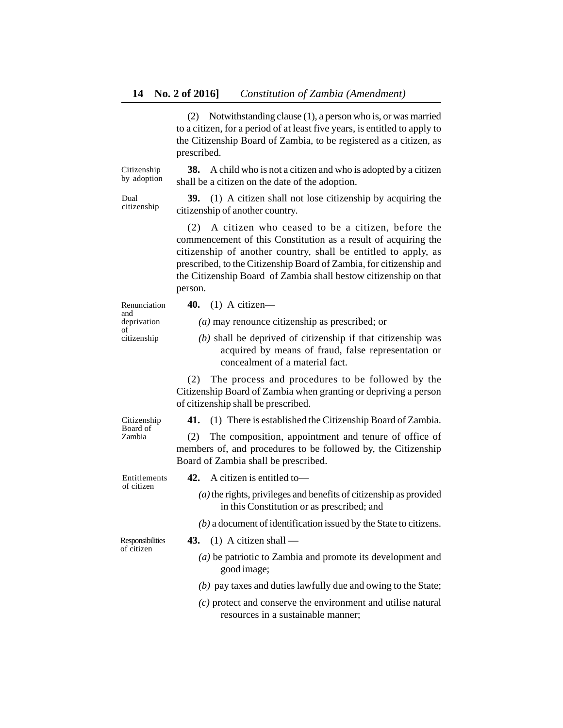(2) Notwithstanding clause (1), a person who is, or was married to a citizen, for a period of at least five years, is entitled to apply to the Citizenship Board of Zambia, to be registered as a citizen, as prescribed.

Citizenship by adoption

**38.** A child who is not a citizen and who is adopted by a citizen shall be a citizen on the date of the adoption.

Dual citizenship

**39.** (1) A citizen shall not lose citizenship by acquiring the citizenship of another country.

(2) A citizen who ceased to be a citizen, before the commencement of this Constitution as a result of acquiring the citizenship of another country, shall be entitled to apply, as prescribed, to the Citizenship Board of Zambia, for citizenship and the Citizenship Board of Zambia shall bestow citizenship on that person.

Renunciation and deprivation of citizenship

**40.** (1) A citizen—

*(a)* may renounce citizenship as prescribed; or

*(b)* shall be deprived of citizenship if that citizenship was acquired by means of fraud, false representation or concealment of a material fact.

(2) The process and procedures to be followed by the Citizenship Board of Zambia when granting or depriving a person of citizenship shall be prescribed.

Citizenship Board of Zambia

**41.** (1) There is established the Citizenship Board of Zambia.

(2) The composition, appointment and tenure of office of members of, and procedures to be followed by, the Citizenship Board of Zambia shall be prescribed.

Entitlements of citizen

**42.** A citizen is entitled to—

*(a)* the rights, privileges and benefits of citizenship as provided in this Constitution or as prescribed; and

*(b)* a document of identification issued by the State to citizens.

Responsibilities of citizen

**43.** (1) A citizen shall —

*(a)* be patriotic to Zambia and promote its development and good image;

*(b)* pay taxes and duties lawfully due and owing to the State;

*(c)* protect and conserve the environment and utilise natural resources in a sustainable manner;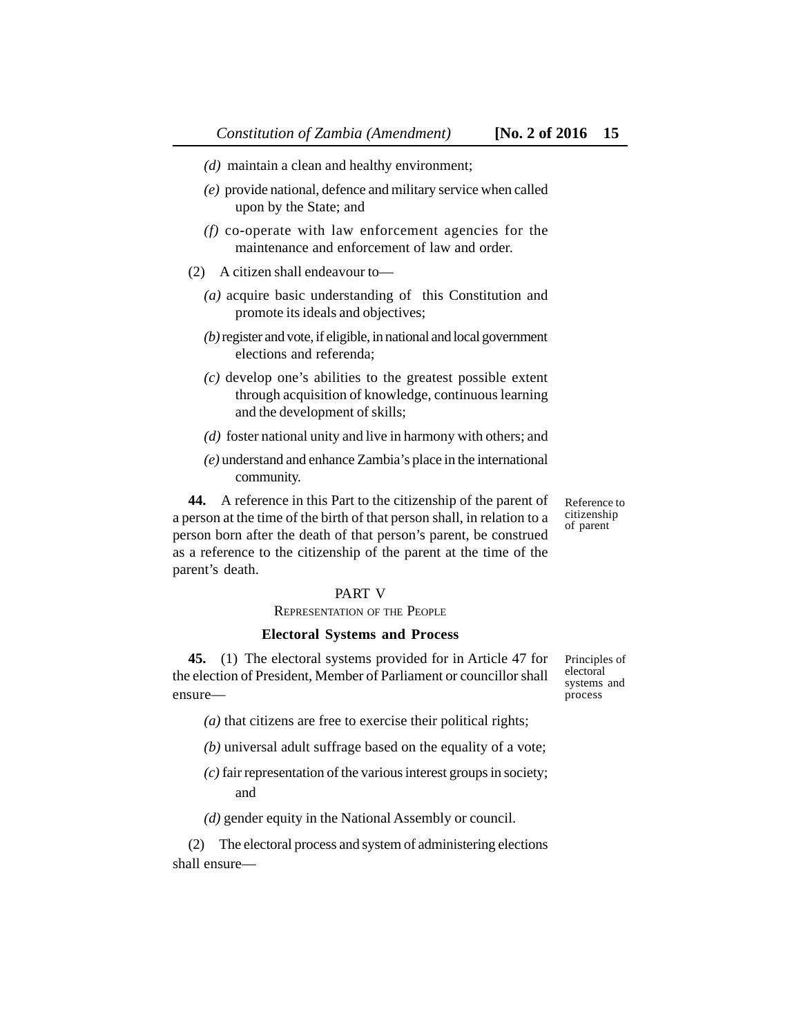*(d)* maintain a clean and healthy environment;

*(e)* provide national, defence and military service when called upon by the State; and

*(f)* co-operate with law enforcement agencies for the maintenance and enforcement of law and order.

(2) A citizen shall endeavour to—

*(a)* acquire basic understanding of this Constitution and promote its ideals and objectives;

*(b)* register and vote, if eligible, in national and local government elections and referenda;

*(c)* develop one's abilities to the greatest possible extent through acquisition of knowledge, continuous learning and the development of skills;

*(d)* foster national unity and live in harmony with others; and

*(e)* understand and enhance Zambia's place in the international community.

Reference to citizenship of parent

**44.** A reference in this Part to the citizenship of the parent of a person at the time of the birth of that person shall, in relation to a person born after the death of that person's parent, be construed as a reference to the citizenship of the parent at the time of the parent's death.

## PART V

### REPRESENTATION OF THE PEOPLE

### Electoral Systems and Process

Principles of electoral systems and process

**45.** (1) The electoral systems provided for in Article 47 for the election of President, Member of Parliament or councillor shall ensure—

*(a)* that citizens are free to exercise their political rights;

*(b)* universal adult suffrage based on the equality of a vote;

*(c)* fair representation of the various interest groups in society; and

*(d)* gender equity in the National Assembly or council.

(2) The electoral process and system of administering elections shall ensure—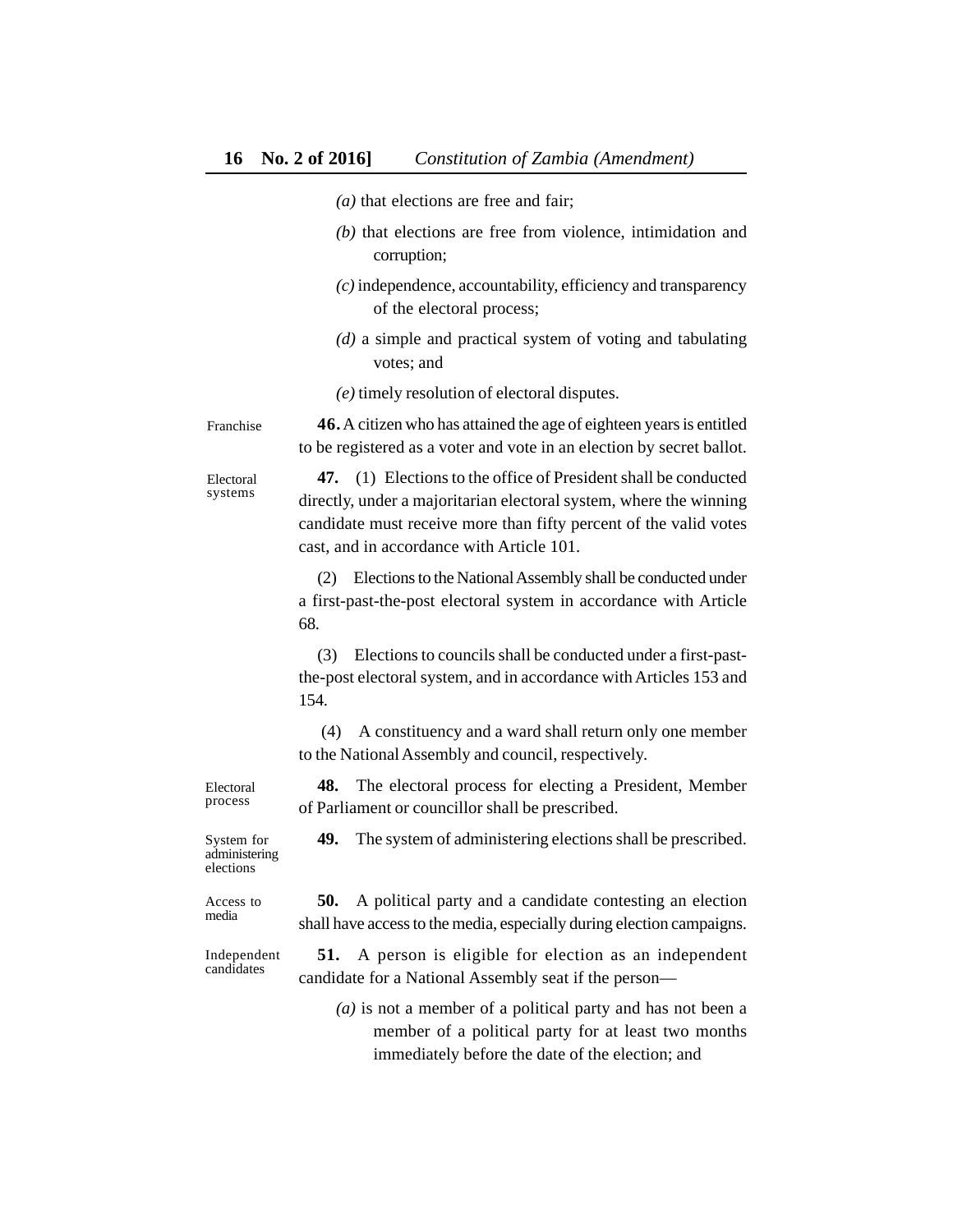*(a)* that elections are free and fair;

*(b)* that elections are free from violence, intimidation and corruption;

*(c)* independence, accountability, efficiency and transparency of the electoral process;

*(d)* a simple and practical system of voting and tabulating votes; and

*(e)* timely resolution of electoral disputes.

Franchise

**46.** A citizen who has attained the age of eighteen years is entitled to be registered as a voter and vote in an election by secret ballot.

Electoral systems

**47.** (1) Elections to the office of President shall be conducted directly, under a majoritarian electoral system, where the winning candidate must receive more than fifty percent of the valid votes cast, and in accordance with Article 101.

(2) Elections to the National Assembly shall be conducted under a first-past-the-post electoral system in accordance with Article 68.

(3) Elections to councils shall be conducted under a first-past-the-post electoral system, and in accordance with Articles 153 and 154.

(4) A constituency and a ward shall return only one member to the National Assembly and council, respectively.

Electoral process

**48.** The electoral process for electing a President, Member of Parliament or councillor shall be prescribed.

System for administering elections

**49.** The system of administering elections shall be prescribed.

Access to media

**50.** A political party and a candidate contesting an election shall have access to the media, especially during election campaigns.

Independent candidates

**51.** A person is eligible for election as an independent candidate for a National Assembly seat if the person—

*(a)* is not a member of a political party and has not been a member of a political party for at least two months immediately before the date of the election; and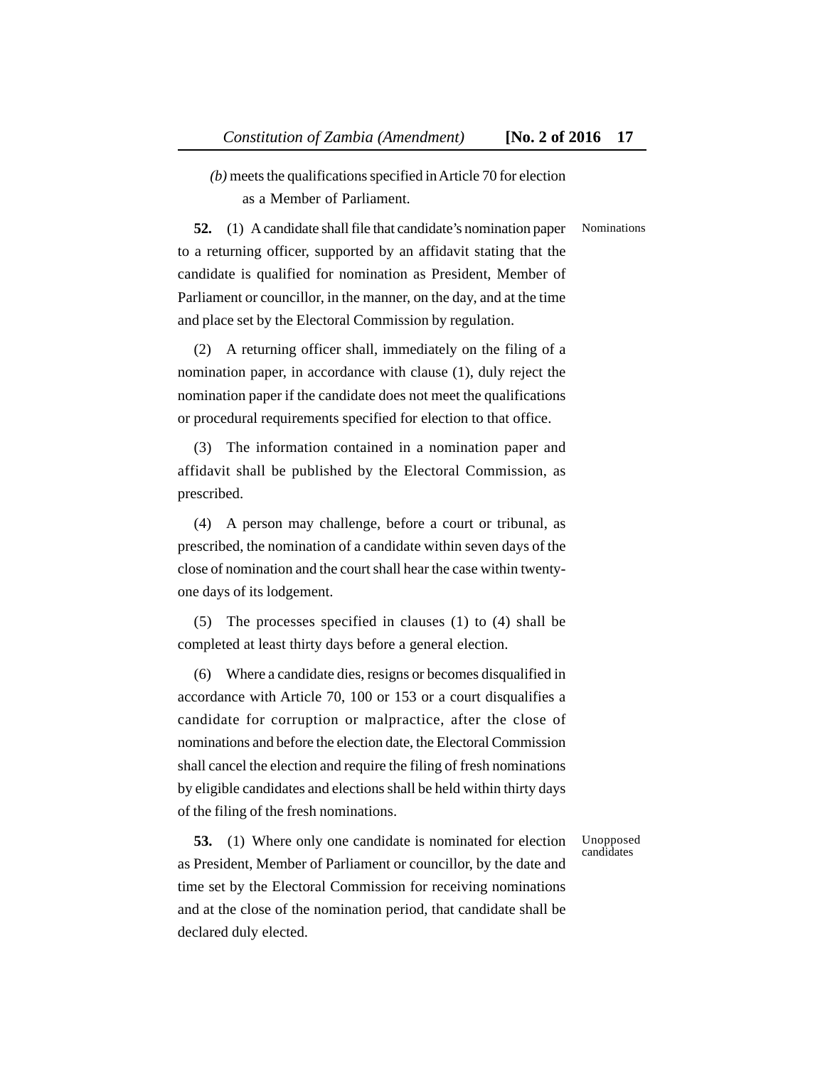*(b)* meets the qualifications specified in Article 70 for election as a Member of Parliament.

Nominations

**52.** (1) A candidate shall file that candidate's nomination paper to a returning officer, supported by an affidavit stating that the candidate is qualified for nomination as President, Member of Parliament or councillor, in the manner, on the day, and at the time and place set by the Electoral Commission by regulation.

(2) A returning officer shall, immediately on the filing of a nomination paper, in accordance with clause (1), duly reject the nomination paper if the candidate does not meet the qualifications or procedural requirements specified for election to that office.

(3) The information contained in a nomination paper and affidavit shall be published by the Electoral Commission, as prescribed.

(4) A person may challenge, before a court or tribunal, as prescribed, the nomination of a candidate within seven days of the close of nomination and the court shall hear the case within twenty-one days of its lodgement.

(5) The processes specified in clauses (1) to (4) shall be completed at least thirty days before a general election.

(6) Where a candidate dies, resigns or becomes disqualified in accordance with Article 70, 100 or 153 or a court disqualifies a candidate for corruption or malpractice, after the close of nominations and before the election date, the Electoral Commission shall cancel the election and require the filing of fresh nominations by eligible candidates and elections shall be held within thirty days of the filing of the fresh nominations.

Unopposed candidates

**53.** (1) Where only one candidate is nominated for election as President, Member of Parliament or councillor, by the date and time set by the Electoral Commission for receiving nominations and at the close of the nomination period, that candidate shall be declared duly elected.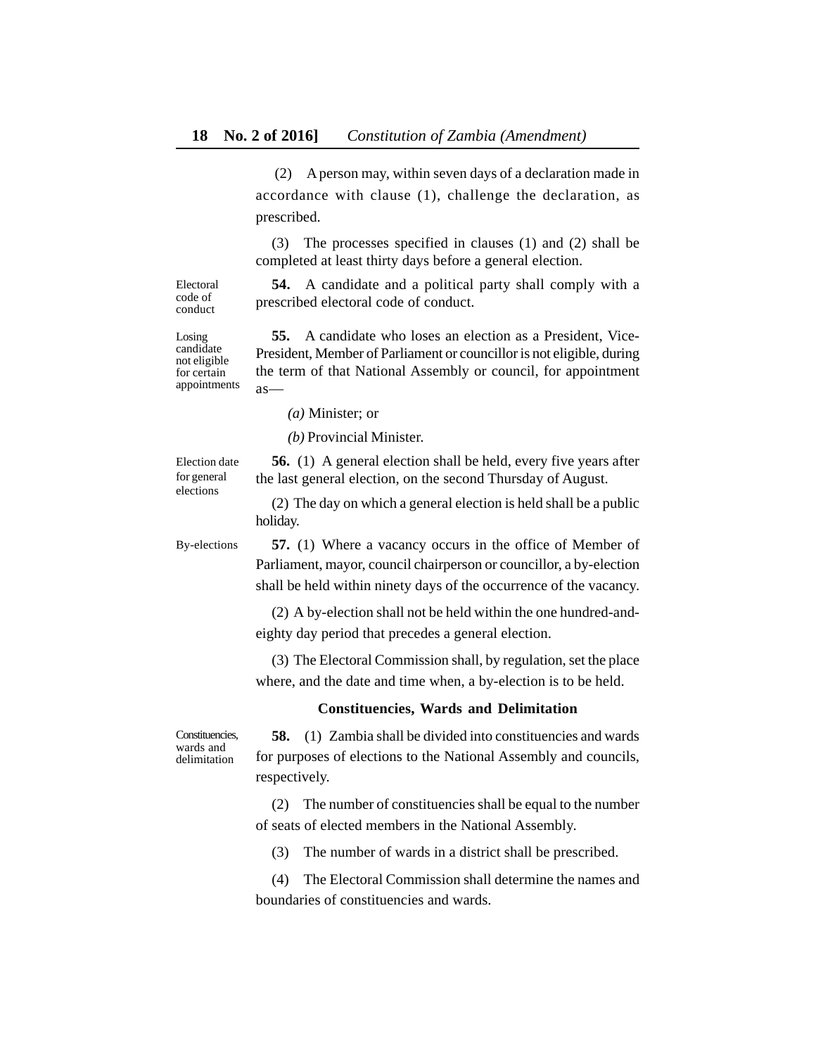(2) A person may, within seven days of a declaration made in accordance with clause (1), challenge the declaration, as prescribed.

(3) The processes specified in clauses (1) and (2) shall be completed at least thirty days before a general election.

Electoral code of conduct

**54.** A candidate and a political party shall comply with a prescribed electoral code of conduct.

Losing candidate not eligible for certain appointments

**55.** A candidate who loses an election as a President, Vice-President, Member of Parliament or councillor is not eligible, during the term of that National Assembly or council, for appointment as—

*(a)* Minister; or

*(b)* Provincial Minister.

Election date for general elections

**56.** (1) A general election shall be held, every five years after the last general election, on the second Thursday of August.

(2) The day on which a general election is held shall be a public holiday.

By-elections

**57.** (1) Where a vacancy occurs in the office of Member of Parliament, mayor, council chairperson or councillor, a by-election shall be held within ninety days of the occurrence of the vacancy.

(2) A by-election shall not be held within the one hundred-and-eighty day period that precedes a general election.

(3) The Electoral Commission shall, by regulation, set the place where, and the date and time when, a by-election is to be held.

### Constituencies, Wards and Delimitation

Constituencies, wards and delimitation

**58.** (1) Zambia shall be divided into constituencies and wards for purposes of elections to the National Assembly and councils, respectively.

(2) The number of constituencies shall be equal to the number of seats of elected members in the National Assembly.

(3) The number of wards in a district shall be prescribed.

(4) The Electoral Commission shall determine the names and boundaries of constituencies and wards.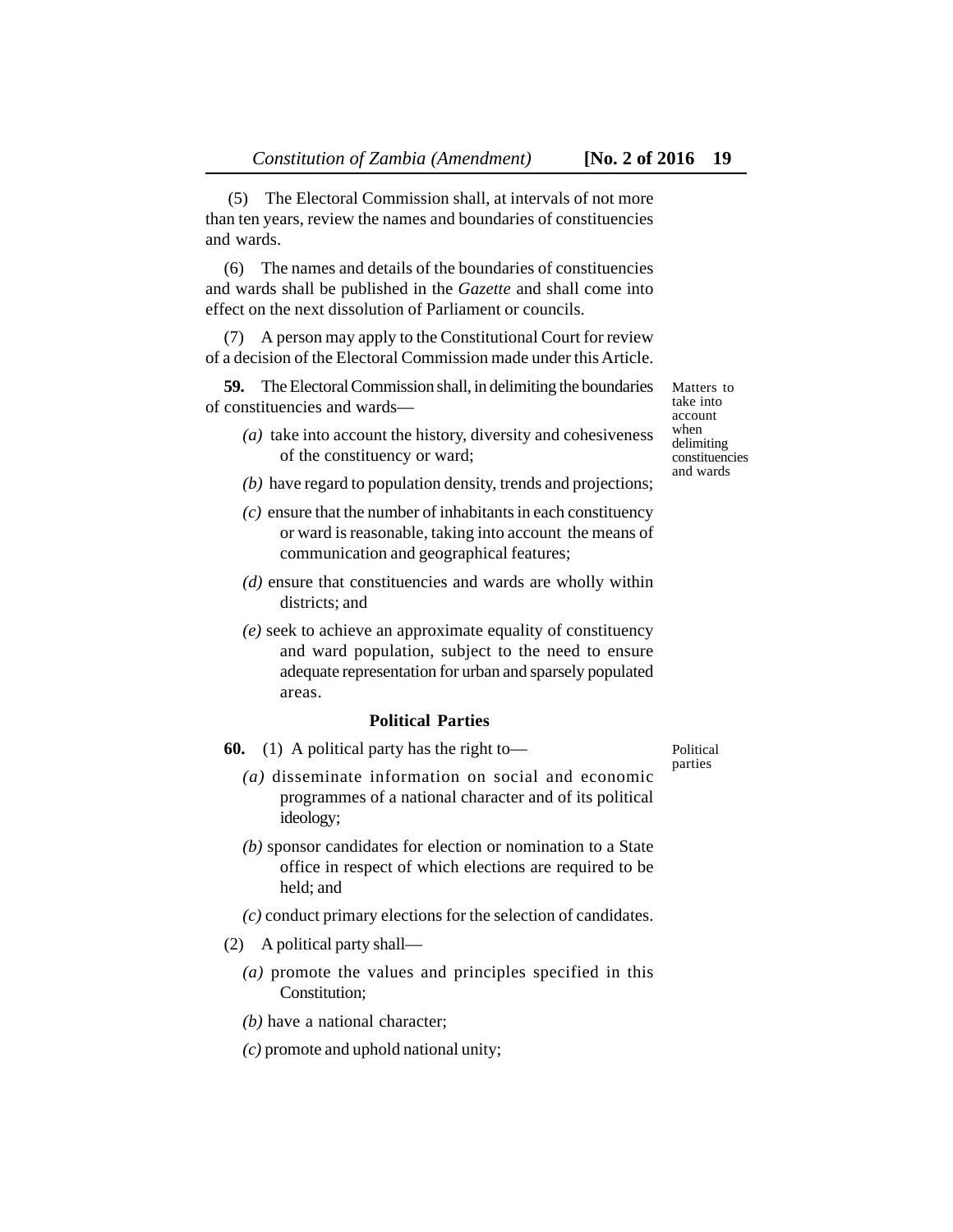(5) The Electoral Commission shall, at intervals of not more than ten years, review the names and boundaries of constituencies and wards.

(6) The names and details of the boundaries of constituencies and wards shall be published in the *Gazette* and shall come into effect on the next dissolution of Parliament or councils.

(7) A person may apply to the Constitutional Court for review of a decision of the Electoral Commission made under this Article.

Matters to take into account when delimiting constituencies and wards

**59.** The Electoral Commission shall, in delimiting the boundaries of constituencies and wards—

*(a)* take into account the history, diversity and cohesiveness of the constituency or ward;

*(b)* have regard to population density, trends and projections;

*(c)* ensure that the number of inhabitants in each constituency or ward is reasonable, taking into account the means of communication and geographical features;

*(d)* ensure that constituencies and wards are wholly within districts; and

*(e)* seek to achieve an approximate equality of constituency and ward population, subject to the need to ensure adequate representation for urban and sparsely populated areas.

## Political Parties

Political parties

**60.** (1) A political party has the right to—

*(a)* disseminate information on social and economic programmes of a national character and of its political ideology;

*(b)* sponsor candidates for election or nomination to a State office in respect of which elections are required to be held; and

*(c)* conduct primary elections for the selection of candidates.

(2) A political party shall—

*(a)* promote the values and principles specified in this Constitution;

*(b)* have a national character;

*(c)* promote and uphold national unity;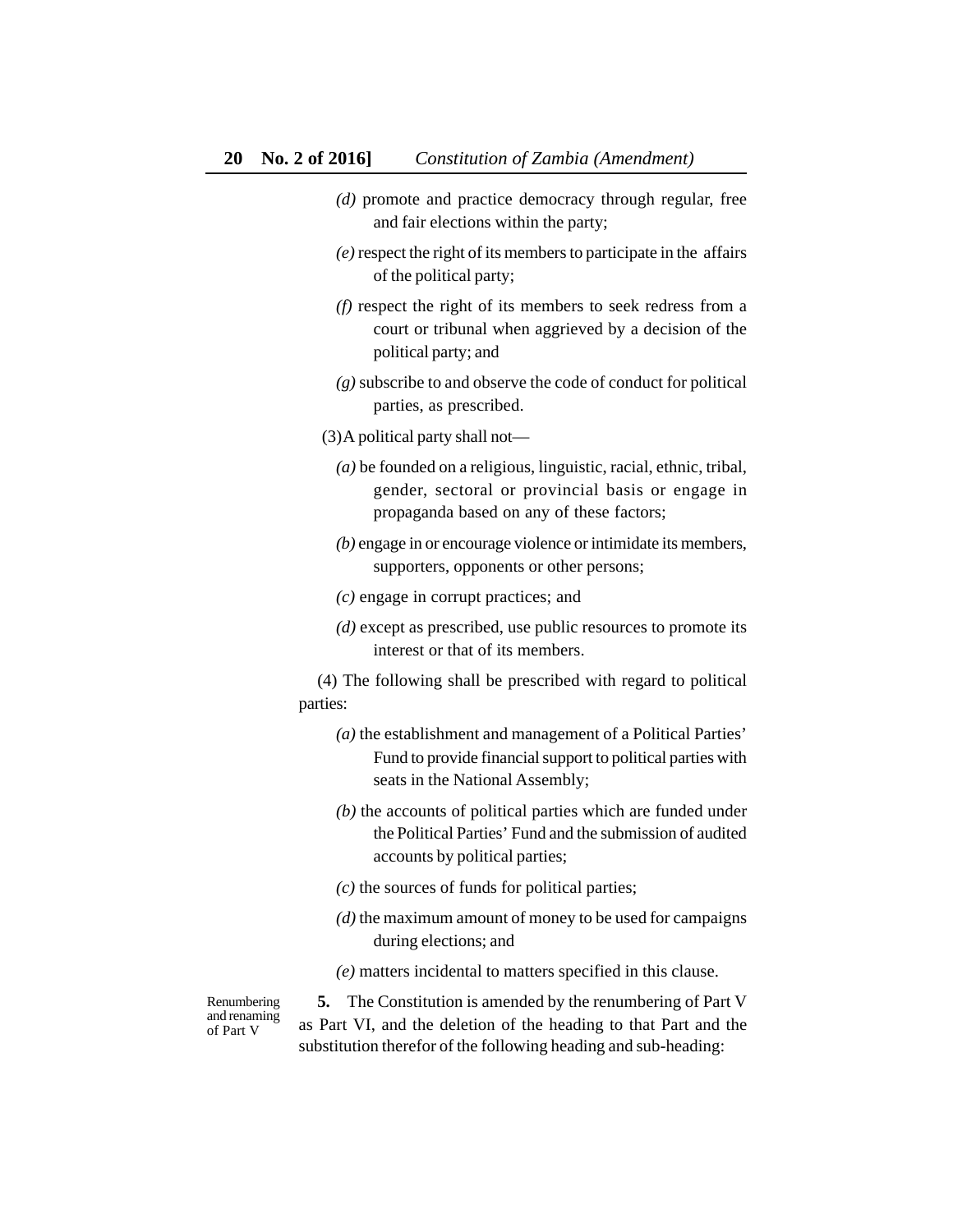*(d)* promote and practice democracy through regular, free and fair elections within the party;

*(e)* respect the right of its members to participate in the affairs of the political party;

*(f)* respect the right of its members to seek redress from a court or tribunal when aggrieved by a decision of the political party; and

*(g)* subscribe to and observe the code of conduct for political parties, as prescribed.

(3) A political party shall not—

*(a)* be founded on a religious, linguistic, racial, ethnic, tribal, gender, sectoral or provincial basis or engage in propaganda based on any of these factors;

*(b)* engage in or encourage violence or intimidate its members, supporters, opponents or other persons;

*(c)* engage in corrupt practices; and

*(d)* except as prescribed, use public resources to promote its interest or that of its members.

(4) The following shall be prescribed with regard to political parties:

*(a)* the establishment and management of a Political Parties' Fund to provide financial support to political parties with seats in the National Assembly;

*(b)* the accounts of political parties which are funded under the Political Parties' Fund and the submission of audited accounts by political parties;

*(c)* the sources of funds for political parties;

*(d)* the maximum amount of money to be used for campaigns during elections; and

*(e)* matters incidental to matters specified in this clause.

Renumbering and renaming of Part V

**5.** The Constitution is amended by the renumbering of Part V as Part VI, and the deletion of the heading to that Part and the substitution therefor of the following heading and sub-heading: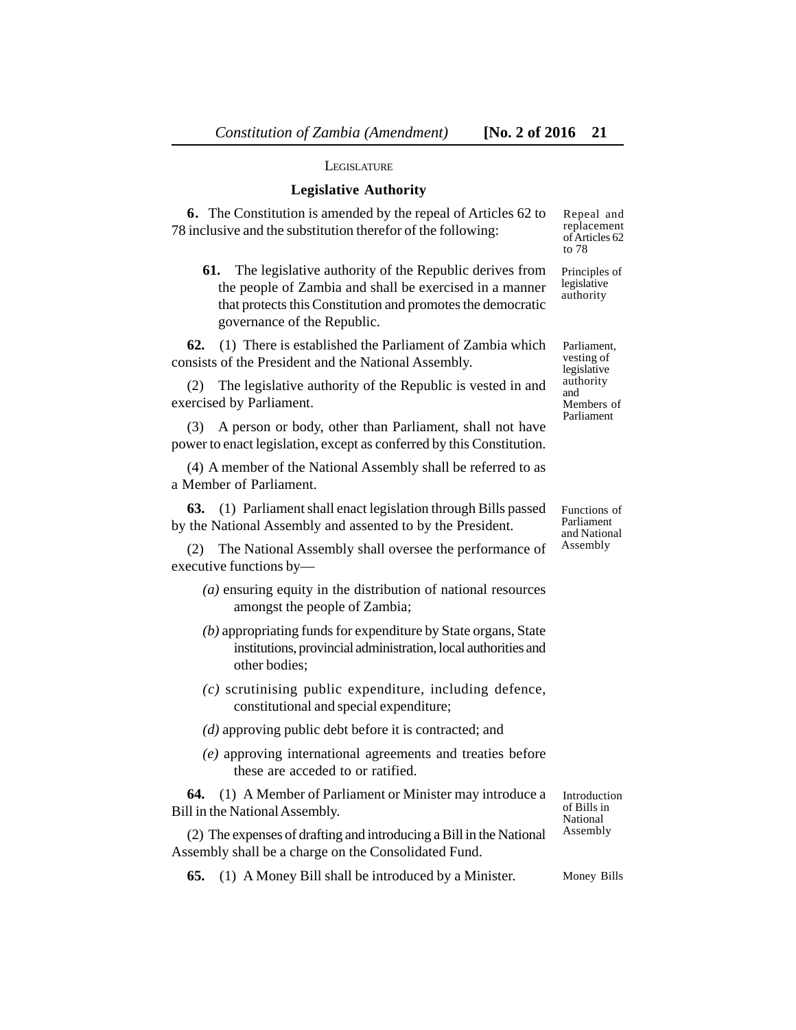LEGISLATURE

## Legislative Authority

**6.** The Constitution is amended by the repeal of Articles 62 to 78 inclusive and the substitution therefor of the following:

*Repeal and replacement of Articles 62 to 78*

> **61.** The legislative authority of the Republic derives from the people of Zambia and shall be exercised in a manner that protects this Constitution and promotes the democratic governance of the Republic.

*Principles of legislative authority*

**62.** (1) There is established the Parliament of Zambia which consists of the President and the National Assembly.

*Parliament, vesting of legislative authority and Members of Parliament*

(2) The legislative authority of the Republic is vested in and exercised by Parliament.

(3) A person or body, other than Parliament, shall not have power to enact legislation, except as conferred by this Constitution.

(4) A member of the National Assembly shall be referred to as a Member of Parliament.

**63.** (1) Parliament shall enact legislation through Bills passed by the National Assembly and assented to by the President.

*Functions of Parliament and National Assembly*

(2) The National Assembly shall oversee the performance of executive functions by—

- *(a)* ensuring equity in the distribution of national resources amongst the people of Zambia;
- *(b)* appropriating funds for expenditure by State organs, State institutions, provincial administration, local authorities and other bodies;
- *(c)* scrutinising public expenditure, including defence, constitutional and special expenditure;
- *(d)* approving public debt before it is contracted; and
- *(e)* approving international agreements and treaties before these are acceded to or ratified.

**64.** (1) A Member of Parliament or Minister may introduce a Bill in the National Assembly.

*Introduction of Bills in National Assembly*

(2) The expenses of drafting and introducing a Bill in the National Assembly shall be a charge on the Consolidated Fund.

**65.** (1) A Money Bill shall be introduced by a Minister.

*Money Bills*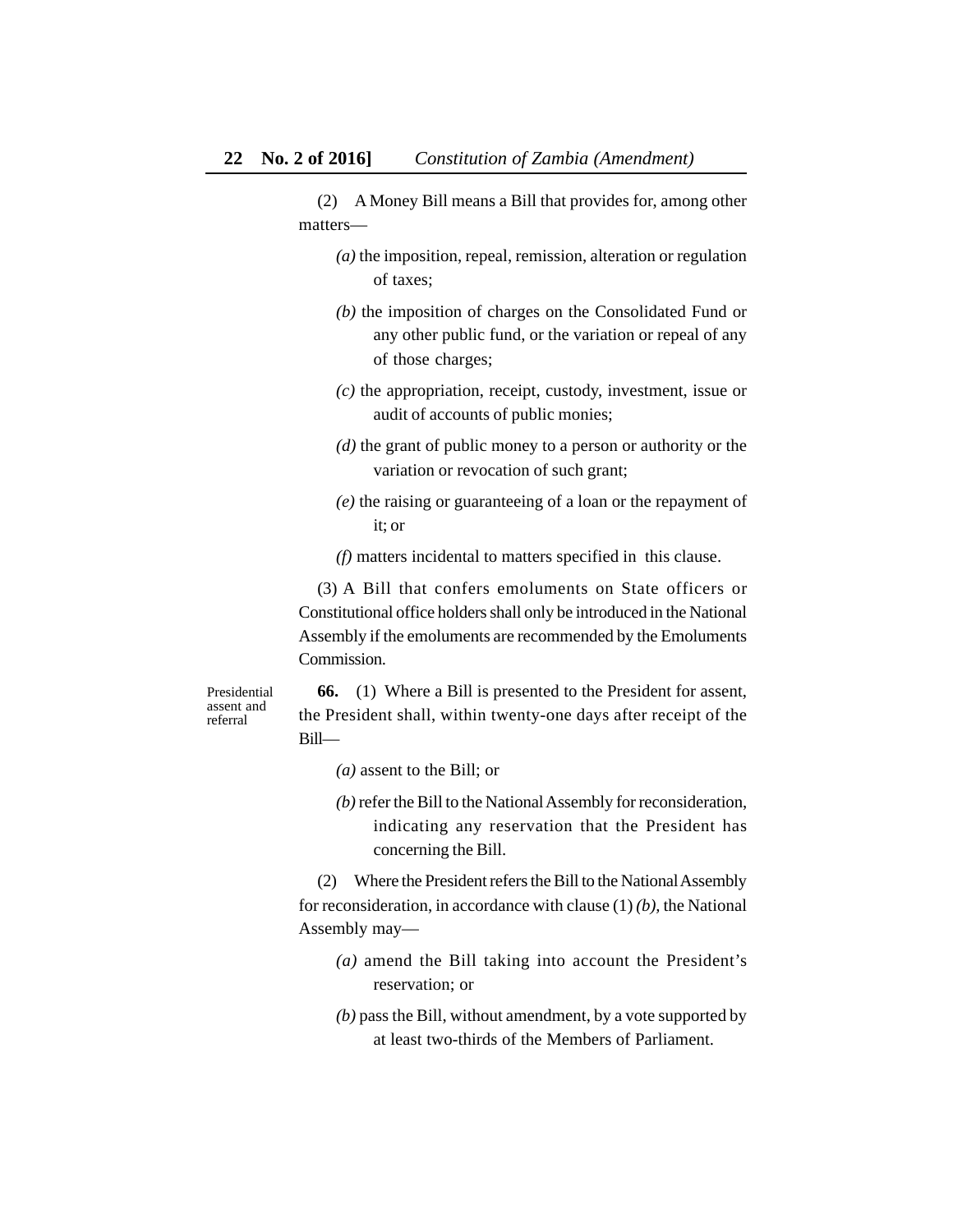(2) A Money Bill means a Bill that provides for, among other matters—

*(a)* the imposition, repeal, remission, alteration or regulation of taxes;

*(b)* the imposition of charges on the Consolidated Fund or any other public fund, or the variation or repeal of any of those charges;

*(c)* the appropriation, receipt, custody, investment, issue or audit of accounts of public monies;

*(d)* the grant of public money to a person or authority or the variation or revocation of such grant;

*(e)* the raising or guaranteeing of a loan or the repayment of it; or

*(f)* matters incidental to matters specified in this clause.

(3) A Bill that confers emoluments on State officers or Constitutional office holders shall only be introduced in the National Assembly if the emoluments are recommended by the Emoluments Commission.

Presidential assent and referral

**66.** (1) Where a Bill is presented to the President for assent, the President shall, within twenty-one days after receipt of the Bill—

*(a)* assent to the Bill; or

*(b)* refer the Bill to the National Assembly for reconsideration, indicating any reservation that the President has concerning the Bill.

(2) Where the President refers the Bill to the National Assembly for reconsideration, in accordance with clause (1) *(b)*, the National Assembly may—

*(a)* amend the Bill taking into account the President's reservation; or

*(b)* pass the Bill, without amendment, by a vote supported by at least two-thirds of the Members of Parliament.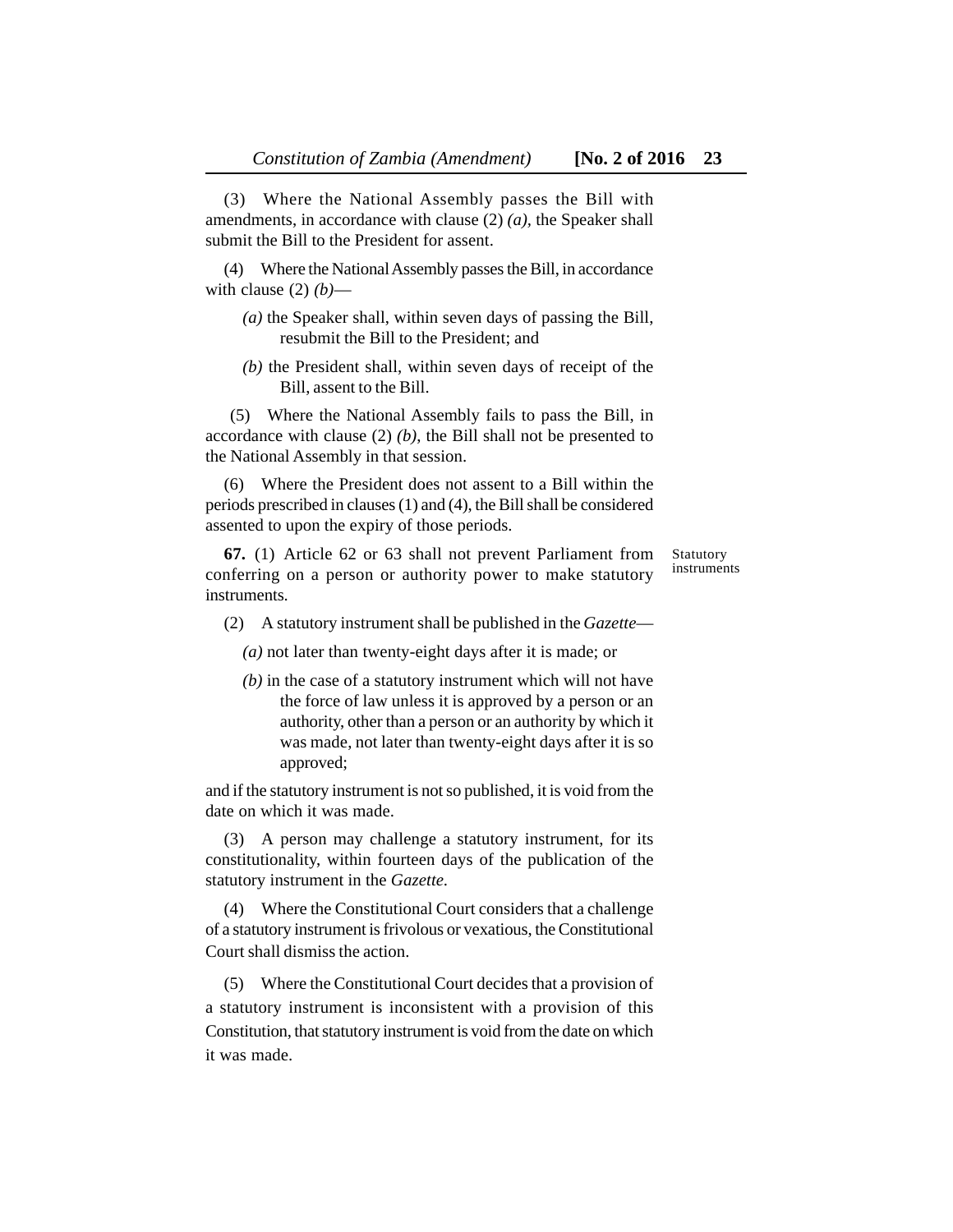(3) Where the National Assembly passes the Bill with amendments, in accordance with clause (2) *(a),* the Speaker shall submit the Bill to the President for assent.

(4) Where the National Assembly passes the Bill, in accordance with clause (2) *(b)*—

*(a)* the Speaker shall, within seven days of passing the Bill, resubmit the Bill to the President; and

*(b)* the President shall, within seven days of receipt of the Bill, assent to the Bill.

(5) Where the National Assembly fails to pass the Bill, in accordance with clause (2) *(b)*, the Bill shall not be presented to the National Assembly in that session.

(6) Where the President does not assent to a Bill within the periods prescribed in clauses (1) and (4), the Bill shall be considered assented to upon the expiry of those periods.

Statutory instruments

**67.** (1) Article 62 or 63 shall not prevent Parliament from conferring on a person or authority power to make statutory instruments.

(2) A statutory instrument shall be published in the *Gazette*—

*(a)* not later than twenty-eight days after it is made; or

*(b)* in the case of a statutory instrument which will not have the force of law unless it is approved by a person or an authority, other than a person or an authority by which it was made, not later than twenty-eight days after it is so approved;

and if the statutory instrument is not so published, it is void from the date on which it was made.

(3) A person may challenge a statutory instrument, for its constitutionality, within fourteen days of the publication of the statutory instrument in the *Gazette.*

(4) Where the Constitutional Court considers that a challenge of a statutory instrument is frivolous or vexatious, the Constitutional Court shall dismiss the action.

(5) Where the Constitutional Court decides that a provision of a statutory instrument is inconsistent with a provision of this Constitution, that statutory instrument is void from the date on which it was made.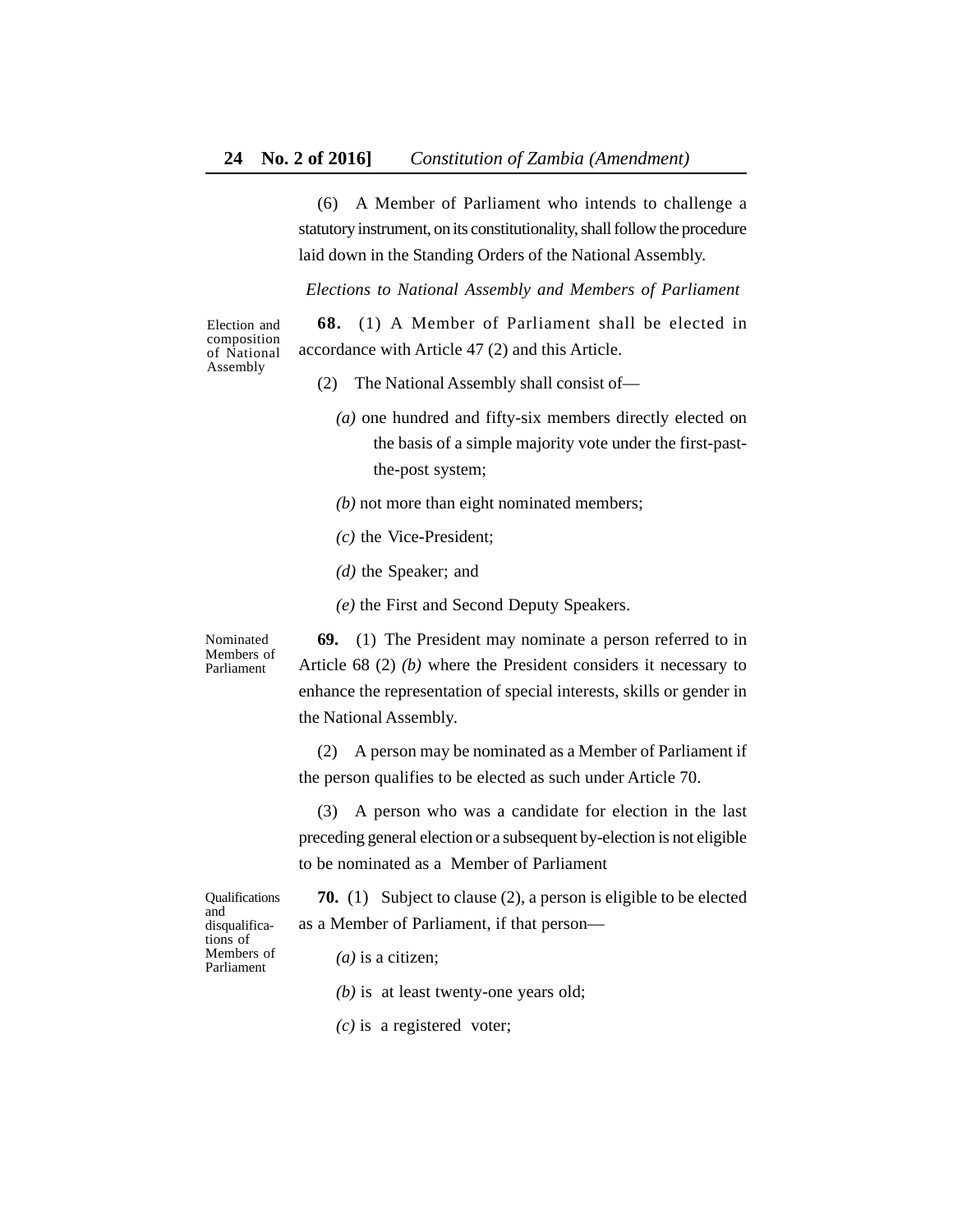(6) A Member of Parliament who intends to challenge a statutory instrument, on its constitutionality, shall follow the procedure laid down in the Standing Orders of the National Assembly.

*Elections to National Assembly and Members of Parliament*

Election and composition of National Assembly

**68.** (1) A Member of Parliament shall be elected in accordance with Article 47 (2) and this Article.

(2) The National Assembly shall consist of—

*(a)* one hundred and fifty-six members directly elected on the basis of a simple majority vote under the first-past-the-post system;

*(b)* not more than eight nominated members;

*(c)* the Vice-President;

*(d)* the Speaker; and

*(e)* the First and Second Deputy Speakers.

Nominated Members of Parliament

**69.** (1) The President may nominate a person referred to in Article 68 (2) *(b)* where the President considers it necessary to enhance the representation of special interests, skills or gender in the National Assembly.

(2) A person may be nominated as a Member of Parliament if the person qualifies to be elected as such under Article 70.

(3) A person who was a candidate for election in the last preceding general election or a subsequent by-election is not eligible to be nominated as a Member of Parliament

Qualifications and disqualifications of Members of Parliament

**70.** (1) Subject to clause (2), a person is eligible to be elected as a Member of Parliament, if that person—

*(a)* is a citizen;

*(b)* is at least twenty-one years old;

*(c)* is a registered voter;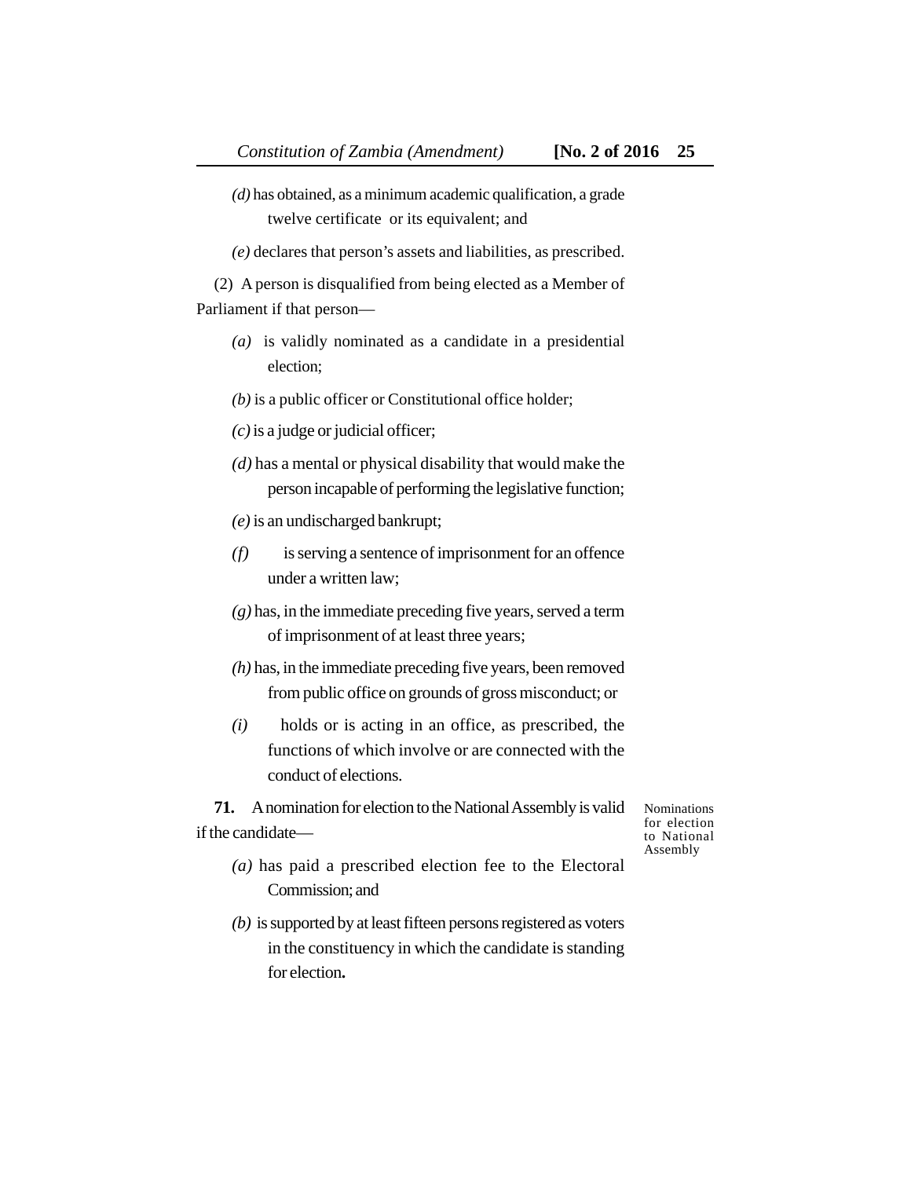*(d)* has obtained, as a minimum academic qualification, a grade twelve certificate or its equivalent; and

*(e)* declares that person's assets and liabilities, as prescribed.

(2) A person is disqualified from being elected as a Member of Parliament if that person—

*(a)* is validly nominated as a candidate in a presidential election;

*(b)* is a public officer or Constitutional office holder;

*(c)* is a judge or judicial officer;

*(d)* has a mental or physical disability that would make the person incapable of performing the legislative function;

*(e)* is an undischarged bankrupt;

*(f)* is serving a sentence of imprisonment for an offence under a written law;

*(g)* has, in the immediate preceding five years, served a term of imprisonment of at least three years;

*(h)* has, in the immediate preceding five years, been removed from public office on grounds of gross misconduct; or

*(i)* holds or is acting in an office, as prescribed, the functions of which involve or are connected with the conduct of elections.

Nominations for election to National Assembly

**71.** A nomination for election to the National Assembly is valid if the candidate—

*(a)* has paid a prescribed election fee to the Electoral Commission; and

*(b)* is supported by at least fifteen persons registered as voters in the constituency in which the candidate is standing for election**.**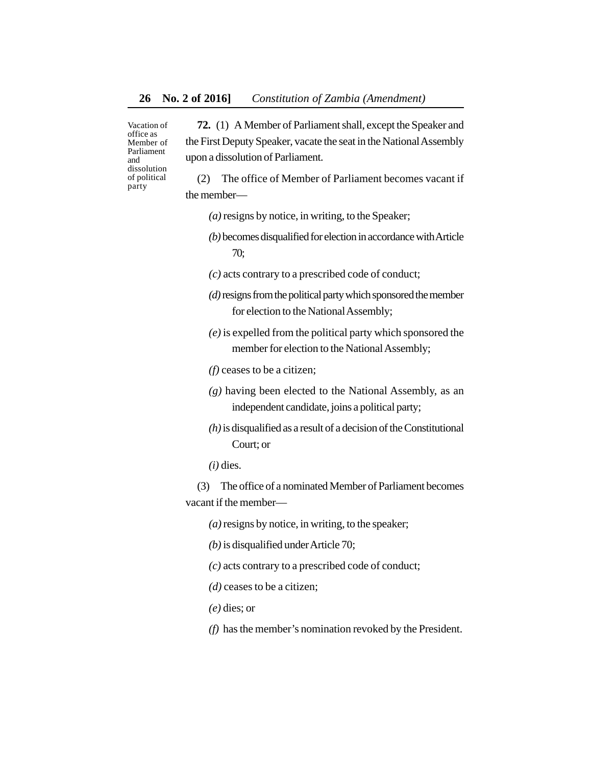Vacation of office as Member of Parliament and dissolution of political party

**72.** (1) A Member of Parliament shall, except the Speaker and the First Deputy Speaker, vacate the seat in the National Assembly upon a dissolution of Parliament.

(2) The office of Member of Parliament becomes vacant if the member—

*(a)* resigns by notice, in writing, to the Speaker;

*(b)* becomes disqualified for election in accordance with Article 70;

*(c)* acts contrary to a prescribed code of conduct;

*(d)* resigns from the political party which sponsored the member for election to the National Assembly;

*(e)* is expelled from the political party which sponsored the member for election to the National Assembly;

*(f)* ceases to be a citizen;

*(g)* having been elected to the National Assembly, as an independent candidate, joins a political party;

*(h)* is disqualified as a result of a decision of the Constitutional Court; or

*(i)* dies.

(3) The office of a nominated Member of Parliament becomes vacant if the member—

*(a)* resigns by notice, in writing, to the speaker;

*(b)* is disqualified under Article 70;

*(c)* acts contrary to a prescribed code of conduct;

*(d)* ceases to be a citizen;

*(e)* dies; or

*(f)* has the member's nomination revoked by the President.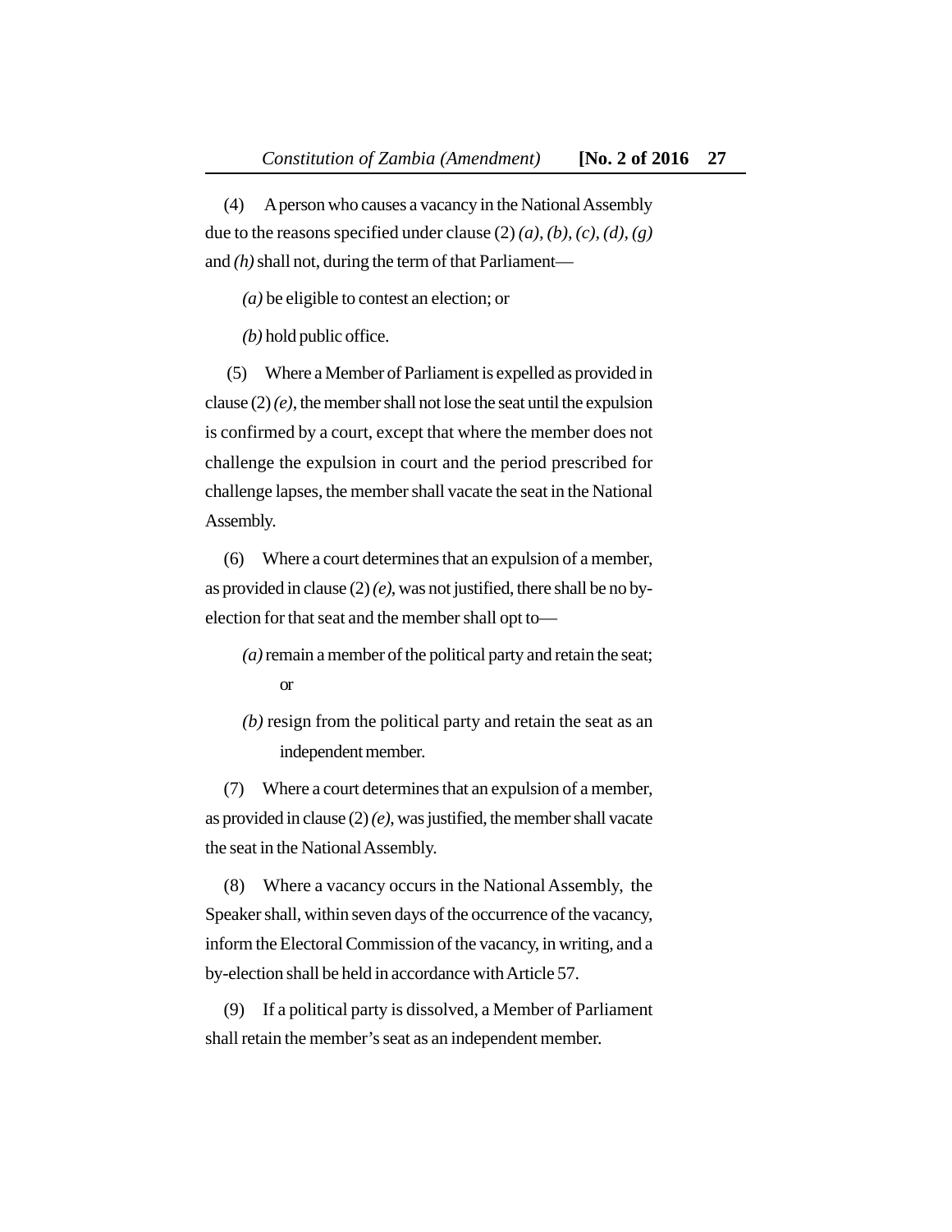(4) A person who causes a vacancy in the National Assembly due to the reasons specified under clause (2) *(a)*, *(b)*, *(c)*, *(d)*, *(g)* and *(h)* shall not, during the term of that Parliament—

*(a)* be eligible to contest an election; or

*(b)* hold public office.

(5) Where a Member of Parliament is expelled as provided in clause (2) *(e)*, the member shall not lose the seat until the expulsion is confirmed by a court, except that where the member does not challenge the expulsion in court and the period prescribed for challenge lapses, the member shall vacate the seat in the National Assembly.

(6) Where a court determines that an expulsion of a member, as provided in clause (2) *(e)*, was not justified, there shall be no by-election for that seat and the member shall opt to—

*(a)* remain a member of the political party and retain the seat; or

*(b)* resign from the political party and retain the seat as an independent member.

(7) Where a court determines that an expulsion of a member, as provided in clause (2) *(e)*, was justified, the member shall vacate the seat in the National Assembly.

(8) Where a vacancy occurs in the National Assembly, the Speaker shall, within seven days of the occurrence of the vacancy, inform the Electoral Commission of the vacancy, in writing, and a by-election shall be held in accordance with Article 57.

(9) If a political party is dissolved, a Member of Parliament shall retain the member's seat as an independent member.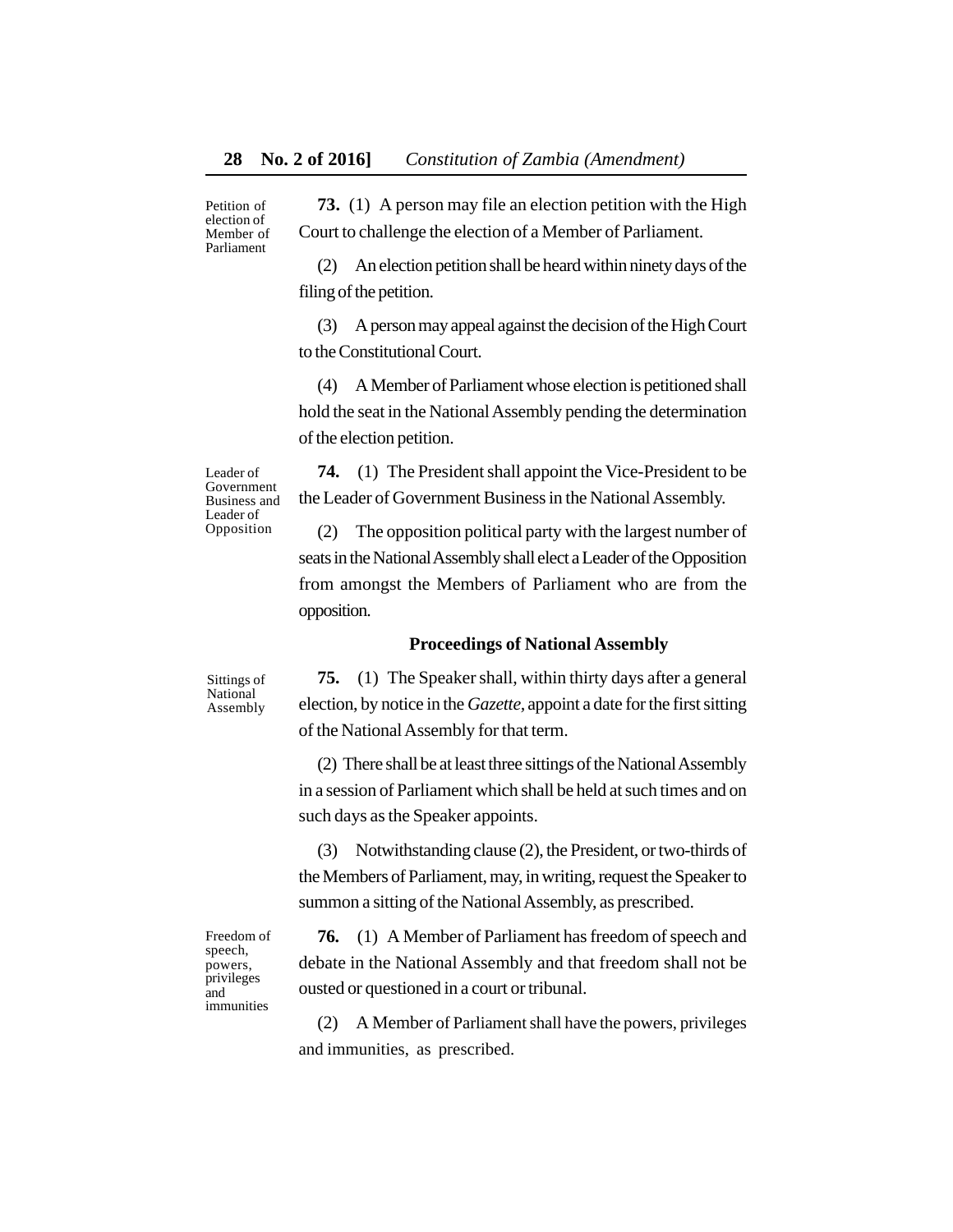Petition of election of Member of Parliament

**73.** (1) A person may file an election petition with the High Court to challenge the election of a Member of Parliament.

(2) An election petition shall be heard within ninety days of the filing of the petition.

(3) A person may appeal against the decision of the High Court to the Constitutional Court.

(4) A Member of Parliament whose election is petitioned shall hold the seat in the National Assembly pending the determination of the election petition.

Leader of Government Business and Leader of Opposition

**74.** (1) The President shall appoint the Vice-President to be the Leader of Government Business in the National Assembly.

(2) The opposition political party with the largest number of seats in the National Assembly shall elect a Leader of the Opposition from amongst the Members of Parliament who are from the opposition.

### Proceedings of National Assembly

Sittings of National Assembly

**75.** (1) The Speaker shall, within thirty days after a general election, by notice in the *Gazette*, appoint a date for the first sitting of the National Assembly for that term.

(2) There shall be at least three sittings of the National Assembly in a session of Parliament which shall be held at such times and on such days as the Speaker appoints.

(3) Notwithstanding clause (2), the President, or two-thirds of the Members of Parliament, may, in writing, request the Speaker to summon a sitting of the National Assembly, as prescribed.

Freedom of speech, powers, privileges and immunities

**76.** (1) A Member of Parliament has freedom of speech and debate in the National Assembly and that freedom shall not be ousted or questioned in a court or tribunal.

(2) A Member of Parliament shall have the powers, privileges and immunities, as prescribed.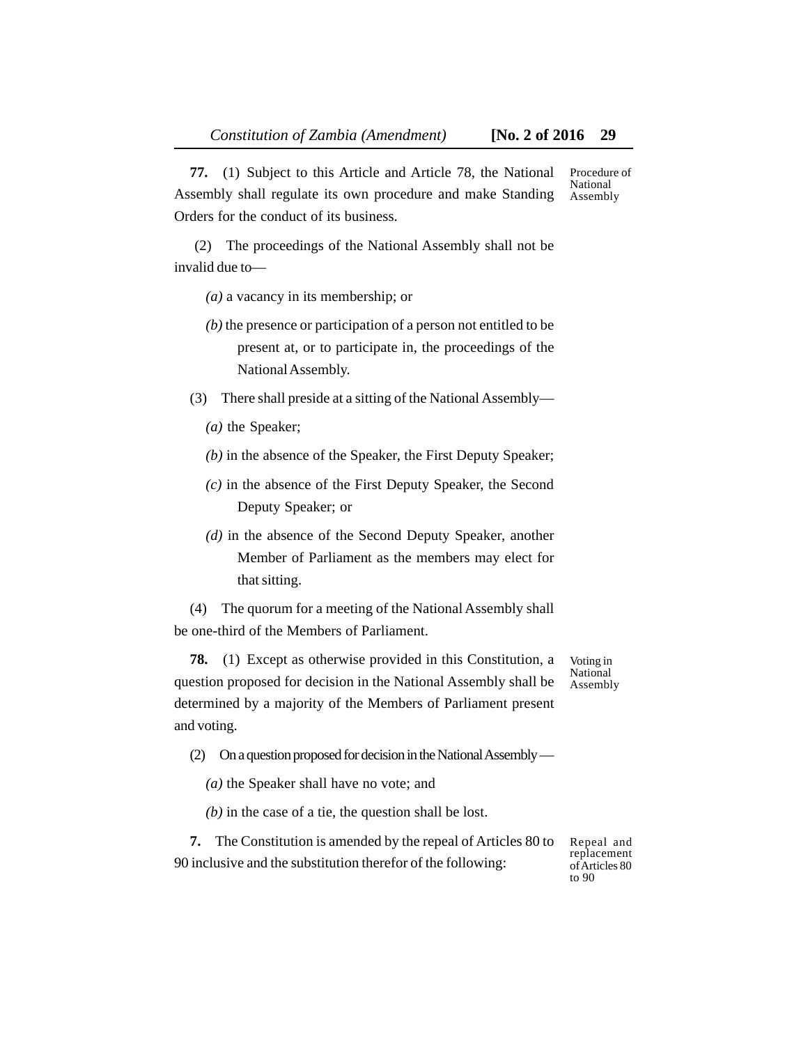**77.** (1) Subject to this Article and Article 78, the National Assembly shall regulate its own procedure and make Standing Orders for the conduct of its business.

Procedure of National Assembly

(2) The proceedings of the National Assembly shall not be invalid due to—

*(a)* a vacancy in its membership; or

*(b)* the presence or participation of a person not entitled to be present at, or to participate in, the proceedings of the National Assembly.

(3) There shall preside at a sitting of the National Assembly—

*(a)* the Speaker;

*(b)* in the absence of the Speaker, the First Deputy Speaker;

*(c)* in the absence of the First Deputy Speaker, the Second Deputy Speaker; or

*(d)* in the absence of the Second Deputy Speaker, another Member of Parliament as the members may elect for that sitting.

(4) The quorum for a meeting of the National Assembly shall be one-third of the Members of Parliament.

**78.** (1) Except as otherwise provided in this Constitution, a question proposed for decision in the National Assembly shall be determined by a majority of the Members of Parliament present and voting.

Voting in National Assembly

(2) On a question proposed for decision in the National Assembly —

*(a)* the Speaker shall have no vote; and

*(b)* in the case of a tie, the question shall be lost.

**7.** The Constitution is amended by the repeal of Articles 80 to 90 inclusive and the substitution therefor of the following:

Repeal and replacement of Articles 80 to 90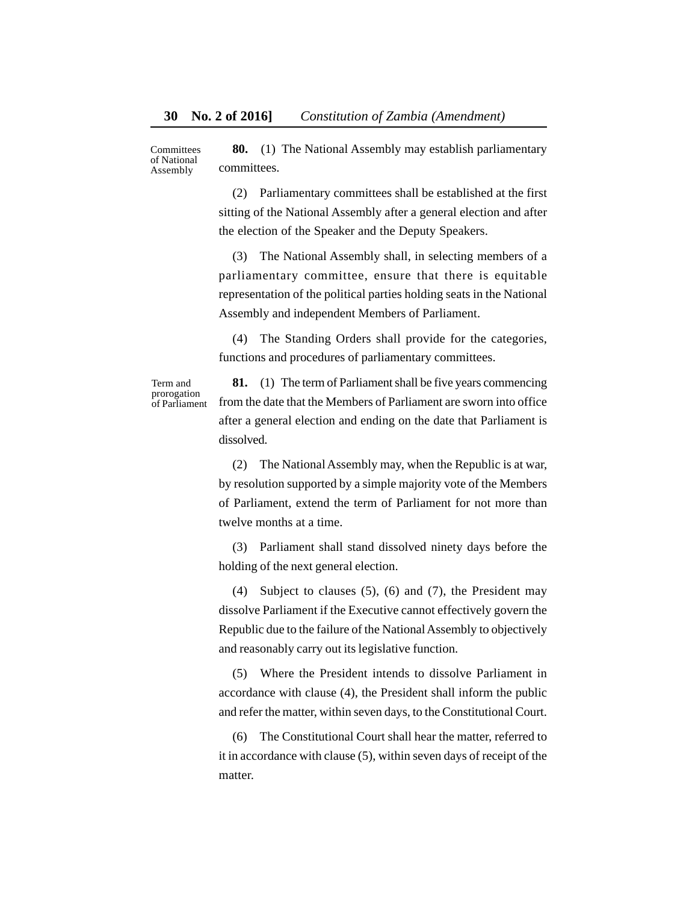Committees of National Assembly

**80.** (1) The National Assembly may establish parliamentary committees.

(2) Parliamentary committees shall be established at the first sitting of the National Assembly after a general election and after the election of the Speaker and the Deputy Speakers.

(3) The National Assembly shall, in selecting members of a parliamentary committee, ensure that there is equitable representation of the political parties holding seats in the National Assembly and independent Members of Parliament.

(4) The Standing Orders shall provide for the categories, functions and procedures of parliamentary committees.

Term and prorogation of Parliament

**81.** (1) The term of Parliament shall be five years commencing from the date that the Members of Parliament are sworn into office after a general election and ending on the date that Parliament is dissolved.

(2) The National Assembly may, when the Republic is at war, by resolution supported by a simple majority vote of the Members of Parliament, extend the term of Parliament for not more than twelve months at a time.

(3) Parliament shall stand dissolved ninety days before the holding of the next general election.

(4) Subject to clauses (5), (6) and (7), the President may dissolve Parliament if the Executive cannot effectively govern the Republic due to the failure of the National Assembly to objectively and reasonably carry out its legislative function.

(5) Where the President intends to dissolve Parliament in accordance with clause (4), the President shall inform the public and refer the matter, within seven days, to the Constitutional Court.

(6) The Constitutional Court shall hear the matter, referred to it in accordance with clause (5), within seven days of receipt of the matter.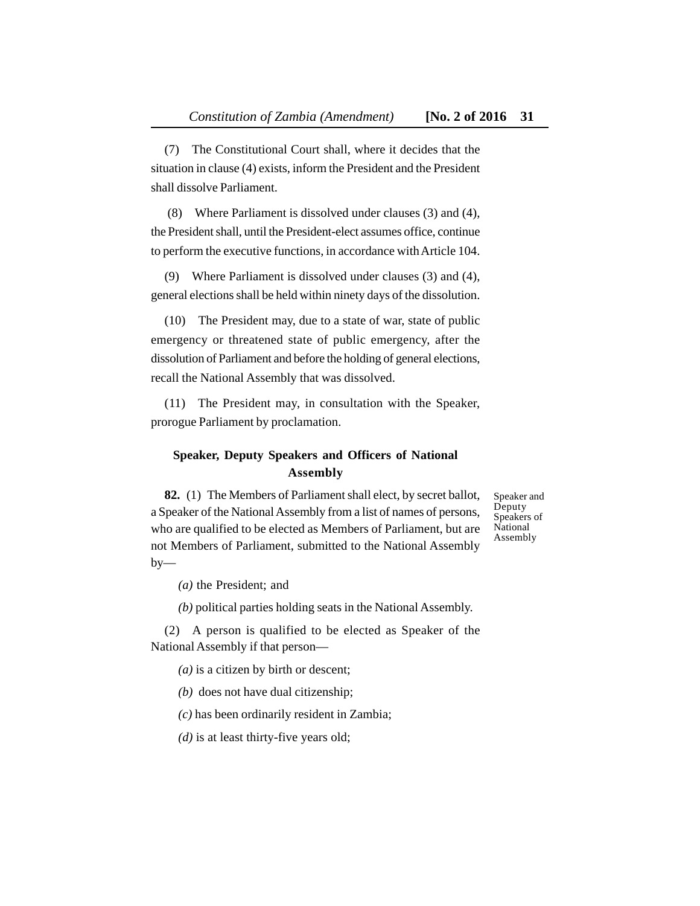(7) The Constitutional Court shall, where it decides that the situation in clause (4) exists, inform the President and the President shall dissolve Parliament.

(8) Where Parliament is dissolved under clauses (3) and (4), the President shall, until the President-elect assumes office, continue to perform the executive functions, in accordance with Article 104.

(9) Where Parliament is dissolved under clauses (3) and (4), general elections shall be held within ninety days of the dissolution.

(10) The President may, due to a state of war, state of public emergency or threatened state of public emergency, after the dissolution of Parliament and before the holding of general elections, recall the National Assembly that was dissolved.

(11) The President may, in consultation with the Speaker, prorogue Parliament by proclamation.

### Speaker, Deputy Speakers and Officers of National Assembly

Speaker and Deputy Speakers of National Assembly

**82.** (1) The Members of Parliament shall elect, by secret ballot, a Speaker of the National Assembly from a list of names of persons, who are qualified to be elected as Members of Parliament, but are not Members of Parliament, submitted to the National Assembly by—

*(a)* the President; and

*(b)* political parties holding seats in the National Assembly.

(2) A person is qualified to be elected as Speaker of the National Assembly if that person—

*(a)* is a citizen by birth or descent;

*(b)* does not have dual citizenship;

*(c)* has been ordinarily resident in Zambia;

*(d)* is at least thirty-five years old;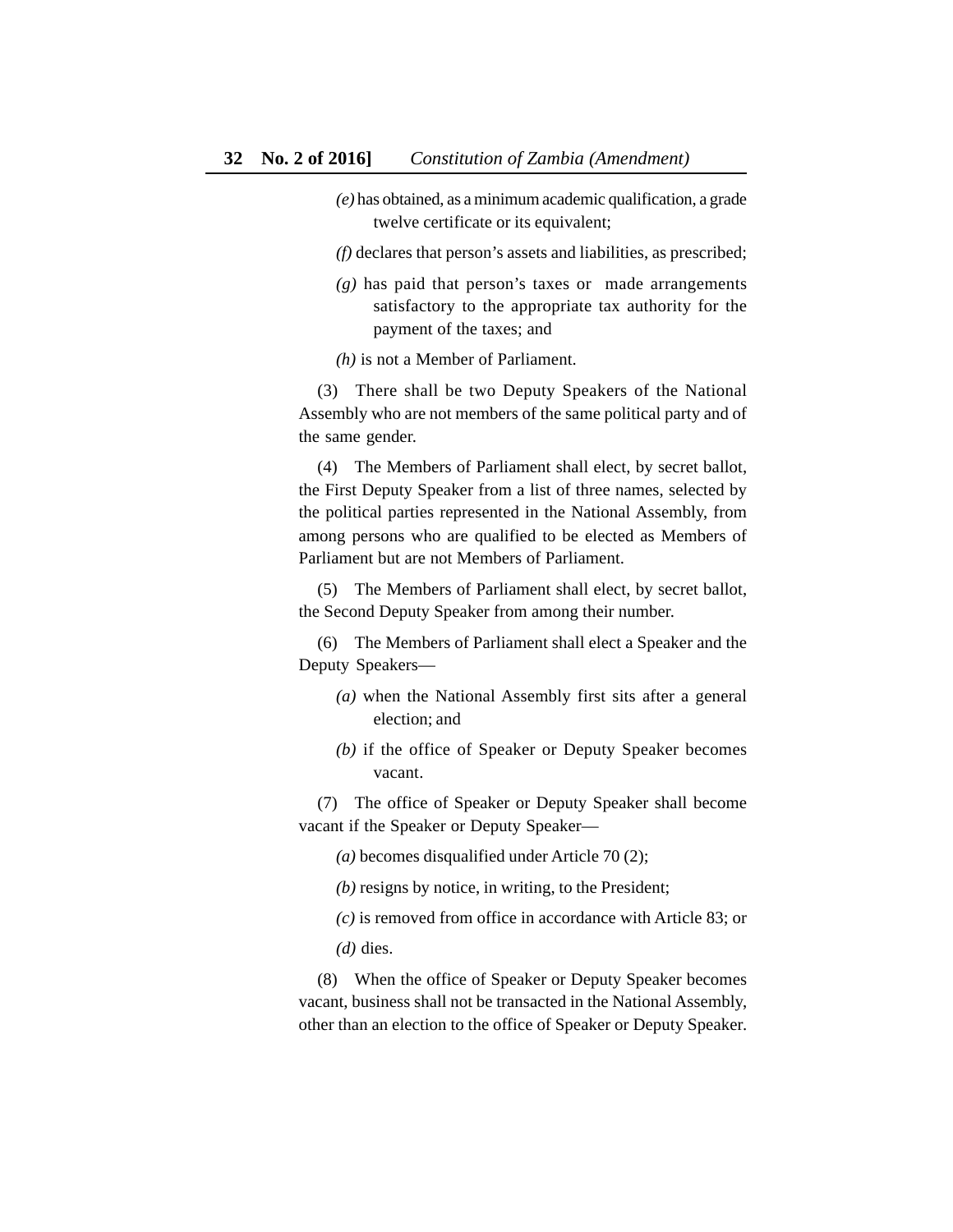*(e)* has obtained, as a minimum academic qualification, a grade twelve certificate or its equivalent;

*(f)* declares that person's assets and liabilities, as prescribed;

*(g)* has paid that person's taxes or made arrangements satisfactory to the appropriate tax authority for the payment of the taxes; and

*(h)* is not a Member of Parliament.

(3) There shall be two Deputy Speakers of the National Assembly who are not members of the same political party and of the same gender.

(4) The Members of Parliament shall elect, by secret ballot, the First Deputy Speaker from a list of three names, selected by the political parties represented in the National Assembly, from among persons who are qualified to be elected as Members of Parliament but are not Members of Parliament.

(5) The Members of Parliament shall elect, by secret ballot, the Second Deputy Speaker from among their number.

(6) The Members of Parliament shall elect a Speaker and the Deputy Speakers—

*(a)* when the National Assembly first sits after a general election; and

*(b)* if the office of Speaker or Deputy Speaker becomes vacant.

(7) The office of Speaker or Deputy Speaker shall become vacant if the Speaker or Deputy Speaker—

*(a)* becomes disqualified under Article 70 (2);

*(b)* resigns by notice, in writing, to the President;

*(c)* is removed from office in accordance with Article 83; or

*(d)* dies.

(8) When the office of Speaker or Deputy Speaker becomes vacant, business shall not be transacted in the National Assembly, other than an election to the office of Speaker or Deputy Speaker.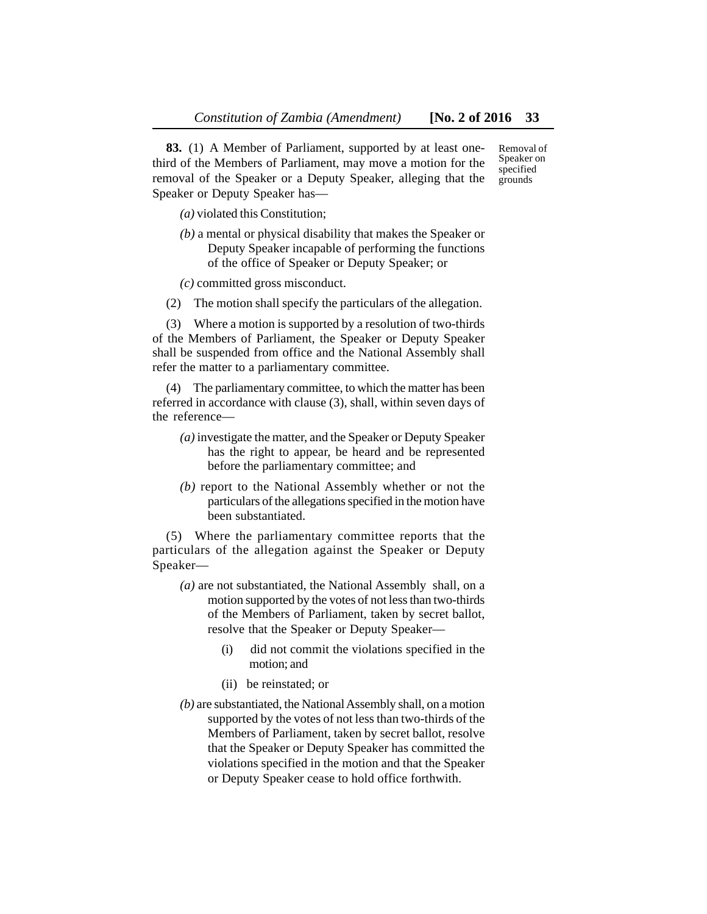Removal of Speaker on specified grounds

**83.** (1) A Member of Parliament, supported by at least one-third of the Members of Parliament, may move a motion for the removal of the Speaker or a Deputy Speaker, alleging that the Speaker or Deputy Speaker has—

*(a)* violated this Constitution;

*(b)* a mental or physical disability that makes the Speaker or Deputy Speaker incapable of performing the functions of the office of Speaker or Deputy Speaker; or

*(c)* committed gross misconduct.

(2) The motion shall specify the particulars of the allegation.

(3) Where a motion is supported by a resolution of two-thirds of the Members of Parliament, the Speaker or Deputy Speaker shall be suspended from office and the National Assembly shall refer the matter to a parliamentary committee.

(4) The parliamentary committee, to which the matter has been referred in accordance with clause (3), shall, within seven days of the reference—

*(a)* investigate the matter, and the Speaker or Deputy Speaker has the right to appear, be heard and be represented before the parliamentary committee; and

*(b)* report to the National Assembly whether or not the particulars of the allegations specified in the motion have been substantiated.

(5) Where the parliamentary committee reports that the particulars of the allegation against the Speaker or Deputy Speaker—

*(a)* are not substantiated, the National Assembly shall, on a motion supported by the votes of not less than two-thirds of the Members of Parliament, taken by secret ballot, resolve that the Speaker or Deputy Speaker—

(i) did not commit the violations specified in the motion; and

(ii) be reinstated; or

*(b)* are substantiated, the National Assembly shall, on a motion supported by the votes of not less than two-thirds of the Members of Parliament, taken by secret ballot, resolve that the Speaker or Deputy Speaker has committed the violations specified in the motion and that the Speaker or Deputy Speaker cease to hold office forthwith.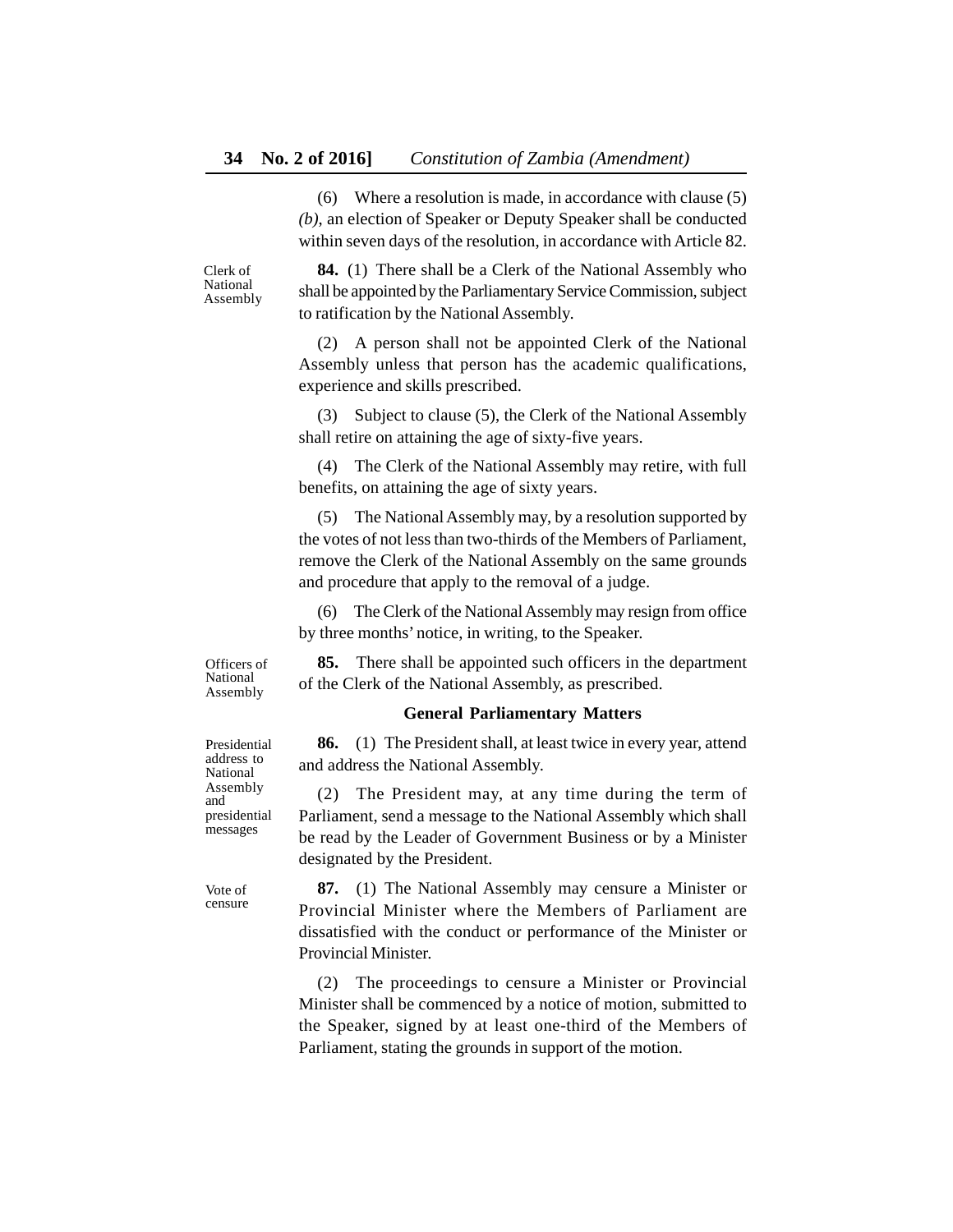(6) Where a resolution is made, in accordance with clause (5) *(b)*, an election of Speaker or Deputy Speaker shall be conducted within seven days of the resolution, in accordance with Article 82.

Clerk of National Assembly

**84.** (1) There shall be a Clerk of the National Assembly who shall be appointed by the Parliamentary Service Commission, subject to ratification by the National Assembly.

(2) A person shall not be appointed Clerk of the National Assembly unless that person has the academic qualifications, experience and skills prescribed.

(3) Subject to clause (5), the Clerk of the National Assembly shall retire on attaining the age of sixty-five years.

(4) The Clerk of the National Assembly may retire, with full benefits, on attaining the age of sixty years.

(5) The National Assembly may, by a resolution supported by the votes of not less than two-thirds of the Members of Parliament, remove the Clerk of the National Assembly on the same grounds and procedure that apply to the removal of a judge.

(6) The Clerk of the National Assembly may resign from office by three months' notice, in writing, to the Speaker.

Officers of National Assembly

**85.** There shall be appointed such officers in the department of the Clerk of the National Assembly, as prescribed.

**General Parliamentary Matters**

Presidential address to National Assembly and presidential messages

**86.** (1) The President shall, at least twice in every year, attend and address the National Assembly.

(2) The President may, at any time during the term of Parliament, send a message to the National Assembly which shall be read by the Leader of Government Business or by a Minister designated by the President.

Vote of censure

**87.** (1) The National Assembly may censure a Minister or Provincial Minister where the Members of Parliament are dissatisfied with the conduct or performance of the Minister or Provincial Minister.

(2) The proceedings to censure a Minister or Provincial Minister shall be commenced by a notice of motion, submitted to the Speaker, signed by at least one-third of the Members of Parliament, stating the grounds in support of the motion.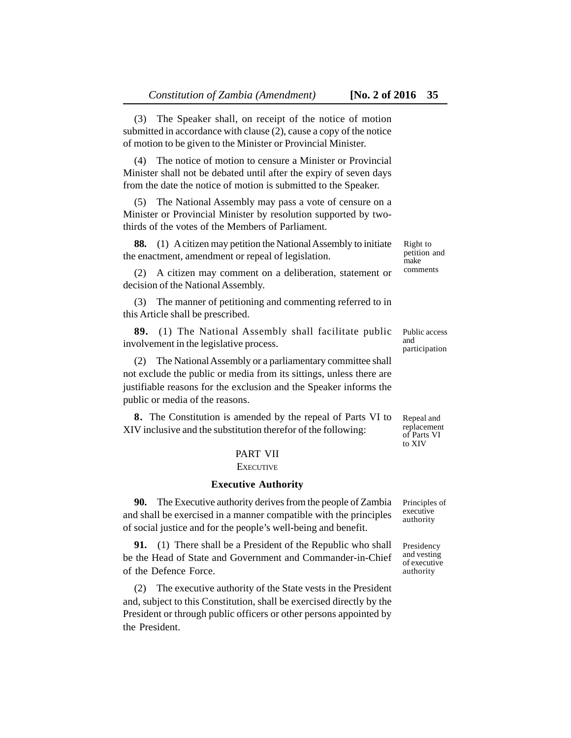(3) The Speaker shall, on receipt of the notice of motion submitted in accordance with clause (2), cause a copy of the notice of motion to be given to the Minister or Provincial Minister.

(4) The notice of motion to censure a Minister or Provincial Minister shall not be debated until after the expiry of seven days from the date the notice of motion is submitted to the Speaker.

(5) The National Assembly may pass a vote of censure on a Minister or Provincial Minister by resolution supported by two-thirds of the votes of the Members of Parliament.

Right to petition and make comments

**88.** (1) A citizen may petition the National Assembly to initiate the enactment, amendment or repeal of legislation.

(2) A citizen may comment on a deliberation, statement or decision of the National Assembly.

(3) The manner of petitioning and commenting referred to in this Article shall be prescribed.

Public access and participation

**89.** (1) The National Assembly shall facilitate public involvement in the legislative process.

(2) The National Assembly or a parliamentary committee shall not exclude the public or media from its sittings, unless there are justifiable reasons for the exclusion and the Speaker informs the public or media of the reasons.

Repeal and replacement of Parts VI to XIV

**8.** The Constitution is amended by the repeal of Parts VI to XIV inclusive and the substitution therefor of the following:

## PART VII
## EXECUTIVE

### Executive Authority

Principles of executive authority

**90.** The Executive authority derives from the people of Zambia and shall be exercised in a manner compatible with the principles of social justice and for the people's well-being and benefit.

Presidency and vesting of executive authority

**91.** (1) There shall be a President of the Republic who shall be the Head of State and Government and Commander-in-Chief of the Defence Force.

(2) The executive authority of the State vests in the President and, subject to this Constitution, shall be exercised directly by the President or through public officers or other persons appointed by the President.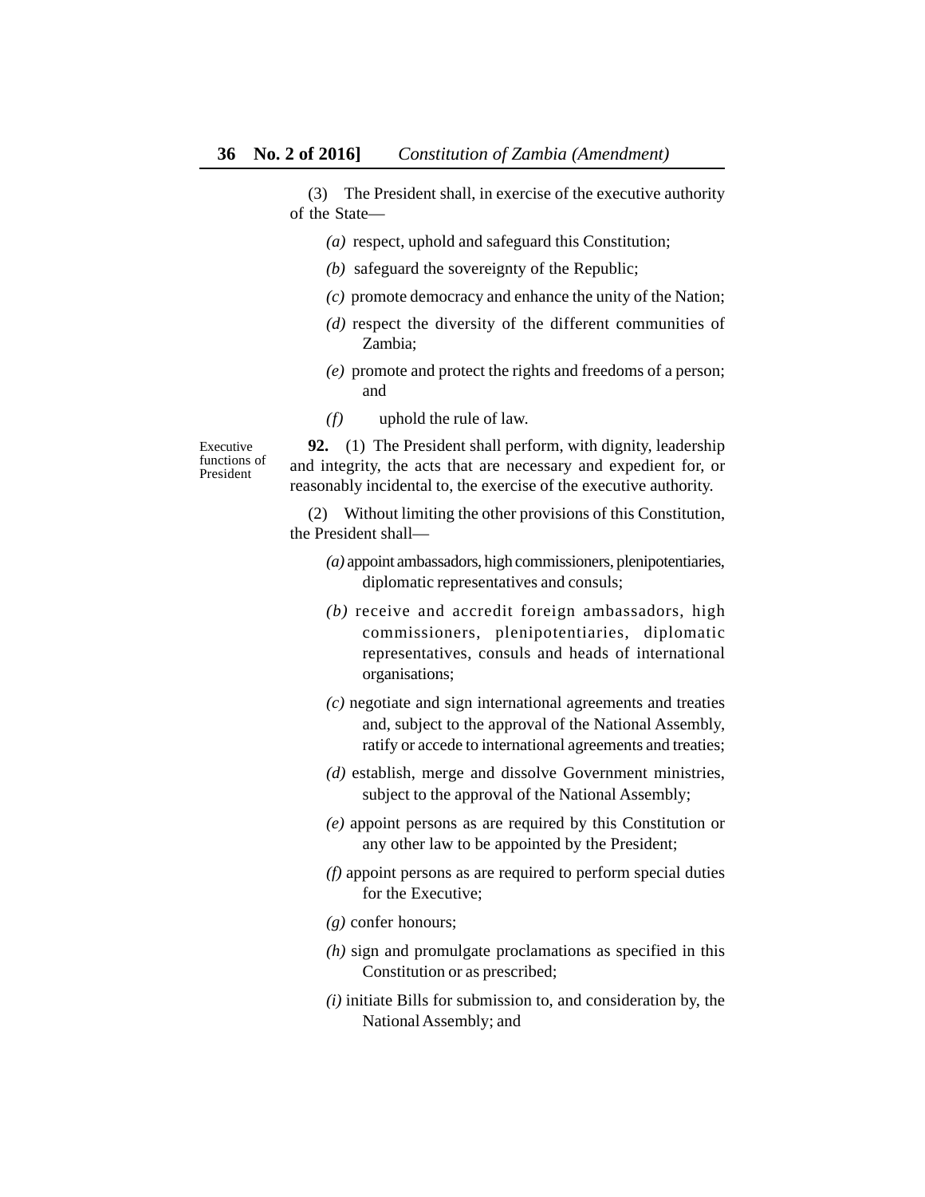(3) The President shall, in exercise of the executive authority of the State—

*(a)* respect, uphold and safeguard this Constitution;

*(b)* safeguard the sovereignty of the Republic;

*(c)* promote democracy and enhance the unity of the Nation;

*(d)* respect the diversity of the different communities of Zambia;

*(e)* promote and protect the rights and freedoms of a person; and

*(f)* uphold the rule of law.

Executive functions of President

**92.** (1) The President shall perform, with dignity, leadership and integrity, the acts that are necessary and expedient for, or reasonably incidental to, the exercise of the executive authority.

(2) Without limiting the other provisions of this Constitution, the President shall—

*(a)* appoint ambassadors, high commissioners, plenipotentiaries, diplomatic representatives and consuls;

*(b)* receive and accredit foreign ambassadors, high commissioners, plenipotentiaries, diplomatic representatives, consuls and heads of international organisations;

*(c)* negotiate and sign international agreements and treaties and, subject to the approval of the National Assembly, ratify or accede to international agreements and treaties;

*(d)* establish, merge and dissolve Government ministries, subject to the approval of the National Assembly;

*(e)* appoint persons as are required by this Constitution or any other law to be appointed by the President;

*(f)* appoint persons as are required to perform special duties for the Executive;

*(g)* confer honours;

*(h)* sign and promulgate proclamations as specified in this Constitution or as prescribed;

*(i)* initiate Bills for submission to, and consideration by, the National Assembly; and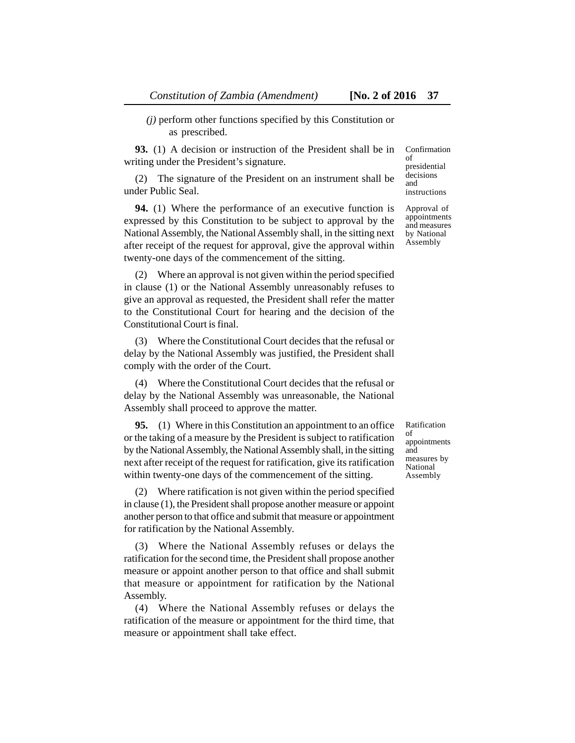*(j)* perform other functions specified by this Constitution or as prescribed.

Confirmation of presidential decisions and instructions

**93.** (1) A decision or instruction of the President shall be in writing under the President's signature.

(2) The signature of the President on an instrument shall be under Public Seal.

Approval of appointments and measures by National Assembly

**94.** (1) Where the performance of an executive function is expressed by this Constitution to be subject to approval by the National Assembly, the National Assembly shall, in the sitting next after receipt of the request for approval, give the approval within twenty-one days of the commencement of the sitting.

(2) Where an approval is not given within the period specified in clause (1) or the National Assembly unreasonably refuses to give an approval as requested, the President shall refer the matter to the Constitutional Court for hearing and the decision of the Constitutional Court is final.

(3) Where the Constitutional Court decides that the refusal or delay by the National Assembly was justified, the President shall comply with the order of the Court.

(4) Where the Constitutional Court decides that the refusal or delay by the National Assembly was unreasonable, the National Assembly shall proceed to approve the matter.

Ratification of appointments and measures by National Assembly

**95.** (1) Where in this Constitution an appointment to an office or the taking of a measure by the President is subject to ratification by the National Assembly, the National Assembly shall, in the sitting next after receipt of the request for ratification, give its ratification within twenty-one days of the commencement of the sitting.

(2) Where ratification is not given within the period specified in clause (1), the President shall propose another measure or appoint another person to that office and submit that measure or appointment for ratification by the National Assembly.

(3) Where the National Assembly refuses or delays the ratification for the second time, the President shall propose another measure or appoint another person to that office and shall submit that measure or appointment for ratification by the National Assembly.

(4) Where the National Assembly refuses or delays the ratification of the measure or appointment for the third time, that measure or appointment shall take effect.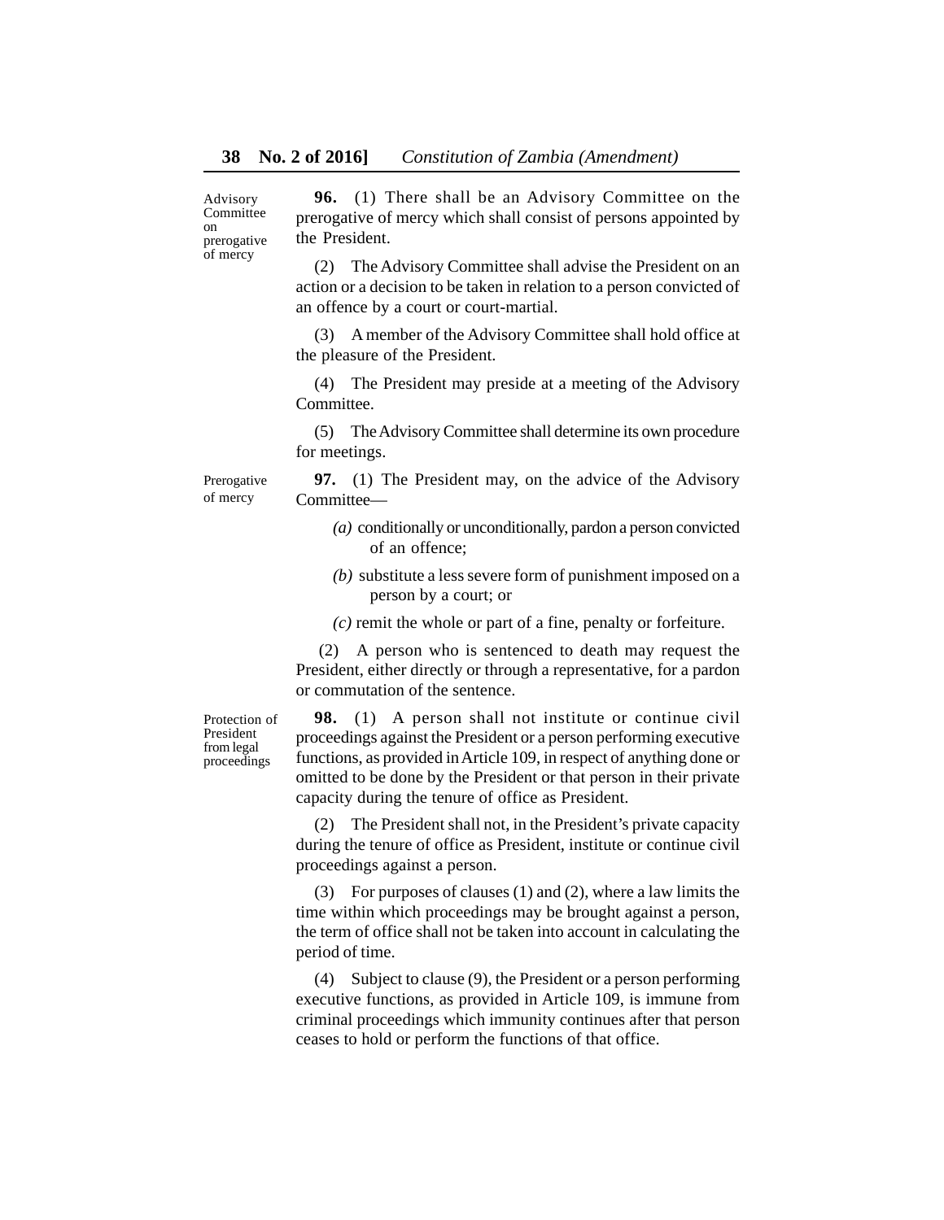**Advisory Committee on prerogative of mercy**

**96.** (1) There shall be an Advisory Committee on the prerogative of mercy which shall consist of persons appointed by the President.

(2) The Advisory Committee shall advise the President on an action or a decision to be taken in relation to a person convicted of an offence by a court or court-martial.

(3) A member of the Advisory Committee shall hold office at the pleasure of the President.

(4) The President may preside at a meeting of the Advisory Committee.

(5) The Advisory Committee shall determine its own procedure for meetings.

**Prerogative of mercy**

**97.** (1) The President may, on the advice of the Advisory Committee—

*(a)* conditionally or unconditionally, pardon a person convicted of an offence;

*(b)* substitute a less severe form of punishment imposed on a person by a court; or

*(c)* remit the whole or part of a fine, penalty or forfeiture.

(2) A person who is sentenced to death may request the President, either directly or through a representative, for a pardon or commutation of the sentence.

**Protection of President from legal proceedings**

**98.** (1) A person shall not institute or continue civil proceedings against the President or a person performing executive functions, as provided in Article 109, in respect of anything done or omitted to be done by the President or that person in their private capacity during the tenure of office as President.

(2) The President shall not, in the President's private capacity during the tenure of office as President, institute or continue civil proceedings against a person.

(3) For purposes of clauses (1) and (2), where a law limits the time within which proceedings may be brought against a person, the term of office shall not be taken into account in calculating the period of time.

(4) Subject to clause (9), the President or a person performing executive functions, as provided in Article 109, is immune from criminal proceedings which immunity continues after that person ceases to hold or perform the functions of that office.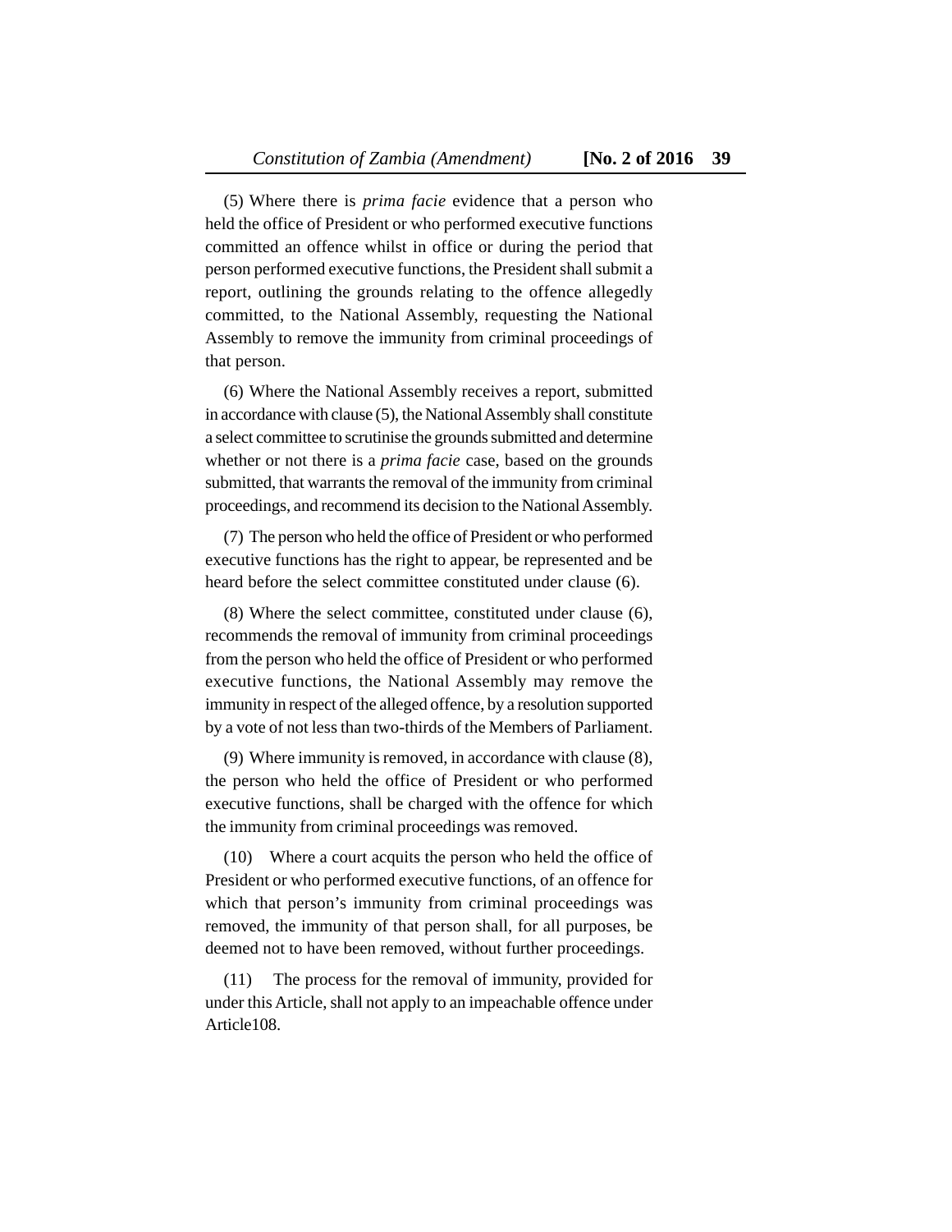(5) Where there is *prima facie* evidence that a person who held the office of President or who performed executive functions committed an offence whilst in office or during the period that person performed executive functions, the President shall submit a report, outlining the grounds relating to the offence allegedly committed, to the National Assembly, requesting the National Assembly to remove the immunity from criminal proceedings of that person.

(6) Where the National Assembly receives a report, submitted in accordance with clause (5), the National Assembly shall constitute a select committee to scrutinise the grounds submitted and determine whether or not there is a *prima facie* case, based on the grounds submitted, that warrants the removal of the immunity from criminal proceedings, and recommend its decision to the National Assembly.

(7) The person who held the office of President or who performed executive functions has the right to appear, be represented and be heard before the select committee constituted under clause (6).

(8) Where the select committee, constituted under clause (6), recommends the removal of immunity from criminal proceedings from the person who held the office of President or who performed executive functions, the National Assembly may remove the immunity in respect of the alleged offence, by a resolution supported by a vote of not less than two-thirds of the Members of Parliament.

(9) Where immunity is removed, in accordance with clause (8), the person who held the office of President or who performed executive functions, shall be charged with the offence for which the immunity from criminal proceedings was removed.

(10) Where a court acquits the person who held the office of President or who performed executive functions, of an offence for which that person's immunity from criminal proceedings was removed, the immunity of that person shall, for all purposes, be deemed not to have been removed, without further proceedings.

(11) The process for the removal of immunity, provided for under this Article, shall not apply to an impeachable offence under Article108.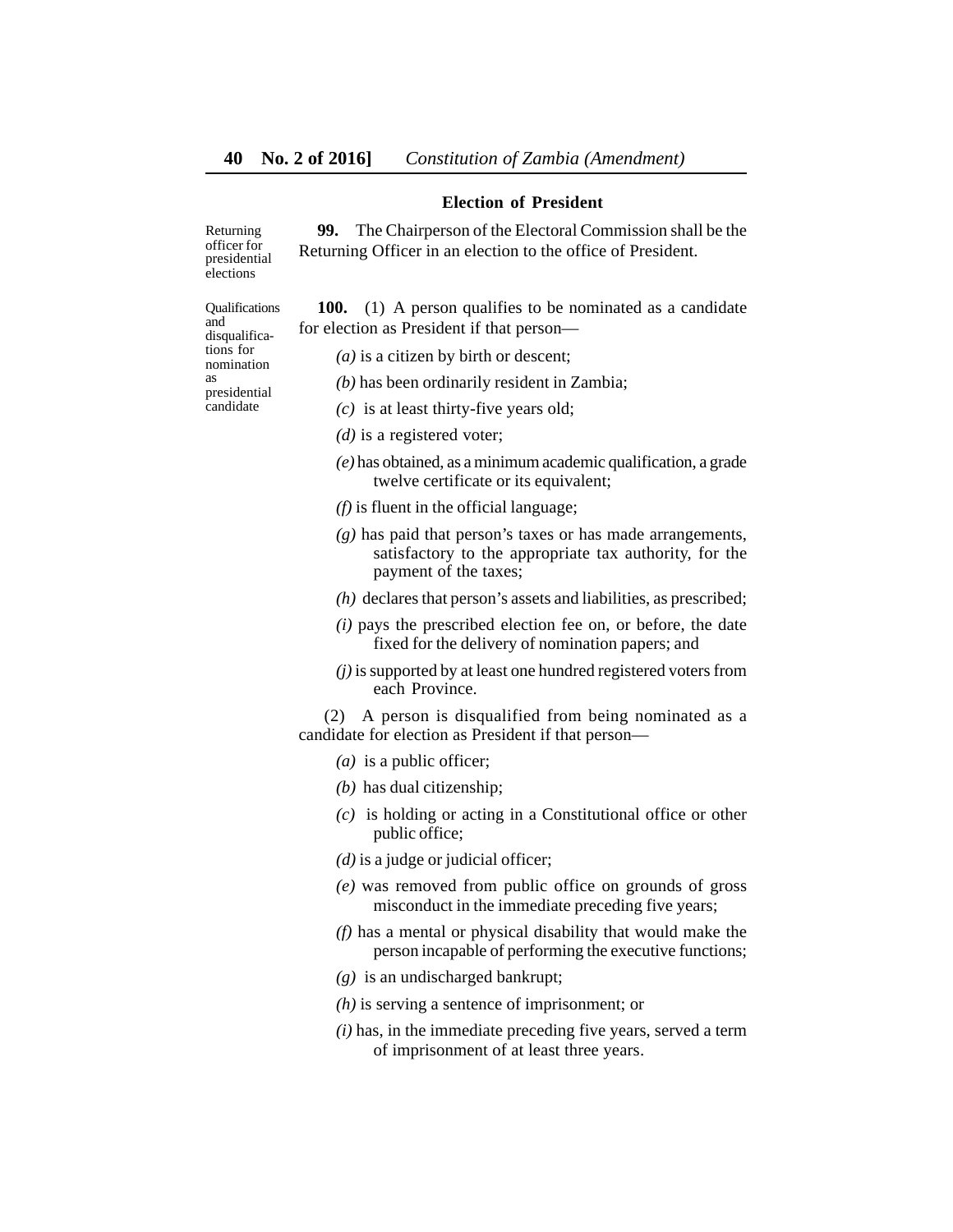## Election of President

Returning officer for presidential elections

**99.** The Chairperson of the Electoral Commission shall be the Returning Officer in an election to the office of President.

Qualifications and disqualifications for nomination as presidential candidate

**100.** (1) A person qualifies to be nominated as a candidate for election as President if that person—

*(a)* is a citizen by birth or descent;

*(b)* has been ordinarily resident in Zambia;

*(c)* is at least thirty-five years old;

*(d)* is a registered voter;

*(e)* has obtained, as a minimum academic qualification, a grade twelve certificate or its equivalent;

*(f)* is fluent in the official language;

*(g)* has paid that person's taxes or has made arrangements, satisfactory to the appropriate tax authority, for the payment of the taxes;

*(h)* declares that person's assets and liabilities, as prescribed;

*(i)* pays the prescribed election fee on, or before, the date fixed for the delivery of nomination papers; and

*(j)* is supported by at least one hundred registered voters from each Province.

(2) A person is disqualified from being nominated as a candidate for election as President if that person—

*(a)* is a public officer;

*(b)* has dual citizenship;

*(c)* is holding or acting in a Constitutional office or other public office;

*(d)* is a judge or judicial officer;

*(e)* was removed from public office on grounds of gross misconduct in the immediate preceding five years;

*(f)* has a mental or physical disability that would make the person incapable of performing the executive functions;

*(g)* is an undischarged bankrupt;

*(h)* is serving a sentence of imprisonment; or

*(i)* has, in the immediate preceding five years, served a term of imprisonment of at least three years.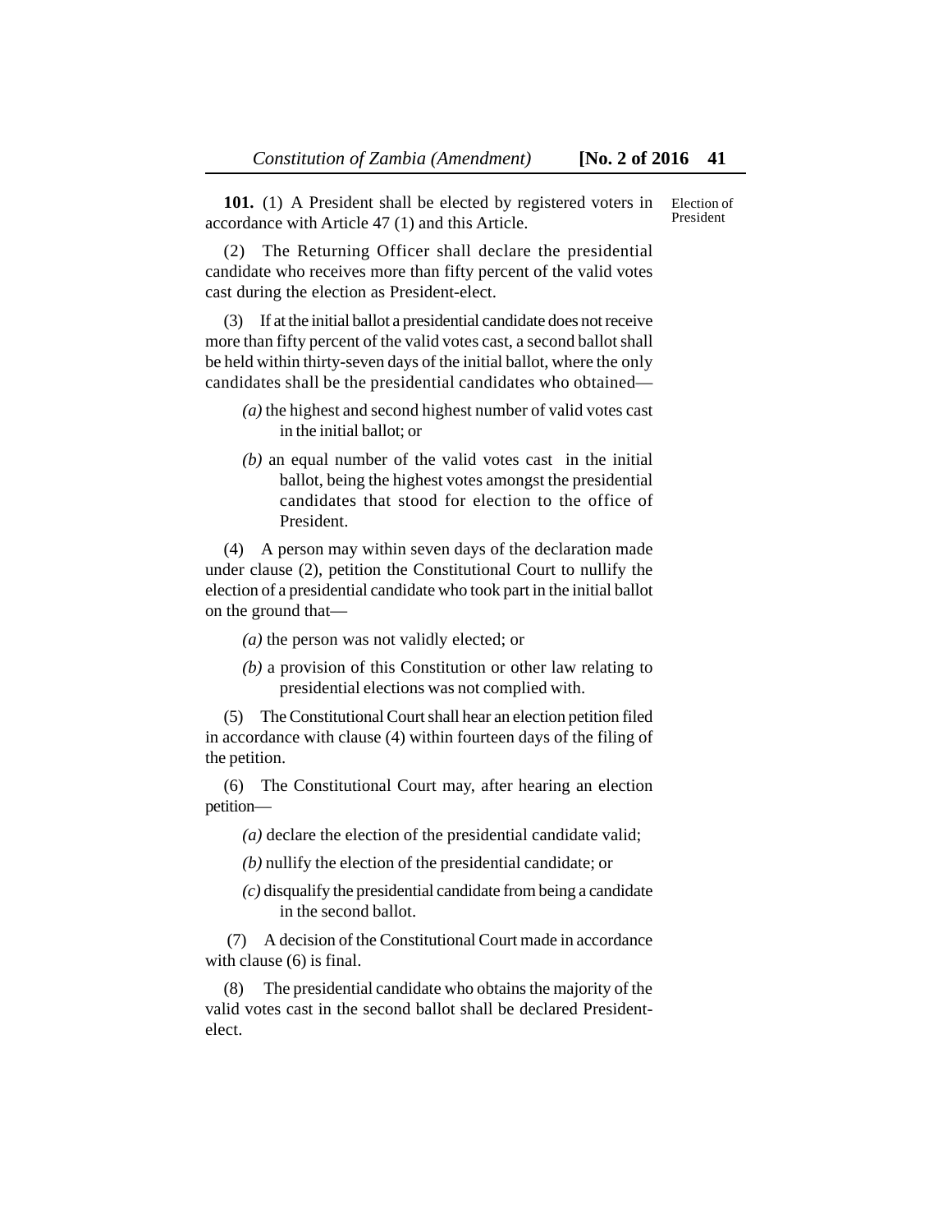**101.** (1) A President shall be elected by registered voters in accordance with Article 47 (1) and this Article.

Election of President

(2) The Returning Officer shall declare the presidential candidate who receives more than fifty percent of the valid votes cast during the election as President-elect.

(3) If at the initial ballot a presidential candidate does not receive more than fifty percent of the valid votes cast, a second ballot shall be held within thirty-seven days of the initial ballot, where the only candidates shall be the presidential candidates who obtained—

*(a)* the highest and second highest number of valid votes cast in the initial ballot; or

*(b)* an equal number of the valid votes cast in the initial ballot, being the highest votes amongst the presidential candidates that stood for election to the office of President.

(4) A person may within seven days of the declaration made under clause (2), petition the Constitutional Court to nullify the election of a presidential candidate who took part in the initial ballot on the ground that—

*(a)* the person was not validly elected; or

*(b)* a provision of this Constitution or other law relating to presidential elections was not complied with.

(5) The Constitutional Court shall hear an election petition filed in accordance with clause (4) within fourteen days of the filing of the petition.

(6) The Constitutional Court may, after hearing an election petition—

*(a)* declare the election of the presidential candidate valid;

*(b)* nullify the election of the presidential candidate; or

*(c)* disqualify the presidential candidate from being a candidate in the second ballot.

(7) A decision of the Constitutional Court made in accordance with clause (6) is final.

(8) The presidential candidate who obtains the majority of the valid votes cast in the second ballot shall be declared President-elect.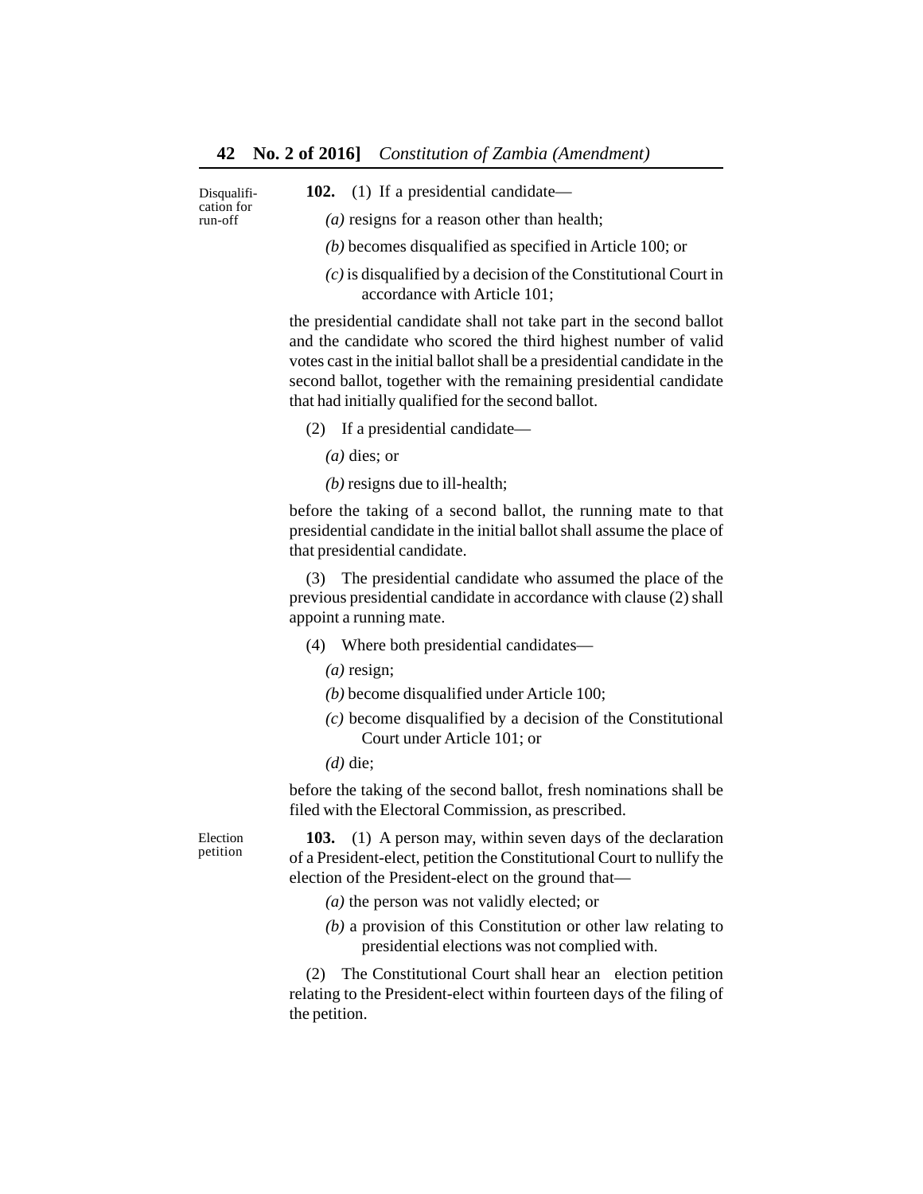Disqualification for run-off

**102.** (1) If a presidential candidate—

*(a)* resigns for a reason other than health;

*(b)* becomes disqualified as specified in Article 100; or

*(c)* is disqualified by a decision of the Constitutional Court in accordance with Article 101;

the presidential candidate shall not take part in the second ballot and the candidate who scored the third highest number of valid votes cast in the initial ballot shall be a presidential candidate in the second ballot, together with the remaining presidential candidate that had initially qualified for the second ballot.

(2) If a presidential candidate—

*(a)* dies; or

*(b)* resigns due to ill-health;

before the taking of a second ballot, the running mate to that presidential candidate in the initial ballot shall assume the place of that presidential candidate.

(3) The presidential candidate who assumed the place of the previous presidential candidate in accordance with clause (2) shall appoint a running mate.

(4) Where both presidential candidates—

*(a)* resign;

*(b)* become disqualified under Article 100;

*(c)* become disqualified by a decision of the Constitutional Court under Article 101; or

*(d)* die;

before the taking of the second ballot, fresh nominations shall be filed with the Electoral Commission, as prescribed.

Election petition

**103.** (1) A person may, within seven days of the declaration of a President-elect, petition the Constitutional Court to nullify the election of the President-elect on the ground that—

*(a)* the person was not validly elected; or

*(b)* a provision of this Constitution or other law relating to presidential elections was not complied with.

(2) The Constitutional Court shall hear an election petition relating to the President-elect within fourteen days of the filing of the petition.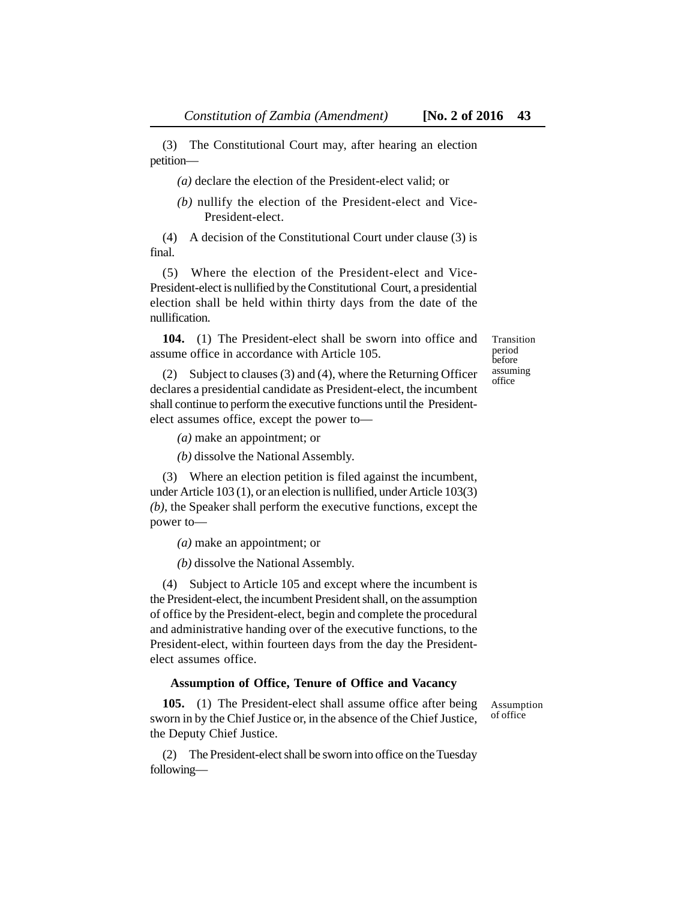(3) The Constitutional Court may, after hearing an election petition—

*(a)* declare the election of the President-elect valid; or

*(b)* nullify the election of the President-elect and Vice-President-elect.

(4) A decision of the Constitutional Court under clause (3) is final.

(5) Where the election of the President-elect and Vice-President-elect is nullified by the Constitutional Court, a presidential election shall be held within thirty days from the date of the nullification.

Transition period before assuming office

**104.** (1) The President-elect shall be sworn into office and assume office in accordance with Article 105.

(2) Subject to clauses (3) and (4), where the Returning Officer declares a presidential candidate as President-elect, the incumbent shall continue to perform the executive functions until the President-elect assumes office, except the power to—

*(a)* make an appointment; or

*(b)* dissolve the National Assembly.

(3) Where an election petition is filed against the incumbent, under Article 103 (1), or an election is nullified, under Article 103(3) *(b)*, the Speaker shall perform the executive functions, except the power to—

*(a)* make an appointment; or

*(b)* dissolve the National Assembly.

(4) Subject to Article 105 and except where the incumbent is the President-elect, the incumbent President shall, on the assumption of office by the President-elect, begin and complete the procedural and administrative handing over of the executive functions, to the President-elect, within fourteen days from the day the President-elect assumes office.

### Assumption of Office, Tenure of Office and Vacancy

Assumption of office

**105.** (1) The President-elect shall assume office after being sworn in by the Chief Justice or, in the absence of the Chief Justice, the Deputy Chief Justice.

(2) The President-elect shall be sworn into office on the Tuesday following—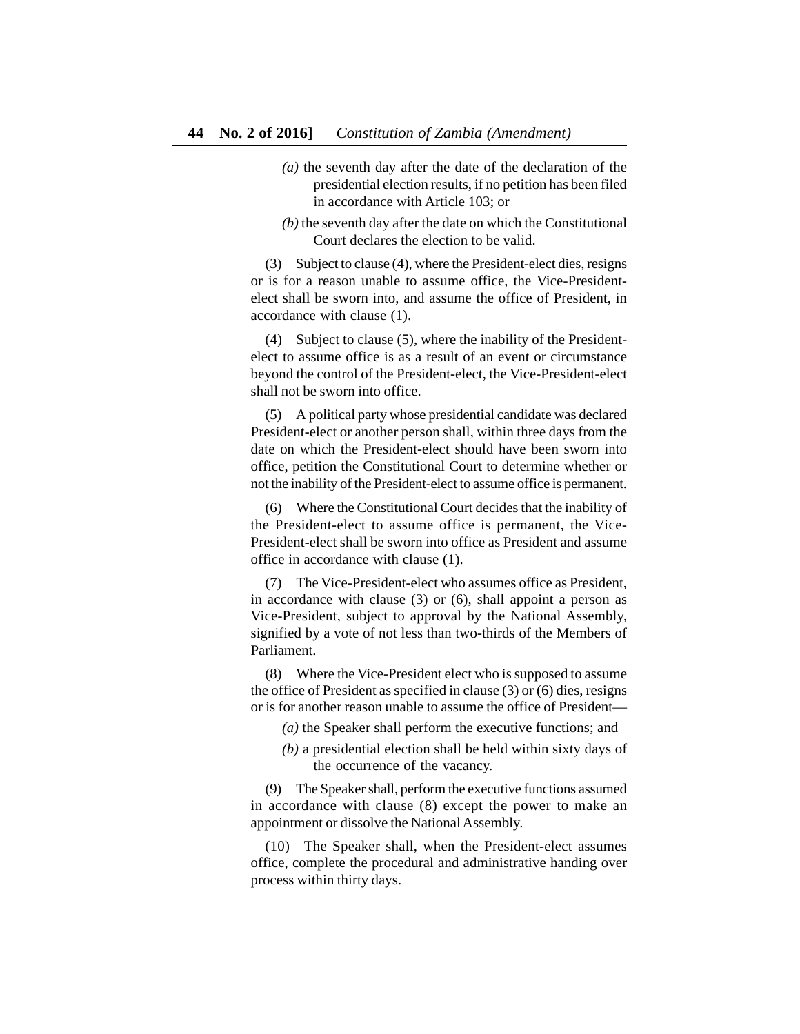*(a)* the seventh day after the date of the declaration of the presidential election results, if no petition has been filed in accordance with Article 103; or

*(b)* the seventh day after the date on which the Constitutional Court declares the election to be valid.

(3) Subject to clause (4), where the President-elect dies, resigns or is for a reason unable to assume office, the Vice-President-elect shall be sworn into, and assume the office of President, in accordance with clause (1).

(4) Subject to clause (5), where the inability of the President-elect to assume office is as a result of an event or circumstance beyond the control of the President-elect, the Vice-President-elect shall not be sworn into office.

(5) A political party whose presidential candidate was declared President-elect or another person shall, within three days from the date on which the President-elect should have been sworn into office, petition the Constitutional Court to determine whether or not the inability of the President-elect to assume office is permanent.

(6) Where the Constitutional Court decides that the inability of the President-elect to assume office is permanent, the Vice-President-elect shall be sworn into office as President and assume office in accordance with clause (1).

(7) The Vice-President-elect who assumes office as President, in accordance with clause (3) or (6), shall appoint a person as Vice-President, subject to approval by the National Assembly, signified by a vote of not less than two-thirds of the Members of Parliament.

(8) Where the Vice-President elect who is supposed to assume the office of President as specified in clause (3) or (6) dies, resigns or is for another reason unable to assume the office of President—

*(a)* the Speaker shall perform the executive functions; and

*(b)* a presidential election shall be held within sixty days of the occurrence of the vacancy.

(9) The Speaker shall, perform the executive functions assumed in accordance with clause (8) except the power to make an appointment or dissolve the National Assembly.

(10) The Speaker shall, when the President-elect assumes office, complete the procedural and administrative handing over process within thirty days.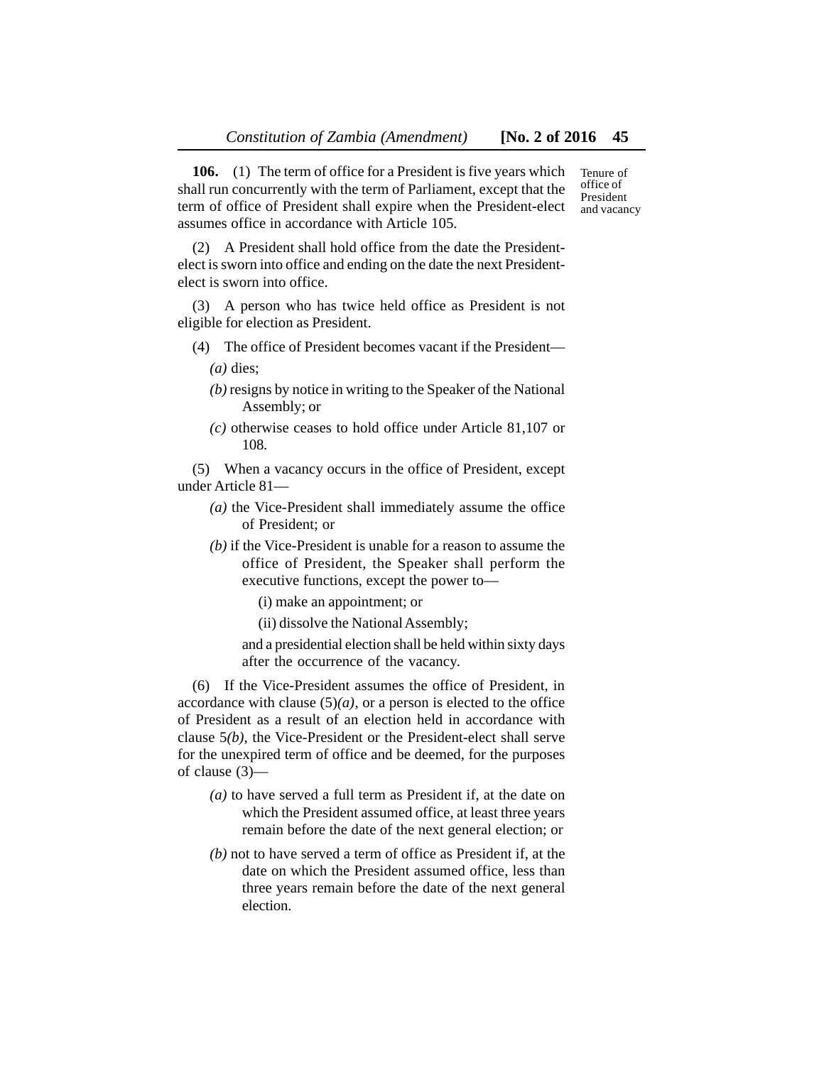**106.** (1) The term of office for a President is five years which shall run concurrently with the term of Parliament, except that the term of office of President shall expire when the President-elect assumes office in accordance with Article 105.

Tenure of office of President and vacancy

(2) A President shall hold office from the date the President-elect is sworn into office and ending on the date the next President-elect is sworn into office.

(3) A person who has twice held office as President is not eligible for election as President.

(4) The office of President becomes vacant if the President—

*(a)* dies;

*(b)* resigns by notice in writing to the Speaker of the National Assembly; or

*(c)* otherwise ceases to hold office under Article 81,107 or 108.

(5) When a vacancy occurs in the office of President, except under Article 81—

*(a)* the Vice-President shall immediately assume the office of President; or

*(b)* if the Vice-President is unable for a reason to assume the office of President, the Speaker shall perform the executive functions, except the power to—

(i) make an appointment; or

(ii) dissolve the National Assembly;

and a presidential election shall be held within sixty days after the occurrence of the vacancy.

(6) If the Vice-President assumes the office of President, in accordance with clause (5)*(a)*, or a person is elected to the office of President as a result of an election held in accordance with clause 5*(b)*, the Vice-President or the President-elect shall serve for the unexpired term of office and be deemed, for the purposes of clause (3)—

*(a)* to have served a full term as President if, at the date on which the President assumed office, at least three years remain before the date of the next general election; or

*(b)* not to have served a term of office as President if, at the date on which the President assumed office, less than three years remain before the date of the next general election.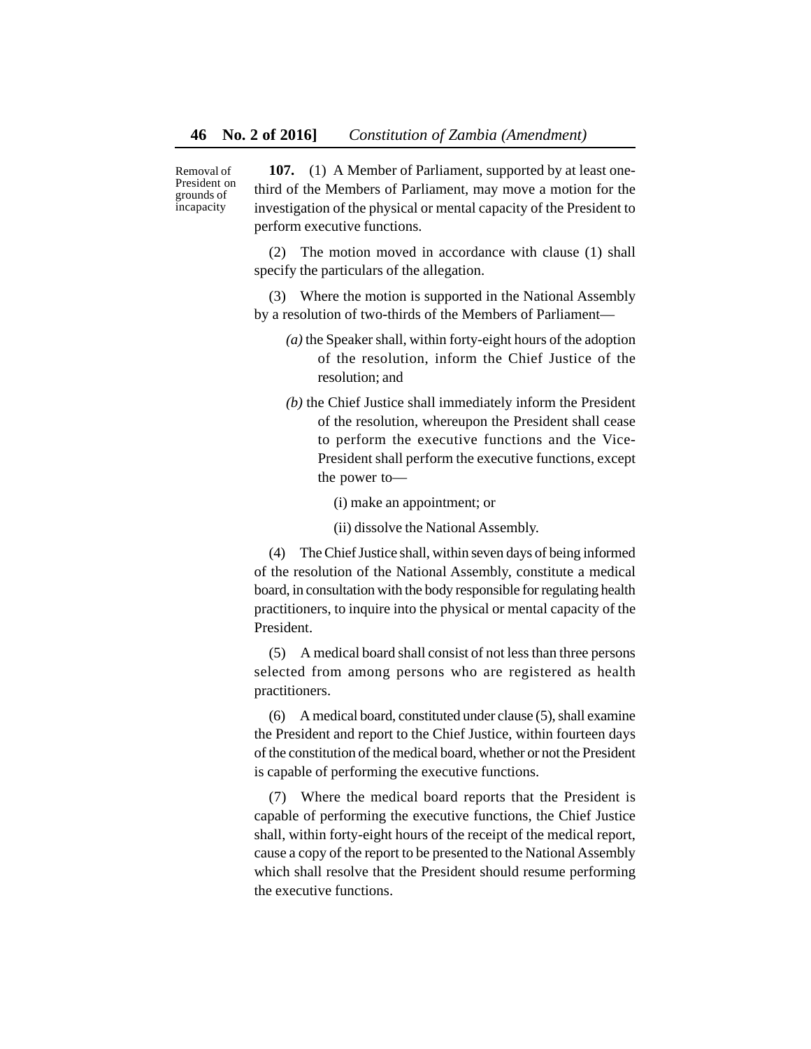Removal of President on grounds of incapacity

**107.** (1) A Member of Parliament, supported by at least one-third of the Members of Parliament, may move a motion for the investigation of the physical or mental capacity of the President to perform executive functions.

(2) The motion moved in accordance with clause (1) shall specify the particulars of the allegation.

(3) Where the motion is supported in the National Assembly by a resolution of two-thirds of the Members of Parliament—

*(a)* the Speaker shall, within forty-eight hours of the adoption of the resolution, inform the Chief Justice of the resolution; and

*(b)* the Chief Justice shall immediately inform the President of the resolution, whereupon the President shall cease to perform the executive functions and the Vice-President shall perform the executive functions, except the power to—

(i) make an appointment; or

(ii) dissolve the National Assembly.

(4) The Chief Justice shall, within seven days of being informed of the resolution of the National Assembly, constitute a medical board, in consultation with the body responsible for regulating health practitioners, to inquire into the physical or mental capacity of the President.

(5) A medical board shall consist of not less than three persons selected from among persons who are registered as health practitioners.

(6) A medical board, constituted under clause (5), shall examine the President and report to the Chief Justice, within fourteen days of the constitution of the medical board, whether or not the President is capable of performing the executive functions.

(7) Where the medical board reports that the President is capable of performing the executive functions, the Chief Justice shall, within forty-eight hours of the receipt of the medical report, cause a copy of the report to be presented to the National Assembly which shall resolve that the President should resume performing the executive functions.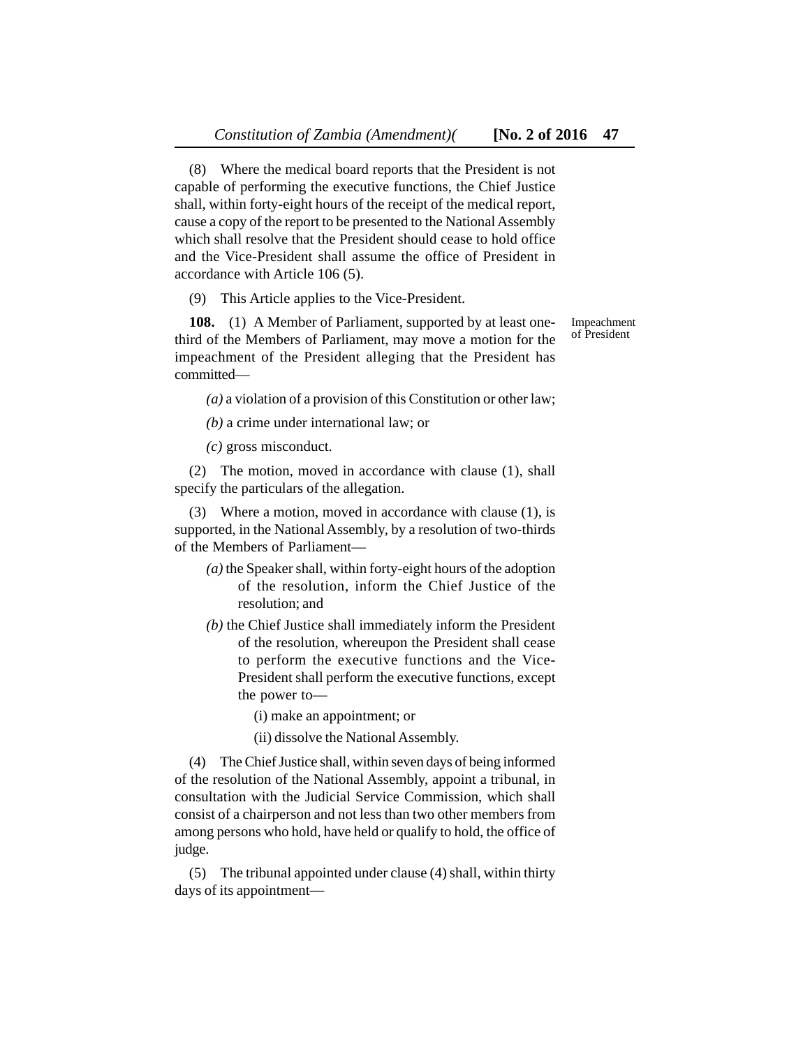(8) Where the medical board reports that the President is not capable of performing the executive functions, the Chief Justice shall, within forty-eight hours of the receipt of the medical report, cause a copy of the report to be presented to the National Assembly which shall resolve that the President should cease to hold office and the Vice-President shall assume the office of President in accordance with Article 106 (5).

(9) This Article applies to the Vice-President.

Impeachment of President

**108.** (1) A Member of Parliament, supported by at least one-third of the Members of Parliament, may move a motion for the impeachment of the President alleging that the President has committed—

*(a)* a violation of a provision of this Constitution or other law;

*(b)* a crime under international law; or

*(c)* gross misconduct.

(2) The motion, moved in accordance with clause (1), shall specify the particulars of the allegation.

(3) Where a motion, moved in accordance with clause (1), is supported, in the National Assembly, by a resolution of two-thirds of the Members of Parliament—

*(a)* the Speaker shall, within forty-eight hours of the adoption of the resolution, inform the Chief Justice of the resolution; and

*(b)* the Chief Justice shall immediately inform the President of the resolution, whereupon the President shall cease to perform the executive functions and the Vice-President shall perform the executive functions, except the power to—

(i) make an appointment; or

(ii) dissolve the National Assembly.

(4) The Chief Justice shall, within seven days of being informed of the resolution of the National Assembly, appoint a tribunal, in consultation with the Judicial Service Commission, which shall consist of a chairperson and not less than two other members from among persons who hold, have held or qualify to hold, the office of judge.

(5) The tribunal appointed under clause (4) shall, within thirty days of its appointment—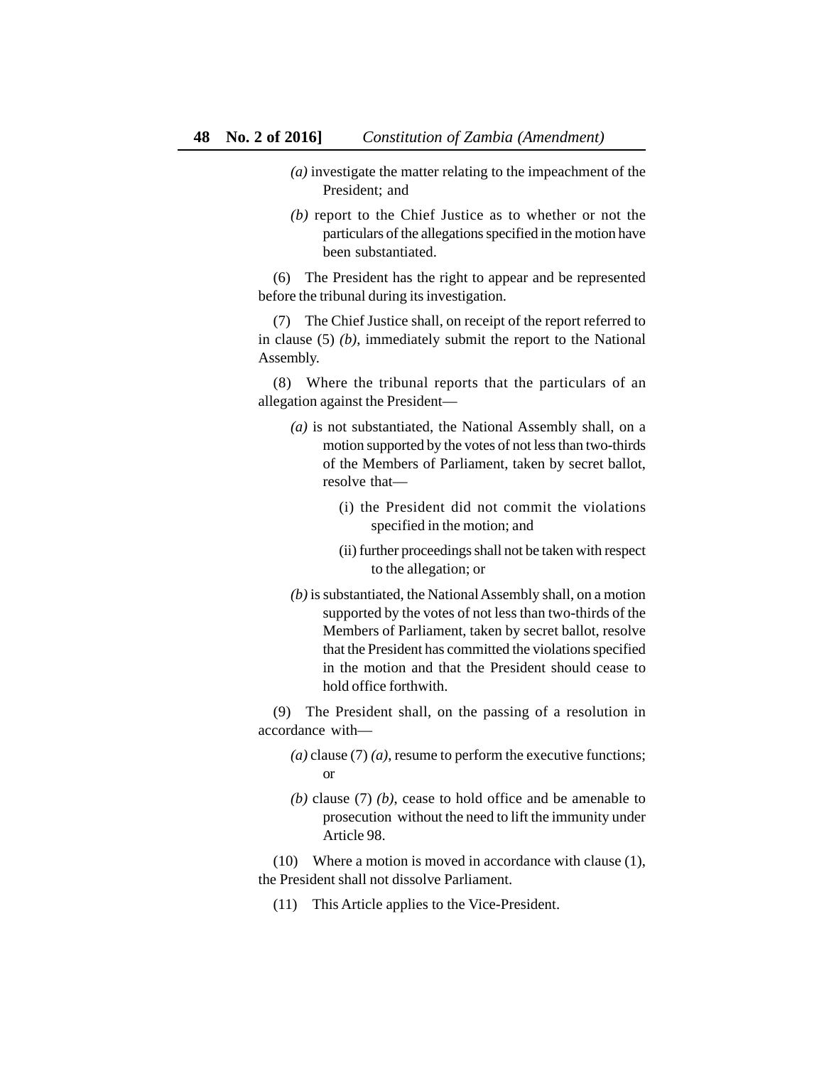*(a)* investigate the matter relating to the impeachment of the President; and

*(b)* report to the Chief Justice as to whether or not the particulars of the allegations specified in the motion have been substantiated.

(6) The President has the right to appear and be represented before the tribunal during its investigation.

(7) The Chief Justice shall, on receipt of the report referred to in clause (5) *(b)*, immediately submit the report to the National Assembly.

(8) Where the tribunal reports that the particulars of an allegation against the President—

*(a)* is not substantiated, the National Assembly shall, on a motion supported by the votes of not less than two-thirds of the Members of Parliament, taken by secret ballot, resolve that—

(i) the President did not commit the violations specified in the motion; and

(ii) further proceedings shall not be taken with respect to the allegation; or

*(b)* is substantiated, the National Assembly shall, on a motion supported by the votes of not less than two-thirds of the Members of Parliament, taken by secret ballot, resolve that the President has committed the violations specified in the motion and that the President should cease to hold office forthwith.

(9) The President shall, on the passing of a resolution in accordance with—

*(a)* clause (7) *(a)*, resume to perform the executive functions; or

*(b)* clause (7) *(b)*, cease to hold office and be amenable to prosecution without the need to lift the immunity under Article 98.

(10) Where a motion is moved in accordance with clause (1), the President shall not dissolve Parliament.

(11) This Article applies to the Vice-President.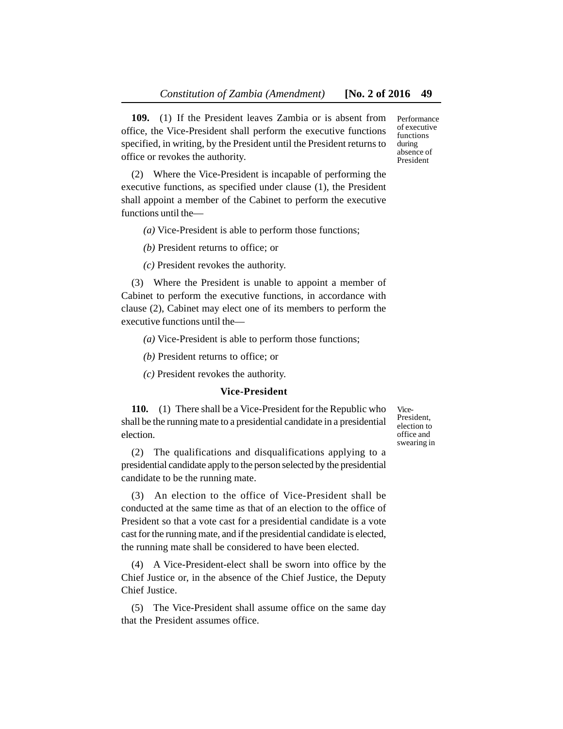**109.** (1) If the President leaves Zambia or is absent from office, the Vice-President shall perform the executive functions specified, in writing, by the President until the President returns to office or revokes the authority.

Performance of executive functions during absence of President

(2) Where the Vice-President is incapable of performing the executive functions, as specified under clause (1), the President shall appoint a member of the Cabinet to perform the executive functions until the—

*(a)* Vice-President is able to perform those functions;

*(b)* President returns to office; or

*(c)* President revokes the authority.

(3) Where the President is unable to appoint a member of Cabinet to perform the executive functions, in accordance with clause (2), Cabinet may elect one of its members to perform the executive functions until the—

*(a)* Vice-President is able to perform those functions;

*(b)* President returns to office; or

*(c)* President revokes the authority.

### Vice-President

**110.** (1) There shall be a Vice-President for the Republic who shall be the running mate to a presidential candidate in a presidential election.

Vice-President, election to office and swearing in

(2) The qualifications and disqualifications applying to a presidential candidate apply to the person selected by the presidential candidate to be the running mate.

(3) An election to the office of Vice-President shall be conducted at the same time as that of an election to the office of President so that a vote cast for a presidential candidate is a vote cast for the running mate, and if the presidential candidate is elected, the running mate shall be considered to have been elected.

(4) A Vice-President-elect shall be sworn into office by the Chief Justice or, in the absence of the Chief Justice, the Deputy Chief Justice.

(5) The Vice-President shall assume office on the same day that the President assumes office.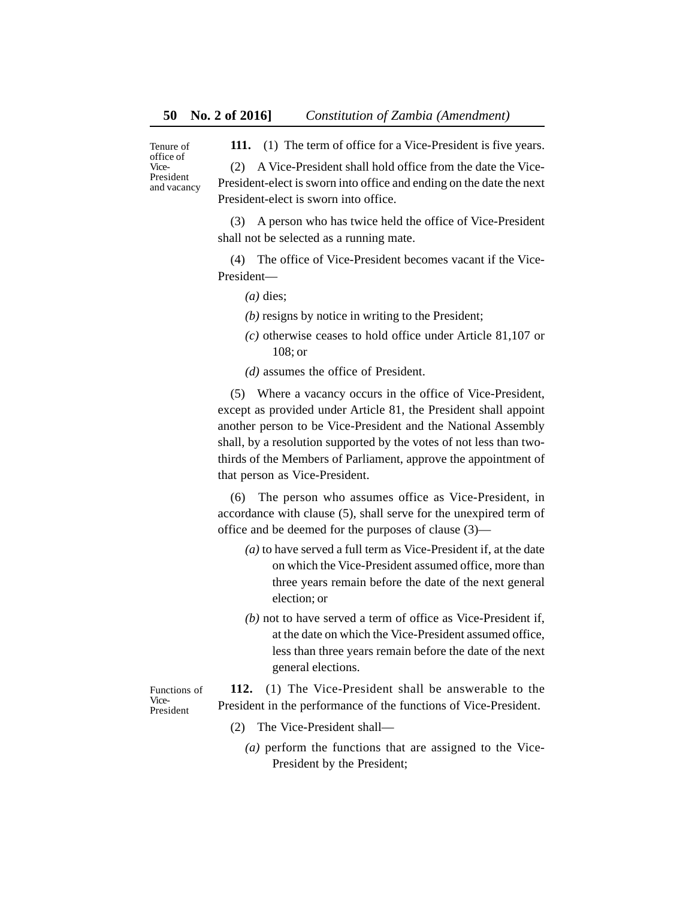Tenure of office of Vice-President and vacancy

**111.** (1) The term of office for a Vice-President is five years.

(2) A Vice-President shall hold office from the date the Vice-President-elect is sworn into office and ending on the date the next President-elect is sworn into office.

(3) A person who has twice held the office of Vice-President shall not be selected as a running mate.

(4) The office of Vice-President becomes vacant if the Vice-President—

*(a)* dies;

*(b)* resigns by notice in writing to the President;

*(c)* otherwise ceases to hold office under Article 81,107 or 108; or

*(d)* assumes the office of President.

(5) Where a vacancy occurs in the office of Vice-President, except as provided under Article 81, the President shall appoint another person to be Vice-President and the National Assembly shall, by a resolution supported by the votes of not less than two-thirds of the Members of Parliament, approve the appointment of that person as Vice-President.

(6) The person who assumes office as Vice-President, in accordance with clause (5), shall serve for the unexpired term of office and be deemed for the purposes of clause (3)—

*(a)* to have served a full term as Vice-President if, at the date on which the Vice-President assumed office, more than three years remain before the date of the next general election; or

*(b)* not to have served a term of office as Vice-President if, at the date on which the Vice-President assumed office, less than three years remain before the date of the next general elections.

Functions of Vice-President

**112.** (1) The Vice-President shall be answerable to the President in the performance of the functions of Vice-President.

(2) The Vice-President shall—

*(a)* perform the functions that are assigned to the Vice-President by the President;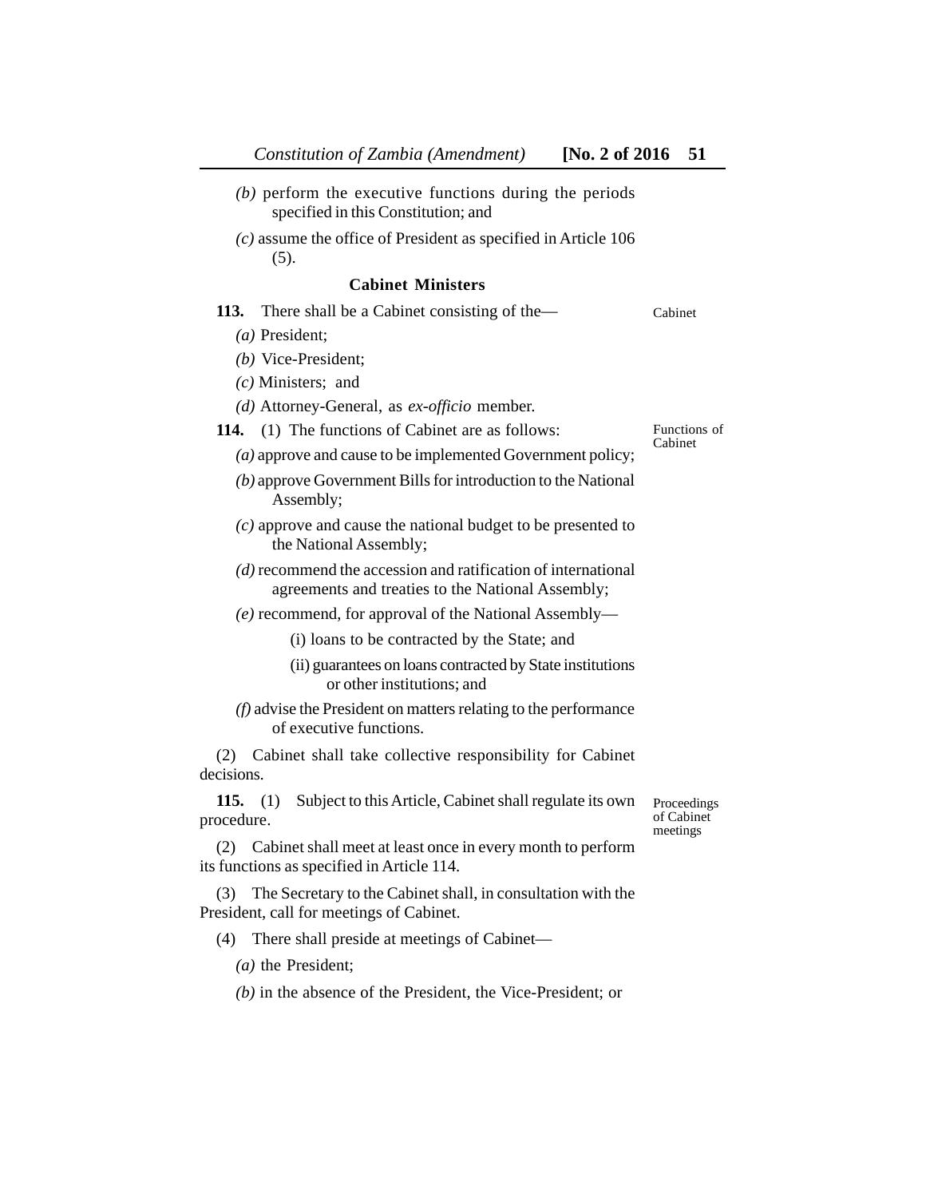*(b)* perform the executive functions during the periods specified in this Constitution; and

*(c)* assume the office of President as specified in Article 106 (5).

### Cabinet Ministers

**113.** There shall be a Cabinet consisting of the— Cabinet

*(a)* President;

*(b)* Vice-President;

*(c)* Ministers; and

*(d)* Attorney-General, as *ex-officio* member.

**114.** (1) The functions of Cabinet are as follows: Functions of Cabinet

*(a)* approve and cause to be implemented Government policy;

*(b)* approve Government Bills for introduction to the National Assembly;

*(c)* approve and cause the national budget to be presented to the National Assembly;

*(d)* recommend the accession and ratification of international agreements and treaties to the National Assembly;

*(e)* recommend, for approval of the National Assembly—

(i) loans to be contracted by the State; and

(ii) guarantees on loans contracted by State institutions or other institutions; and

*(f)* advise the President on matters relating to the performance of executive functions.

(2) Cabinet shall take collective responsibility for Cabinet decisions.

**115.** (1) Subject to this Article, Cabinet shall regulate its own procedure. Proceedings of Cabinet meetings

(2) Cabinet shall meet at least once in every month to perform its functions as specified in Article 114.

(3) The Secretary to the Cabinet shall, in consultation with the President, call for meetings of Cabinet.

(4) There shall preside at meetings of Cabinet—

*(a)* the President;

*(b)* in the absence of the President, the Vice-President; or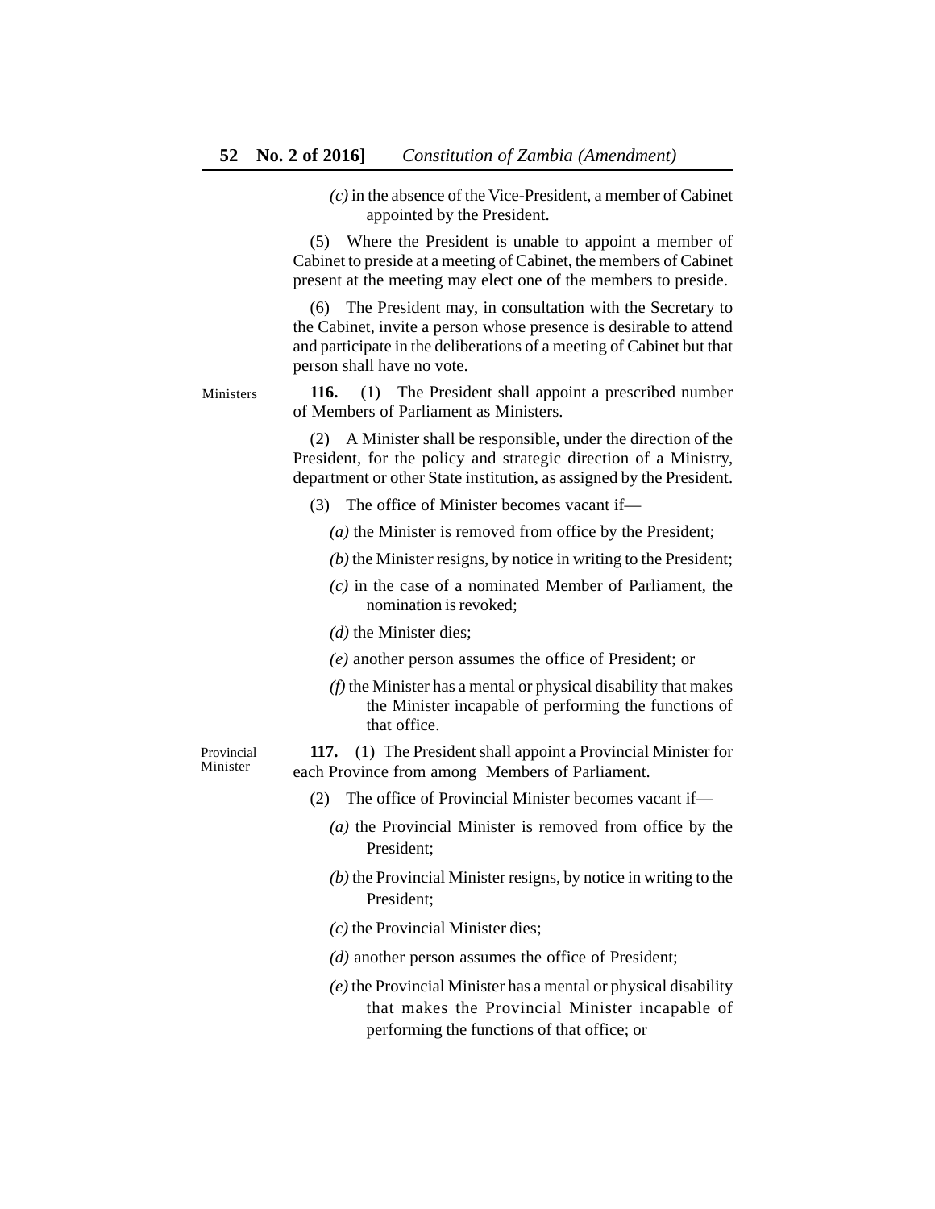*(c)* in the absence of the Vice-President, a member of Cabinet appointed by the President.

(5) Where the President is unable to appoint a member of Cabinet to preside at a meeting of Cabinet, the members of Cabinet present at the meeting may elect one of the members to preside.

(6) The President may, in consultation with the Secretary to the Cabinet, invite a person whose presence is desirable to attend and participate in the deliberations of a meeting of Cabinet but that person shall have no vote.

Ministers

**116.** (1) The President shall appoint a prescribed number of Members of Parliament as Ministers.

(2) A Minister shall be responsible, under the direction of the President, for the policy and strategic direction of a Ministry, department or other State institution, as assigned by the President.

(3) The office of Minister becomes vacant if—

*(a)* the Minister is removed from office by the President;

*(b)* the Minister resigns, by notice in writing to the President;

*(c)* in the case of a nominated Member of Parliament, the nomination is revoked;

*(d)* the Minister dies;

*(e)* another person assumes the office of President; or

*(f)* the Minister has a mental or physical disability that makes the Minister incapable of performing the functions of that office.

Provincial Minister

**117.** (1) The President shall appoint a Provincial Minister for each Province from among Members of Parliament.

(2) The office of Provincial Minister becomes vacant if—

*(a)* the Provincial Minister is removed from office by the President;

*(b)* the Provincial Minister resigns, by notice in writing to the President;

*(c)* the Provincial Minister dies;

*(d)* another person assumes the office of President;

*(e)* the Provincial Minister has a mental or physical disability that makes the Provincial Minister incapable of performing the functions of that office; or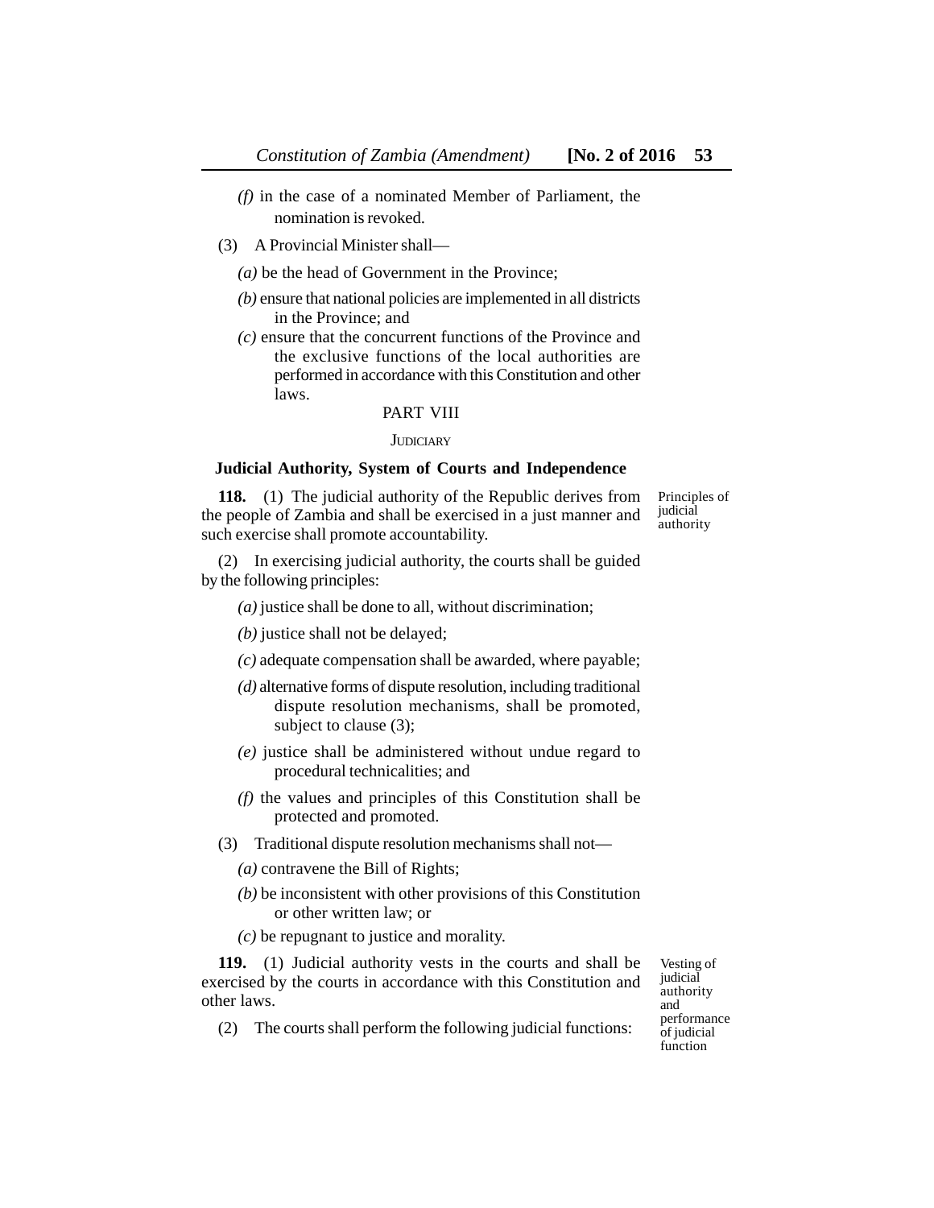*(f)* in the case of a nominated Member of Parliament, the nomination is revoked.

(3) A Provincial Minister shall—

*(a)* be the head of Government in the Province;

*(b)* ensure that national policies are implemented in all districts in the Province; and

*(c)* ensure that the concurrent functions of the Province and the exclusive functions of the local authorities are performed in accordance with this Constitution and other laws.

## PART VIII

## JUDICIARY

### Judicial Authority, System of Courts and Independence

Principles of judicial authority

**118.** (1) The judicial authority of the Republic derives from the people of Zambia and shall be exercised in a just manner and such exercise shall promote accountability.

(2) In exercising judicial authority, the courts shall be guided by the following principles:

*(a)* justice shall be done to all, without discrimination;

*(b)* justice shall not be delayed;

*(c)* adequate compensation shall be awarded, where payable;

*(d)* alternative forms of dispute resolution, including traditional dispute resolution mechanisms, shall be promoted, subject to clause (3);

*(e)* justice shall be administered without undue regard to procedural technicalities; and

*(f)* the values and principles of this Constitution shall be protected and promoted.

(3) Traditional dispute resolution mechanisms shall not—

*(a)* contravene the Bill of Rights;

*(b)* be inconsistent with other provisions of this Constitution or other written law; or

*(c)* be repugnant to justice and morality.

Vesting of judicial authority and performance of judicial function

**119.** (1) Judicial authority vests in the courts and shall be exercised by the courts in accordance with this Constitution and other laws.

(2) The courts shall perform the following judicial functions: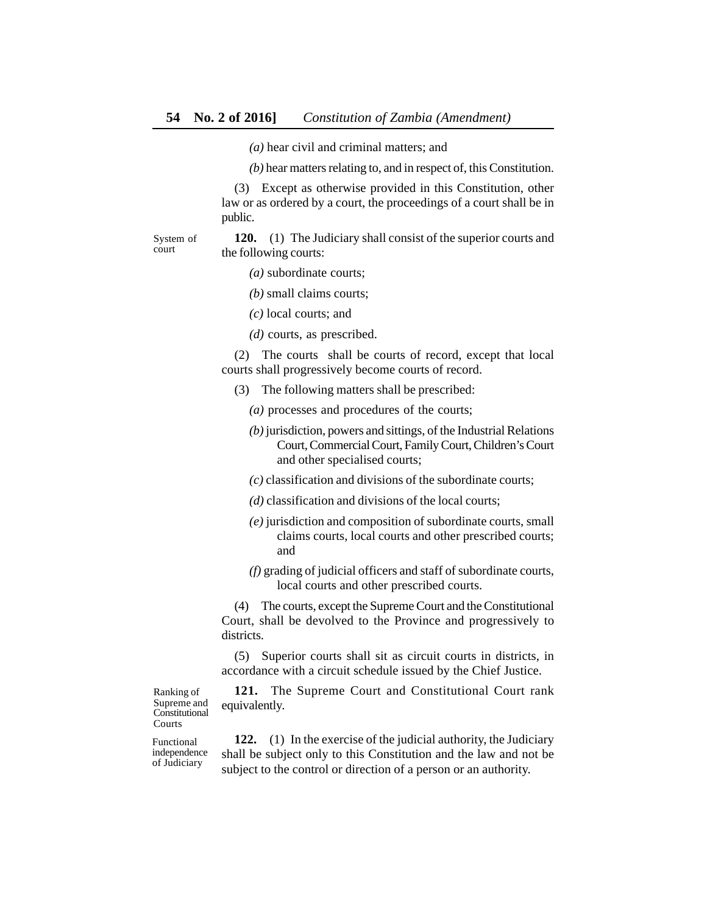*(a)* hear civil and criminal matters; and

*(b)* hear matters relating to, and in respect of, this Constitution.

(3) Except as otherwise provided in this Constitution, other law or as ordered by a court, the proceedings of a court shall be in public.

System of court

**120.** (1) The Judiciary shall consist of the superior courts and the following courts:

*(a)* subordinate courts;

*(b)* small claims courts;

*(c)* local courts; and

*(d)* courts, as prescribed.

(2) The courts shall be courts of record, except that local courts shall progressively become courts of record.

(3) The following matters shall be prescribed:

*(a)* processes and procedures of the courts;

*(b)* jurisdiction, powers and sittings, of the Industrial Relations Court, Commercial Court, Family Court, Children's Court and other specialised courts;

*(c)* classification and divisions of the subordinate courts;

*(d)* classification and divisions of the local courts;

*(e)* jurisdiction and composition of subordinate courts, small claims courts, local courts and other prescribed courts; and

*(f)* grading of judicial officers and staff of subordinate courts, local courts and other prescribed courts.

(4) The courts, except the Supreme Court and the Constitutional Court, shall be devolved to the Province and progressively to districts.

(5) Superior courts shall sit as circuit courts in districts, in accordance with a circuit schedule issued by the Chief Justice.

Ranking of Supreme and Constitutional Courts

**121.** The Supreme Court and Constitutional Court rank equivalently.

Functional independence of Judiciary

**122.** (1) In the exercise of the judicial authority, the Judiciary shall be subject only to this Constitution and the law and not be subject to the control or direction of a person or an authority.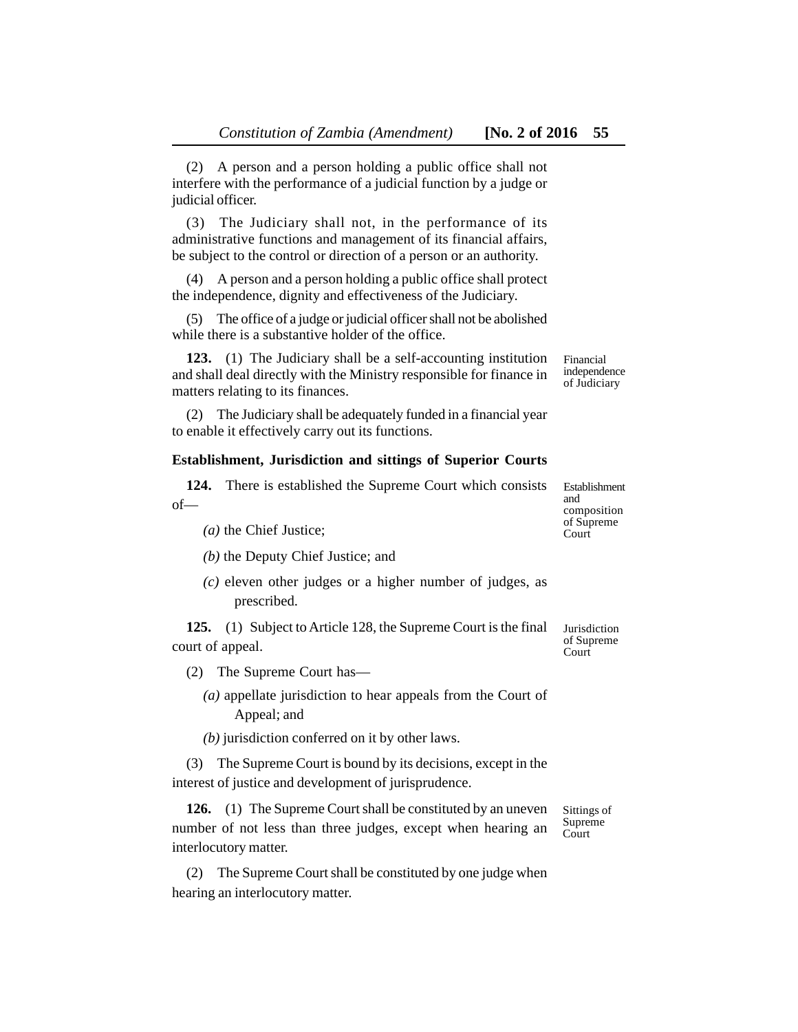(2) A person and a person holding a public office shall not interfere with the performance of a judicial function by a judge or judicial officer.

(3) The Judiciary shall not, in the performance of its administrative functions and management of its financial affairs, be subject to the control or direction of a person or an authority.

(4) A person and a person holding a public office shall protect the independence, dignity and effectiveness of the Judiciary.

(5) The office of a judge or judicial officer shall not be abolished while there is a substantive holder of the office.

Financial independence of Judiciary

**123.** (1) The Judiciary shall be a self-accounting institution and shall deal directly with the Ministry responsible for finance in matters relating to its finances.

(2) The Judiciary shall be adequately funded in a financial year to enable it effectively carry out its functions.

**Establishment, Jurisdiction and sittings of Superior Courts**

Establishment and composition of Supreme Court

**124.** There is established the Supreme Court which consists of—

*(a)* the Chief Justice;

*(b)* the Deputy Chief Justice; and

*(c)* eleven other judges or a higher number of judges, as prescribed.

Jurisdiction of Supreme Court

**125.** (1) Subject to Article 128, the Supreme Court is the final court of appeal.

(2) The Supreme Court has—

*(a)* appellate jurisdiction to hear appeals from the Court of Appeal; and

*(b)* jurisdiction conferred on it by other laws.

(3) The Supreme Court is bound by its decisions, except in the interest of justice and development of jurisprudence.

Sittings of Supreme Court

**126.** (1) The Supreme Court shall be constituted by an uneven number of not less than three judges, except when hearing an interlocutory matter.

(2) The Supreme Court shall be constituted by one judge when hearing an interlocutory matter.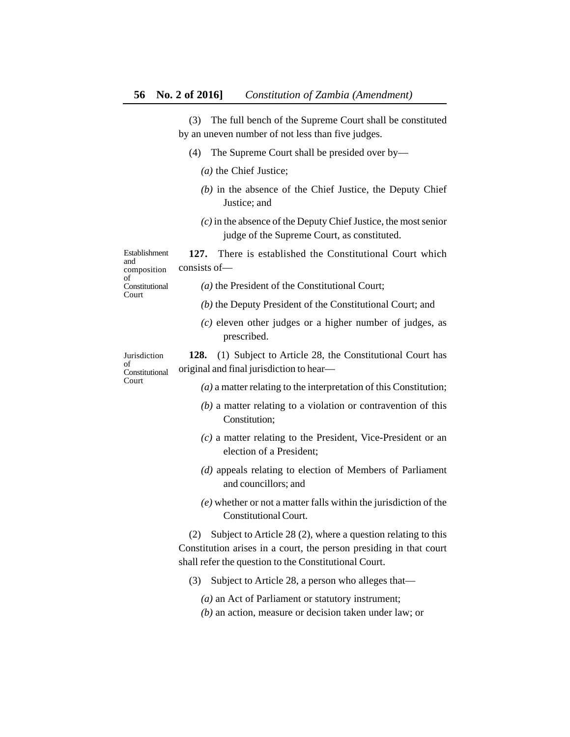(3) The full bench of the Supreme Court shall be constituted by an uneven number of not less than five judges.

(4) The Supreme Court shall be presided over by—

*(a)* the Chief Justice;

*(b)* in the absence of the Chief Justice, the Deputy Chief Justice; and

*(c)* in the absence of the Deputy Chief Justice, the most senior judge of the Supreme Court, as constituted.

Establishment and composition of Constitutional Court

**127.** There is established the Constitutional Court which consists of—

*(a)* the President of the Constitutional Court;

*(b)* the Deputy President of the Constitutional Court; and

*(c)* eleven other judges or a higher number of judges, as prescribed.

Jurisdiction of Constitutional Court

**128.** (1) Subject to Article 28, the Constitutional Court has original and final jurisdiction to hear—

*(a)* a matter relating to the interpretation of this Constitution;

*(b)* a matter relating to a violation or contravention of this Constitution;

*(c)* a matter relating to the President, Vice-President or an election of a President;

*(d)* appeals relating to election of Members of Parliament and councillors; and

*(e)* whether or not a matter falls within the jurisdiction of the Constitutional Court.

(2) Subject to Article 28 (2), where a question relating to this Constitution arises in a court, the person presiding in that court shall refer the question to the Constitutional Court.

(3) Subject to Article 28, a person who alleges that—

*(a)* an Act of Parliament or statutory instrument;

*(b)* an action, measure or decision taken under law; or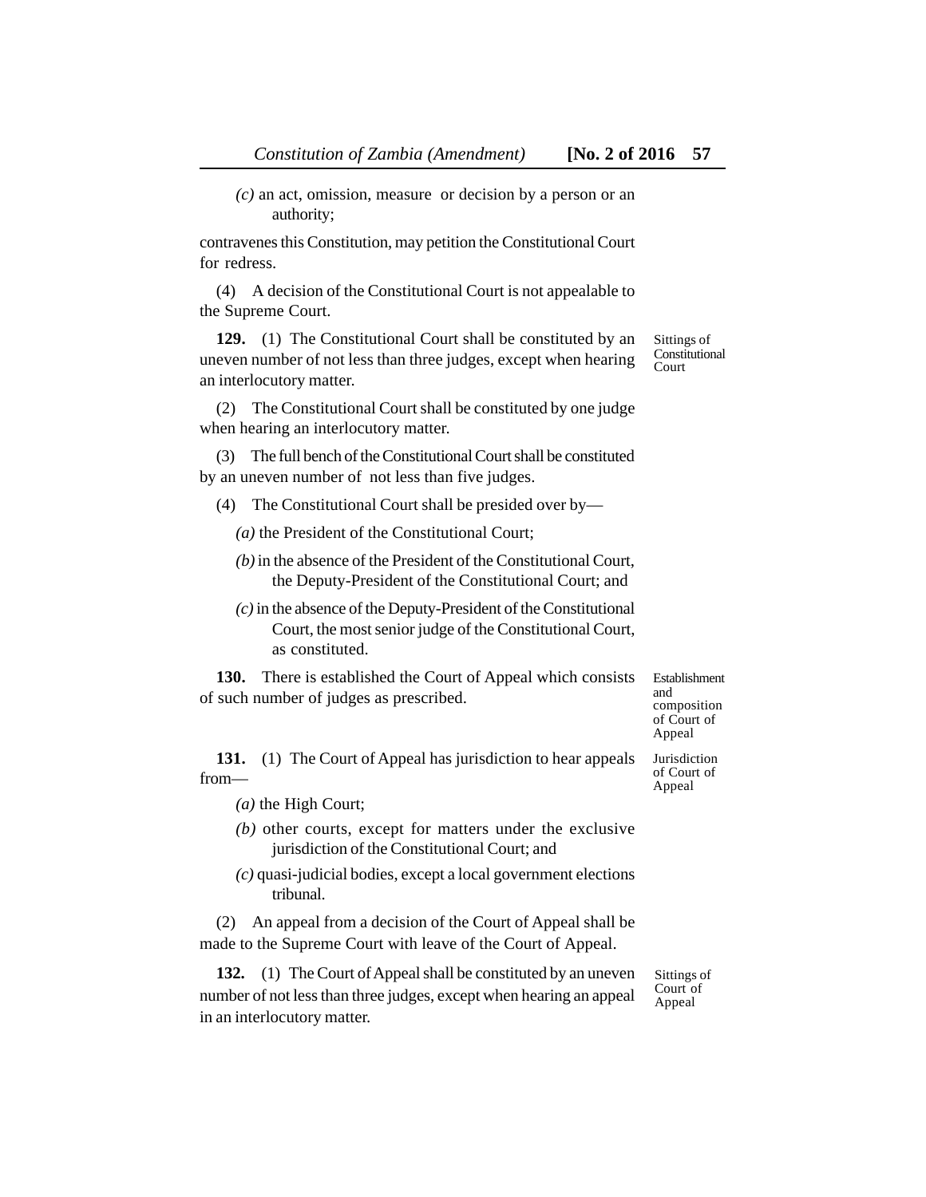*(c)* an act, omission, measure or decision by a person or an authority;

contravenes this Constitution, may petition the Constitutional Court for redress.

(4) A decision of the Constitutional Court is not appealable to the Supreme Court.

**129.** (1) The Constitutional Court shall be constituted by an uneven number of not less than three judges, except when hearing an interlocutory matter.

Sittings of Constitutional Court

(2) The Constitutional Court shall be constituted by one judge when hearing an interlocutory matter.

(3) The full bench of the Constitutional Court shall be constituted by an uneven number of not less than five judges.

(4) The Constitutional Court shall be presided over by—

*(a)* the President of the Constitutional Court;

*(b)* in the absence of the President of the Constitutional Court, the Deputy-President of the Constitutional Court; and

*(c)* in the absence of the Deputy-President of the Constitutional Court, the most senior judge of the Constitutional Court, as constituted.

**130.** There is established the Court of Appeal which consists of such number of judges as prescribed.

Establishment and composition of Court of Appeal

**131.** (1) The Court of Appeal has jurisdiction to hear appeals from—

Jurisdiction of Court of Appeal

*(a)* the High Court;

*(b)* other courts, except for matters under the exclusive jurisdiction of the Constitutional Court; and

*(c)* quasi-judicial bodies, except a local government elections tribunal.

(2) An appeal from a decision of the Court of Appeal shall be made to the Supreme Court with leave of the Court of Appeal.

**132.** (1) The Court of Appeal shall be constituted by an uneven number of not less than three judges, except when hearing an appeal in an interlocutory matter.

Sittings of Court of Appeal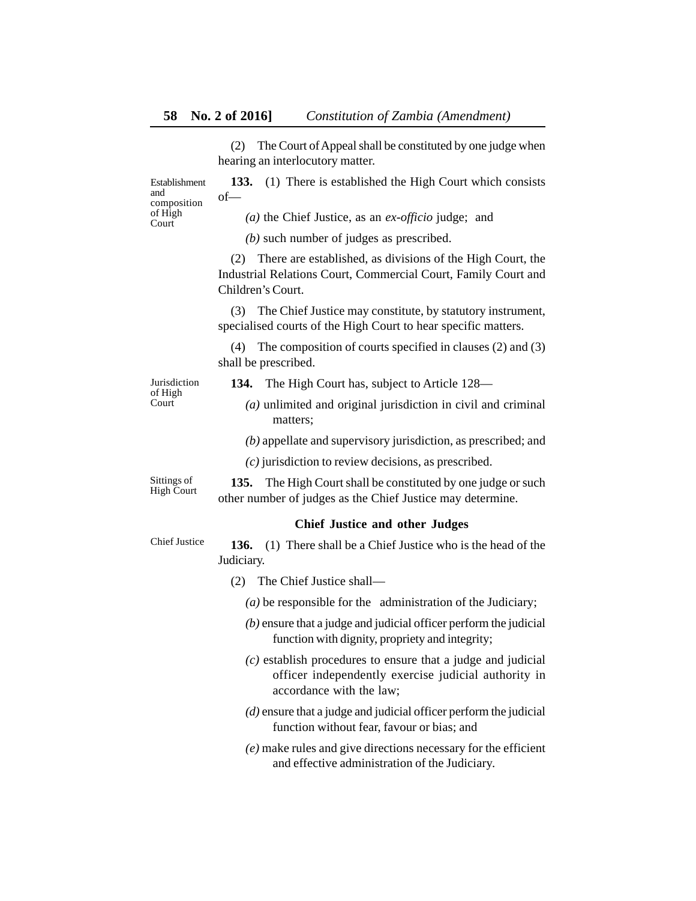(2) The Court of Appeal shall be constituted by one judge when hearing an interlocutory matter.

Establishment and composition of High Court

**133.** (1) There is established the High Court which consists of—

*(a)* the Chief Justice, as an *ex-officio* judge; and

*(b)* such number of judges as prescribed.

(2) There are established, as divisions of the High Court, the Industrial Relations Court, Commercial Court, Family Court and Children's Court.

(3) The Chief Justice may constitute, by statutory instrument, specialised courts of the High Court to hear specific matters.

(4) The composition of courts specified in clauses (2) and (3) shall be prescribed.

Jurisdiction of High Court

**134.** The High Court has, subject to Article 128—

*(a)* unlimited and original jurisdiction in civil and criminal matters;

*(b)* appellate and supervisory jurisdiction, as prescribed; and

*(c)* jurisdiction to review decisions, as prescribed.

Sittings of High Court

**135.** The High Court shall be constituted by one judge or such other number of judges as the Chief Justice may determine.

### Chief Justice and other Judges

Chief Justice

**136.** (1) There shall be a Chief Justice who is the head of the Judiciary.

(2) The Chief Justice shall—

*(a)* be responsible for the administration of the Judiciary;

*(b)* ensure that a judge and judicial officer perform the judicial function with dignity, propriety and integrity;

*(c)* establish procedures to ensure that a judge and judicial officer independently exercise judicial authority in accordance with the law;

*(d)* ensure that a judge and judicial officer perform the judicial function without fear, favour or bias; and

*(e)* make rules and give directions necessary for the efficient and effective administration of the Judiciary.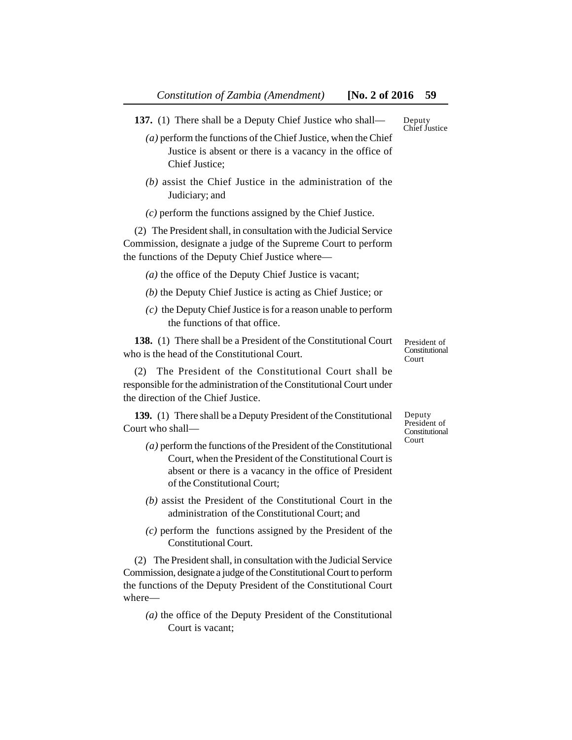**137.** (1) There shall be a Deputy Chief Justice who shall—

Deputy Chief Justice

*(a)* perform the functions of the Chief Justice, when the Chief Justice is absent or there is a vacancy in the office of Chief Justice;

*(b)* assist the Chief Justice in the administration of the Judiciary; and

*(c)* perform the functions assigned by the Chief Justice.

(2) The President shall, in consultation with the Judicial Service Commission, designate a judge of the Supreme Court to perform the functions of the Deputy Chief Justice where—

*(a)* the office of the Deputy Chief Justice is vacant;

*(b)* the Deputy Chief Justice is acting as Chief Justice; or

*(c)* the Deputy Chief Justice is for a reason unable to perform the functions of that office.

President of Constitutional Court

**138.** (1) There shall be a President of the Constitutional Court who is the head of the Constitutional Court.

(2) The President of the Constitutional Court shall be responsible for the administration of the Constitutional Court under the direction of the Chief Justice.

Deputy President of Constitutional Court

**139.** (1) There shall be a Deputy President of the Constitutional Court who shall—

*(a)* perform the functions of the President of the Constitutional Court, when the President of the Constitutional Court is absent or there is a vacancy in the office of President of the Constitutional Court;

*(b)* assist the President of the Constitutional Court in the administration of the Constitutional Court; and

*(c)* perform the functions assigned by the President of the Constitutional Court.

(2) The President shall, in consultation with the Judicial Service Commission, designate a judge of the Constitutional Court to perform the functions of the Deputy President of the Constitutional Court where—

*(a)* the office of the Deputy President of the Constitutional Court is vacant;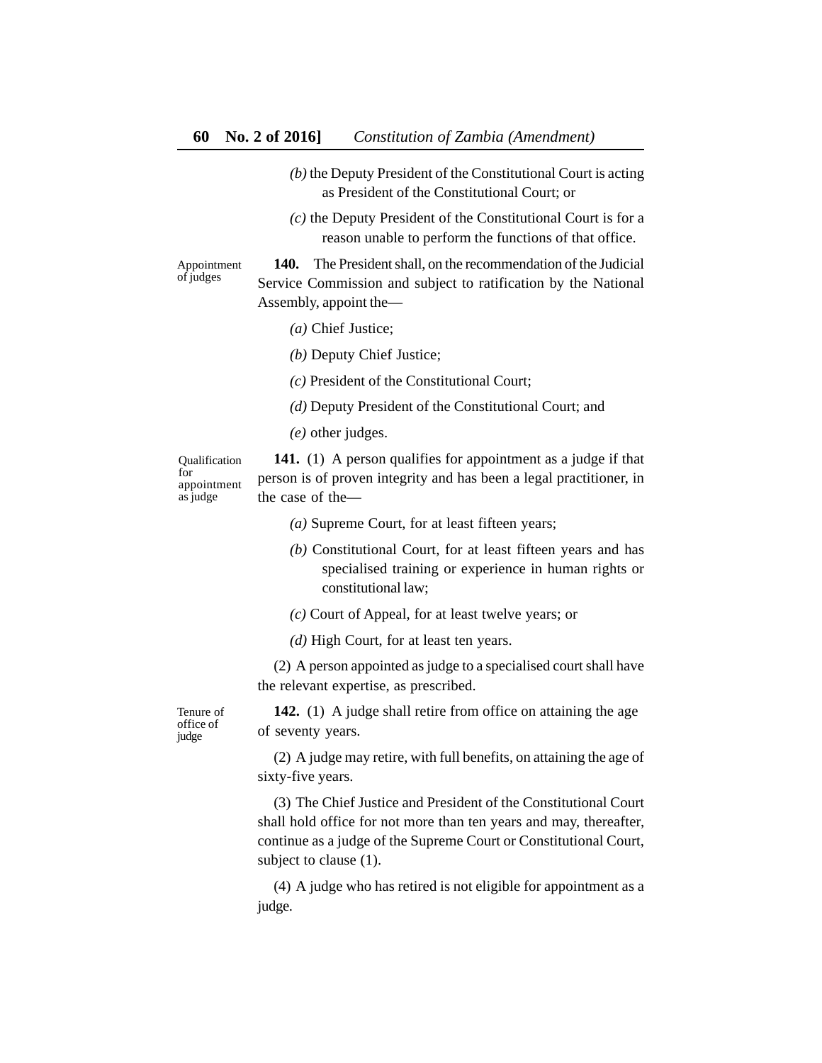*(b)* the Deputy President of the Constitutional Court is acting as President of the Constitutional Court; or

*(c)* the Deputy President of the Constitutional Court is for a reason unable to perform the functions of that office.

Appointment of judges

**140.** The President shall, on the recommendation of the Judicial Service Commission and subject to ratification by the National Assembly, appoint the—

*(a)* Chief Justice;

*(b)* Deputy Chief Justice;

*(c)* President of the Constitutional Court;

*(d)* Deputy President of the Constitutional Court; and

*(e)* other judges.

Qualification for appointment as judge

**141.** (1) A person qualifies for appointment as a judge if that person is of proven integrity and has been a legal practitioner, in the case of the—

*(a)* Supreme Court, for at least fifteen years;

*(b)* Constitutional Court, for at least fifteen years and has specialised training or experience in human rights or constitutional law;

*(c)* Court of Appeal, for at least twelve years; or

*(d)* High Court, for at least ten years.

(2) A person appointed as judge to a specialised court shall have the relevant expertise, as prescribed.

Tenure of office of judge

**142.** (1) A judge shall retire from office on attaining the age of seventy years.

(2) A judge may retire, with full benefits, on attaining the age of sixty-five years.

(3) The Chief Justice and President of the Constitutional Court shall hold office for not more than ten years and may, thereafter, continue as a judge of the Supreme Court or Constitutional Court, subject to clause (1).

(4) A judge who has retired is not eligible for appointment as a judge.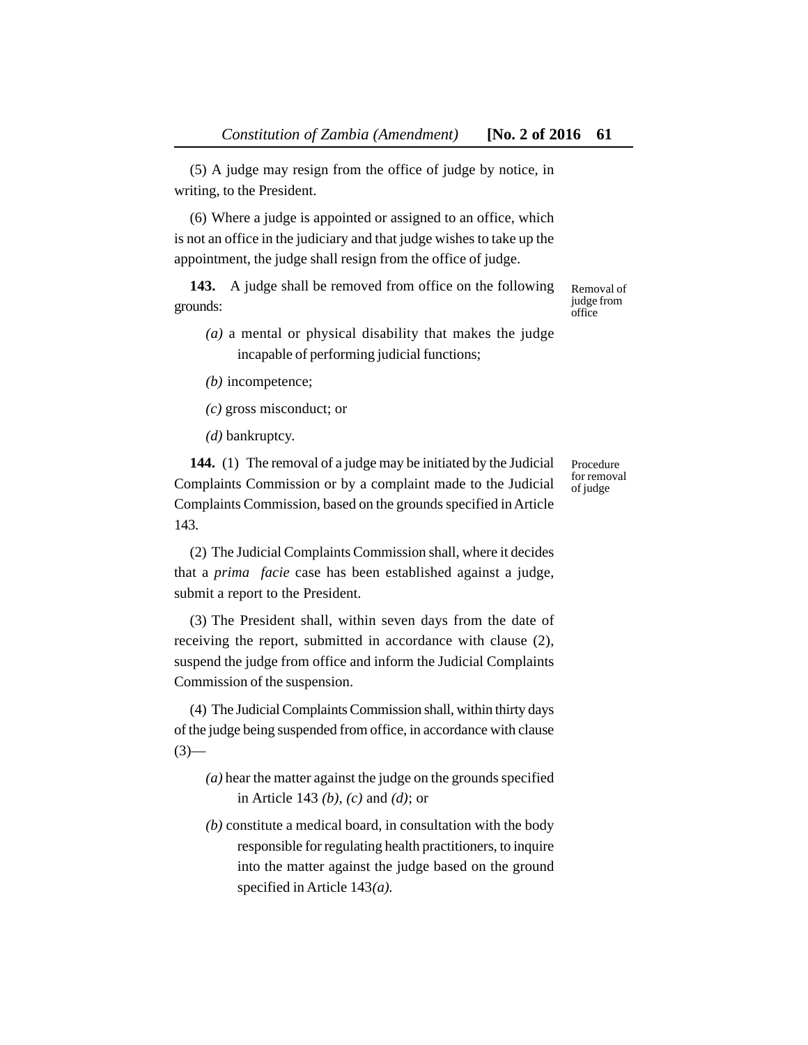(5) A judge may resign from the office of judge by notice, in writing, to the President.

(6) Where a judge is appointed or assigned to an office, which is not an office in the judiciary and that judge wishes to take up the appointment, the judge shall resign from the office of judge.

Removal of judge from office

**143.** A judge shall be removed from office on the following grounds:

*(a)* a mental or physical disability that makes the judge incapable of performing judicial functions;

*(b)* incompetence;

*(c)* gross misconduct; or

*(d)* bankruptcy.

Procedure for removal of judge

**144.** (1) The removal of a judge may be initiated by the Judicial Complaints Commission or by a complaint made to the Judicial Complaints Commission, based on the grounds specified in Article 143.

(2) The Judicial Complaints Commission shall, where it decides that a *prima facie* case has been established against a judge, submit a report to the President.

(3) The President shall, within seven days from the date of receiving the report, submitted in accordance with clause (2), suspend the judge from office and inform the Judicial Complaints Commission of the suspension.

(4) The Judicial Complaints Commission shall, within thirty days of the judge being suspended from office, in accordance with clause (3)—

*(a)* hear the matter against the judge on the grounds specified in Article 143 *(b)*, *(c)* and *(d)*; or

*(b)* constitute a medical board, in consultation with the body responsible for regulating health practitioners, to inquire into the matter against the judge based on the ground specified in Article 143*(a)*.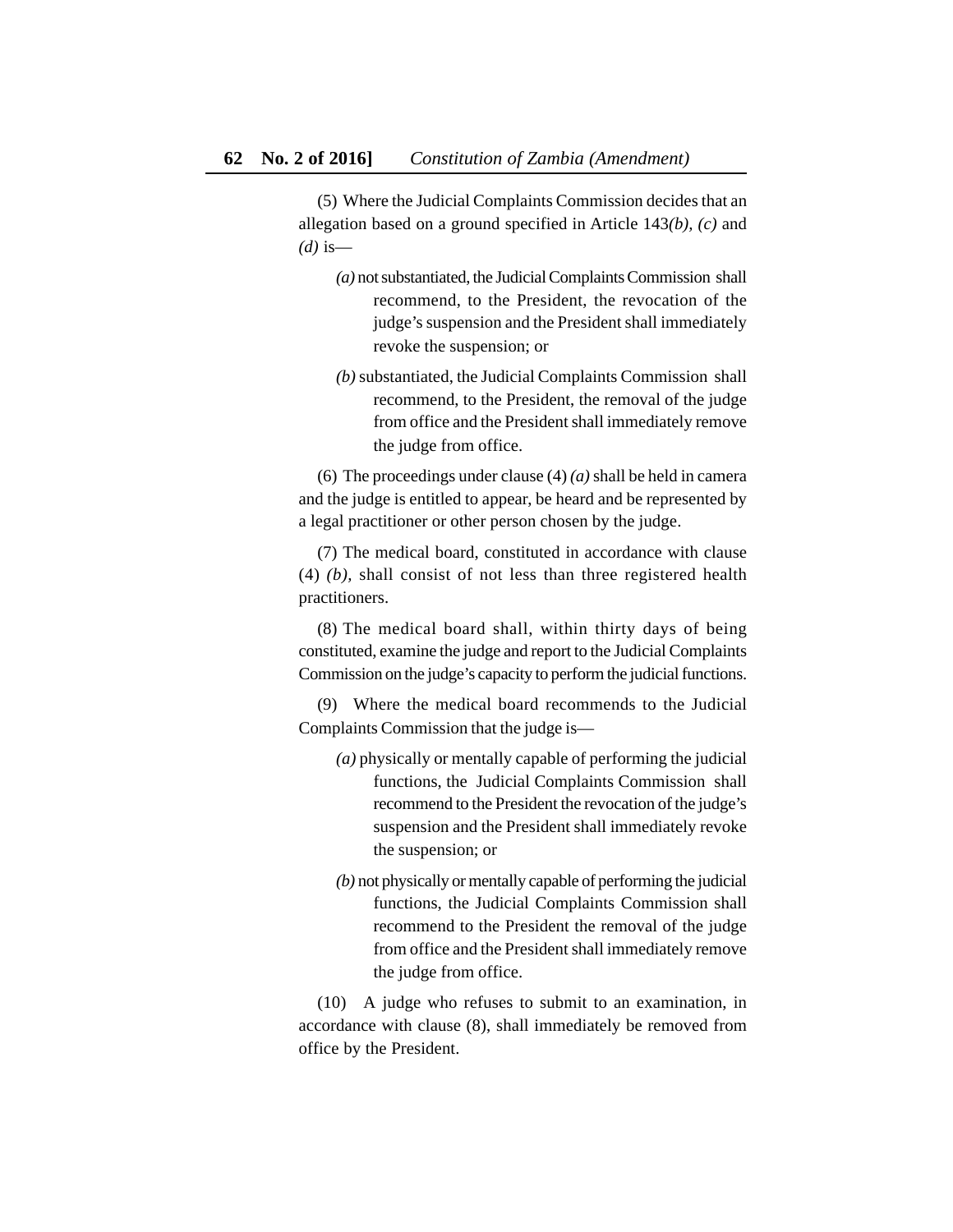(5) Where the Judicial Complaints Commission decides that an allegation based on a ground specified in Article 143*(b), (c)* and *(d)* is—

*(a)* not substantiated, the Judicial Complaints Commission shall recommend, to the President, the revocation of the judge's suspension and the President shall immediately revoke the suspension; or

*(b)* substantiated, the Judicial Complaints Commission shall recommend, to the President, the removal of the judge from office and the President shall immediately remove the judge from office.

(6) The proceedings under clause (4) *(a)* shall be held in camera and the judge is entitled to appear, be heard and be represented by a legal practitioner or other person chosen by the judge.

(7) The medical board, constituted in accordance with clause (4) *(b),* shall consist of not less than three registered health practitioners.

(8) The medical board shall, within thirty days of being constituted, examine the judge and report to the Judicial Complaints Commission on the judge's capacity to perform the judicial functions.

(9) Where the medical board recommends to the Judicial Complaints Commission that the judge is—

*(a)* physically or mentally capable of performing the judicial functions, the Judicial Complaints Commission shall recommend to the President the revocation of the judge's suspension and the President shall immediately revoke the suspension; or

*(b)* not physically or mentally capable of performing the judicial functions, the Judicial Complaints Commission shall recommend to the President the removal of the judge from office and the President shall immediately remove the judge from office.

(10) A judge who refuses to submit to an examination, in accordance with clause (8), shall immediately be removed from office by the President.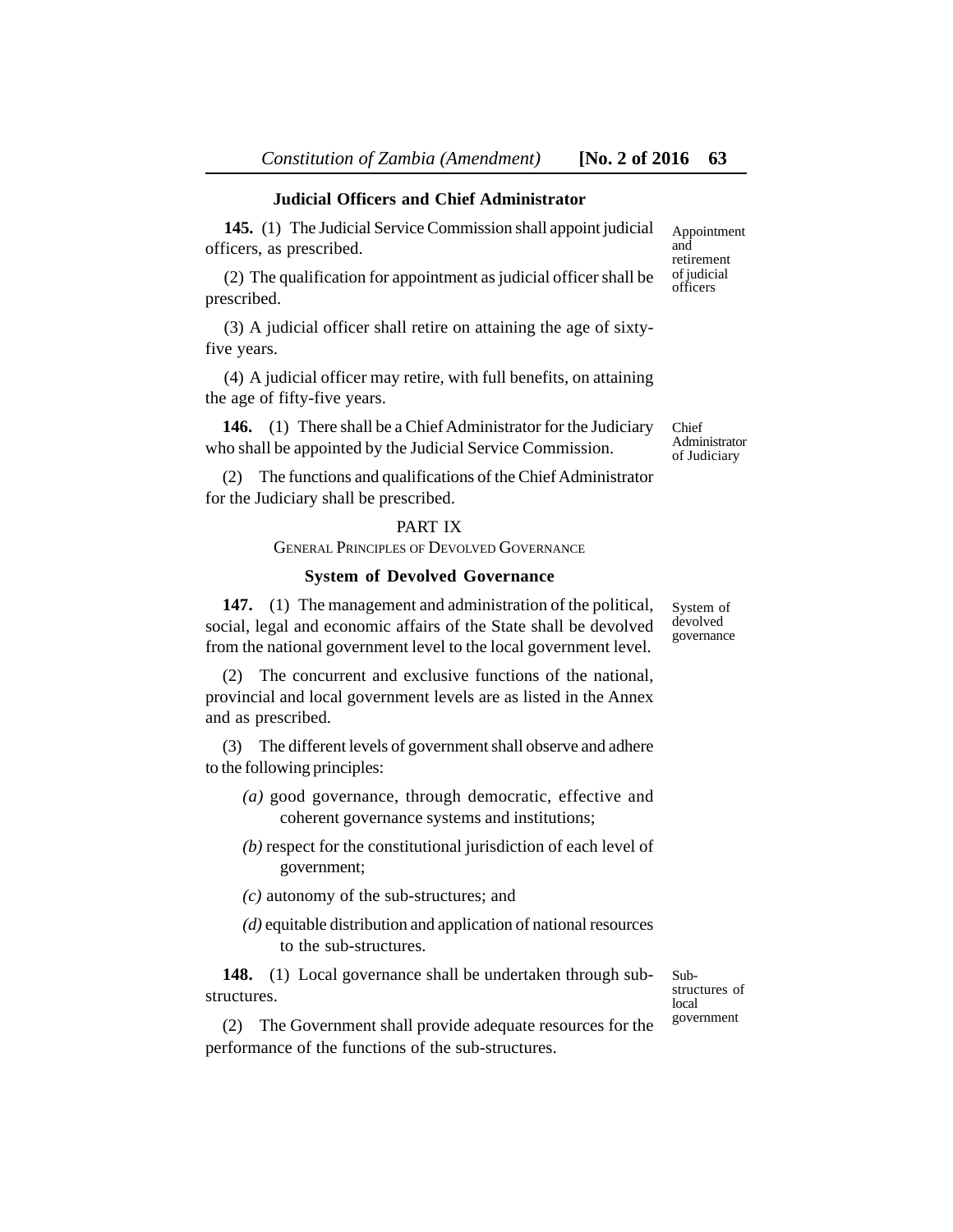**Judicial Officers and Chief Administrator**

**145.** (1) The Judicial Service Commission shall appoint judicial officers, as prescribed.

Appointment and retirement of judicial officers

(2) The qualification for appointment as judicial officer shall be prescribed.

(3) A judicial officer shall retire on attaining the age of sixty-five years.

(4) A judicial officer may retire, with full benefits, on attaining the age of fifty-five years.

**146.** (1) There shall be a Chief Administrator for the Judiciary who shall be appointed by the Judicial Service Commission.

Chief Administrator of Judiciary

(2) The functions and qualifications of the Chief Administrator for the Judiciary shall be prescribed.

## PART IX

## GENERAL PRINCIPLES OF DEVOLVED GOVERNANCE

**System of Devolved Governance**

**147.** (1) The management and administration of the political, social, legal and economic affairs of the State shall be devolved from the national government level to the local government level.

System of devolved governance

(2) The concurrent and exclusive functions of the national, provincial and local government levels are as listed in the Annex and as prescribed.

(3) The different levels of government shall observe and adhere to the following principles:

*(a)* good governance, through democratic, effective and coherent governance systems and institutions;

*(b)* respect for the constitutional jurisdiction of each level of government;

*(c)* autonomy of the sub-structures; and

*(d)* equitable distribution and application of national resources to the sub-structures.

**148.** (1) Local governance shall be undertaken through sub-structures.

Sub-structures of local government

(2) The Government shall provide adequate resources for the performance of the functions of the sub-structures.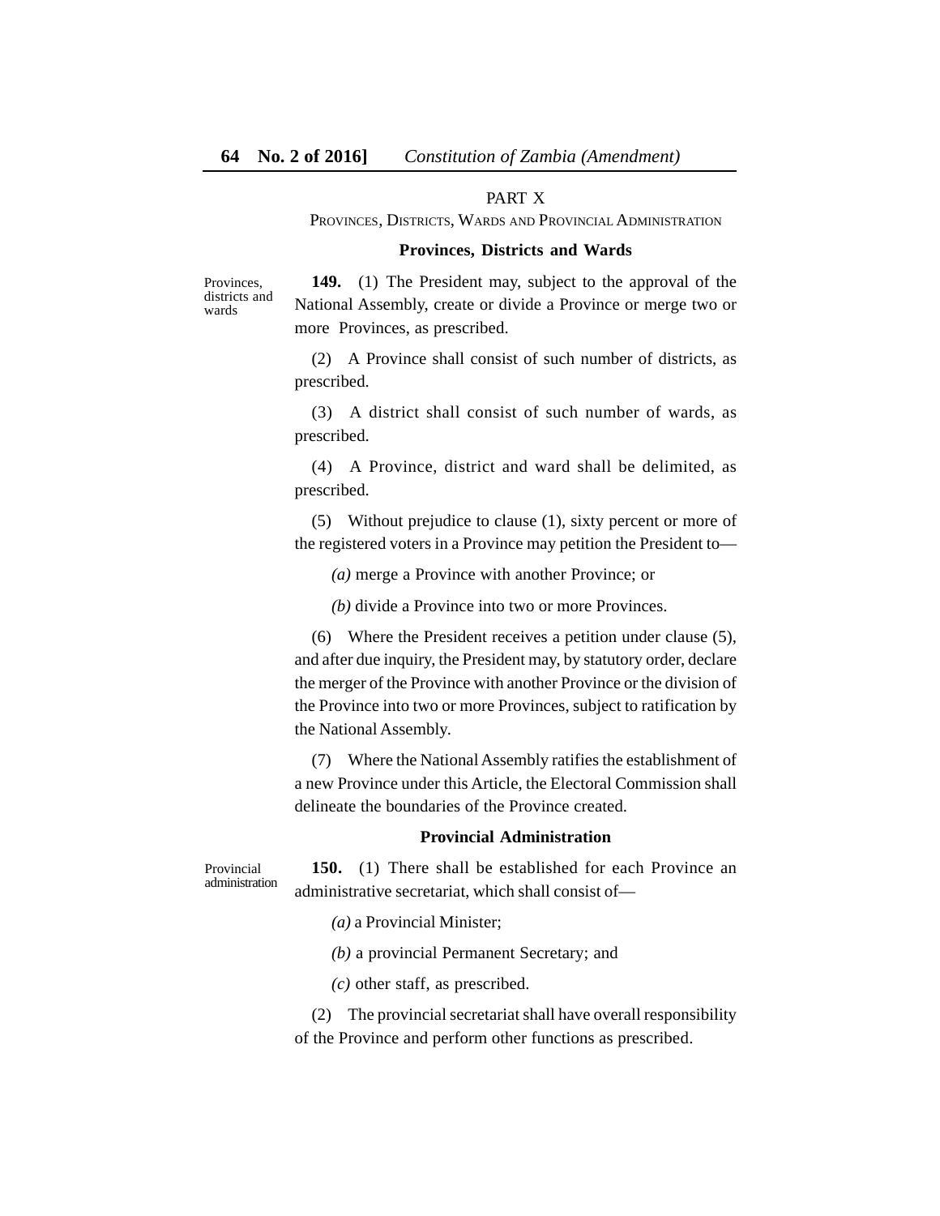## PART X

### PROVINCES, DISTRICTS, WARDS AND PROVINCIAL ADMINISTRATION

#### Provinces, Districts and Wards

Provinces, districts and wards

**149.** (1) The President may, subject to the approval of the National Assembly, create or divide a Province or merge two or more Provinces, as prescribed.

(2) A Province shall consist of such number of districts, as prescribed.

(3) A district shall consist of such number of wards, as prescribed.

(4) A Province, district and ward shall be delimited, as prescribed.

(5) Without prejudice to clause (1), sixty percent or more of the registered voters in a Province may petition the President to—

*(a)* merge a Province with another Province; or

*(b)* divide a Province into two or more Provinces.

(6) Where the President receives a petition under clause (5), and after due inquiry, the President may, by statutory order, declare the merger of the Province with another Province or the division of the Province into two or more Provinces, subject to ratification by the National Assembly.

(7) Where the National Assembly ratifies the establishment of a new Province under this Article, the Electoral Commission shall delineate the boundaries of the Province created.

#### Provincial Administration

Provincial administration

**150.** (1) There shall be established for each Province an administrative secretariat, which shall consist of—

*(a)* a Provincial Minister;

*(b)* a provincial Permanent Secretary; and

*(c)* other staff, as prescribed.

(2) The provincial secretariat shall have overall responsibility of the Province and perform other functions as prescribed.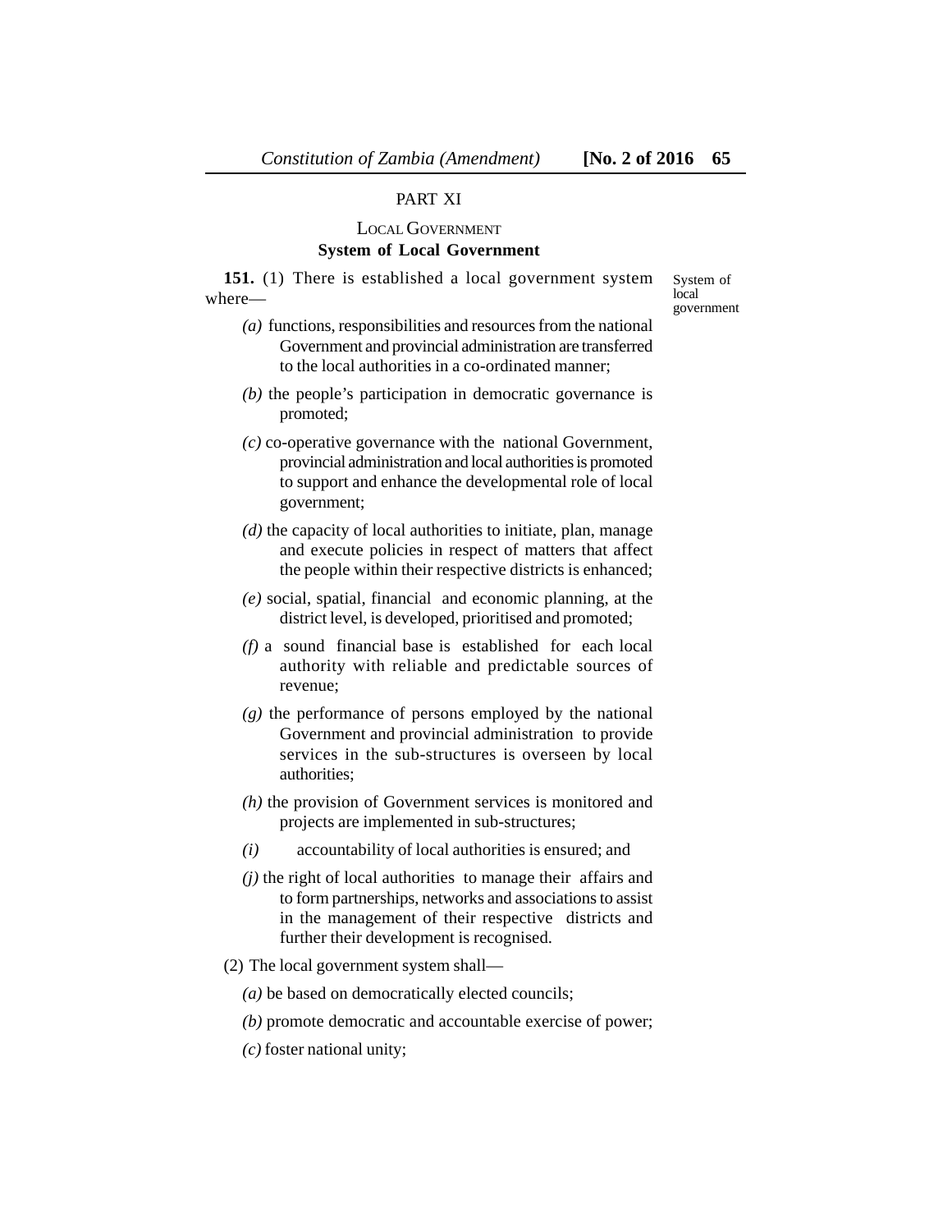## PART XI

## LOCAL GOVERNMENT

### System of Local Government

System of local government

**151.** (1) There is established a local government system where—

*(a)* functions, responsibilities and resources from the national Government and provincial administration are transferred to the local authorities in a co-ordinated manner;

*(b)* the people's participation in democratic governance is promoted;

*(c)* co-operative governance with the national Government, provincial administration and local authorities is promoted to support and enhance the developmental role of local government;

*(d)* the capacity of local authorities to initiate, plan, manage and execute policies in respect of matters that affect the people within their respective districts is enhanced;

*(e)* social, spatial, financial and economic planning, at the district level, is developed, prioritised and promoted;

*(f)* a sound financial base is established for each local authority with reliable and predictable sources of revenue;

*(g)* the performance of persons employed by the national Government and provincial administration to provide services in the sub-structures is overseen by local authorities;

*(h)* the provision of Government services is monitored and projects are implemented in sub-structures;

*(i)* accountability of local authorities is ensured; and

*(j)* the right of local authorities to manage their affairs and to form partnerships, networks and associations to assist in the management of their respective districts and further their development is recognised.

(2) The local government system shall—

*(a)* be based on democratically elected councils;

*(b)* promote democratic and accountable exercise of power;

*(c)* foster national unity;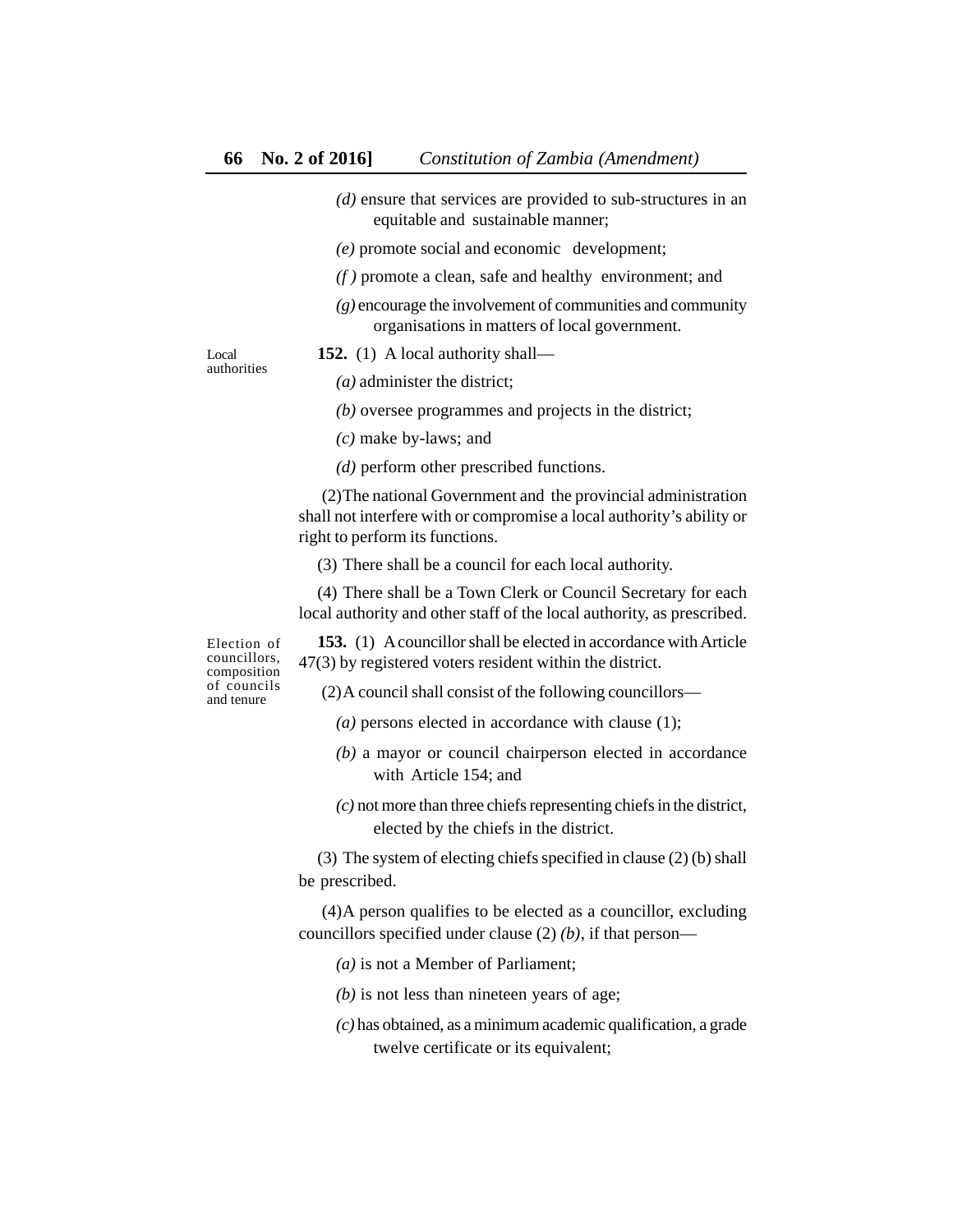*(d)* ensure that services are provided to sub-structures in an equitable and sustainable manner;

*(e)* promote social and economic development;

*(f )* promote a clean, safe and healthy environment; and

*(g)* encourage the involvement of communities and community organisations in matters of local government.

Local authorities

**152.** (1) A local authority shall—

*(a)* administer the district;

*(b)* oversee programmes and projects in the district;

*(c)* make by-laws; and

*(d)* perform other prescribed functions.

(2) The national Government and the provincial administration shall not interfere with or compromise a local authority's ability or right to perform its functions.

(3) There shall be a council for each local authority.

(4) There shall be a Town Clerk or Council Secretary for each local authority and other staff of the local authority, as prescribed.

Election of councillors, composition of councils and tenure

**153.** (1) A councillor shall be elected in accordance with Article 47(3) by registered voters resident within the district.

(2) A council shall consist of the following councillors—

*(a)* persons elected in accordance with clause (1);

*(b)* a mayor or council chairperson elected in accordance with Article 154; and

*(c)* not more than three chiefs representing chiefs in the district, elected by the chiefs in the district.

(3) The system of electing chiefs specified in clause (2) (b) shall be prescribed.

(4) A person qualifies to be elected as a councillor, excluding councillors specified under clause (2) *(b)*, if that person—

*(a)* is not a Member of Parliament;

*(b)* is not less than nineteen years of age;

*(c)* has obtained, as a minimum academic qualification, a grade twelve certificate or its equivalent;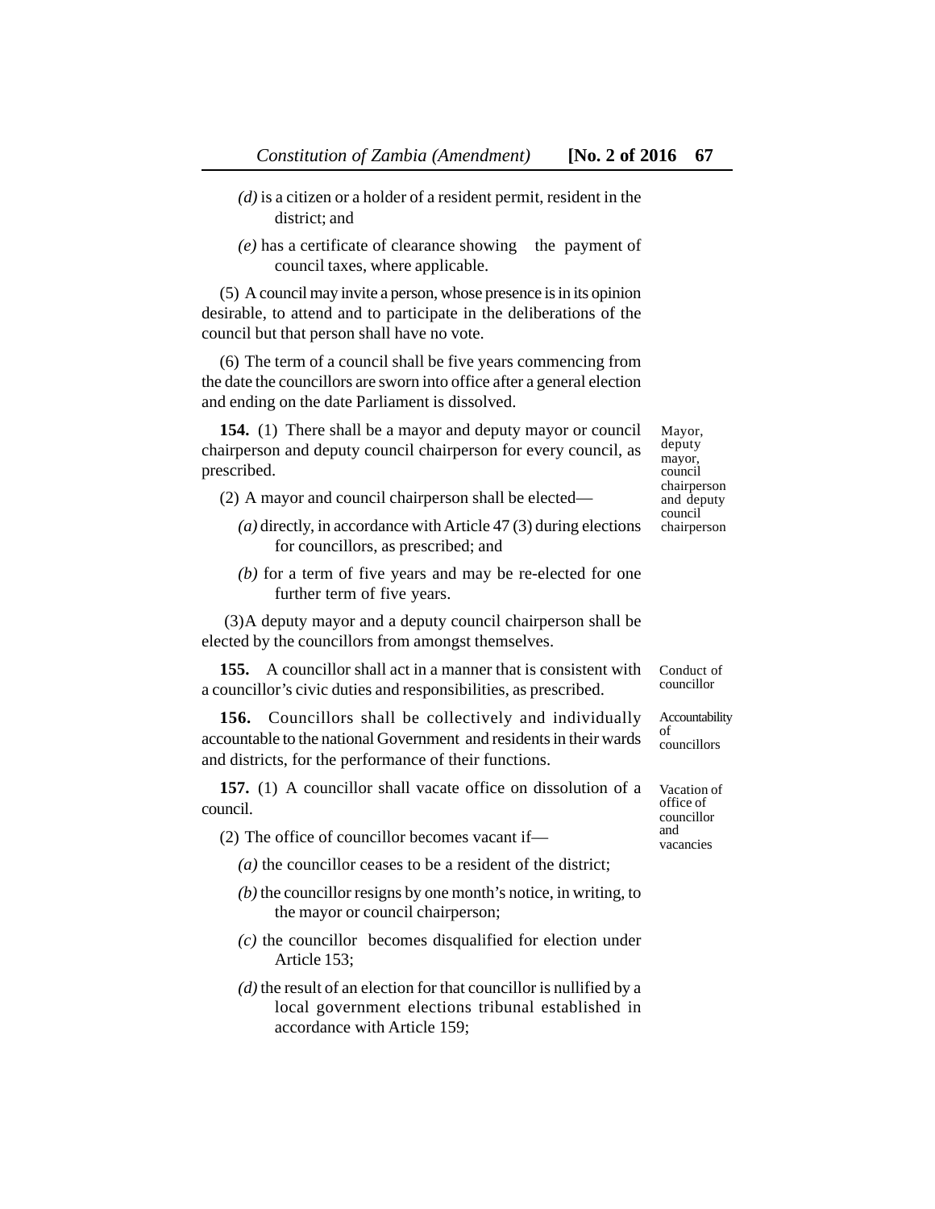(d) is a citizen or a holder of a resident permit, resident in the district; and

(e) has a certificate of clearance showing the payment of council taxes, where applicable.

(5) A council may invite a person, whose presence is in its opinion desirable, to attend and to participate in the deliberations of the council but that person shall have no vote.

(6) The term of a council shall be five years commencing from the date the councillors are sworn into office after a general election and ending on the date Parliament is dissolved.

Mayor, deputy mayor, council chairperson and deputy council chairperson

**154.** (1) There shall be a mayor and deputy mayor or council chairperson and deputy council chairperson for every council, as prescribed.

(2) A mayor and council chairperson shall be elected—

(a) directly, in accordance with Article 47 (3) during elections for councillors, as prescribed; and

(b) for a term of five years and may be re-elected for one further term of five years.

(3) A deputy mayor and a deputy council chairperson shall be elected by the councillors from amongst themselves.

Conduct of councillor

**155.** A councillor shall act in a manner that is consistent with a councillor's civic duties and responsibilities, as prescribed.

Accountability of councillors

**156.** Councillors shall be collectively and individually accountable to the national Government and residents in their wards and districts, for the performance of their functions.

Vacation of office of councillor and vacancies

**157.** (1) A councillor shall vacate office on dissolution of a council.

(2) The office of councillor becomes vacant if—

(a) the councillor ceases to be a resident of the district;

(b) the councillor resigns by one month's notice, in writing, to the mayor or council chairperson;

(c) the councillor becomes disqualified for election under Article 153;

(d) the result of an election for that councillor is nullified by a local government elections tribunal established in accordance with Article 159;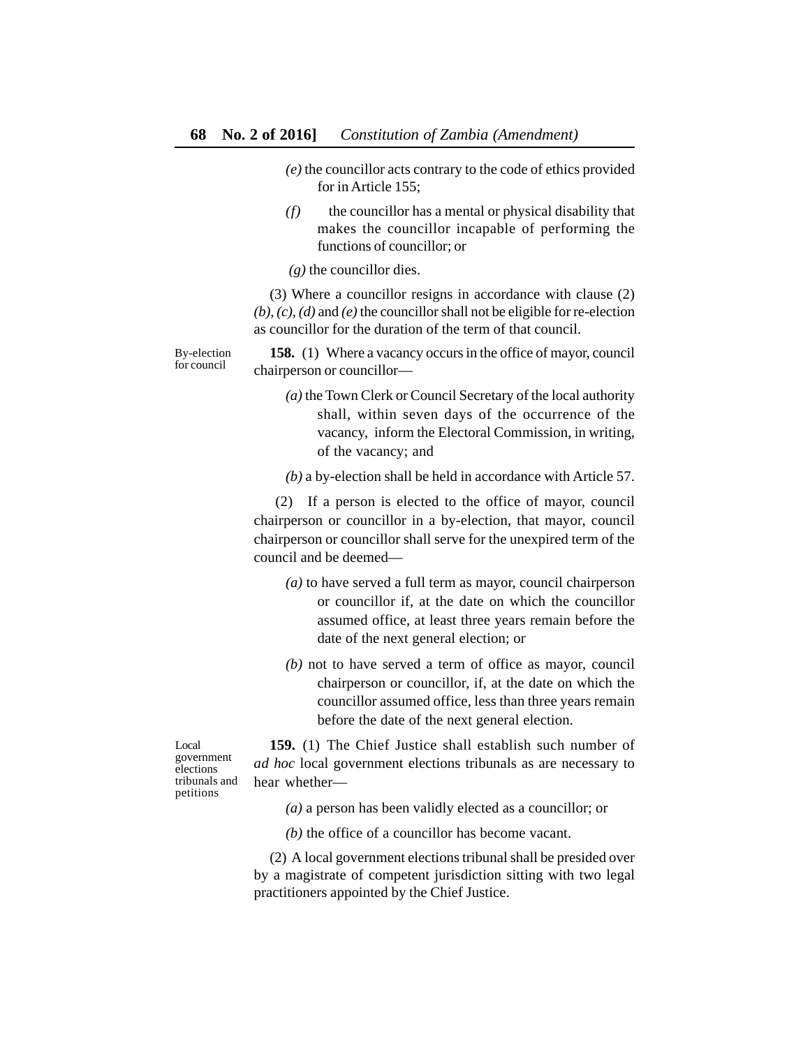*(e)* the councillor acts contrary to the code of ethics provided for in Article 155;

*(f)* the councillor has a mental or physical disability that makes the councillor incapable of performing the functions of councillor; or

*(g)* the councillor dies.

(3) Where a councillor resigns in accordance with clause (2) *(b), (c), (d)* and *(e)* the councillor shall not be eligible for re-election as councillor for the duration of the term of that council.

By-election for council

**158.** (1) Where a vacancy occurs in the office of mayor, council chairperson or councillor—

*(a)* the Town Clerk or Council Secretary of the local authority shall, within seven days of the occurrence of the vacancy, inform the Electoral Commission, in writing, of the vacancy; and

*(b)* a by-election shall be held in accordance with Article 57.

(2) If a person is elected to the office of mayor, council chairperson or councillor in a by-election, that mayor, council chairperson or councillor shall serve for the unexpired term of the council and be deemed—

*(a)* to have served a full term as mayor, council chairperson or councillor if, at the date on which the councillor assumed office, at least three years remain before the date of the next general election; or

*(b)* not to have served a term of office as mayor, council chairperson or councillor, if, at the date on which the councillor assumed office, less than three years remain before the date of the next general election.

Local government elections tribunals and petitions

**159.** (1) The Chief Justice shall establish such number of *ad hoc* local government elections tribunals as are necessary to hear whether—

*(a)* a person has been validly elected as a councillor; or

*(b)* the office of a councillor has become vacant.

(2) A local government elections tribunal shall be presided over by a magistrate of competent jurisdiction sitting with two legal practitioners appointed by the Chief Justice.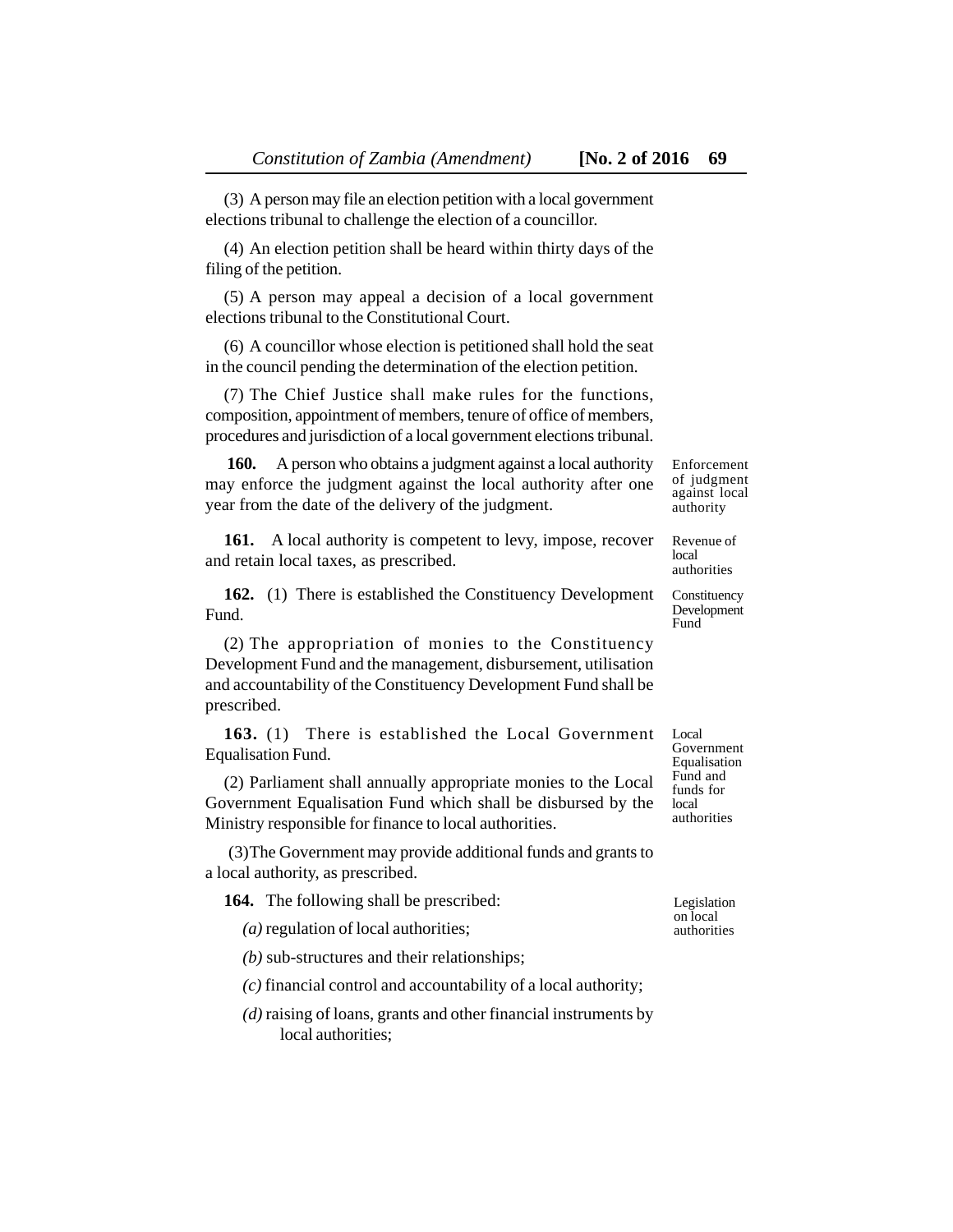(3) A person may file an election petition with a local government elections tribunal to challenge the election of a councillor.

(4) An election petition shall be heard within thirty days of the filing of the petition.

(5) A person may appeal a decision of a local government elections tribunal to the Constitutional Court.

(6) A councillor whose election is petitioned shall hold the seat in the council pending the determination of the election petition.

(7) The Chief Justice shall make rules for the functions, composition, appointment of members, tenure of office of members, procedures and jurisdiction of a local government elections tribunal.

*Enforcement of judgment against local authority*

**160.** A person who obtains a judgment against a local authority may enforce the judgment against the local authority after one year from the date of the delivery of the judgment.

*Revenue of local authorities*

**161.** A local authority is competent to levy, impose, recover and retain local taxes, as prescribed.

*Constituency Development Fund*

**162.** (1) There is established the Constituency Development Fund.

(2) The appropriation of monies to the Constituency Development Fund and the management, disbursement, utilisation and accountability of the Constituency Development Fund shall be prescribed.

*Local Government Equalisation Fund and funds for local authorities*

**163.** (1) There is established the Local Government Equalisation Fund.

(2) Parliament shall annually appropriate monies to the Local Government Equalisation Fund which shall be disbursed by the Ministry responsible for finance to local authorities.

(3) The Government may provide additional funds and grants to a local authority, as prescribed.

*Legislation on local authorities*

**164.** The following shall be prescribed:

*(a)* regulation of local authorities;

*(b)* sub-structures and their relationships;

*(c)* financial control and accountability of a local authority;

*(d)* raising of loans, grants and other financial instruments by local authorities;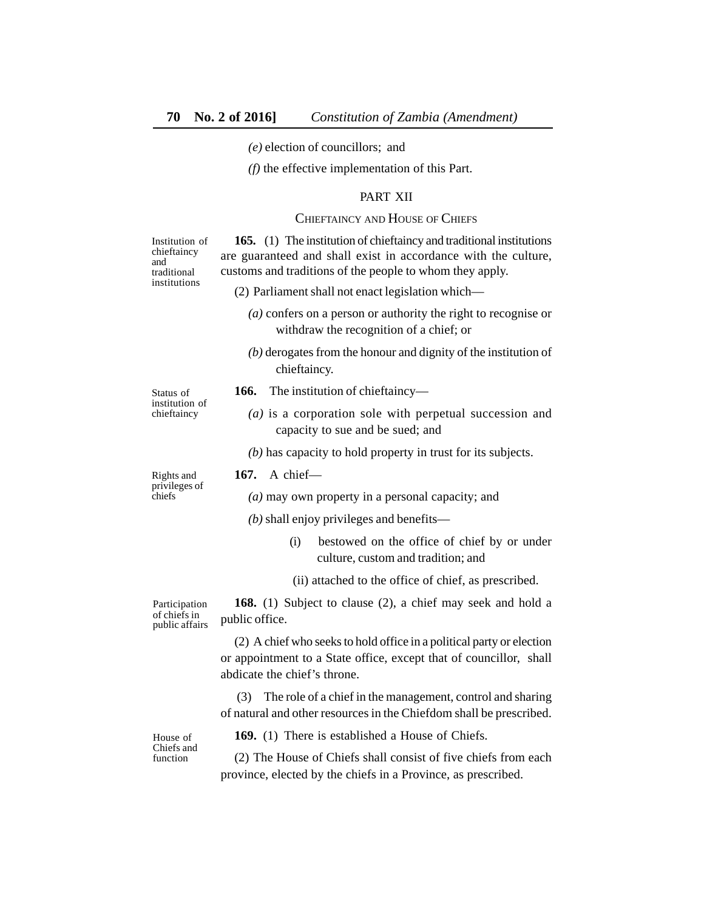*(e)* election of councillors; and

*(f)* the effective implementation of this Part.

## PART XII

### CHIEFTAINCY AND HOUSE OF CHIEFS

*Institution of chieftaincy and traditional institutions*

**165.** (1) The institution of chieftaincy and traditional institutions are guaranteed and shall exist in accordance with the culture, customs and traditions of the people to whom they apply.

(2) Parliament shall not enact legislation which—

*(a)* confers on a person or authority the right to recognise or withdraw the recognition of a chief; or

*(b)* derogates from the honour and dignity of the institution of chieftaincy.

*Status of institution of chieftaincy*

**166.** The institution of chieftaincy—

*(a)* is a corporation sole with perpetual succession and capacity to sue and be sued; and

*(b)* has capacity to hold property in trust for its subjects.

*Rights and privileges of chiefs*

**167.** A chief—

*(a)* may own property in a personal capacity; and

*(b)* shall enjoy privileges and benefits—

(i) bestowed on the office of chief by or under culture, custom and tradition; and

(ii) attached to the office of chief, as prescribed.

*Participation of chiefs in public affairs*

**168.** (1) Subject to clause (2), a chief may seek and hold a public office.

(2) A chief who seeks to hold office in a political party or election or appointment to a State office, except that of councillor, shall abdicate the chief's throne.

(3) The role of a chief in the management, control and sharing of natural and other resources in the Chiefdom shall be prescribed.

*House of Chiefs and function*

**169.** (1) There is established a House of Chiefs.

(2) The House of Chiefs shall consist of five chiefs from each province, elected by the chiefs in a Province, as prescribed.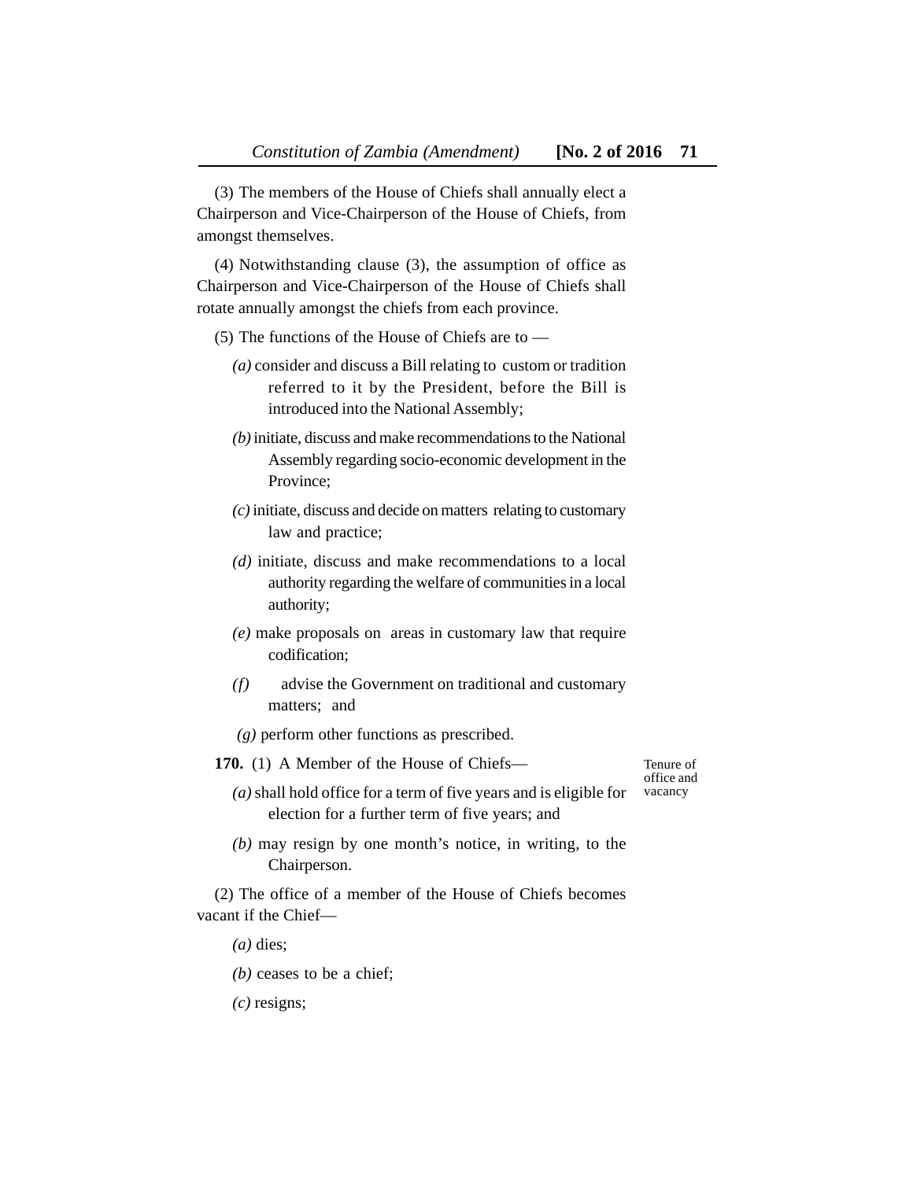(3) The members of the House of Chiefs shall annually elect a Chairperson and Vice-Chairperson of the House of Chiefs, from amongst themselves.

(4) Notwithstanding clause (3), the assumption of office as Chairperson and Vice-Chairperson of the House of Chiefs shall rotate annually amongst the chiefs from each province.

(5) The functions of the House of Chiefs are to —

*(a)* consider and discuss a Bill relating to custom or tradition referred to it by the President, before the Bill is introduced into the National Assembly;

*(b)* initiate, discuss and make recommendations to the National Assembly regarding socio-economic development in the Province;

*(c)* initiate, discuss and decide on matters relating to customary law and practice;

*(d)* initiate, discuss and make recommendations to a local authority regarding the welfare of communities in a local authority;

*(e)* make proposals on areas in customary law that require codification;

*(f)* advise the Government on traditional and customary matters; and

*(g)* perform other functions as prescribed.

Tenure of office and vacancy

**170.** (1) A Member of the House of Chiefs—

*(a)* shall hold office for a term of five years and is eligible for election for a further term of five years; and

*(b)* may resign by one month's notice, in writing, to the Chairperson.

(2) The office of a member of the House of Chiefs becomes vacant if the Chief—

*(a)* dies;

*(b)* ceases to be a chief;

*(c)* resigns;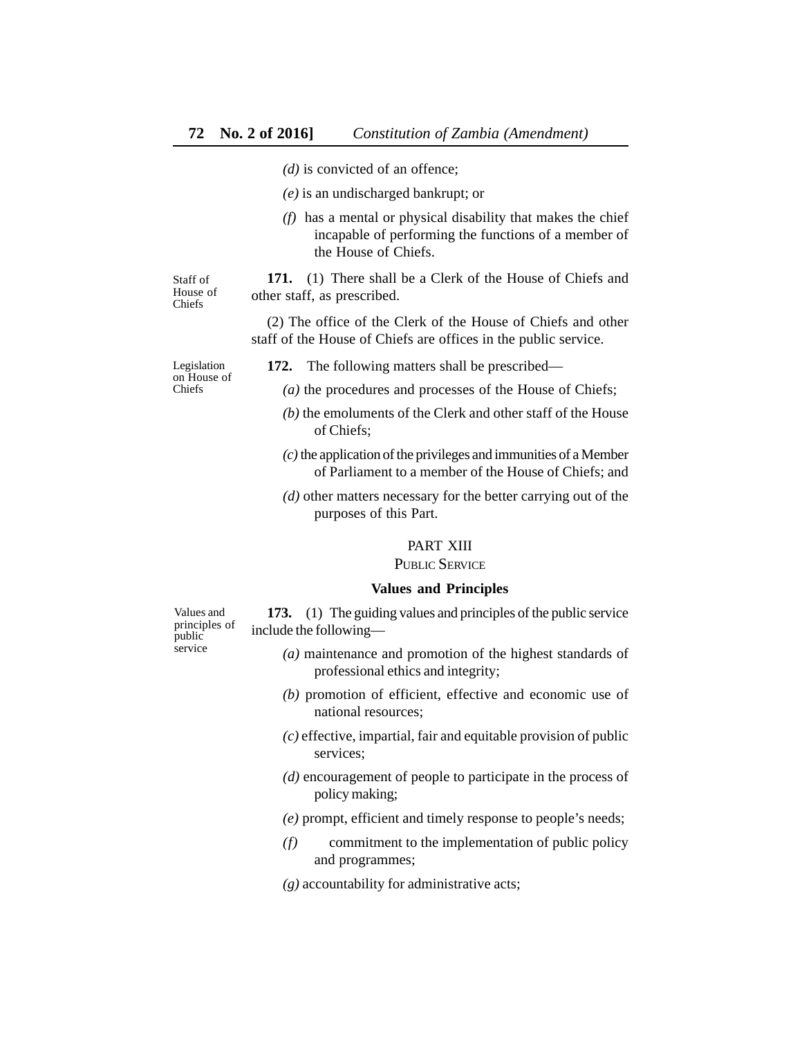*(d)* is convicted of an offence;

*(e)* is an undischarged bankrupt; or

*(f)* has a mental or physical disability that makes the chief incapable of performing the functions of a member of the House of Chiefs.

Staff of House of Chiefs

**171.** (1) There shall be a Clerk of the House of Chiefs and other staff, as prescribed.

(2) The office of the Clerk of the House of Chiefs and other staff of the House of Chiefs are offices in the public service.

Legislation on House of Chiefs

**172.** The following matters shall be prescribed—

*(a)* the procedures and processes of the House of Chiefs;

*(b)* the emoluments of the Clerk and other staff of the House of Chiefs;

*(c)* the application of the privileges and immunities of a Member of Parliament to a member of the House of Chiefs; and

*(d)* other matters necessary for the better carrying out of the purposes of this Part.

## PART XIII
## PUBLIC SERVICE

### Values and Principles

Values and principles of public service

**173.** (1) The guiding values and principles of the public service include the following—

*(a)* maintenance and promotion of the highest standards of professional ethics and integrity;

*(b)* promotion of efficient, effective and economic use of national resources;

*(c)* effective, impartial, fair and equitable provision of public services;

*(d)* encouragement of people to participate in the process of policy making;

*(e)* prompt, efficient and timely response to people's needs;

*(f)* commitment to the implementation of public policy and programmes;

*(g)* accountability for administrative acts;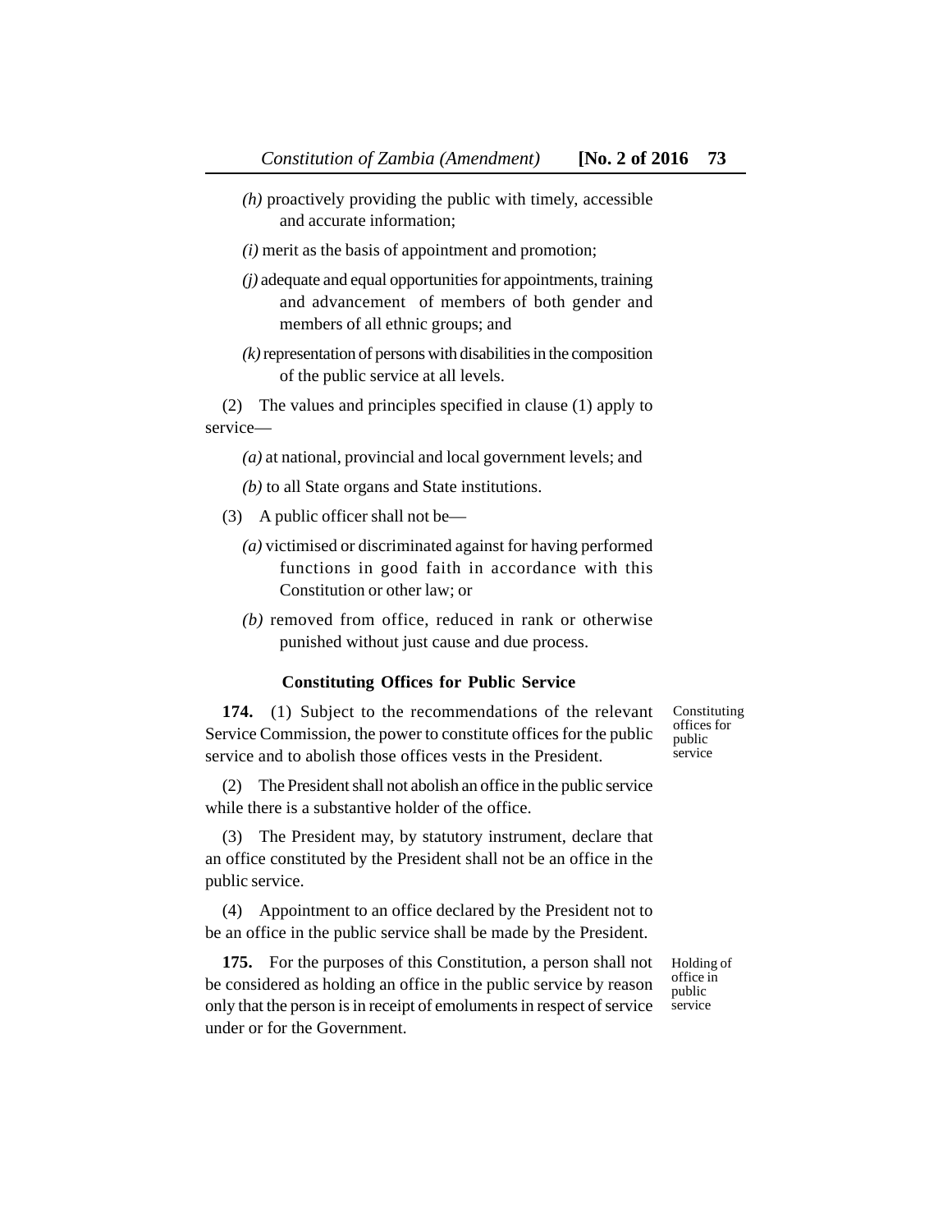*(h)* proactively providing the public with timely, accessible and accurate information;

*(i)* merit as the basis of appointment and promotion;

*(j)* adequate and equal opportunities for appointments, training and advancement of members of both gender and members of all ethnic groups; and

*(k)* representation of persons with disabilities in the composition of the public service at all levels.

(2) The values and principles specified in clause (1) apply to service—

*(a)* at national, provincial and local government levels; and

*(b)* to all State organs and State institutions.

(3) A public officer shall not be—

*(a)* victimised or discriminated against for having performed functions in good faith in accordance with this Constitution or other law; or

*(b)* removed from office, reduced in rank or otherwise punished without just cause and due process.

### Constituting Offices for Public Service

Constituting offices for public service

**174.** (1) Subject to the recommendations of the relevant Service Commission, the power to constitute offices for the public service and to abolish those offices vests in the President.

(2) The President shall not abolish an office in the public service while there is a substantive holder of the office.

(3) The President may, by statutory instrument, declare that an office constituted by the President shall not be an office in the public service.

(4) Appointment to an office declared by the President not to be an office in the public service shall be made by the President.

Holding of office in public service

**175.** For the purposes of this Constitution, a person shall not be considered as holding an office in the public service by reason only that the person is in receipt of emoluments in respect of service under or for the Government.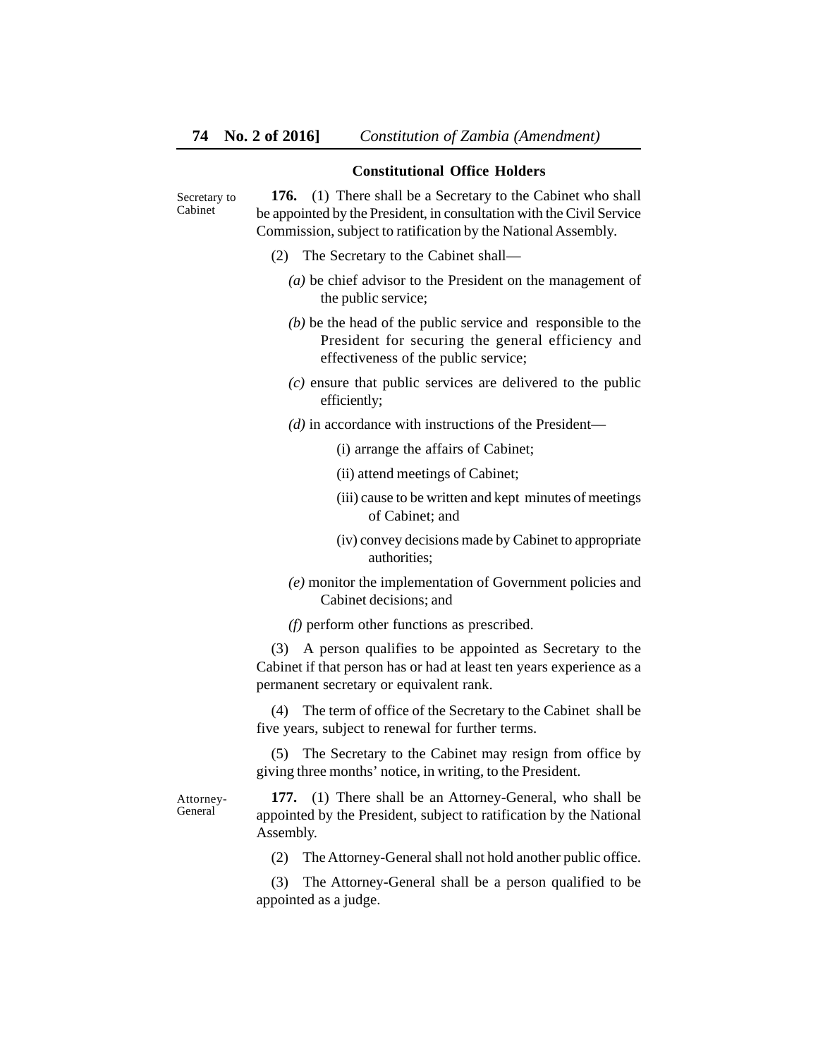## Constitutional Office Holders

Secretary to Cabinet

**176.** (1) There shall be a Secretary to the Cabinet who shall be appointed by the President, in consultation with the Civil Service Commission, subject to ratification by the National Assembly.

(2) The Secretary to the Cabinet shall—

*(a)* be chief advisor to the President on the management of the public service;

*(b)* be the head of the public service and responsible to the President for securing the general efficiency and effectiveness of the public service;

*(c)* ensure that public services are delivered to the public efficiently;

*(d)* in accordance with instructions of the President—

(i) arrange the affairs of Cabinet;

(ii) attend meetings of Cabinet;

(iii) cause to be written and kept minutes of meetings of Cabinet; and

(iv) convey decisions made by Cabinet to appropriate authorities;

*(e)* monitor the implementation of Government policies and Cabinet decisions; and

*(f)* perform other functions as prescribed.

(3) A person qualifies to be appointed as Secretary to the Cabinet if that person has or had at least ten years experience as a permanent secretary or equivalent rank.

(4) The term of office of the Secretary to the Cabinet shall be five years, subject to renewal for further terms.

(5) The Secretary to the Cabinet may resign from office by giving three months' notice, in writing, to the President.

Attorney-General

**177.** (1) There shall be an Attorney-General, who shall be appointed by the President, subject to ratification by the National Assembly.

(2) The Attorney-General shall not hold another public office.

(3) The Attorney-General shall be a person qualified to be appointed as a judge.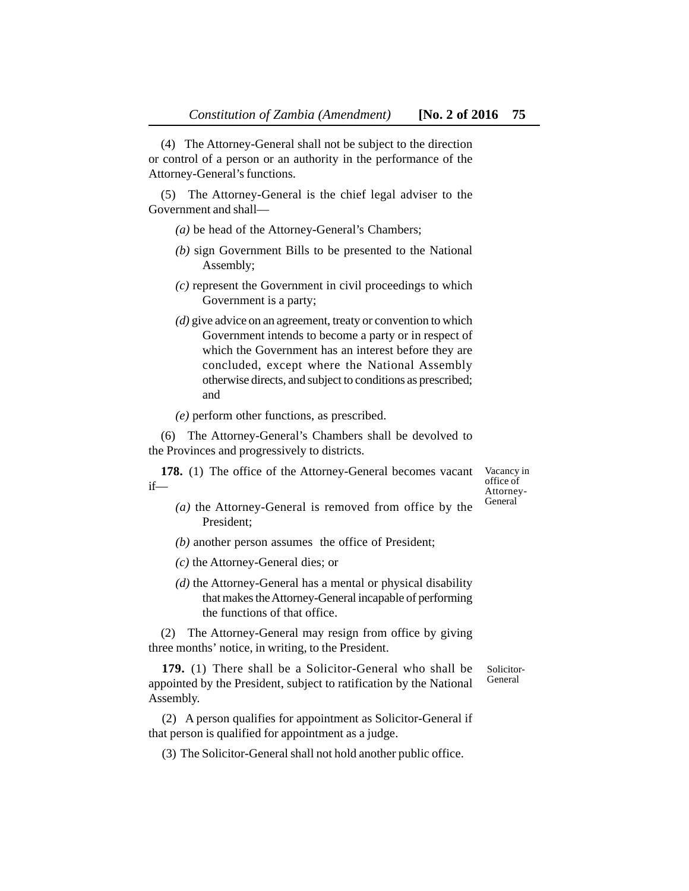(4) The Attorney-General shall not be subject to the direction or control of a person or an authority in the performance of the Attorney-General's functions.

(5) The Attorney-General is the chief legal adviser to the Government and shall—

*(a)* be head of the Attorney-General's Chambers;

*(b)* sign Government Bills to be presented to the National Assembly;

*(c)* represent the Government in civil proceedings to which Government is a party;

*(d)* give advice on an agreement, treaty or convention to which Government intends to become a party or in respect of which the Government has an interest before they are concluded, except where the National Assembly otherwise directs, and subject to conditions as prescribed; and

*(e)* perform other functions, as prescribed.

(6) The Attorney-General's Chambers shall be devolved to the Provinces and progressively to districts.

Vacancy in office of Attorney-General

**178.** (1) The office of the Attorney-General becomes vacant if—

*(a)* the Attorney-General is removed from office by the President;

*(b)* another person assumes the office of President;

*(c)* the Attorney-General dies; or

*(d)* the Attorney-General has a mental or physical disability that makes the Attorney-General incapable of performing the functions of that office.

(2) The Attorney-General may resign from office by giving three months' notice, in writing, to the President.

Solicitor-General

**179.** (1) There shall be a Solicitor-General who shall be appointed by the President, subject to ratification by the National Assembly.

(2) A person qualifies for appointment as Solicitor-General if that person is qualified for appointment as a judge.

(3) The Solicitor-General shall not hold another public office.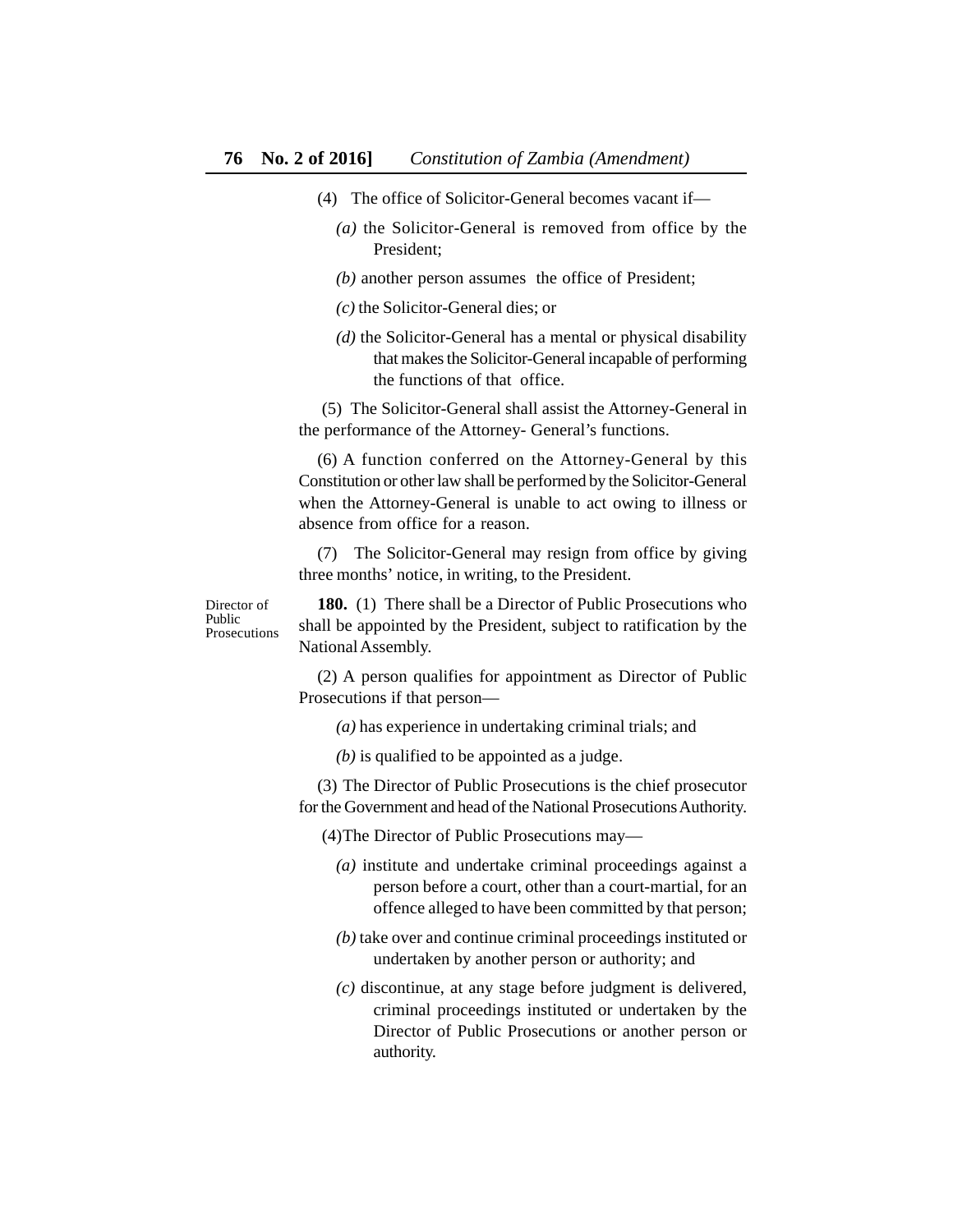(4) The office of Solicitor-General becomes vacant if—

*(a)* the Solicitor-General is removed from office by the President;

*(b)* another person assumes the office of President;

*(c)* the Solicitor-General dies; or

*(d)* the Solicitor-General has a mental or physical disability that makes the Solicitor-General incapable of performing the functions of that office.

(5) The Solicitor-General shall assist the Attorney-General in the performance of the Attorney- General's functions.

(6) A function conferred on the Attorney-General by this Constitution or other law shall be performed by the Solicitor-General when the Attorney-General is unable to act owing to illness or absence from office for a reason.

(7) The Solicitor-General may resign from office by giving three months' notice, in writing, to the President.

Director of Public Prosecutions

**180.** (1) There shall be a Director of Public Prosecutions who shall be appointed by the President, subject to ratification by the National Assembly.

(2) A person qualifies for appointment as Director of Public Prosecutions if that person—

*(a)* has experience in undertaking criminal trials; and

*(b)* is qualified to be appointed as a judge.

(3) The Director of Public Prosecutions is the chief prosecutor for the Government and head of the National Prosecutions Authority.

(4) The Director of Public Prosecutions may—

*(a)* institute and undertake criminal proceedings against a person before a court, other than a court-martial, for an offence alleged to have been committed by that person;

*(b)* take over and continue criminal proceedings instituted or undertaken by another person or authority; and

*(c)* discontinue, at any stage before judgment is delivered, criminal proceedings instituted or undertaken by the Director of Public Prosecutions or another person or authority.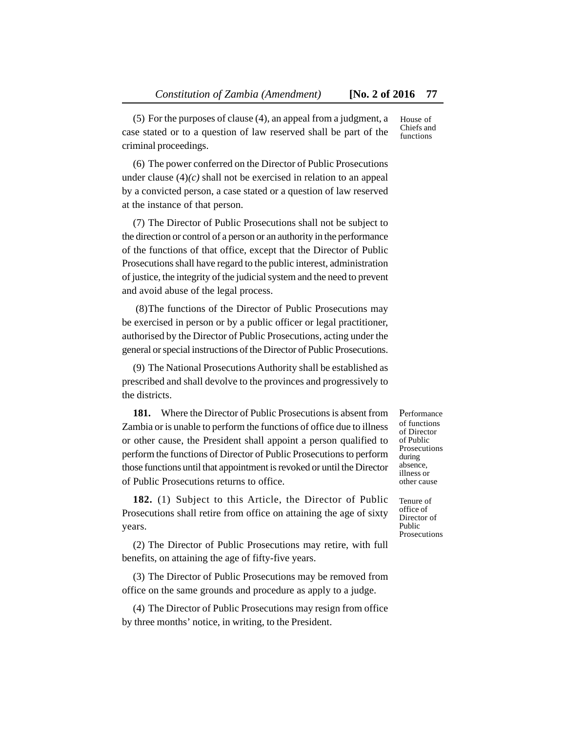(5) For the purposes of clause (4), an appeal from a judgment, a case stated or to a question of law reserved shall be part of the criminal proceedings.

House of Chiefs and functions

(6) The power conferred on the Director of Public Prosecutions under clause (4)*(c)* shall not be exercised in relation to an appeal by a convicted person, a case stated or a question of law reserved at the instance of that person.

(7) The Director of Public Prosecutions shall not be subject to the direction or control of a person or an authority in the performance of the functions of that office, except that the Director of Public Prosecutions shall have regard to the public interest, administration of justice, the integrity of the judicial system and the need to prevent and avoid abuse of the legal process.

(8) The functions of the Director of Public Prosecutions may be exercised in person or by a public officer or legal practitioner, authorised by the Director of Public Prosecutions, acting under the general or special instructions of the Director of Public Prosecutions.

(9) The National Prosecutions Authority shall be established as prescribed and shall devolve to the provinces and progressively to the districts.

Performance of functions of Director of Public Prosecutions during absence, illness or other cause

**181.** Where the Director of Public Prosecutions is absent from Zambia or is unable to perform the functions of office due to illness or other cause, the President shall appoint a person qualified to perform the functions of Director of Public Prosecutions to perform those functions until that appointment is revoked or until the Director of Public Prosecutions returns to office.

Tenure of office of Director of Public Prosecutions

**182.** (1) Subject to this Article, the Director of Public Prosecutions shall retire from office on attaining the age of sixty years.

(2) The Director of Public Prosecutions may retire, with full benefits, on attaining the age of fifty-five years.

(3) The Director of Public Prosecutions may be removed from office on the same grounds and procedure as apply to a judge.

(4) The Director of Public Prosecutions may resign from office by three months' notice, in writing, to the President.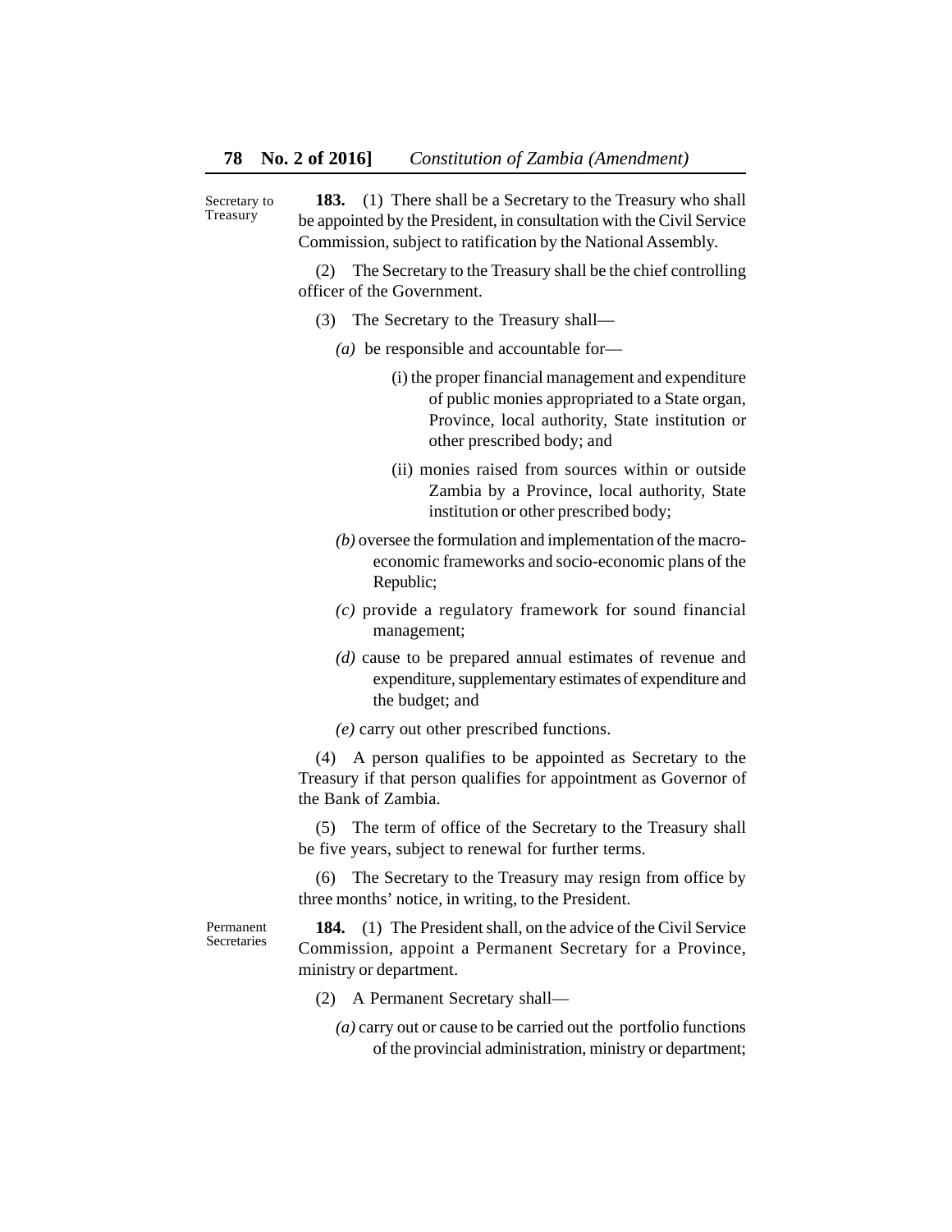**Secretary to Treasury**

**183.** (1) There shall be a Secretary to the Treasury who shall be appointed by the President, in consultation with the Civil Service Commission, subject to ratification by the National Assembly.

(2) The Secretary to the Treasury shall be the chief controlling officer of the Government.

(3) The Secretary to the Treasury shall—

*(a)* be responsible and accountable for—

(i) the proper financial management and expenditure of public monies appropriated to a State organ, Province, local authority, State institution or other prescribed body; and

(ii) monies raised from sources within or outside Zambia by a Province, local authority, State institution or other prescribed body;

*(b)* oversee the formulation and implementation of the macro-economic frameworks and socio-economic plans of the Republic;

*(c)* provide a regulatory framework for sound financial management;

*(d)* cause to be prepared annual estimates of revenue and expenditure, supplementary estimates of expenditure and the budget; and

*(e)* carry out other prescribed functions.

(4) A person qualifies to be appointed as Secretary to the Treasury if that person qualifies for appointment as Governor of the Bank of Zambia.

(5) The term of office of the Secretary to the Treasury shall be five years, subject to renewal for further terms.

(6) The Secretary to the Treasury may resign from office by three months' notice, in writing, to the President.

**Permanent Secretaries**

**184.** (1) The President shall, on the advice of the Civil Service Commission, appoint a Permanent Secretary for a Province, ministry or department.

(2) A Permanent Secretary shall—

*(a)* carry out or cause to be carried out the portfolio functions of the provincial administration, ministry or department;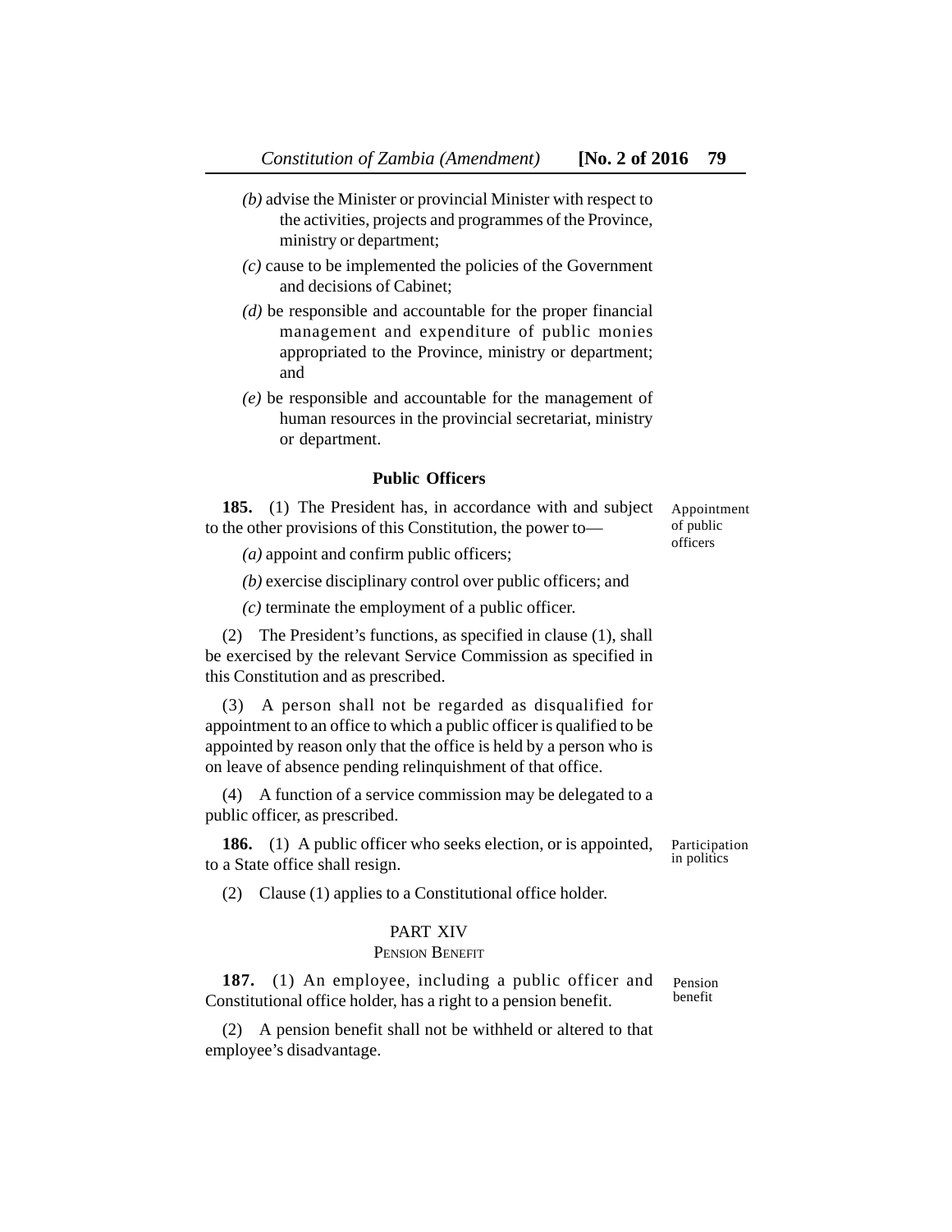*(b)* advise the Minister or provincial Minister with respect to the activities, projects and programmes of the Province, ministry or department;

*(c)* cause to be implemented the policies of the Government and decisions of Cabinet;

*(d)* be responsible and accountable for the proper financial management and expenditure of public monies appropriated to the Province, ministry or department; and

*(e)* be responsible and accountable for the management of human resources in the provincial secretariat, ministry or department.

### Public Officers

Appointment of public officers

**185.** (1) The President has, in accordance with and subject to the other provisions of this Constitution, the power to—

*(a)* appoint and confirm public officers;

*(b)* exercise disciplinary control over public officers; and

*(c)* terminate the employment of a public officer.

(2) The President's functions, as specified in clause (1), shall be exercised by the relevant Service Commission as specified in this Constitution and as prescribed.

(3) A person shall not be regarded as disqualified for appointment to an office to which a public officer is qualified to be appointed by reason only that the office is held by a person who is on leave of absence pending relinquishment of that office.

(4) A function of a service commission may be delegated to a public officer, as prescribed.

Participation in politics

**186.** (1) A public officer who seeks election, or is appointed, to a State office shall resign.

(2) Clause (1) applies to a Constitutional office holder.

## PART XIV

### PENSION BENEFIT

Pension benefit

**187.** (1) An employee, including a public officer and Constitutional office holder, has a right to a pension benefit.

(2) A pension benefit shall not be withheld or altered to that employee's disadvantage.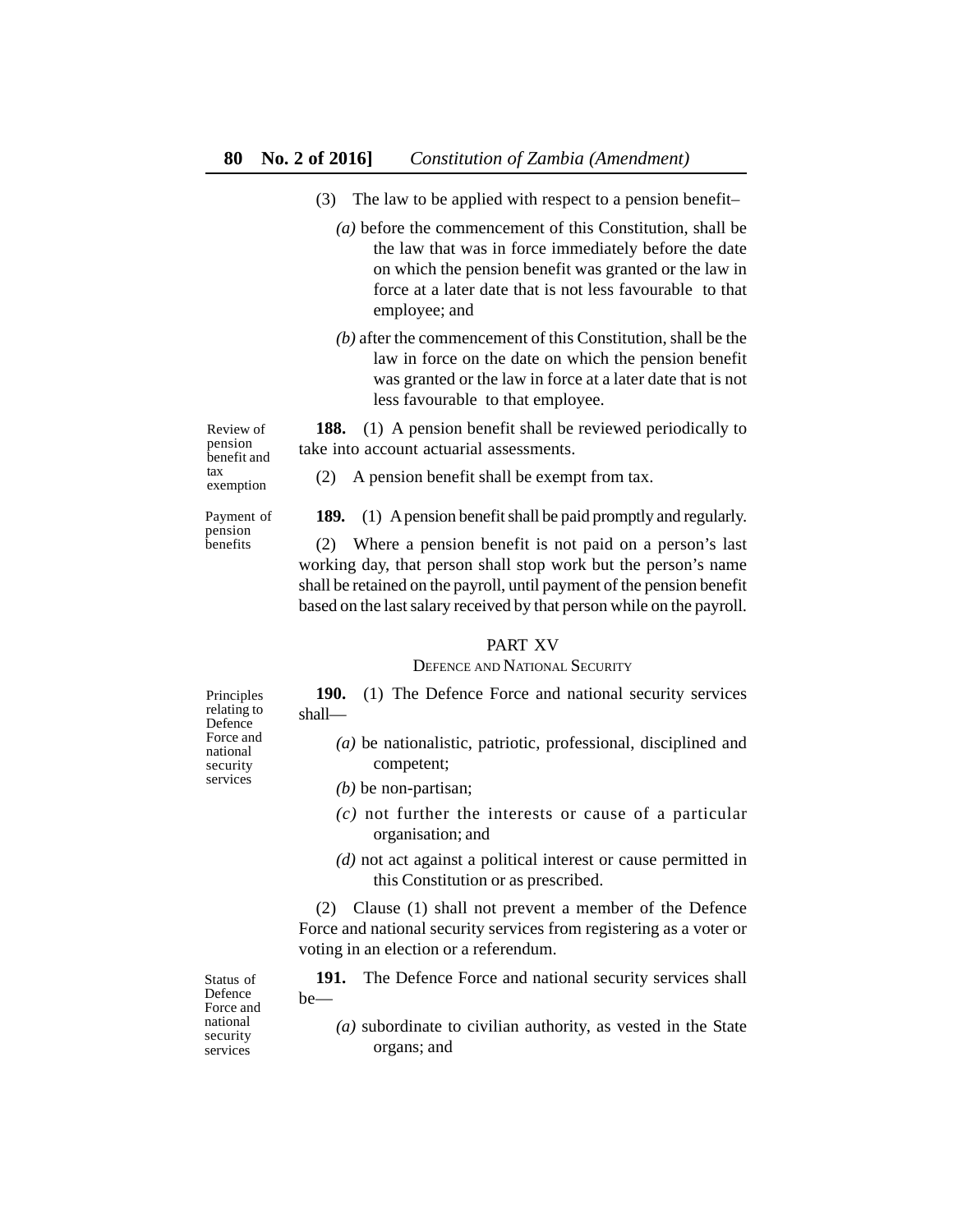(3) The law to be applied with respect to a pension benefit–

*(a)* before the commencement of this Constitution, shall be the law that was in force immediately before the date on which the pension benefit was granted or the law in force at a later date that is not less favourable to that employee; and

*(b)* after the commencement of this Constitution, shall be the law in force on the date on which the pension benefit was granted or the law in force at a later date that is not less favourable to that employee.

Review of pension benefit and tax exemption

**188.** (1) A pension benefit shall be reviewed periodically to take into account actuarial assessments.

(2) A pension benefit shall be exempt from tax.

Payment of pension benefits

**189.** (1) A pension benefit shall be paid promptly and regularly.

(2) Where a pension benefit is not paid on a person's last working day, that person shall stop work but the person's name shall be retained on the payroll, until payment of the pension benefit based on the last salary received by that person while on the payroll.

## PART XV
### DEFENCE AND NATIONAL SECURITY

Principles relating to Defence Force and national security services

**190.** (1) The Defence Force and national security services shall—

*(a)* be nationalistic, patriotic, professional, disciplined and competent;

*(b)* be non-partisan;

*(c)* not further the interests or cause of a particular organisation; and

*(d)* not act against a political interest or cause permitted in this Constitution or as prescribed.

(2) Clause (1) shall not prevent a member of the Defence Force and national security services from registering as a voter or voting in an election or a referendum.

Status of Defence Force and national security services

**191.** The Defence Force and national security services shall be—

*(a)* subordinate to civilian authority, as vested in the State organs; and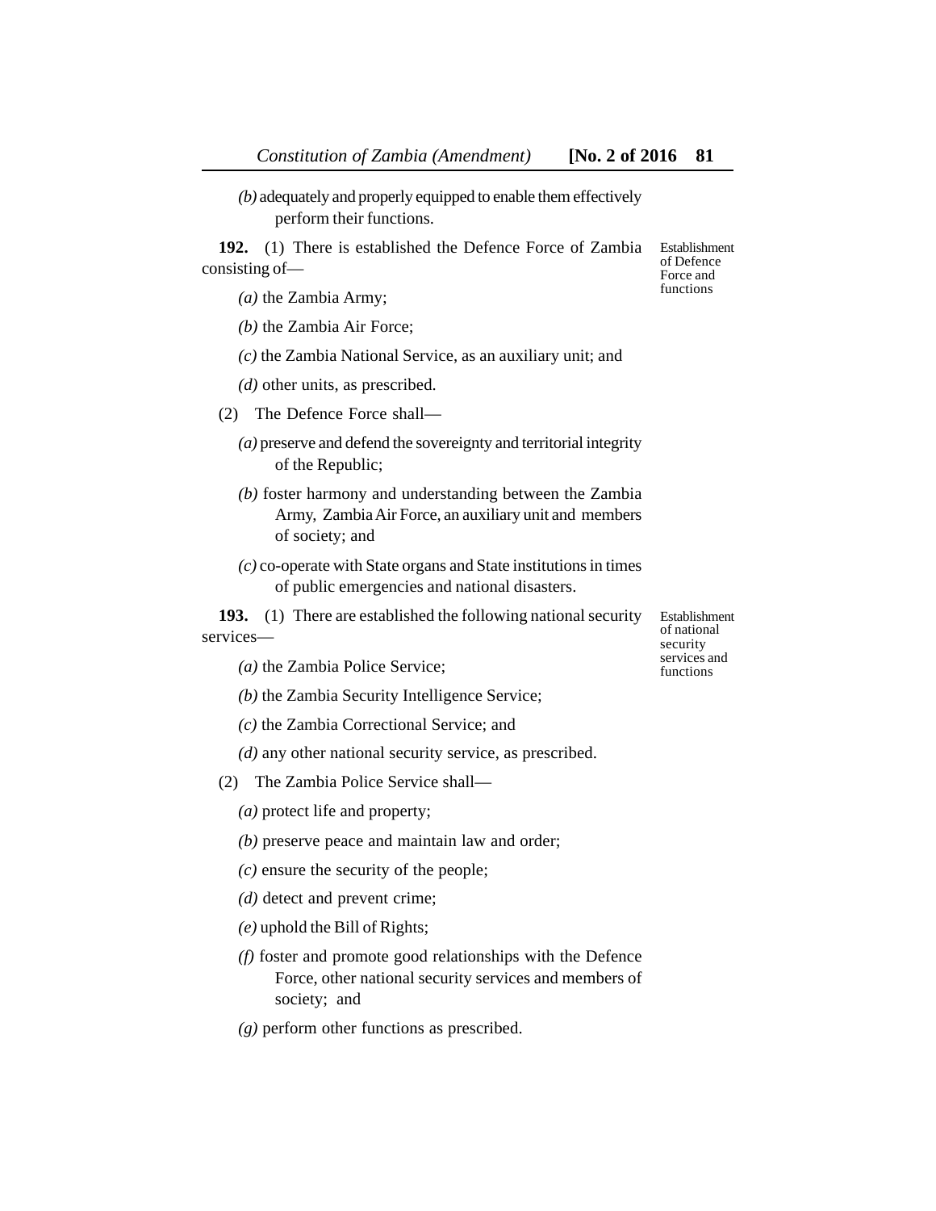*(b)* adequately and properly equipped to enable them effectively perform their functions.

**192.** (1) There is established the Defence Force of Zambia consisting of—

Establishment of Defence Force and functions

*(a)* the Zambia Army;

*(b)* the Zambia Air Force;

*(c)* the Zambia National Service, as an auxiliary unit; and

*(d)* other units, as prescribed.

(2) The Defence Force shall—

*(a)* preserve and defend the sovereignty and territorial integrity of the Republic;

*(b)* foster harmony and understanding between the Zambia Army, Zambia Air Force, an auxiliary unit and members of society; and

*(c)* co-operate with State organs and State institutions in times of public emergencies and national disasters.

**193.** (1) There are established the following national security services—

Establishment of national security services and functions

*(a)* the Zambia Police Service;

*(b)* the Zambia Security Intelligence Service;

*(c)* the Zambia Correctional Service; and

*(d)* any other national security service, as prescribed.

(2) The Zambia Police Service shall—

*(a)* protect life and property;

*(b)* preserve peace and maintain law and order;

*(c)* ensure the security of the people;

*(d)* detect and prevent crime;

*(e)* uphold the Bill of Rights;

*(f)* foster and promote good relationships with the Defence Force, other national security services and members of society; and

*(g)* perform other functions as prescribed.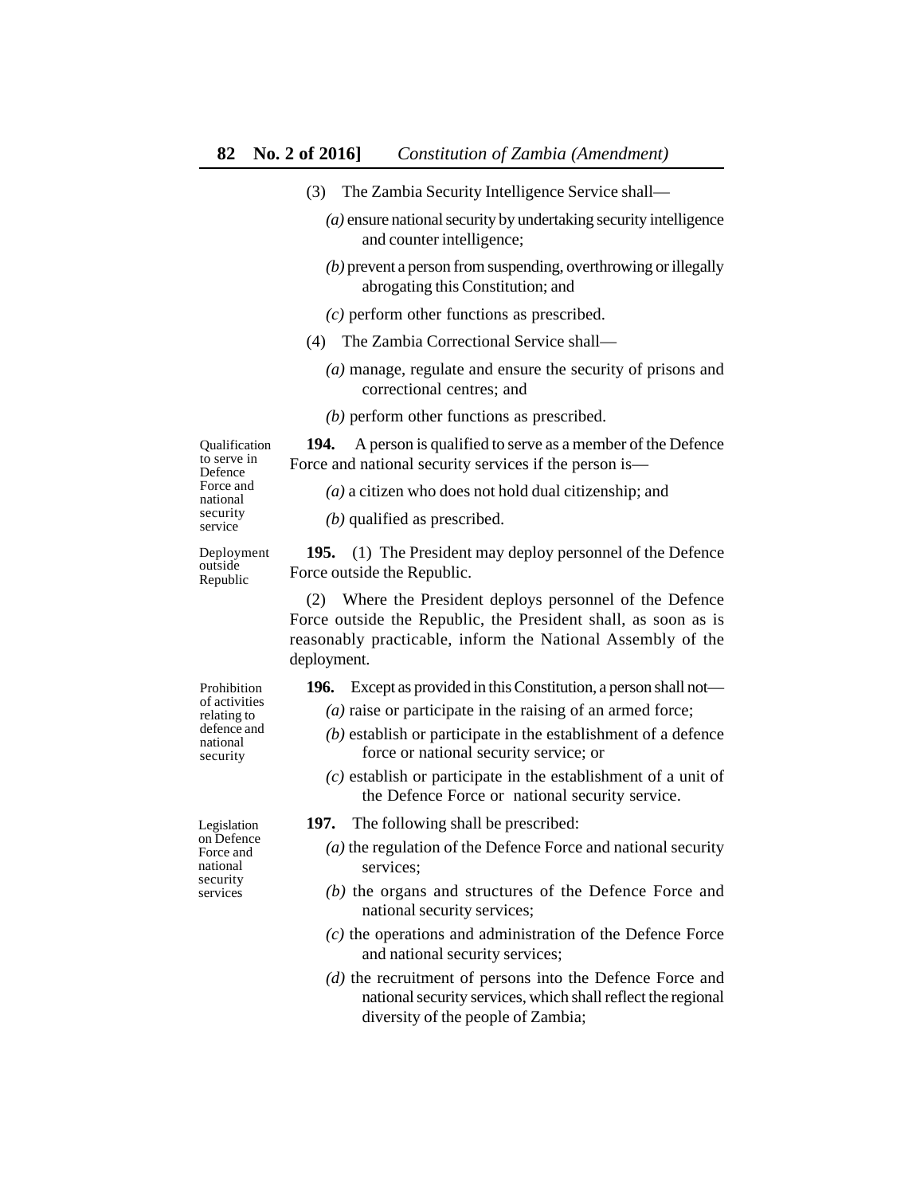(3) The Zambia Security Intelligence Service shall—

*(a)* ensure national security by undertaking security intelligence and counter intelligence;

*(b)* prevent a person from suspending, overthrowing or illegally abrogating this Constitution; and

*(c)* perform other functions as prescribed.

(4) The Zambia Correctional Service shall—

*(a)* manage, regulate and ensure the security of prisons and correctional centres; and

*(b)* perform other functions as prescribed.

Qualification to serve in Defence Force and national security service

**194.** A person is qualified to serve as a member of the Defence Force and national security services if the person is—

*(a)* a citizen who does not hold dual citizenship; and

*(b)* qualified as prescribed.

Deployment outside Republic

**195.** (1) The President may deploy personnel of the Defence Force outside the Republic.

(2) Where the President deploys personnel of the Defence Force outside the Republic, the President shall, as soon as is reasonably practicable, inform the National Assembly of the deployment.

Prohibition of activities relating to defence and national security

**196.** Except as provided in this Constitution, a person shall not—

*(a)* raise or participate in the raising of an armed force;

*(b)* establish or participate in the establishment of a defence force or national security service; or

*(c)* establish or participate in the establishment of a unit of the Defence Force or national security service.

Legislation on Defence Force and national security services

**197.** The following shall be prescribed:

*(a)* the regulation of the Defence Force and national security services;

*(b)* the organs and structures of the Defence Force and national security services;

*(c)* the operations and administration of the Defence Force and national security services;

*(d)* the recruitment of persons into the Defence Force and national security services, which shall reflect the regional diversity of the people of Zambia;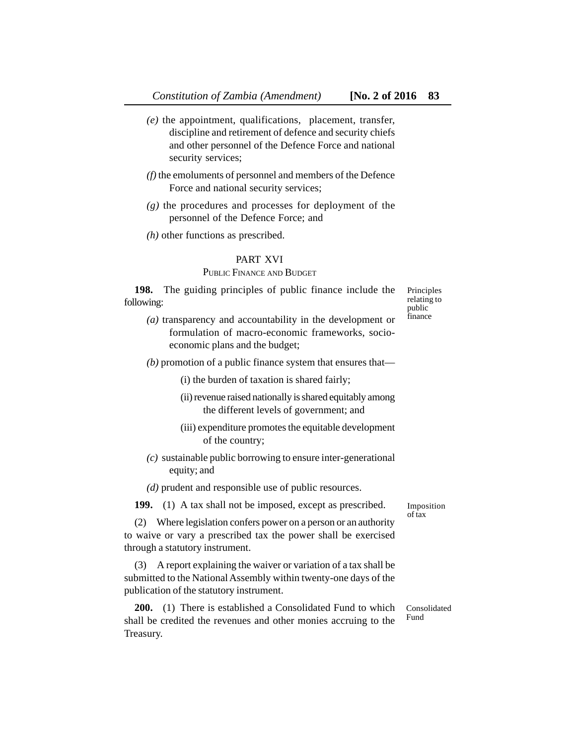*(e)* the appointment, qualifications, placement, transfer, discipline and retirement of defence and security chiefs and other personnel of the Defence Force and national security services;

*(f)* the emoluments of personnel and members of the Defence Force and national security services;

*(g)* the procedures and processes for deployment of the personnel of the Defence Force; and

*(h)* other functions as prescribed.

## PART XVI

### PUBLIC FINANCE AND BUDGET

*Principles relating to public finance*

**198.** The guiding principles of public finance include the following:

*(a)* transparency and accountability in the development or formulation of macro-economic frameworks, socio-economic plans and the budget;

*(b)* promotion of a public finance system that ensures that—

(i) the burden of taxation is shared fairly;

(ii) revenue raised nationally is shared equitably among the different levels of government; and

(iii) expenditure promotes the equitable development of the country;

*(c)* sustainable public borrowing to ensure inter-generational equity; and

*(d)* prudent and responsible use of public resources.

*Imposition of tax*

**199.** (1) A tax shall not be imposed, except as prescribed.

(2) Where legislation confers power on a person or an authority to waive or vary a prescribed tax the power shall be exercised through a statutory instrument.

(3) A report explaining the waiver or variation of a tax shall be submitted to the National Assembly within twenty-one days of the publication of the statutory instrument.

*Consolidated Fund*

**200.** (1) There is established a Consolidated Fund to which shall be credited the revenues and other monies accruing to the Treasury.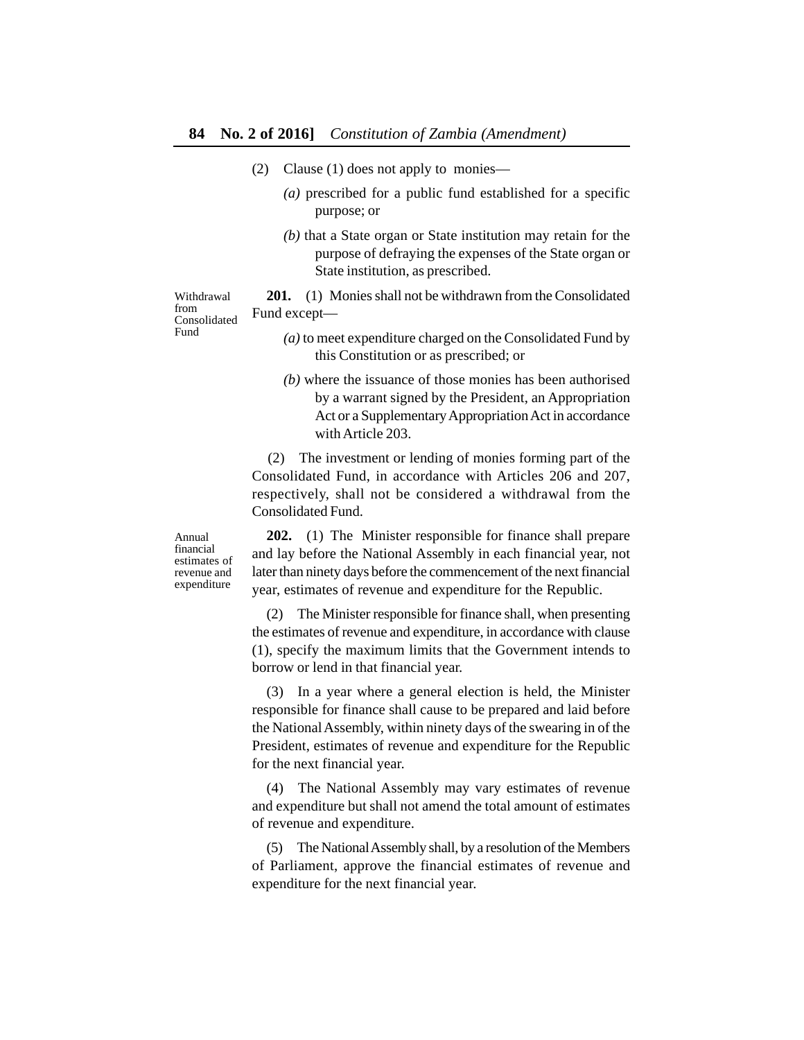(2) Clause (1) does not apply to monies—

*(a)* prescribed for a public fund established for a specific purpose; or

*(b)* that a State organ or State institution may retain for the purpose of defraying the expenses of the State organ or State institution, as prescribed.

Withdrawal from Consolidated Fund

**201.** (1) Monies shall not be withdrawn from the Consolidated Fund except—

*(a)* to meet expenditure charged on the Consolidated Fund by this Constitution or as prescribed; or

*(b)* where the issuance of those monies has been authorised by a warrant signed by the President, an Appropriation Act or a Supplementary Appropriation Act in accordance with Article 203.

(2) The investment or lending of monies forming part of the Consolidated Fund, in accordance with Articles 206 and 207, respectively, shall not be considered a withdrawal from the Consolidated Fund.

Annual financial estimates of revenue and expenditure

**202.** (1) The Minister responsible for finance shall prepare and lay before the National Assembly in each financial year, not later than ninety days before the commencement of the next financial year, estimates of revenue and expenditure for the Republic.

(2) The Minister responsible for finance shall, when presenting the estimates of revenue and expenditure, in accordance with clause (1), specify the maximum limits that the Government intends to borrow or lend in that financial year.

(3) In a year where a general election is held, the Minister responsible for finance shall cause to be prepared and laid before the National Assembly, within ninety days of the swearing in of the President, estimates of revenue and expenditure for the Republic for the next financial year.

(4) The National Assembly may vary estimates of revenue and expenditure but shall not amend the total amount of estimates of revenue and expenditure.

(5) The National Assembly shall, by a resolution of the Members of Parliament, approve the financial estimates of revenue and expenditure for the next financial year.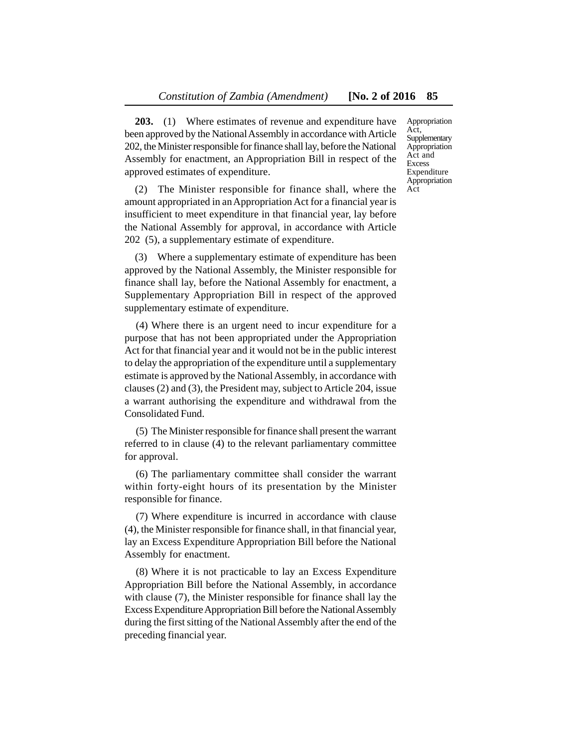**203.** (1) Where estimates of revenue and expenditure have been approved by the National Assembly in accordance with Article 202, the Minister responsible for finance shall lay, before the National Assembly for enactment, an Appropriation Bill in respect of the approved estimates of expenditure.

Appropriation Act, Supplementary Appropriation Act and Excess Expenditure Appropriation Act

(2) The Minister responsible for finance shall, where the amount appropriated in an Appropriation Act for a financial year is insufficient to meet expenditure in that financial year, lay before the National Assembly for approval, in accordance with Article 202 (5), a supplementary estimate of expenditure.

(3) Where a supplementary estimate of expenditure has been approved by the National Assembly, the Minister responsible for finance shall lay, before the National Assembly for enactment, a Supplementary Appropriation Bill in respect of the approved supplementary estimate of expenditure.

(4) Where there is an urgent need to incur expenditure for a purpose that has not been appropriated under the Appropriation Act for that financial year and it would not be in the public interest to delay the appropriation of the expenditure until a supplementary estimate is approved by the National Assembly, in accordance with clauses (2) and (3), the President may, subject to Article 204, issue a warrant authorising the expenditure and withdrawal from the Consolidated Fund.

(5) The Minister responsible for finance shall present the warrant referred to in clause (4) to the relevant parliamentary committee for approval.

(6) The parliamentary committee shall consider the warrant within forty-eight hours of its presentation by the Minister responsible for finance.

(7) Where expenditure is incurred in accordance with clause (4), the Minister responsible for finance shall, in that financial year, lay an Excess Expenditure Appropriation Bill before the National Assembly for enactment.

(8) Where it is not practicable to lay an Excess Expenditure Appropriation Bill before the National Assembly, in accordance with clause (7), the Minister responsible for finance shall lay the Excess Expenditure Appropriation Bill before the National Assembly during the first sitting of the National Assembly after the end of the preceding financial year.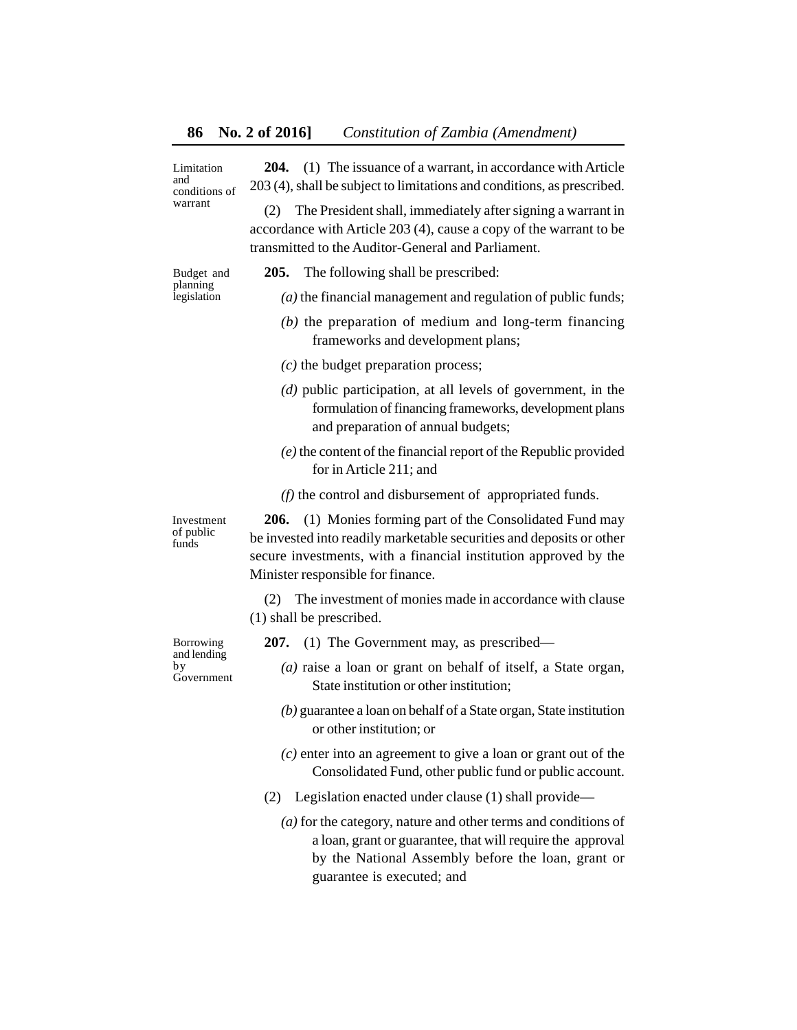**Limitation and conditions of warrant**

**204.** (1) The issuance of a warrant, in accordance with Article 203 (4), shall be subject to limitations and conditions, as prescribed.

(2) The President shall, immediately after signing a warrant in accordance with Article 203 (4), cause a copy of the warrant to be transmitted to the Auditor-General and Parliament.

**Budget and planning legislation**

**205.** The following shall be prescribed:

*(a)* the financial management and regulation of public funds;

*(b)* the preparation of medium and long-term financing frameworks and development plans;

*(c)* the budget preparation process;

*(d)* public participation, at all levels of government, in the formulation of financing frameworks, development plans and preparation of annual budgets;

*(e)* the content of the financial report of the Republic provided for in Article 211; and

*(f)* the control and disbursement of appropriated funds.

**Investment of public funds**

**206.** (1) Monies forming part of the Consolidated Fund may be invested into readily marketable securities and deposits or other secure investments, with a financial institution approved by the Minister responsible for finance.

(2) The investment of monies made in accordance with clause (1) shall be prescribed.

**Borrowing and lending by Government**

**207.** (1) The Government may, as prescribed—

*(a)* raise a loan or grant on behalf of itself, a State organ, State institution or other institution;

*(b)* guarantee a loan on behalf of a State organ, State institution or other institution; or

*(c)* enter into an agreement to give a loan or grant out of the Consolidated Fund, other public fund or public account.

(2) Legislation enacted under clause (1) shall provide—

*(a)* for the category, nature and other terms and conditions of a loan, grant or guarantee, that will require the approval by the National Assembly before the loan, grant or guarantee is executed; and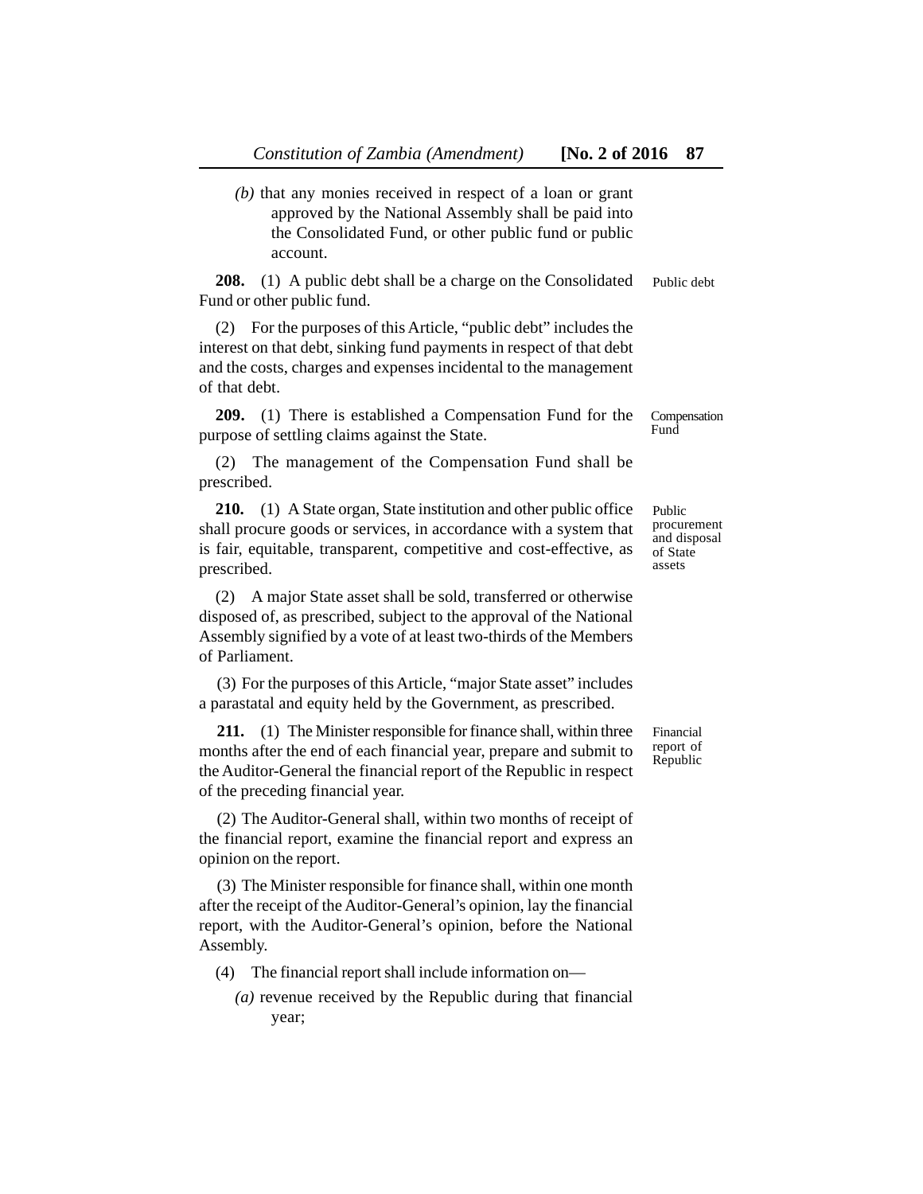*(b)* that any monies received in respect of a loan or grant approved by the National Assembly shall be paid into the Consolidated Fund, or other public fund or public account.

Public debt

**208.** (1) A public debt shall be a charge on the Consolidated Fund or other public fund.

(2) For the purposes of this Article, "public debt" includes the interest on that debt, sinking fund payments in respect of that debt and the costs, charges and expenses incidental to the management of that debt.

Compensation Fund

**209.** (1) There is established a Compensation Fund for the purpose of settling claims against the State.

(2) The management of the Compensation Fund shall be prescribed.

Public procurement and disposal of State assets

**210.** (1) A State organ, State institution and other public office shall procure goods or services, in accordance with a system that is fair, equitable, transparent, competitive and cost-effective, as prescribed.

(2) A major State asset shall be sold, transferred or otherwise disposed of, as prescribed, subject to the approval of the National Assembly signified by a vote of at least two-thirds of the Members of Parliament.

(3) For the purposes of this Article, "major State asset" includes a parastatal and equity held by the Government, as prescribed.

Financial report of Republic

**211.** (1) The Minister responsible for finance shall, within three months after the end of each financial year, prepare and submit to the Auditor-General the financial report of the Republic in respect of the preceding financial year.

(2) The Auditor-General shall, within two months of receipt of the financial report, examine the financial report and express an opinion on the report.

(3) The Minister responsible for finance shall, within one month after the receipt of the Auditor-General's opinion, lay the financial report, with the Auditor-General's opinion, before the National Assembly.

(4) The financial report shall include information on—

*(a)* revenue received by the Republic during that financial year;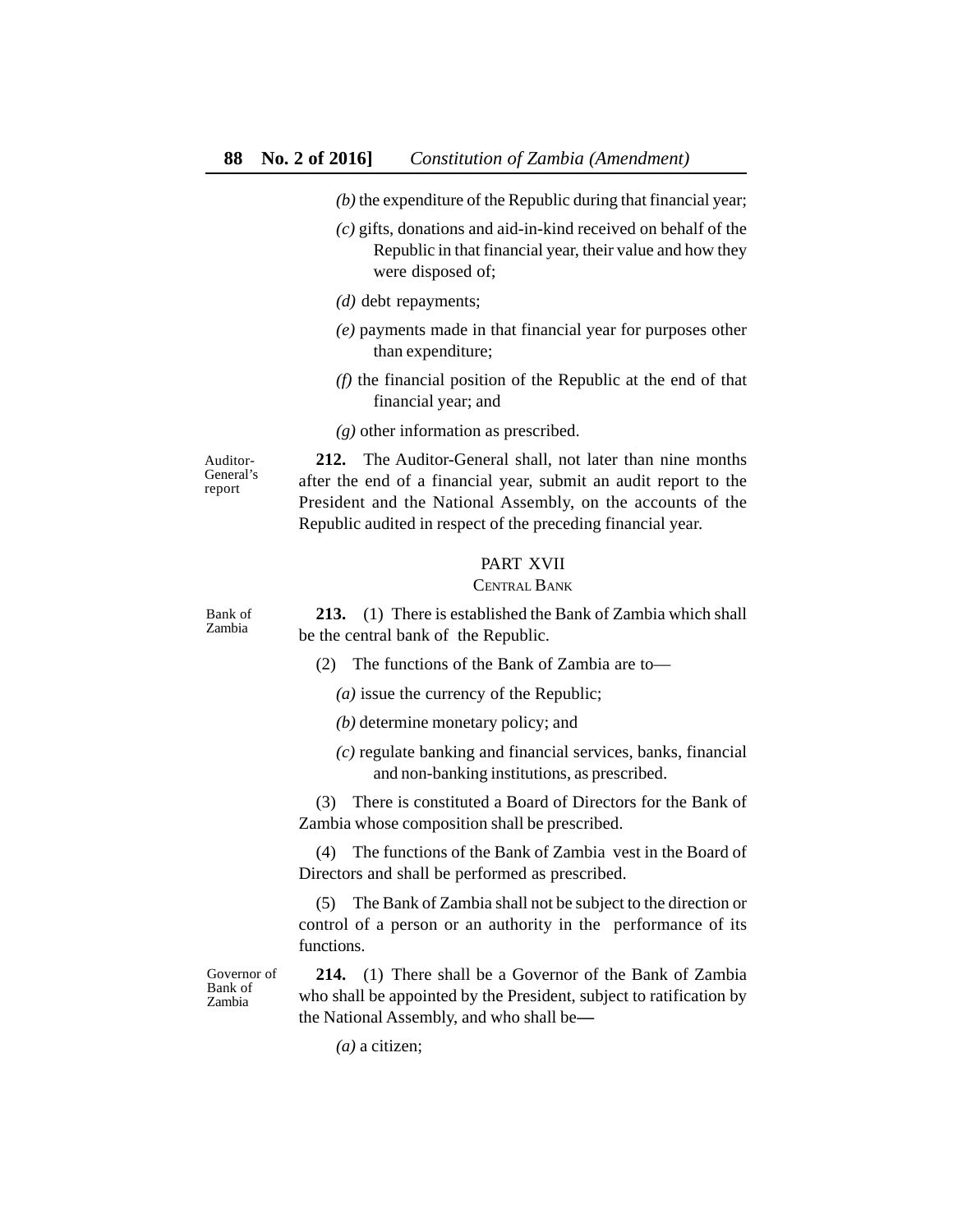*(b)* the expenditure of the Republic during that financial year;

*(c)* gifts, donations and aid-in-kind received on behalf of the Republic in that financial year, their value and how they were disposed of;

*(d)* debt repayments;

*(e)* payments made in that financial year for purposes other than expenditure;

*(f)* the financial position of the Republic at the end of that financial year; and

*(g)* other information as prescribed.

Auditor-General's report

**212.** The Auditor-General shall, not later than nine months after the end of a financial year, submit an audit report to the President and the National Assembly, on the accounts of the Republic audited in respect of the preceding financial year.

## PART XVII
### CENTRAL BANK

Bank of Zambia

**213.** (1) There is established the Bank of Zambia which shall be the central bank of the Republic.

(2) The functions of the Bank of Zambia are to—

*(a)* issue the currency of the Republic;

*(b)* determine monetary policy; and

*(c)* regulate banking and financial services, banks, financial and non-banking institutions, as prescribed.

(3) There is constituted a Board of Directors for the Bank of Zambia whose composition shall be prescribed.

(4) The functions of the Bank of Zambia vest in the Board of Directors and shall be performed as prescribed.

(5) The Bank of Zambia shall not be subject to the direction or control of a person or an authority in the performance of its functions.

Governor of Bank of Zambia

**214.** (1) There shall be a Governor of the Bank of Zambia who shall be appointed by the President, subject to ratification by the National Assembly, and who shall be—

*(a)* a citizen;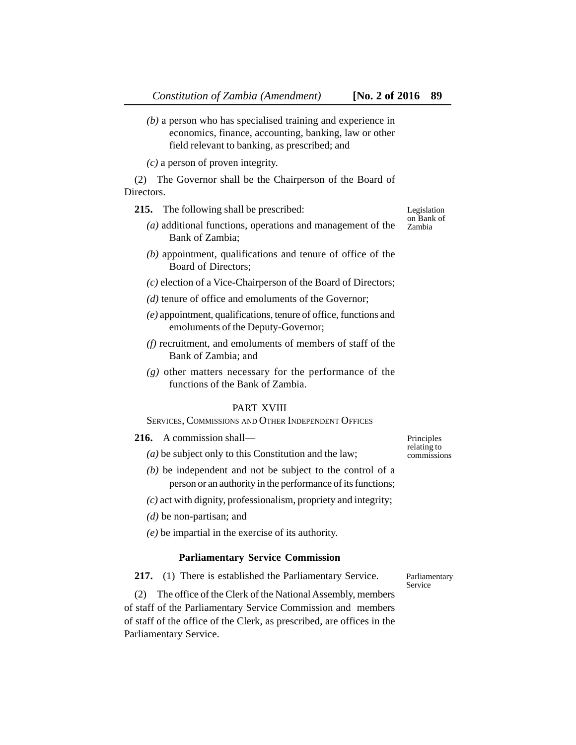(b) a person who has specialised training and experience in economics, finance, accounting, banking, law or other field relevant to banking, as prescribed; and

(c) a person of proven integrity.

(2) The Governor shall be the Chairperson of the Board of Directors.

Legislation on Bank of Zambia

**215.** The following shall be prescribed:

(a) additional functions, operations and management of the Bank of Zambia;

(b) appointment, qualifications and tenure of office of the Board of Directors;

(c) election of a Vice-Chairperson of the Board of Directors;

(d) tenure of office and emoluments of the Governor;

(e) appointment, qualifications, tenure of office, functions and emoluments of the Deputy-Governor;

(f) recruitment, and emoluments of members of staff of the Bank of Zambia; and

(g) other matters necessary for the performance of the functions of the Bank of Zambia.

## PART XVIII

### SERVICES, COMMISSIONS AND OTHER INDEPENDENT OFFICES

Principles relating to commissions

**216.** A commission shall—

(a) be subject only to this Constitution and the law;

(b) be independent and not be subject to the control of a person or an authority in the performance of its functions;

(c) act with dignity, professionalism, propriety and integrity;

(d) be non-partisan; and

(e) be impartial in the exercise of its authority.

### Parliamentary Service Commission

Parliamentary Service

**217.** (1) There is established the Parliamentary Service.

(2) The office of the Clerk of the National Assembly, members of staff of the Parliamentary Service Commission and members of staff of the office of the Clerk, as prescribed, are offices in the Parliamentary Service.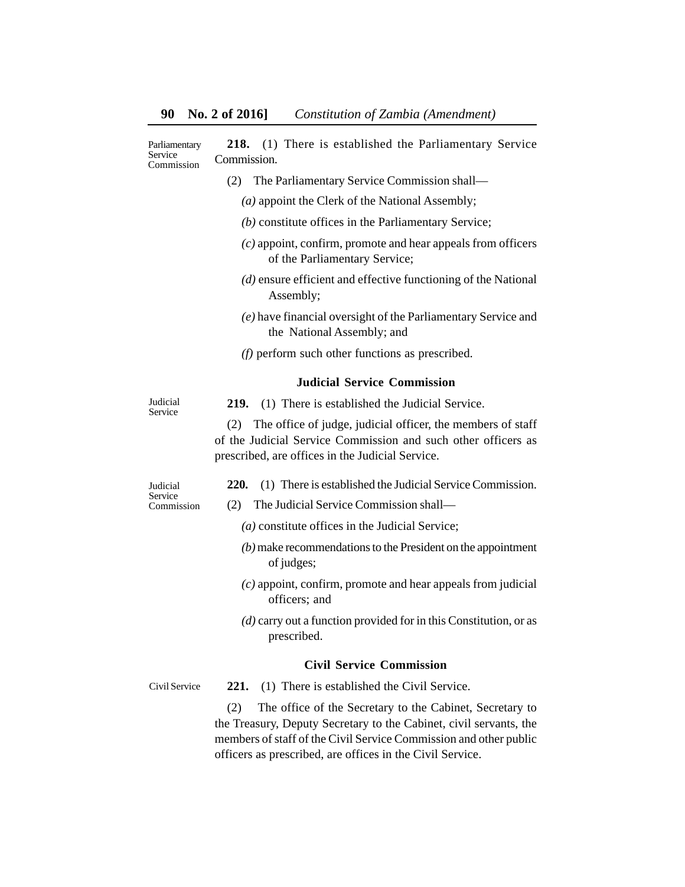Parliamentary Service Commission

**218.** (1) There is established the Parliamentary Service Commission.

(2) The Parliamentary Service Commission shall—

*(a)* appoint the Clerk of the National Assembly;

*(b)* constitute offices in the Parliamentary Service;

*(c)* appoint, confirm, promote and hear appeals from officers of the Parliamentary Service;

*(d)* ensure efficient and effective functioning of the National Assembly;

*(e)* have financial oversight of the Parliamentary Service and the National Assembly; and

*(f)* perform such other functions as prescribed.

### Judicial Service Commission

Judicial Service

**219.** (1) There is established the Judicial Service.

(2) The office of judge, judicial officer, the members of staff of the Judicial Service Commission and such other officers as prescribed, are offices in the Judicial Service.

Judicial Service Commission

**220.** (1) There is established the Judicial Service Commission.

(2) The Judicial Service Commission shall—

*(a)* constitute offices in the Judicial Service;

*(b)* make recommendations to the President on the appointment of judges;

*(c)* appoint, confirm, promote and hear appeals from judicial officers; and

*(d)* carry out a function provided for in this Constitution, or as prescribed.

### Civil Service Commission

Civil Service

**221.** (1) There is established the Civil Service.

(2) The office of the Secretary to the Cabinet, Secretary to the Treasury, Deputy Secretary to the Cabinet, civil servants, the members of staff of the Civil Service Commission and other public officers as prescribed, are offices in the Civil Service.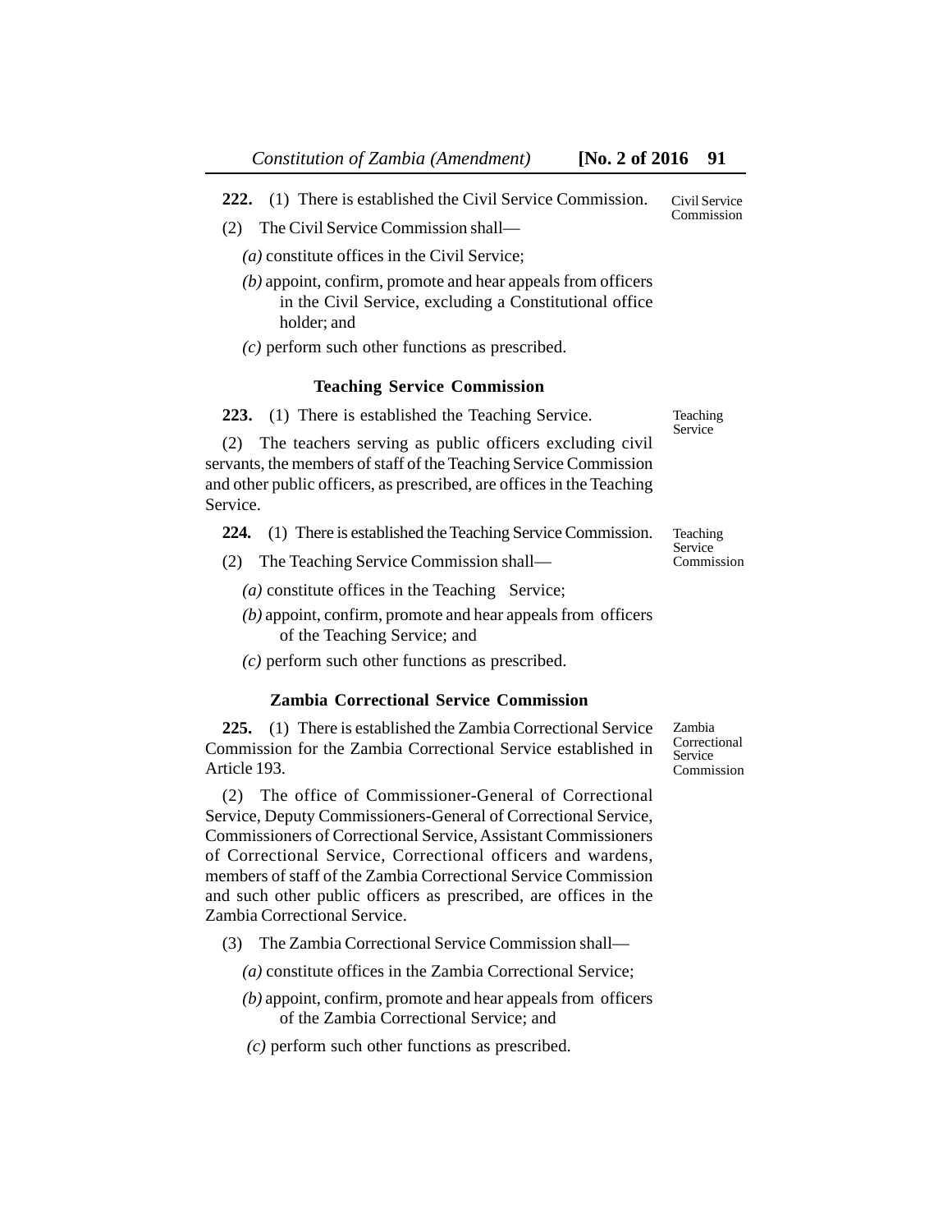**222.** (1) There is established the Civil Service Commission.

Civil Service Commission

(2) The Civil Service Commission shall—

*(a)* constitute offices in the Civil Service;

*(b)* appoint, confirm, promote and hear appeals from officers in the Civil Service, excluding a Constitutional office holder; and

*(c)* perform such other functions as prescribed.

### Teaching Service Commission

**223.** (1) There is established the Teaching Service.

Teaching Service

(2) The teachers serving as public officers excluding civil servants, the members of staff of the Teaching Service Commission and other public officers, as prescribed, are offices in the Teaching Service.

**224.** (1) There is established the Teaching Service Commission.

Teaching Service Commission

(2) The Teaching Service Commission shall—

*(a)* constitute offices in the Teaching Service;

*(b)* appoint, confirm, promote and hear appeals from officers of the Teaching Service; and

*(c)* perform such other functions as prescribed.

### Zambia Correctional Service Commission

**225.** (1) There is established the Zambia Correctional Service Commission for the Zambia Correctional Service established in Article 193.

Zambia Correctional Service Commission

(2) The office of Commissioner-General of Correctional Service, Deputy Commissioners-General of Correctional Service, Commissioners of Correctional Service, Assistant Commissioners of Correctional Service, Correctional officers and wardens, members of staff of the Zambia Correctional Service Commission and such other public officers as prescribed, are offices in the Zambia Correctional Service.

(3) The Zambia Correctional Service Commission shall—

*(a)* constitute offices in the Zambia Correctional Service;

*(b)* appoint, confirm, promote and hear appeals from officers of the Zambia Correctional Service; and

*(c)* perform such other functions as prescribed.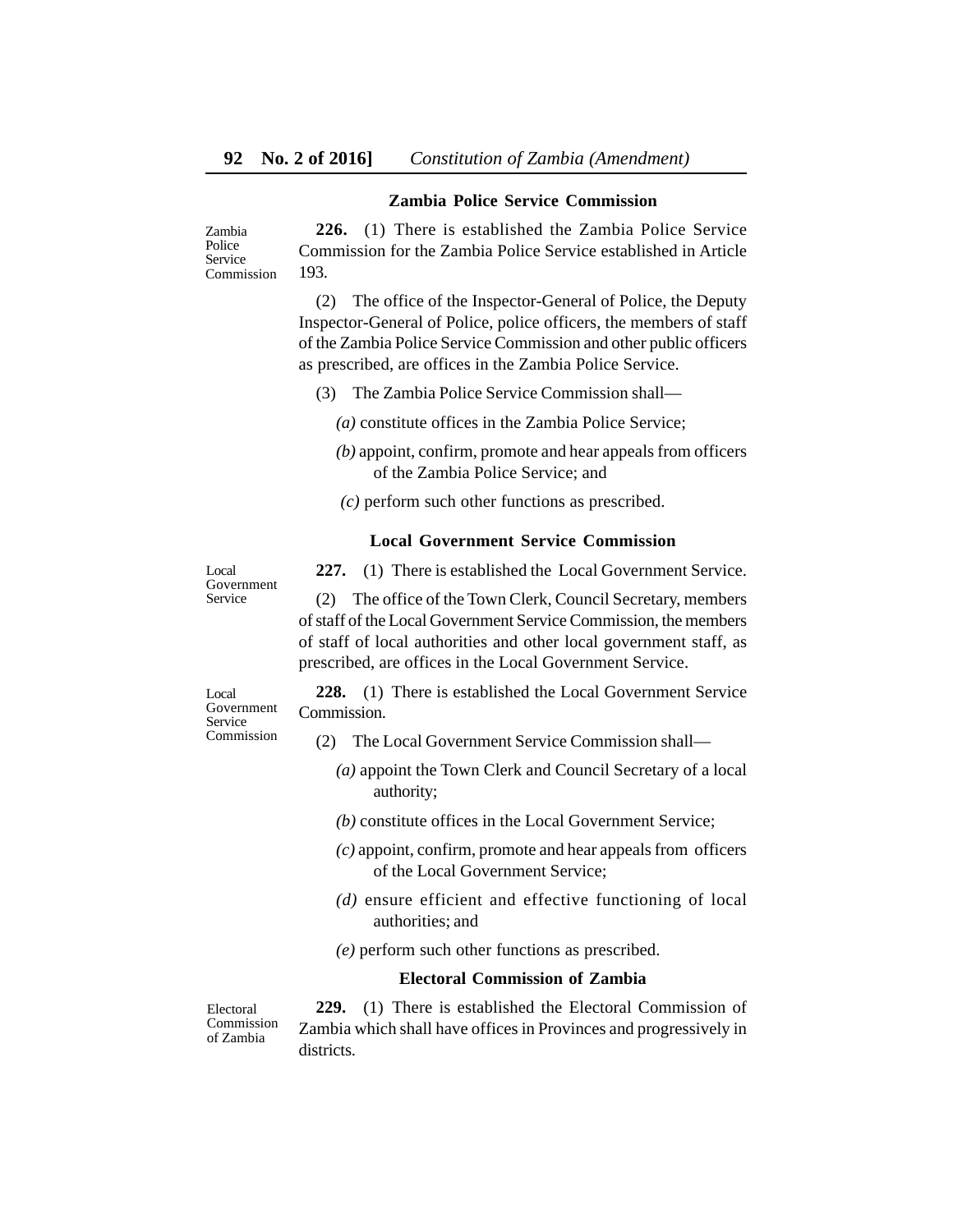## Zambia Police Service Commission

Zambia Police Service Commission

**226.** (1) There is established the Zambia Police Service Commission for the Zambia Police Service established in Article 193.

(2) The office of the Inspector-General of Police, the Deputy Inspector-General of Police, police officers, the members of staff of the Zambia Police Service Commission and other public officers as prescribed, are offices in the Zambia Police Service.

(3) The Zambia Police Service Commission shall—

*(a)* constitute offices in the Zambia Police Service;

*(b)* appoint, confirm, promote and hear appeals from officers of the Zambia Police Service; and

*(c)* perform such other functions as prescribed.

## Local Government Service Commission

Local Government Service

**227.** (1) There is established the Local Government Service.

(2) The office of the Town Clerk, Council Secretary, members of staff of the Local Government Service Commission, the members of staff of local authorities and other local government staff, as prescribed, are offices in the Local Government Service.

Local Government Service Commission

**228.** (1) There is established the Local Government Service Commission.

(2) The Local Government Service Commission shall—

*(a)* appoint the Town Clerk and Council Secretary of a local authority;

*(b)* constitute offices in the Local Government Service;

*(c)* appoint, confirm, promote and hear appeals from officers of the Local Government Service;

*(d)* ensure efficient and effective functioning of local authorities; and

*(e)* perform such other functions as prescribed.

## Electoral Commission of Zambia

Electoral Commission of Zambia

**229.** (1) There is established the Electoral Commission of Zambia which shall have offices in Provinces and progressively in districts.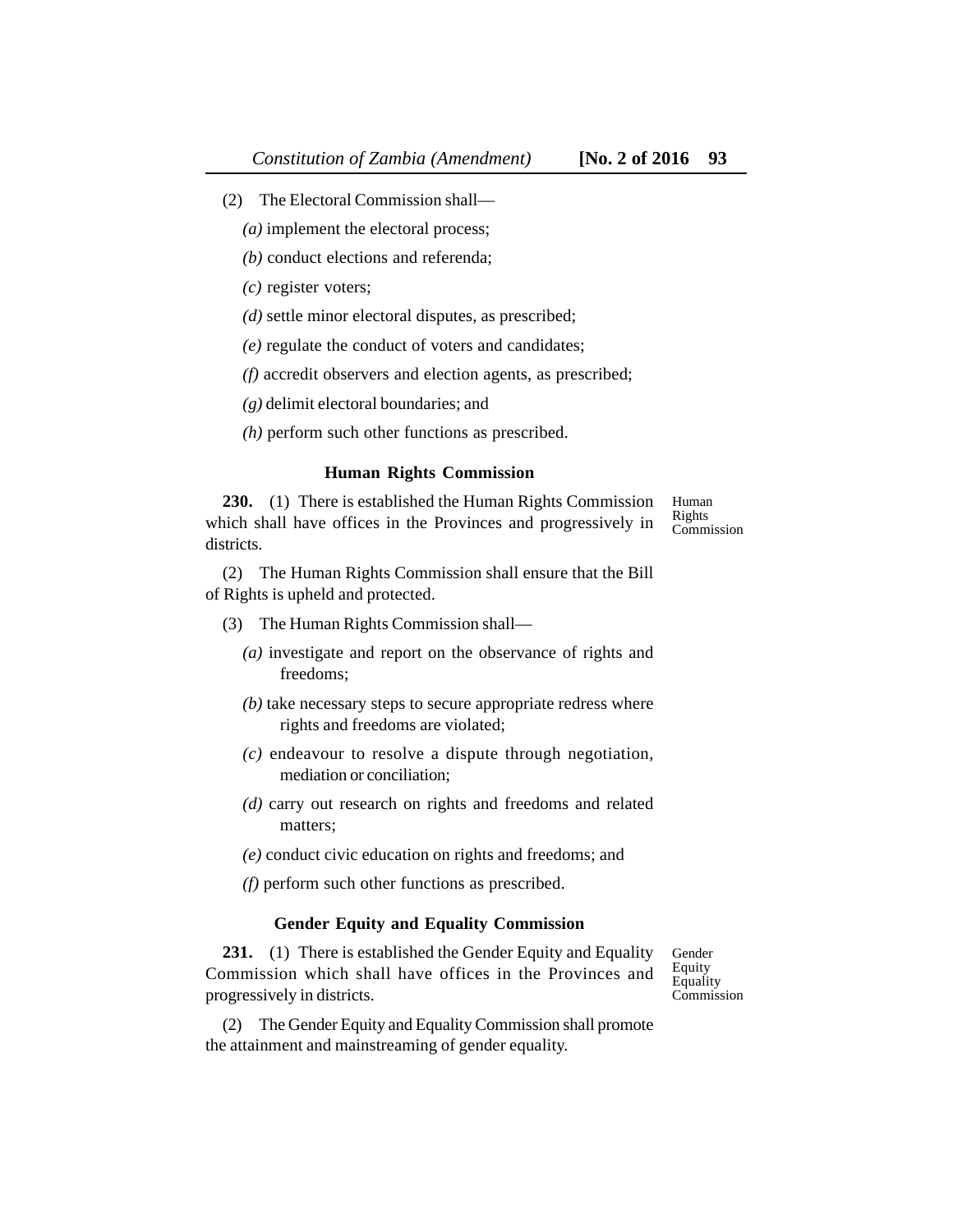(2) The Electoral Commission shall—

*(a)* implement the electoral process;

*(b)* conduct elections and referenda;

*(c)* register voters;

*(d)* settle minor electoral disputes, as prescribed;

*(e)* regulate the conduct of voters and candidates;

*(f)* accredit observers and election agents, as prescribed;

*(g)* delimit electoral boundaries; and

*(h)* perform such other functions as prescribed.

### Human Rights Commission

Human Rights Commission

**230.** (1) There is established the Human Rights Commission which shall have offices in the Provinces and progressively in districts.

(2) The Human Rights Commission shall ensure that the Bill of Rights is upheld and protected.

(3) The Human Rights Commission shall—

*(a)* investigate and report on the observance of rights and freedoms;

*(b)* take necessary steps to secure appropriate redress where rights and freedoms are violated;

*(c)* endeavour to resolve a dispute through negotiation, mediation or conciliation;

*(d)* carry out research on rights and freedoms and related matters;

*(e)* conduct civic education on rights and freedoms; and

*(f)* perform such other functions as prescribed.

### Gender Equity and Equality Commission

Gender Equity Equality Commission

**231.** (1) There is established the Gender Equity and Equality Commission which shall have offices in the Provinces and progressively in districts.

(2) The Gender Equity and Equality Commission shall promote the attainment and mainstreaming of gender equality.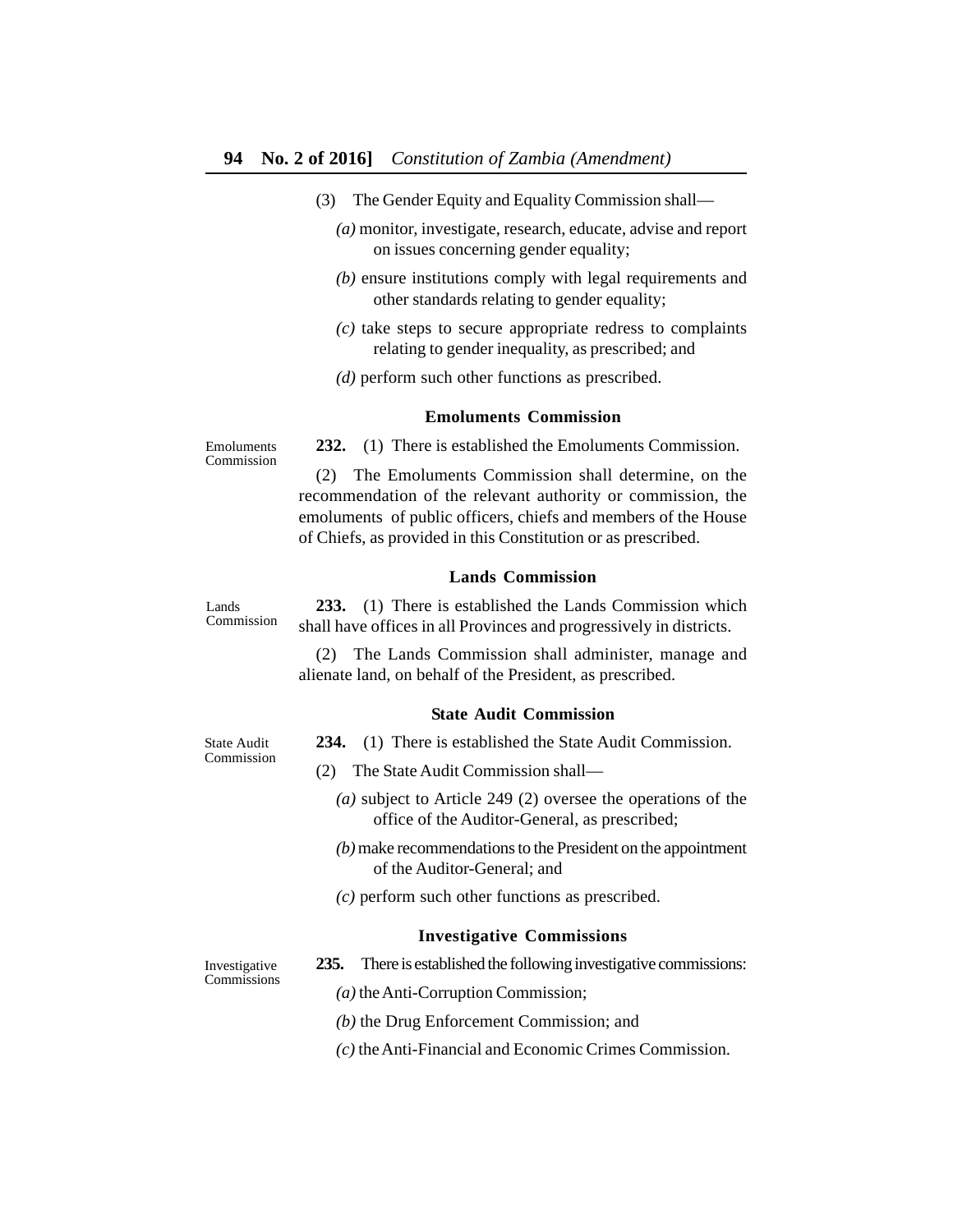(3) The Gender Equity and Equality Commission shall—

*(a)* monitor, investigate, research, educate, advise and report on issues concerning gender equality;

*(b)* ensure institutions comply with legal requirements and other standards relating to gender equality;

*(c)* take steps to secure appropriate redress to complaints relating to gender inequality, as prescribed; and

*(d)* perform such other functions as prescribed.

### Emoluments Commission

Emoluments Commission

**232.** (1) There is established the Emoluments Commission.

(2) The Emoluments Commission shall determine, on the recommendation of the relevant authority or commission, the emoluments of public officers, chiefs and members of the House of Chiefs, as provided in this Constitution or as prescribed.

### Lands Commission

Lands Commission

**233.** (1) There is established the Lands Commission which shall have offices in all Provinces and progressively in districts.

(2) The Lands Commission shall administer, manage and alienate land, on behalf of the President, as prescribed.

### State Audit Commission

State Audit Commission

**234.** (1) There is established the State Audit Commission.

(2) The State Audit Commission shall—

*(a)* subject to Article 249 (2) oversee the operations of the office of the Auditor-General, as prescribed;

*(b)* make recommendations to the President on the appointment of the Auditor-General; and

*(c)* perform such other functions as prescribed.

### Investigative Commissions

Investigative Commissions

**235.** There is established the following investigative commissions:

*(a)* the Anti-Corruption Commission;

*(b)* the Drug Enforcement Commission; and

*(c)* the Anti-Financial and Economic Crimes Commission.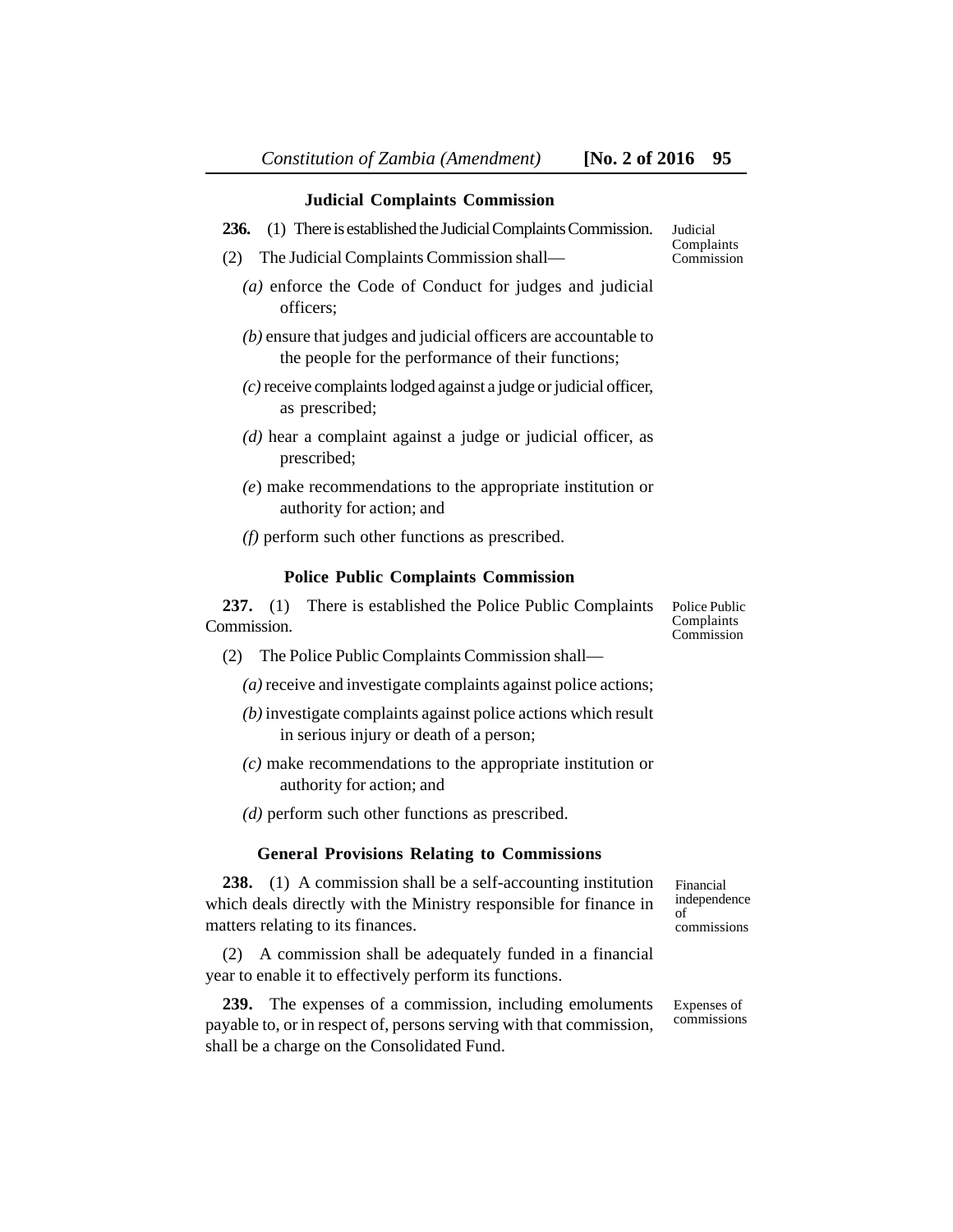### Judicial Complaints Commission

**236.** (1) There is established the Judicial Complaints Commission.

Judicial Complaints Commission

(2) The Judicial Complaints Commission shall—

*(a)* enforce the Code of Conduct for judges and judicial officers;

*(b)* ensure that judges and judicial officers are accountable to the people for the performance of their functions;

*(c)* receive complaints lodged against a judge or judicial officer, as prescribed;

*(d)* hear a complaint against a judge or judicial officer, as prescribed;

*(e)* make recommendations to the appropriate institution or authority for action; and

*(f)* perform such other functions as prescribed.

### Police Public Complaints Commission

**237.** (1) There is established the Police Public Complaints Commission.

Police Public Complaints Commission

(2) The Police Public Complaints Commission shall—

*(a)* receive and investigate complaints against police actions;

*(b)* investigate complaints against police actions which result in serious injury or death of a person;

*(c)* make recommendations to the appropriate institution or authority for action; and

*(d)* perform such other functions as prescribed.

### General Provisions Relating to Commissions

**238.** (1) A commission shall be a self-accounting institution which deals directly with the Ministry responsible for finance in matters relating to its finances.

Financial independence of commissions

(2) A commission shall be adequately funded in a financial year to enable it to effectively perform its functions.

**239.** The expenses of a commission, including emoluments payable to, or in respect of, persons serving with that commission, shall be a charge on the Consolidated Fund.

Expenses of commissions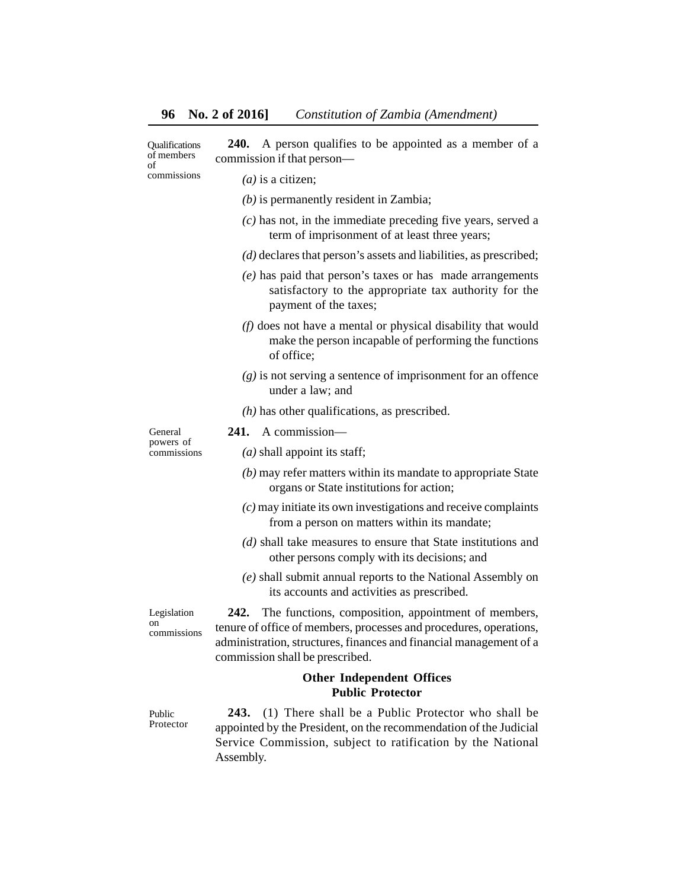Qualifications of members of commissions

**240.** A person qualifies to be appointed as a member of a commission if that person—

*(a)* is a citizen;

*(b)* is permanently resident in Zambia;

*(c)* has not, in the immediate preceding five years, served a term of imprisonment of at least three years;

*(d)* declares that person's assets and liabilities, as prescribed;

*(e)* has paid that person's taxes or has made arrangements satisfactory to the appropriate tax authority for the payment of the taxes;

*(f)* does not have a mental or physical disability that would make the person incapable of performing the functions of office;

*(g)* is not serving a sentence of imprisonment for an offence under a law; and

*(h)* has other qualifications, as prescribed.

General powers of commissions

**241.** A commission—

*(a)* shall appoint its staff;

*(b)* may refer matters within its mandate to appropriate State organs or State institutions for action;

*(c)* may initiate its own investigations and receive complaints from a person on matters within its mandate;

*(d)* shall take measures to ensure that State institutions and other persons comply with its decisions; and

*(e)* shall submit annual reports to the National Assembly on its accounts and activities as prescribed.

Legislation on commissions

**242.** The functions, composition, appointment of members, tenure of office of members, processes and procedures, operations, administration, structures, finances and financial management of a commission shall be prescribed.

## Other Independent Offices

### Public Protector

Public Protector

**243.** (1) There shall be a Public Protector who shall be appointed by the President, on the recommendation of the Judicial Service Commission, subject to ratification by the National Assembly.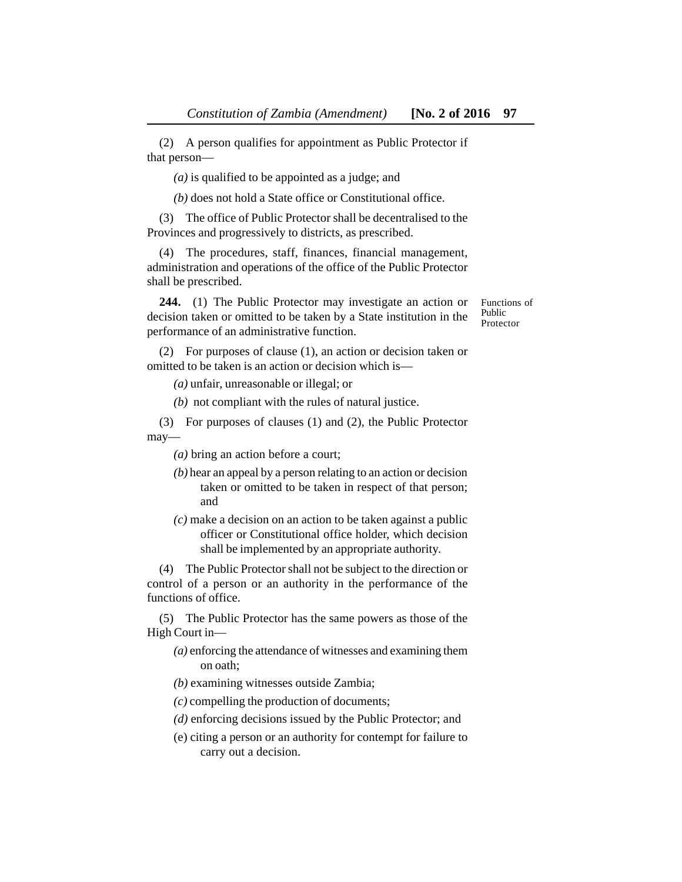(2) A person qualifies for appointment as Public Protector if that person—

*(a)* is qualified to be appointed as a judge; and

*(b)* does not hold a State office or Constitutional office.

(3) The office of Public Protector shall be decentralised to the Provinces and progressively to districts, as prescribed.

(4) The procedures, staff, finances, financial management, administration and operations of the office of the Public Protector shall be prescribed.

Functions of Public Protector

**244.** (1) The Public Protector may investigate an action or decision taken or omitted to be taken by a State institution in the performance of an administrative function.

(2) For purposes of clause (1), an action or decision taken or omitted to be taken is an action or decision which is—

*(a)* unfair, unreasonable or illegal; or

*(b)* not compliant with the rules of natural justice.

(3) For purposes of clauses (1) and (2), the Public Protector may—

*(a)* bring an action before a court;

*(b)* hear an appeal by a person relating to an action or decision taken or omitted to be taken in respect of that person; and

*(c)* make a decision on an action to be taken against a public officer or Constitutional office holder, which decision shall be implemented by an appropriate authority.

(4) The Public Protector shall not be subject to the direction or control of a person or an authority in the performance of the functions of office.

(5) The Public Protector has the same powers as those of the High Court in—

*(a)* enforcing the attendance of witnesses and examining them on oath;

*(b)* examining witnesses outside Zambia;

*(c)* compelling the production of documents;

*(d)* enforcing decisions issued by the Public Protector; and

(e) citing a person or an authority for contempt for failure to carry out a decision.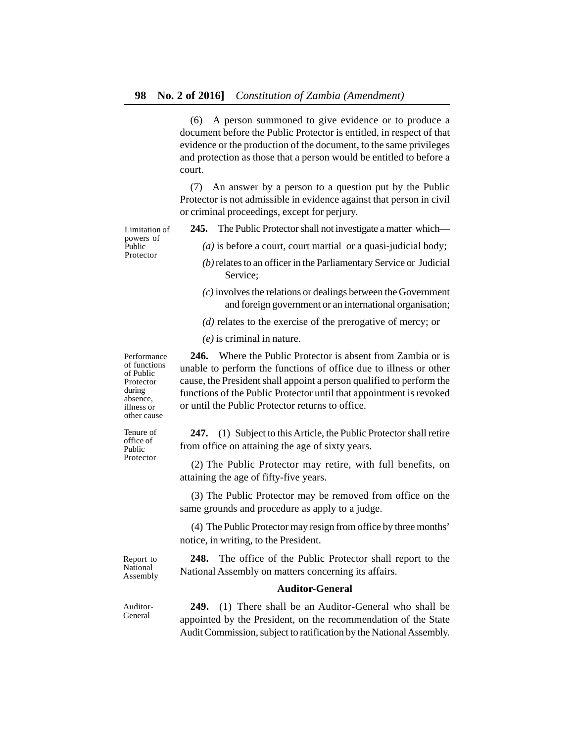(6) A person summoned to give evidence or to produce a document before the Public Protector is entitled, in respect of that evidence or the production of the document, to the same privileges and protection as those that a person would be entitled to before a court.

(7) An answer by a person to a question put by the Public Protector is not admissible in evidence against that person in civil or criminal proceedings, except for perjury.

Limitation of powers of Public Protector

**245.** The Public Protector shall not investigate a matter which—

*(a)* is before a court, court martial or a quasi-judicial body;

*(b)* relates to an officer in the Parliamentary Service or Judicial Service;

*(c)* involves the relations or dealings between the Government and foreign government or an international organisation;

*(d)* relates to the exercise of the prerogative of mercy; or

*(e)* is criminal in nature.

Performance of functions of Public Protector during absence, illness or other cause

**246.** Where the Public Protector is absent from Zambia or is unable to perform the functions of office due to illness or other cause, the President shall appoint a person qualified to perform the functions of the Public Protector until that appointment is revoked or until the Public Protector returns to office.

Tenure of office of Public Protector

**247.** (1) Subject to this Article, the Public Protector shall retire from office on attaining the age of sixty years.

(2) The Public Protector may retire, with full benefits, on attaining the age of fifty-five years.

(3) The Public Protector may be removed from office on the same grounds and procedure as apply to a judge.

(4) The Public Protector may resign from office by three months' notice, in writing, to the President.

Report to National Assembly

**248.** The office of the Public Protector shall report to the National Assembly on matters concerning its affairs.

## Auditor-General

Auditor-General

**249.** (1) There shall be an Auditor-General who shall be appointed by the President, on the recommendation of the State Audit Commission, subject to ratification by the National Assembly.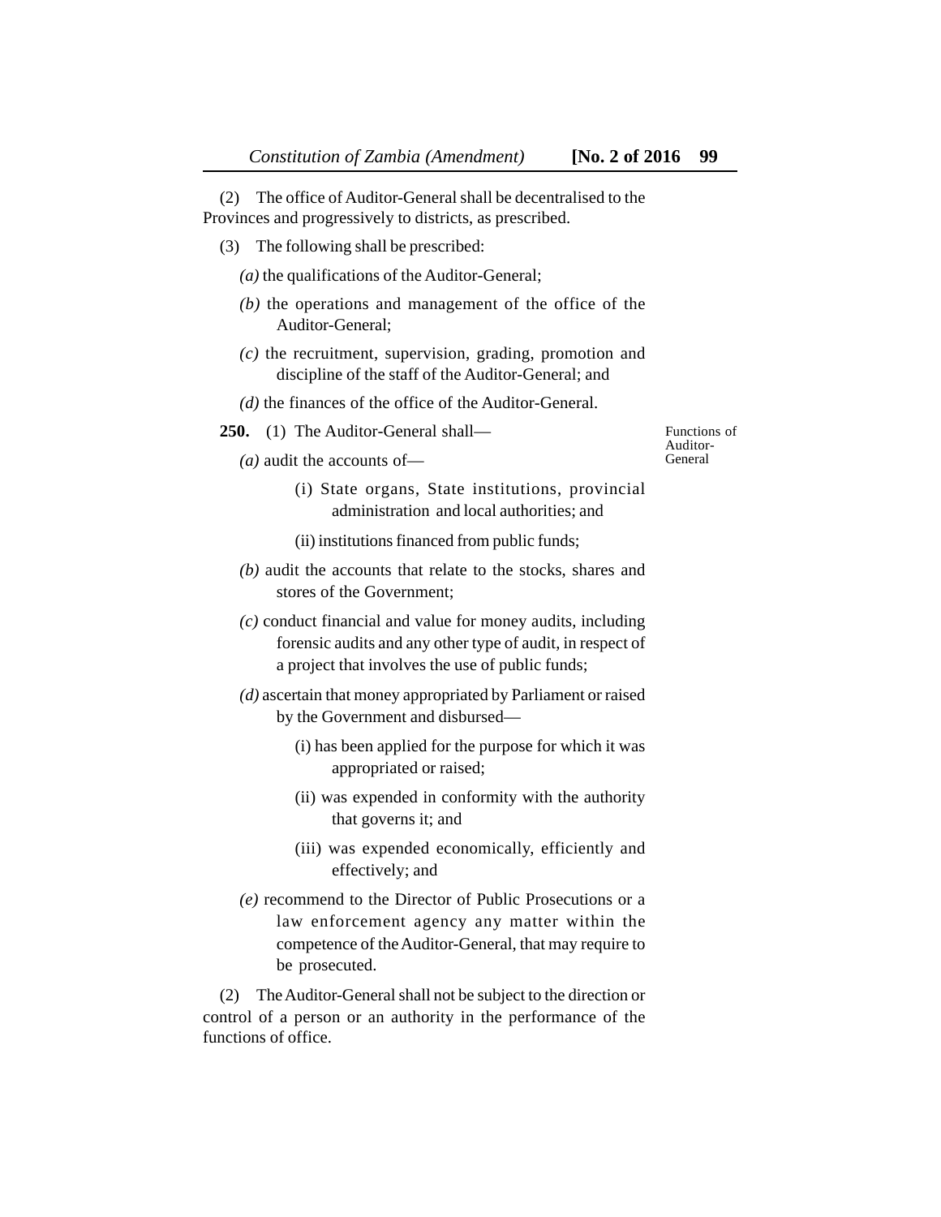(2) The office of Auditor-General shall be decentralised to the Provinces and progressively to districts, as prescribed.

(3) The following shall be prescribed:

*(a)* the qualifications of the Auditor-General;

*(b)* the operations and management of the office of the Auditor-General;

*(c)* the recruitment, supervision, grading, promotion and discipline of the staff of the Auditor-General; and

*(d)* the finances of the office of the Auditor-General.

Functions of Auditor-General

**250.** (1) The Auditor-General shall—

*(a)* audit the accounts of—

(i) State organs, State institutions, provincial administration and local authorities; and

(ii) institutions financed from public funds;

*(b)* audit the accounts that relate to the stocks, shares and stores of the Government;

*(c)* conduct financial and value for money audits, including forensic audits and any other type of audit, in respect of a project that involves the use of public funds;

*(d)* ascertain that money appropriated by Parliament or raised by the Government and disbursed—

(i) has been applied for the purpose for which it was appropriated or raised;

(ii) was expended in conformity with the authority that governs it; and

(iii) was expended economically, efficiently and effectively; and

*(e)* recommend to the Director of Public Prosecutions or a law enforcement agency any matter within the competence of the Auditor-General, that may require to be prosecuted.

(2) The Auditor-General shall not be subject to the direction or control of a person or an authority in the performance of the functions of office.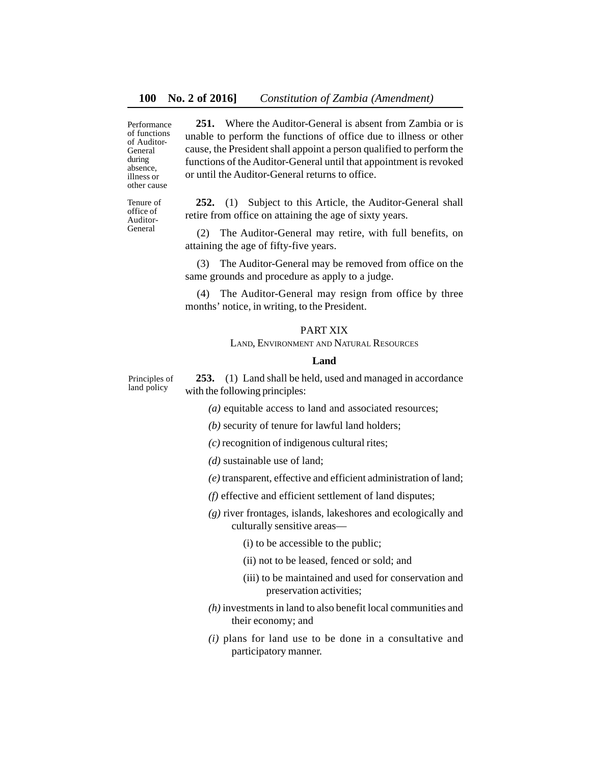Performance of functions of Auditor-General during absence, illness or other cause

**251.** Where the Auditor-General is absent from Zambia or is unable to perform the functions of office due to illness or other cause, the President shall appoint a person qualified to perform the functions of the Auditor-General until that appointment is revoked or until the Auditor-General returns to office.

Tenure of office of Auditor-General

**252.** (1) Subject to this Article, the Auditor-General shall retire from office on attaining the age of sixty years.

(2) The Auditor-General may retire, with full benefits, on attaining the age of fifty-five years.

(3) The Auditor-General may be removed from office on the same grounds and procedure as apply to a judge.

(4) The Auditor-General may resign from office by three months' notice, in writing, to the President.

## PART XIX

### LAND, ENVIRONMENT AND NATURAL RESOURCES

#### Land

Principles of land policy

**253.** (1) Land shall be held, used and managed in accordance with the following principles:

*(a)* equitable access to land and associated resources;

*(b)* security of tenure for lawful land holders;

*(c)* recognition of indigenous cultural rites;

*(d)* sustainable use of land;

*(e)* transparent, effective and efficient administration of land;

*(f)* effective and efficient settlement of land disputes;

*(g)* river frontages, islands, lakeshores and ecologically and culturally sensitive areas—

(i) to be accessible to the public;

(ii) not to be leased, fenced or sold; and

(iii) to be maintained and used for conservation and preservation activities;

*(h)* investments in land to also benefit local communities and their economy; and

*(i)* plans for land use to be done in a consultative and participatory manner.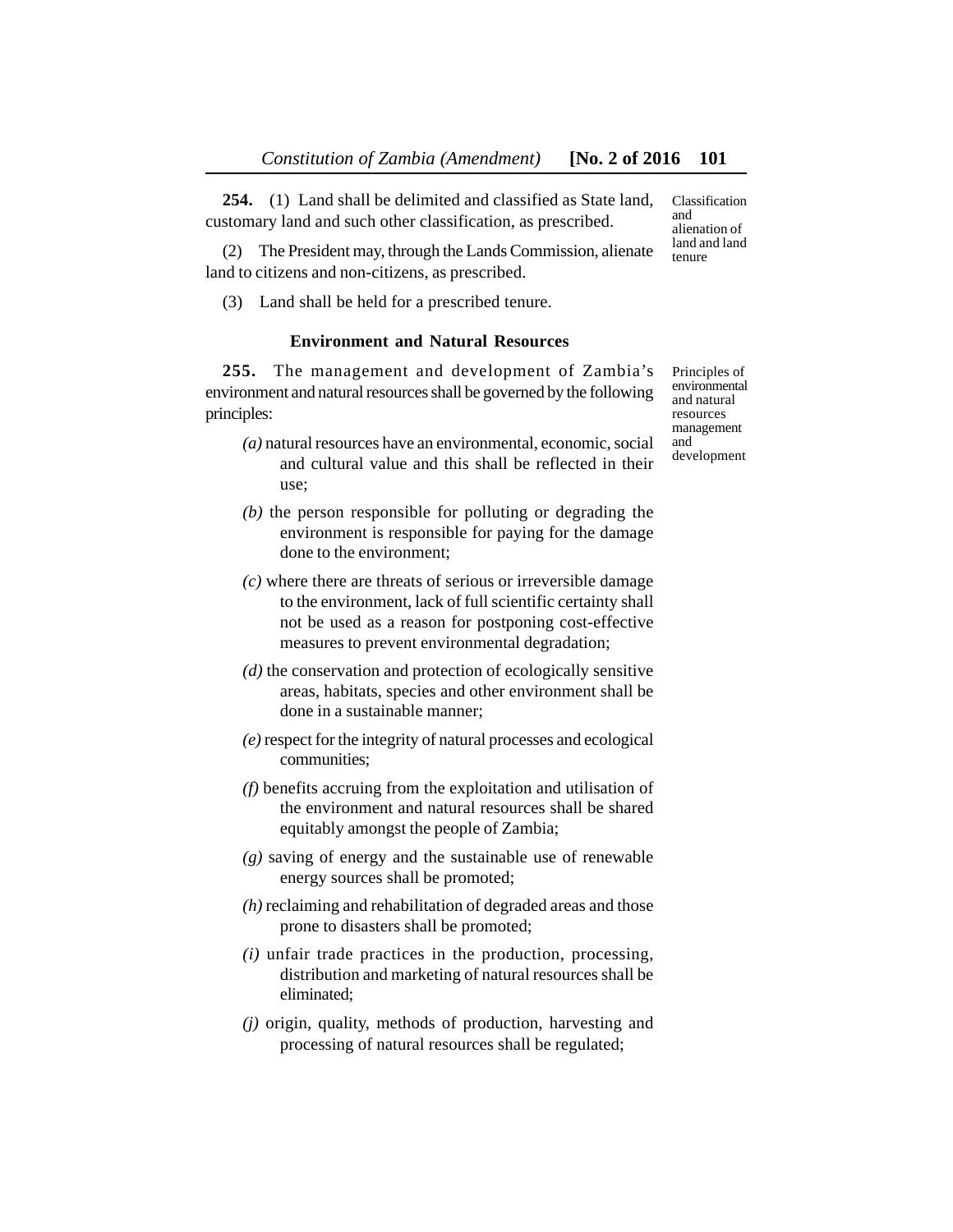**254.** (1) Land shall be delimited and classified as State land, customary land and such other classification, as prescribed.

Classification and alienation of land and land tenure

(2) The President may, through the Lands Commission, alienate land to citizens and non-citizens, as prescribed.

(3) Land shall be held for a prescribed tenure.

### Environment and Natural Resources

**255.** The management and development of Zambia's environment and natural resources shall be governed by the following principles:

Principles of environmental and natural resources management and development

*(a)* natural resources have an environmental, economic, social and cultural value and this shall be reflected in their use;

*(b)* the person responsible for polluting or degrading the environment is responsible for paying for the damage done to the environment;

*(c)* where there are threats of serious or irreversible damage to the environment, lack of full scientific certainty shall not be used as a reason for postponing cost-effective measures to prevent environmental degradation;

*(d)* the conservation and protection of ecologically sensitive areas, habitats, species and other environment shall be done in a sustainable manner;

*(e)* respect for the integrity of natural processes and ecological communities;

*(f)* benefits accruing from the exploitation and utilisation of the environment and natural resources shall be shared equitably amongst the people of Zambia;

*(g)* saving of energy and the sustainable use of renewable energy sources shall be promoted;

*(h)* reclaiming and rehabilitation of degraded areas and those prone to disasters shall be promoted;

*(i)* unfair trade practices in the production, processing, distribution and marketing of natural resources shall be eliminated;

*(j)* origin, quality, methods of production, harvesting and processing of natural resources shall be regulated;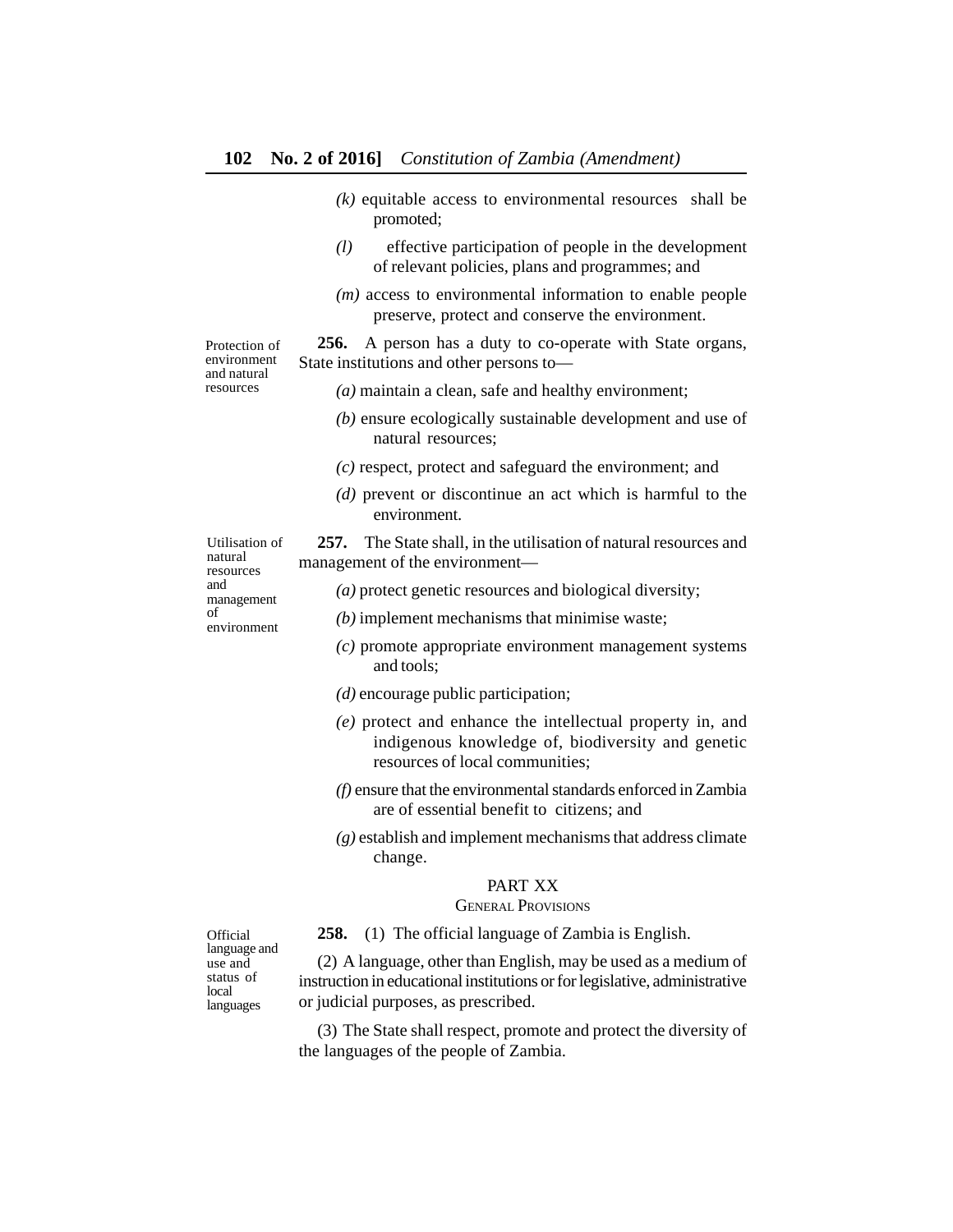*(k)* equitable access to environmental resources shall be promoted;

*(l)* effective participation of people in the development of relevant policies, plans and programmes; and

*(m)* access to environmental information to enable people preserve, protect and conserve the environment.

Protection of environment and natural resources

**256.** A person has a duty to co-operate with State organs, State institutions and other persons to—

*(a)* maintain a clean, safe and healthy environment;

*(b)* ensure ecologically sustainable development and use of natural resources;

*(c)* respect, protect and safeguard the environment; and

*(d)* prevent or discontinue an act which is harmful to the environment.

Utilisation of natural resources and management of environment

**257.** The State shall, in the utilisation of natural resources and management of the environment—

*(a)* protect genetic resources and biological diversity;

*(b)* implement mechanisms that minimise waste;

*(c)* promote appropriate environment management systems and tools;

*(d)* encourage public participation;

*(e)* protect and enhance the intellectual property in, and indigenous knowledge of, biodiversity and genetic resources of local communities;

*(f)* ensure that the environmental standards enforced in Zambia are of essential benefit to citizens; and

*(g)* establish and implement mechanisms that address climate change.

## PART XX

### GENERAL PROVISIONS

Official language and use and status of local languages

**258.** (1) The official language of Zambia is English.

(2) A language, other than English, may be used as a medium of instruction in educational institutions or for legislative, administrative or judicial purposes, as prescribed.

(3) The State shall respect, promote and protect the diversity of the languages of the people of Zambia.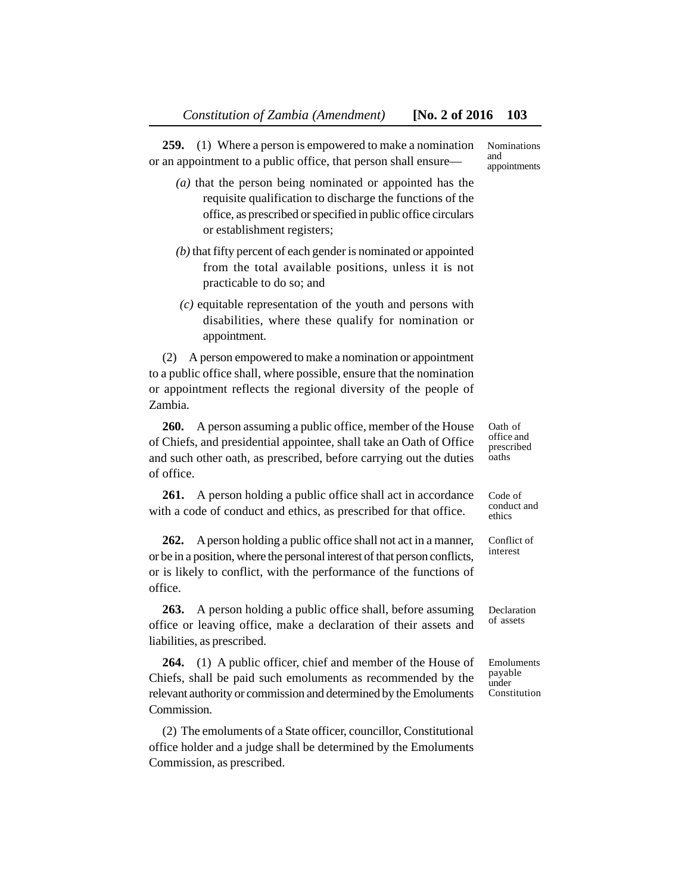**259.** (1) Where a person is empowered to make a nomination or an appointment to a public office, that person shall ensure—

Nominations and appointments

*(a)* that the person being nominated or appointed has the requisite qualification to discharge the functions of the office, as prescribed or specified in public office circulars or establishment registers;

*(b)* that fifty percent of each gender is nominated or appointed from the total available positions, unless it is not practicable to do so; and

*(c)* equitable representation of the youth and persons with disabilities, where these qualify for nomination or appointment.

(2) A person empowered to make a nomination or appointment to a public office shall, where possible, ensure that the nomination or appointment reflects the regional diversity of the people of Zambia.

**260.** A person assuming a public office, member of the House of Chiefs, and presidential appointee, shall take an Oath of Office and such other oath, as prescribed, before carrying out the duties of office.

Oath of office and prescribed oaths

**261.** A person holding a public office shall act in accordance with a code of conduct and ethics, as prescribed for that office.

Code of conduct and ethics

**262.** A person holding a public office shall not act in a manner, or be in a position, where the personal interest of that person conflicts, or is likely to conflict, with the performance of the functions of office.

Conflict of interest

**263.** A person holding a public office shall, before assuming office or leaving office, make a declaration of their assets and liabilities, as prescribed.

Declaration of assets

**264.** (1) A public officer, chief and member of the House of Chiefs, shall be paid such emoluments as recommended by the relevant authority or commission and determined by the Emoluments Commission.

Emoluments payable under Constitution

(2) The emoluments of a State officer, councillor, Constitutional office holder and a judge shall be determined by the Emoluments Commission, as prescribed.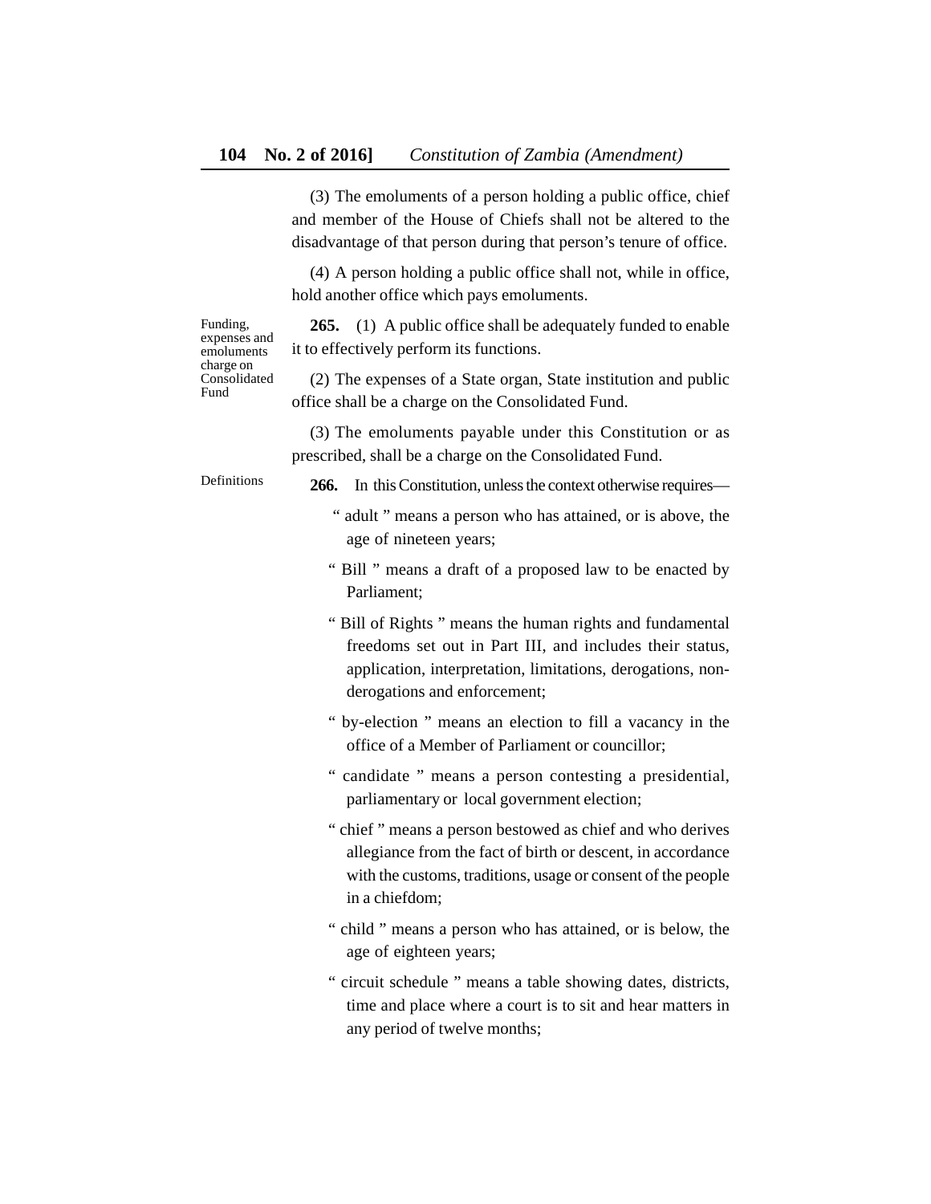(3) The emoluments of a person holding a public office, chief and member of the House of Chiefs shall not be altered to the disadvantage of that person during that person's tenure of office.

(4) A person holding a public office shall not, while in office, hold another office which pays emoluments.

Funding, expenses and emoluments charge on Consolidated Fund

**265.** (1) A public office shall be adequately funded to enable it to effectively perform its functions.

(2) The expenses of a State organ, State institution and public office shall be a charge on the Consolidated Fund.

(3) The emoluments payable under this Constitution or as prescribed, shall be a charge on the Consolidated Fund.

Definitions

**266.** In this Constitution, unless the context otherwise requires—

" adult " means a person who has attained, or is above, the age of nineteen years;

" Bill " means a draft of a proposed law to be enacted by Parliament;

" Bill of Rights " means the human rights and fundamental freedoms set out in Part III, and includes their status, application, interpretation, limitations, derogations, non-derogations and enforcement;

" by-election " means an election to fill a vacancy in the office of a Member of Parliament or councillor;

" candidate " means a person contesting a presidential, parliamentary or local government election;

" chief " means a person bestowed as chief and who derives allegiance from the fact of birth or descent, in accordance with the customs, traditions, usage or consent of the people in a chiefdom;

" child " means a person who has attained, or is below, the age of eighteen years;

" circuit schedule " means a table showing dates, districts, time and place where a court is to sit and hear matters in any period of twelve months;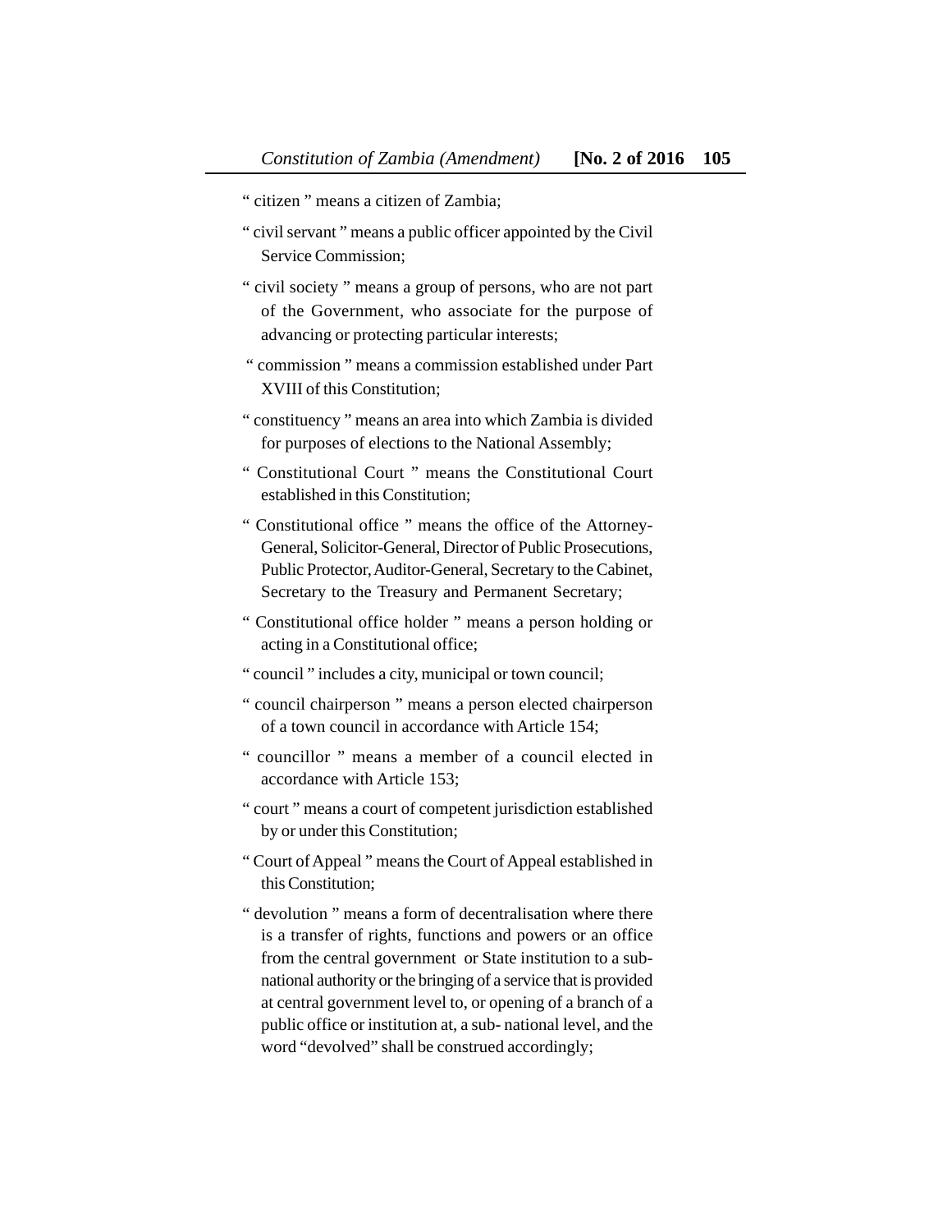" citizen " means a citizen of Zambia;

" civil servant " means a public officer appointed by the Civil Service Commission;

" civil society " means a group of persons, who are not part of the Government, who associate for the purpose of advancing or protecting particular interests;

" commission " means a commission established under Part XVIII of this Constitution;

" constituency " means an area into which Zambia is divided for purposes of elections to the National Assembly;

" Constitutional Court " means the Constitutional Court established in this Constitution;

" Constitutional office " means the office of the Attorney-General, Solicitor-General, Director of Public Prosecutions, Public Protector, Auditor-General, Secretary to the Cabinet, Secretary to the Treasury and Permanent Secretary;

" Constitutional office holder " means a person holding or acting in a Constitutional office;

" council " includes a city, municipal or town council;

" council chairperson " means a person elected chairperson of a town council in accordance with Article 154;

" councillor " means a member of a council elected in accordance with Article 153;

" court " means a court of competent jurisdiction established by or under this Constitution;

" Court of Appeal " means the Court of Appeal established in this Constitution;

" devolution " means a form of decentralisation where there is a transfer of rights, functions and powers or an office from the central government or State institution to a sub-national authority or the bringing of a service that is provided at central government level to, or opening of a branch of a public office or institution at, a sub- national level, and the word "devolved" shall be construed accordingly;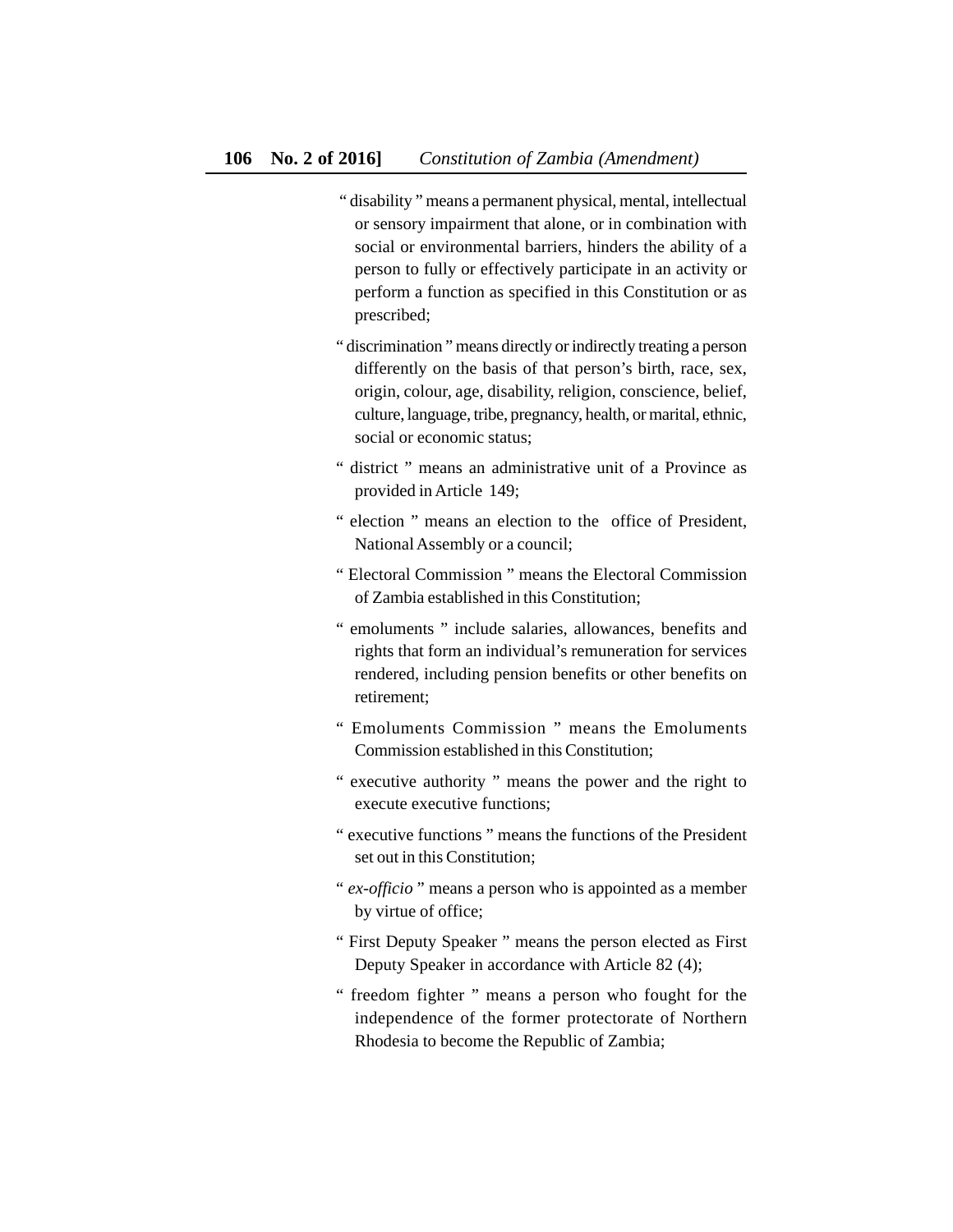" disability " means a permanent physical, mental, intellectual or sensory impairment that alone, or in combination with social or environmental barriers, hinders the ability of a person to fully or effectively participate in an activity or perform a function as specified in this Constitution or as prescribed;

" discrimination " means directly or indirectly treating a person differently on the basis of that person's birth, race, sex, origin, colour, age, disability, religion, conscience, belief, culture, language, tribe, pregnancy, health, or marital, ethnic, social or economic status;

" district " means an administrative unit of a Province as provided in Article 149;

" election " means an election to the office of President, National Assembly or a council;

" Electoral Commission " means the Electoral Commission of Zambia established in this Constitution;

" emoluments " include salaries, allowances, benefits and rights that form an individual's remuneration for services rendered, including pension benefits or other benefits on retirement;

" Emoluments Commission " means the Emoluments Commission established in this Constitution;

" executive authority " means the power and the right to execute executive functions;

" executive functions " means the functions of the President set out in this Constitution;

" *ex-officio* " means a person who is appointed as a member by virtue of office;

" First Deputy Speaker " means the person elected as First Deputy Speaker in accordance with Article 82 (4);

" freedom fighter " means a person who fought for the independence of the former protectorate of Northern Rhodesia to become the Republic of Zambia;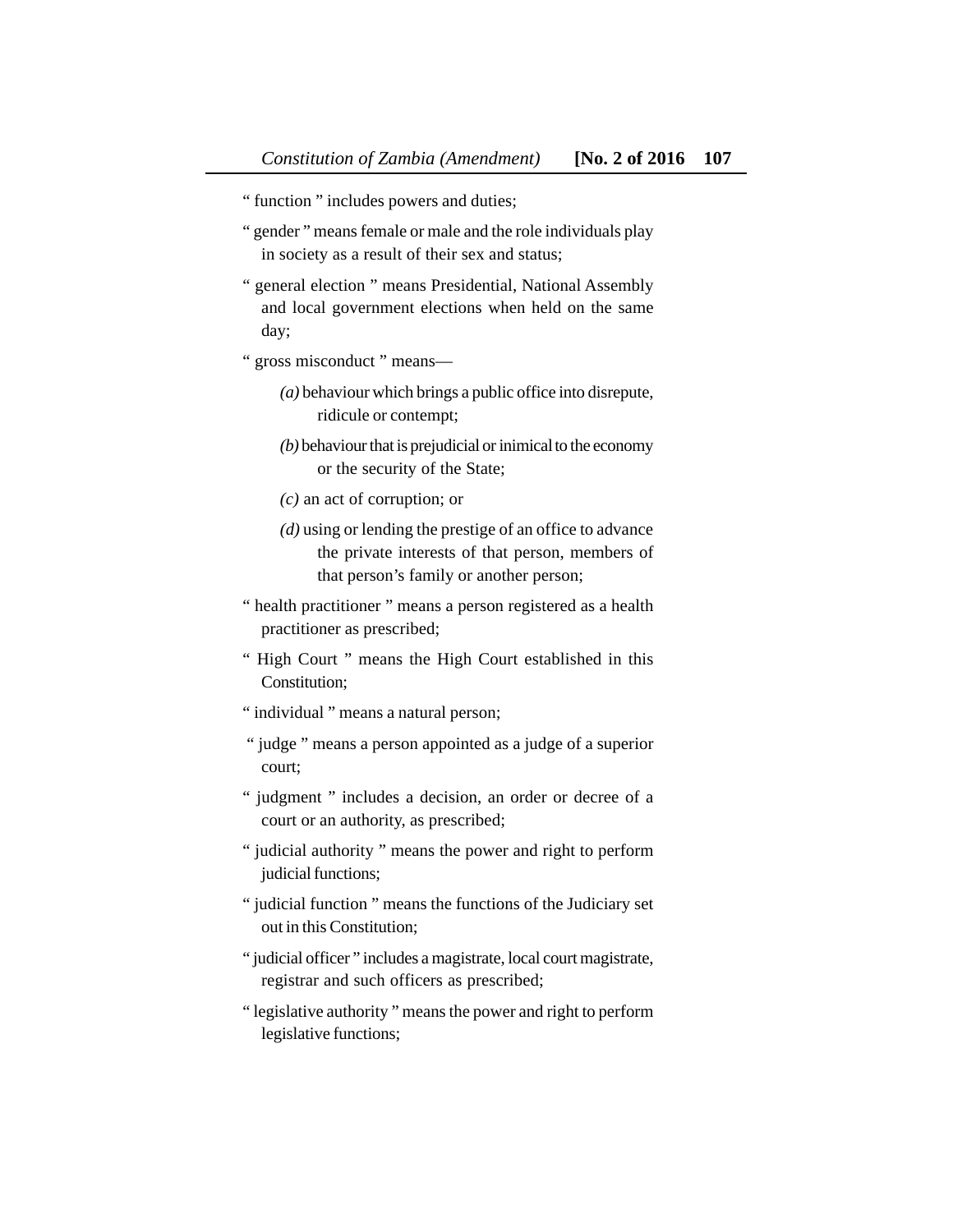" function " includes powers and duties;

" gender " means female or male and the role individuals play in society as a result of their sex and status;

" general election " means Presidential, National Assembly and local government elections when held on the same day;

" gross misconduct " means—

*(a)* behaviour which brings a public office into disrepute, ridicule or contempt;

*(b)* behaviour that is prejudicial or inimical to the economy or the security of the State;

*(c)* an act of corruption; or

*(d)* using or lending the prestige of an office to advance the private interests of that person, members of that person's family or another person;

" health practitioner " means a person registered as a health practitioner as prescribed;

" High Court " means the High Court established in this Constitution;

" individual " means a natural person;

" judge " means a person appointed as a judge of a superior court;

" judgment " includes a decision, an order or decree of a court or an authority, as prescribed;

" judicial authority " means the power and right to perform judicial functions;

" judicial function " means the functions of the Judiciary set out in this Constitution;

" judicial officer " includes a magistrate, local court magistrate, registrar and such officers as prescribed;

" legislative authority " means the power and right to perform legislative functions;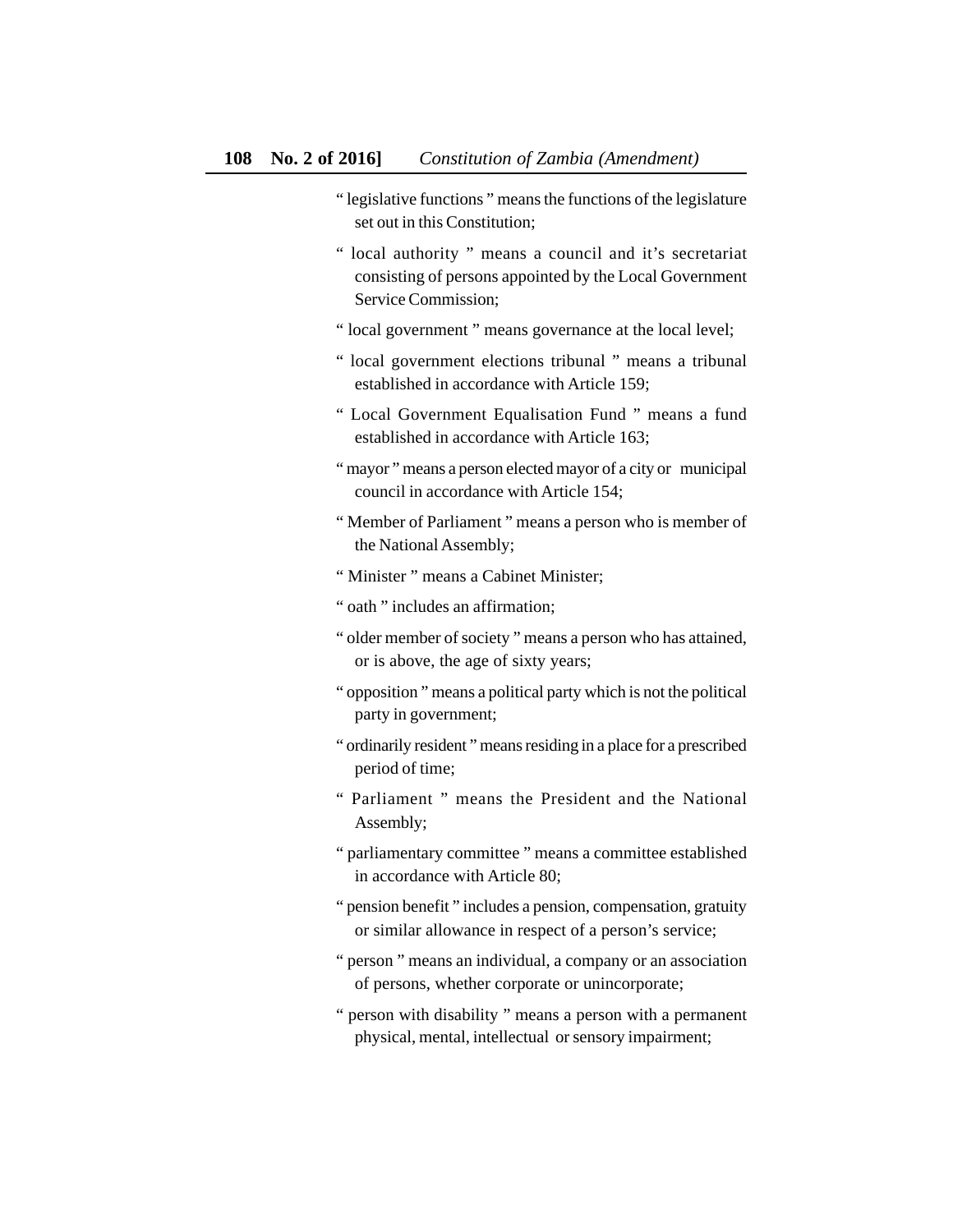" legislative functions " means the functions of the legislature set out in this Constitution;

" local authority " means a council and it's secretariat consisting of persons appointed by the Local Government Service Commission;

" local government " means governance at the local level;

" local government elections tribunal " means a tribunal established in accordance with Article 159;

" Local Government Equalisation Fund " means a fund established in accordance with Article 163;

" mayor " means a person elected mayor of a city or municipal council in accordance with Article 154;

" Member of Parliament " means a person who is member of the National Assembly;

" Minister " means a Cabinet Minister;

" oath " includes an affirmation;

" older member of society " means a person who has attained, or is above, the age of sixty years;

" opposition " means a political party which is not the political party in government;

" ordinarily resident " means residing in a place for a prescribed period of time;

" Parliament " means the President and the National Assembly;

" parliamentary committee " means a committee established in accordance with Article 80;

" pension benefit " includes a pension, compensation, gratuity or similar allowance in respect of a person's service;

" person " means an individual, a company or an association of persons, whether corporate or unincorporate;

" person with disability " means a person with a permanent physical, mental, intellectual or sensory impairment;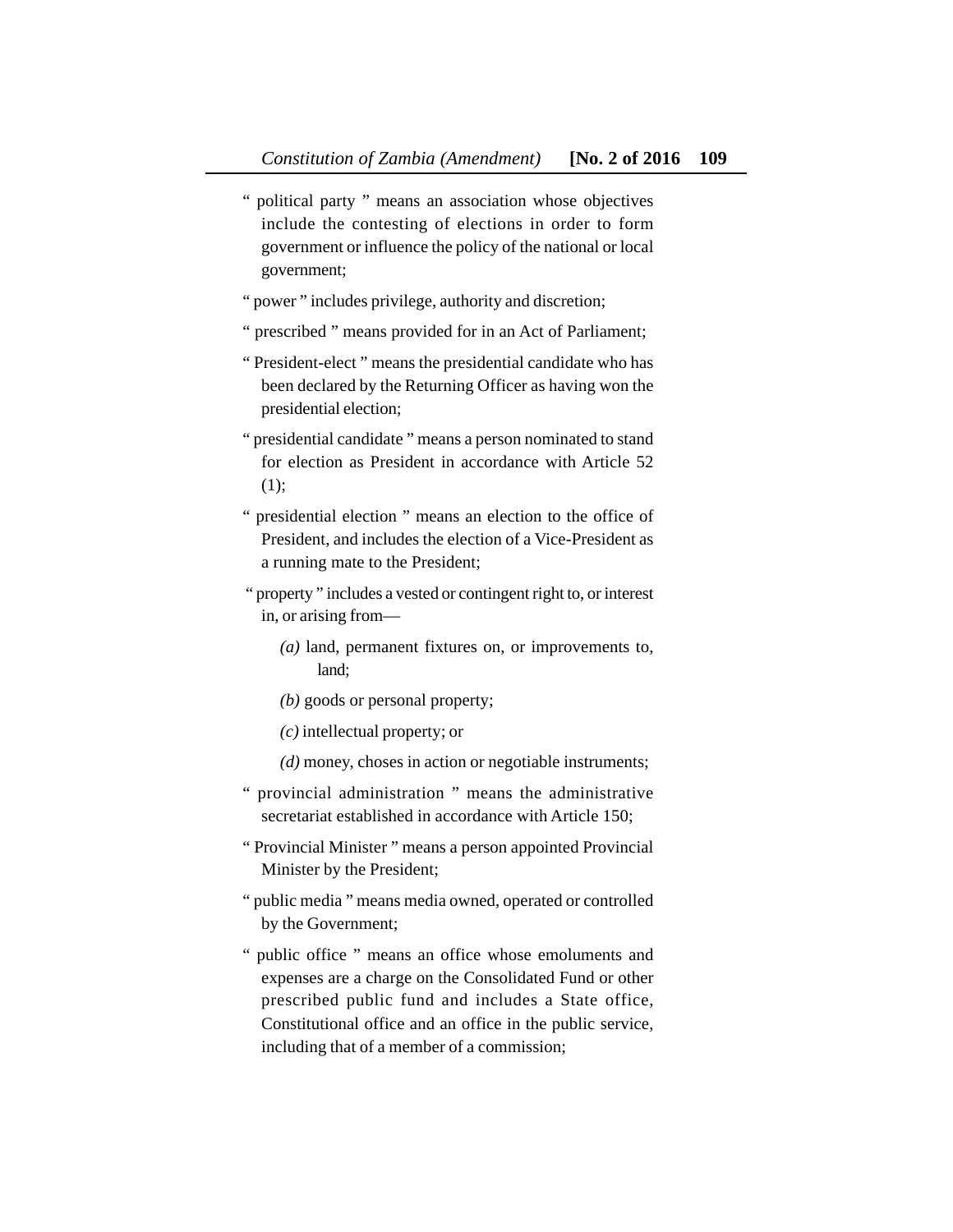" political party " means an association whose objectives include the contesting of elections in order to form government or influence the policy of the national or local government;

" power " includes privilege, authority and discretion;

" prescribed " means provided for in an Act of Parliament;

" President-elect " means the presidential candidate who has been declared by the Returning Officer as having won the presidential election;

" presidential candidate " means a person nominated to stand for election as President in accordance with Article 52 (1);

" presidential election " means an election to the office of President, and includes the election of a Vice-President as a running mate to the President;

" property " includes a vested or contingent right to, or interest in, or arising from—

*(a)* land, permanent fixtures on, or improvements to, land;

*(b)* goods or personal property;

*(c)* intellectual property; or

*(d)* money, choses in action or negotiable instruments;

" provincial administration " means the administrative secretariat established in accordance with Article 150;

" Provincial Minister " means a person appointed Provincial Minister by the President;

" public media " means media owned, operated or controlled by the Government;

" public office " means an office whose emoluments and expenses are a charge on the Consolidated Fund or other prescribed public fund and includes a State office, Constitutional office and an office in the public service, including that of a member of a commission;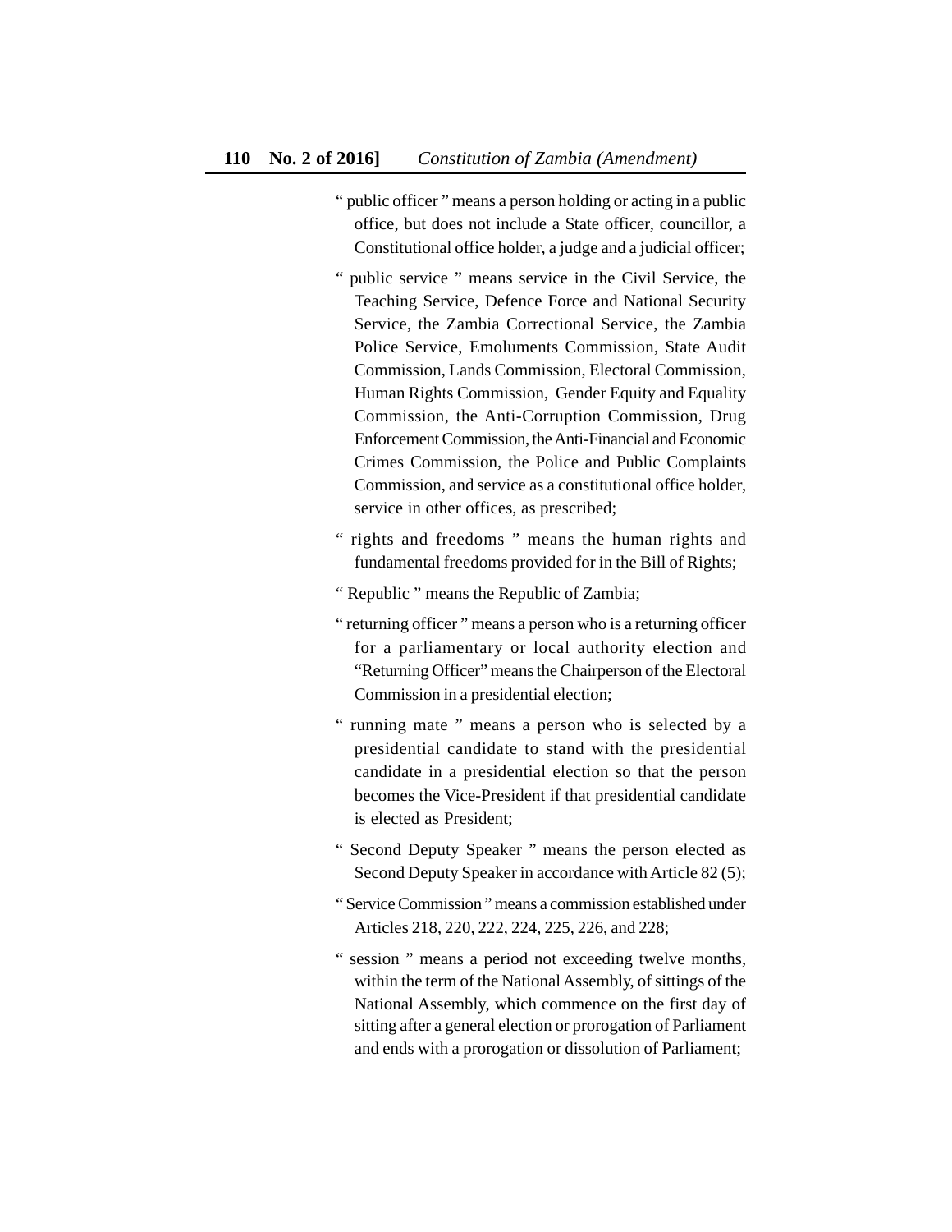" public officer " means a person holding or acting in a public office, but does not include a State officer, councillor, a Constitutional office holder, a judge and a judicial officer;

" public service " means service in the Civil Service, the Teaching Service, Defence Force and National Security Service, the Zambia Correctional Service, the Zambia Police Service, Emoluments Commission, State Audit Commission, Lands Commission, Electoral Commission, Human Rights Commission, Gender Equity and Equality Commission, the Anti-Corruption Commission, Drug Enforcement Commission, the Anti-Financial and Economic Crimes Commission, the Police and Public Complaints Commission, and service as a constitutional office holder, service in other offices, as prescribed;

" rights and freedoms " means the human rights and fundamental freedoms provided for in the Bill of Rights;

" Republic " means the Republic of Zambia;

" returning officer " means a person who is a returning officer for a parliamentary or local authority election and "Returning Officer" means the Chairperson of the Electoral Commission in a presidential election;

" running mate " means a person who is selected by a presidential candidate to stand with the presidential candidate in a presidential election so that the person becomes the Vice-President if that presidential candidate is elected as President;

" Second Deputy Speaker " means the person elected as Second Deputy Speaker in accordance with Article 82 (5);

" Service Commission " means a commission established under Articles 218, 220, 222, 224, 225, 226, and 228;

" session " means a period not exceeding twelve months, within the term of the National Assembly, of sittings of the National Assembly, which commence on the first day of sitting after a general election or prorogation of Parliament and ends with a prorogation or dissolution of Parliament;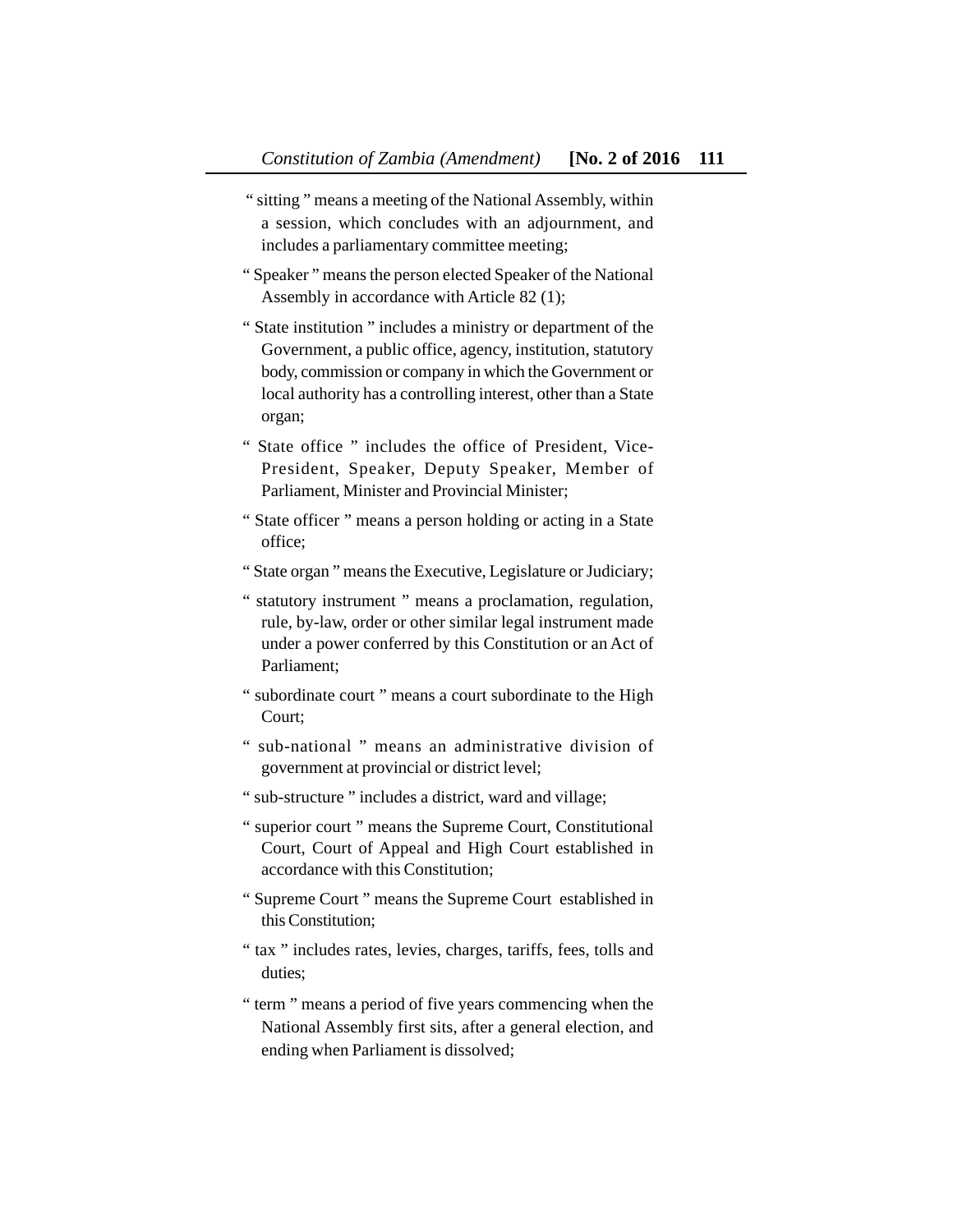" sitting " means a meeting of the National Assembly, within a session, which concludes with an adjournment, and includes a parliamentary committee meeting;

" Speaker " means the person elected Speaker of the National Assembly in accordance with Article 82 (1);

" State institution " includes a ministry or department of the Government, a public office, agency, institution, statutory body, commission or company in which the Government or local authority has a controlling interest, other than a State organ;

" State office " includes the office of President, Vice-President, Speaker, Deputy Speaker, Member of Parliament, Minister and Provincial Minister;

" State officer " means a person holding or acting in a State office;

" State organ " means the Executive, Legislature or Judiciary;

" statutory instrument " means a proclamation, regulation, rule, by-law, order or other similar legal instrument made under a power conferred by this Constitution or an Act of Parliament;

" subordinate court " means a court subordinate to the High Court;

" sub-national " means an administrative division of government at provincial or district level;

" sub-structure " includes a district, ward and village;

" superior court " means the Supreme Court, Constitutional Court, Court of Appeal and High Court established in accordance with this Constitution;

" Supreme Court " means the Supreme Court established in this Constitution;

" tax " includes rates, levies, charges, tariffs, fees, tolls and duties;

" term " means a period of five years commencing when the National Assembly first sits, after a general election, and ending when Parliament is dissolved;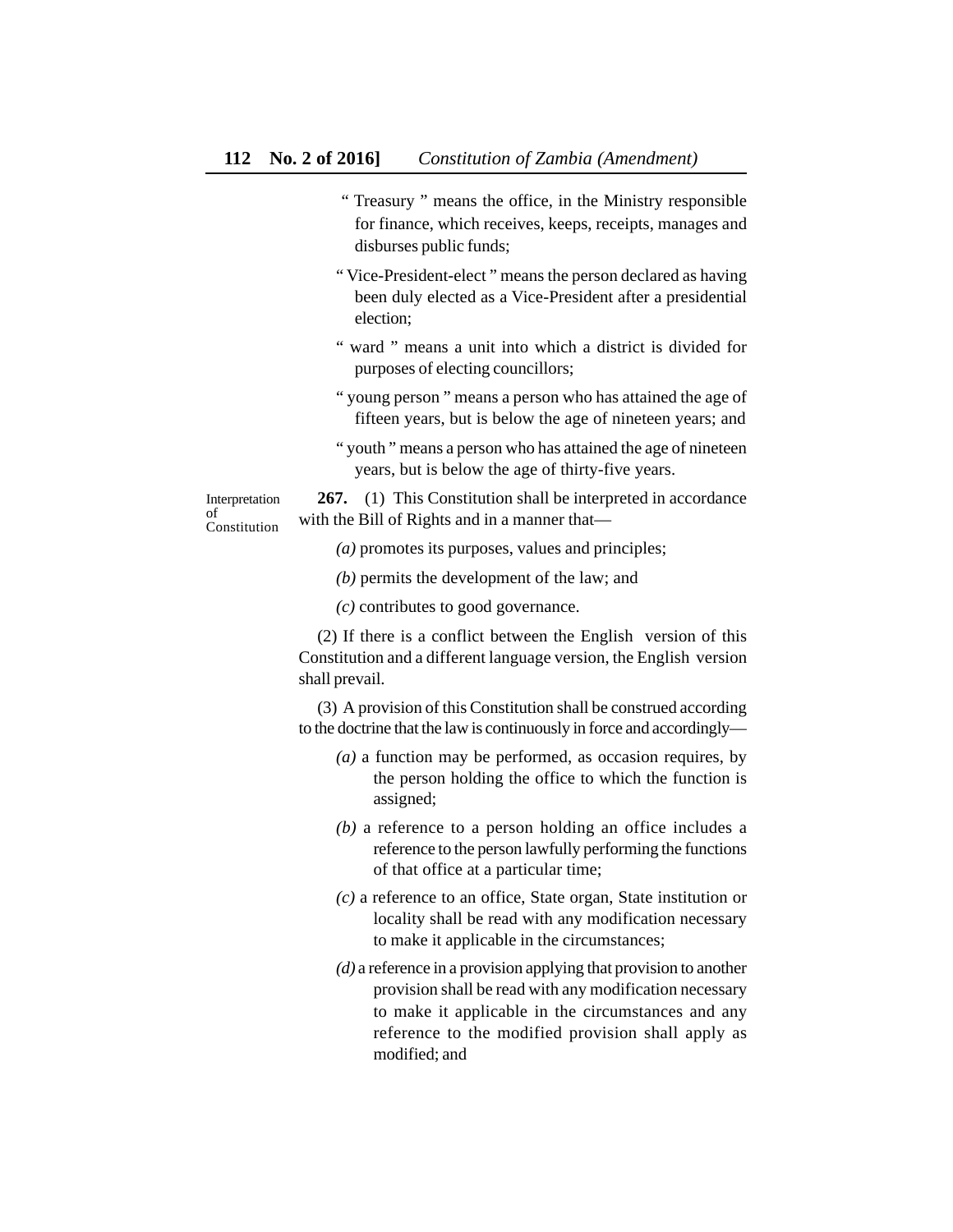" Treasury " means the office, in the Ministry responsible for finance, which receives, keeps, receipts, manages and disburses public funds;

" Vice-President-elect " means the person declared as having been duly elected as a Vice-President after a presidential election;

" ward " means a unit into which a district is divided for purposes of electing councillors;

" young person " means a person who has attained the age of fifteen years, but is below the age of nineteen years; and

" youth " means a person who has attained the age of nineteen years, but is below the age of thirty-five years.

Interpretation of Constitution

**267.** (1) This Constitution shall be interpreted in accordance with the Bill of Rights and in a manner that—

*(a)* promotes its purposes, values and principles;

*(b)* permits the development of the law; and

*(c)* contributes to good governance.

(2) If there is a conflict between the English version of this Constitution and a different language version, the English version shall prevail.

(3) A provision of this Constitution shall be construed according to the doctrine that the law is continuously in force and accordingly—

*(a)* a function may be performed, as occasion requires, by the person holding the office to which the function is assigned;

*(b)* a reference to a person holding an office includes a reference to the person lawfully performing the functions of that office at a particular time;

*(c)* a reference to an office, State organ, State institution or locality shall be read with any modification necessary to make it applicable in the circumstances;

*(d)* a reference in a provision applying that provision to another provision shall be read with any modification necessary to make it applicable in the circumstances and any reference to the modified provision shall apply as modified; and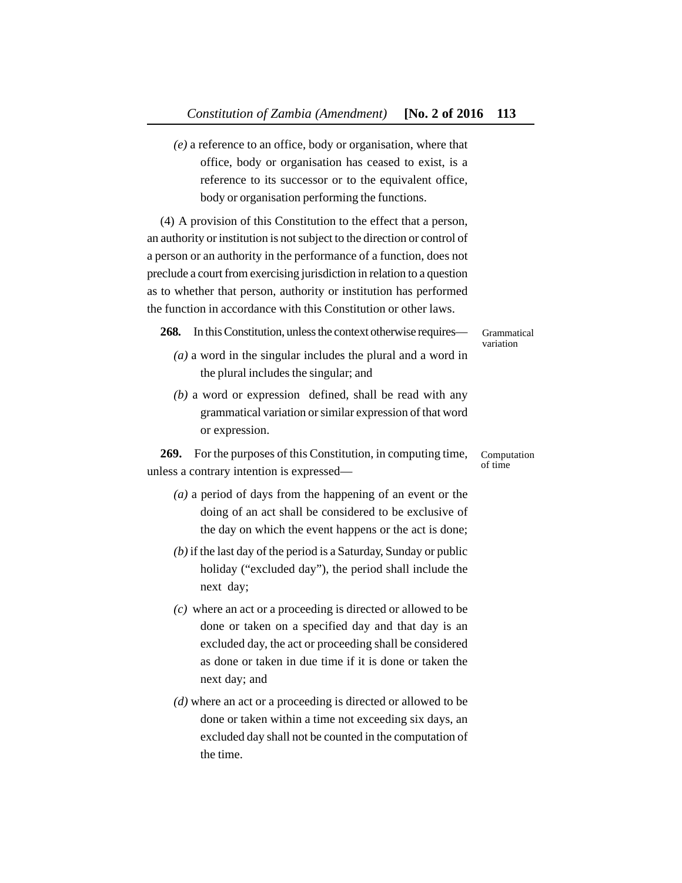*(e)* a reference to an office, body or organisation, where that office, body or organisation has ceased to exist, is a reference to its successor or to the equivalent office, body or organisation performing the functions.

(4) A provision of this Constitution to the effect that a person, an authority or institution is not subject to the direction or control of a person or an authority in the performance of a function, does not preclude a court from exercising jurisdiction in relation to a question as to whether that person, authority or institution has performed the function in accordance with this Constitution or other laws.

Grammatical variation

**268.** In this Constitution, unless the context otherwise requires—

*(a)* a word in the singular includes the plural and a word in the plural includes the singular; and

*(b)* a word or expression defined, shall be read with any grammatical variation or similar expression of that word or expression.

Computation of time

**269.** For the purposes of this Constitution, in computing time, unless a contrary intention is expressed—

*(a)* a period of days from the happening of an event or the doing of an act shall be considered to be exclusive of the day on which the event happens or the act is done;

*(b)* if the last day of the period is a Saturday, Sunday or public holiday ("excluded day"), the period shall include the next day;

*(c)* where an act or a proceeding is directed or allowed to be done or taken on a specified day and that day is an excluded day, the act or proceeding shall be considered as done or taken in due time if it is done or taken the next day; and

*(d)* where an act or a proceeding is directed or allowed to be done or taken within a time not exceeding six days, an excluded day shall not be counted in the computation of the time.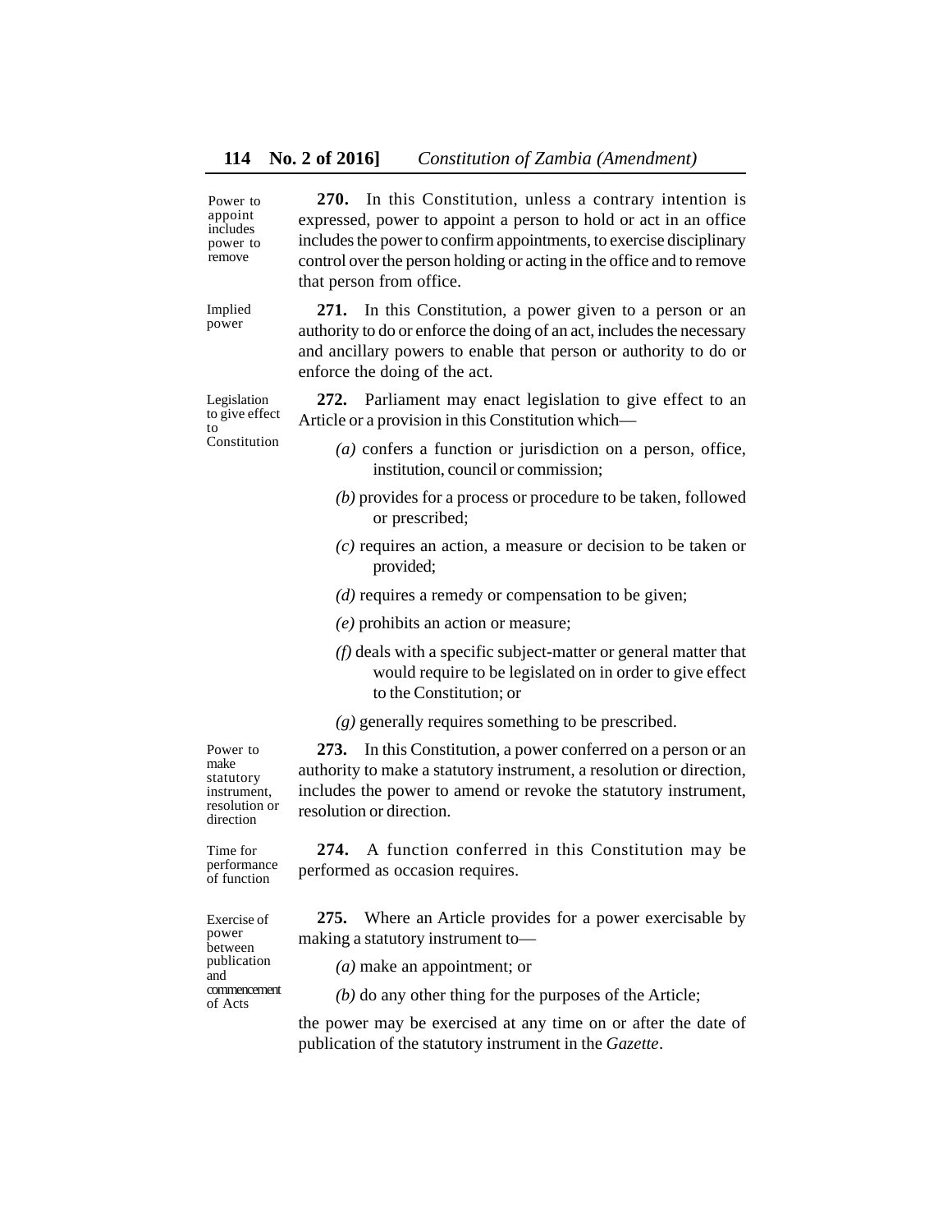*Power to appoint includes power to remove*

**270.** In this Constitution, unless a contrary intention is expressed, power to appoint a person to hold or act in an office includes the power to confirm appointments, to exercise disciplinary control over the person holding or acting in the office and to remove that person from office.

*Implied power*

**271.** In this Constitution, a power given to a person or an authority to do or enforce the doing of an act, includes the necessary and ancillary powers to enable that person or authority to do or enforce the doing of the act.

*Legislation to give effect to Constitution*

**272.** Parliament may enact legislation to give effect to an Article or a provision in this Constitution which—

*(a)* confers a function or jurisdiction on a person, office, institution, council or commission;

*(b)* provides for a process or procedure to be taken, followed or prescribed;

*(c)* requires an action, a measure or decision to be taken or provided;

*(d)* requires a remedy or compensation to be given;

*(e)* prohibits an action or measure;

*(f)* deals with a specific subject-matter or general matter that would require to be legislated on in order to give effect to the Constitution; or

*(g)* generally requires something to be prescribed.

*Power to make statutory instrument, resolution or direction*

**273.** In this Constitution, a power conferred on a person or an authority to make a statutory instrument, a resolution or direction, includes the power to amend or revoke the statutory instrument, resolution or direction.

*Time for performance of function*

**274.** A function conferred in this Constitution may be performed as occasion requires.

*Exercise of power between publication and commencement of Acts*

**275.** Where an Article provides for a power exercisable by making a statutory instrument to—

*(a)* make an appointment; or

*(b)* do any other thing for the purposes of the Article;

the power may be exercised at any time on or after the date of publication of the statutory instrument in the *Gazette*.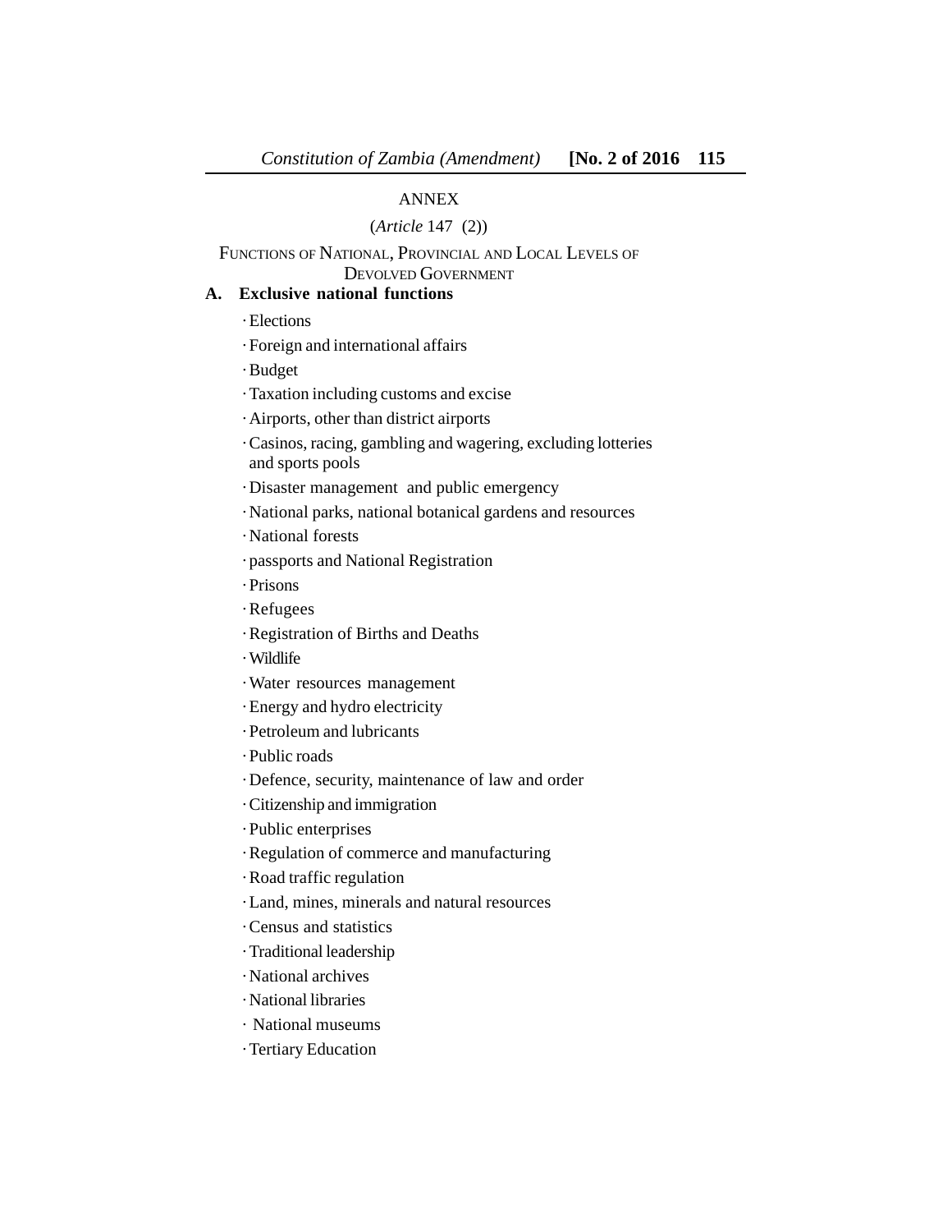# ANNEX

(*Article* 147 (2))

## FUNCTIONS OF NATIONAL, PROVINCIAL AND LOCAL LEVELS OF DEVOLVED GOVERNMENT

### A. Exclusive national functions

- Elections
- Foreign and international affairs
- Budget
- Taxation including customs and excise
- Airports, other than district airports
- Casinos, racing, gambling and wagering, excluding lotteries and sports pools
- Disaster management and public emergency
- National parks, national botanical gardens and resources
- National forests
- passports and National Registration
- Prisons
- Refugees
- Registration of Births and Deaths
- Wildlife
- Water resources management
- Energy and hydro electricity
- Petroleum and lubricants
- Public roads
- Defence, security, maintenance of law and order
- Citizenship and immigration
- Public enterprises
- Regulation of commerce and manufacturing
- Road traffic regulation
- Land, mines, minerals and natural resources
- Census and statistics
- Traditional leadership
- National archives
- National libraries
- National museums
- Tertiary Education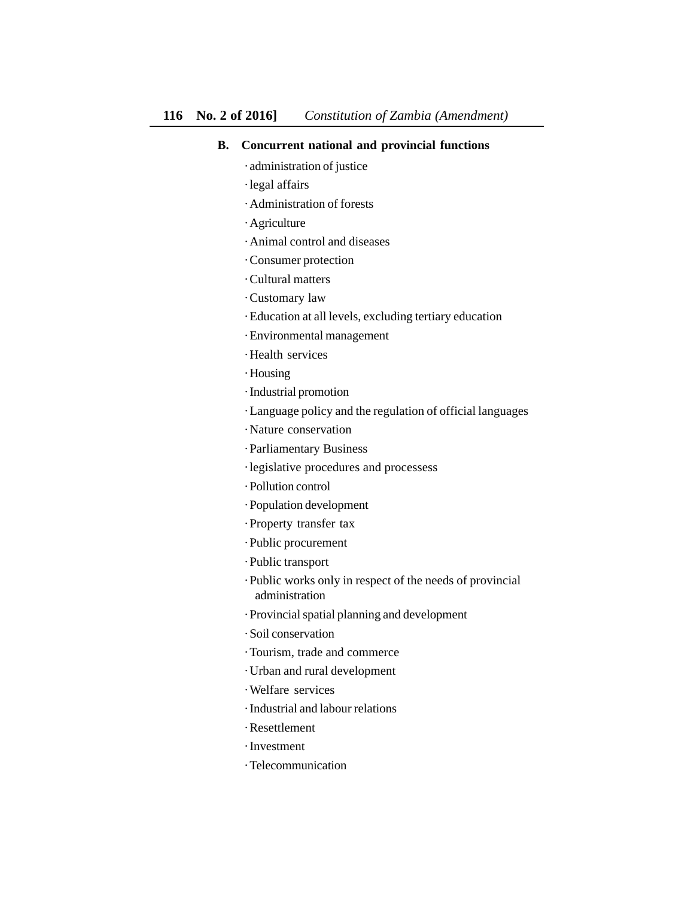**B. Concurrent national and provincial functions**

- administration of justice
- legal affairs
- Administration of forests
- Agriculture
- Animal control and diseases
- Consumer protection
- Cultural matters
- Customary law
- Education at all levels, excluding tertiary education
- Environmental management
- Health services
- Housing
- Industrial promotion
- Language policy and the regulation of official languages
- Nature conservation
- Parliamentary Business
- legislative procedures and processess
- Pollution control
- Population development
- Property transfer tax
- Public procurement
- Public transport
- Public works only in respect of the needs of provincial administration
- Provincial spatial planning and development
- Soil conservation
- Tourism, trade and commerce
- Urban and rural development
- Welfare services
- Industrial and labour relations
- Resettlement
- Investment
- Telecommunication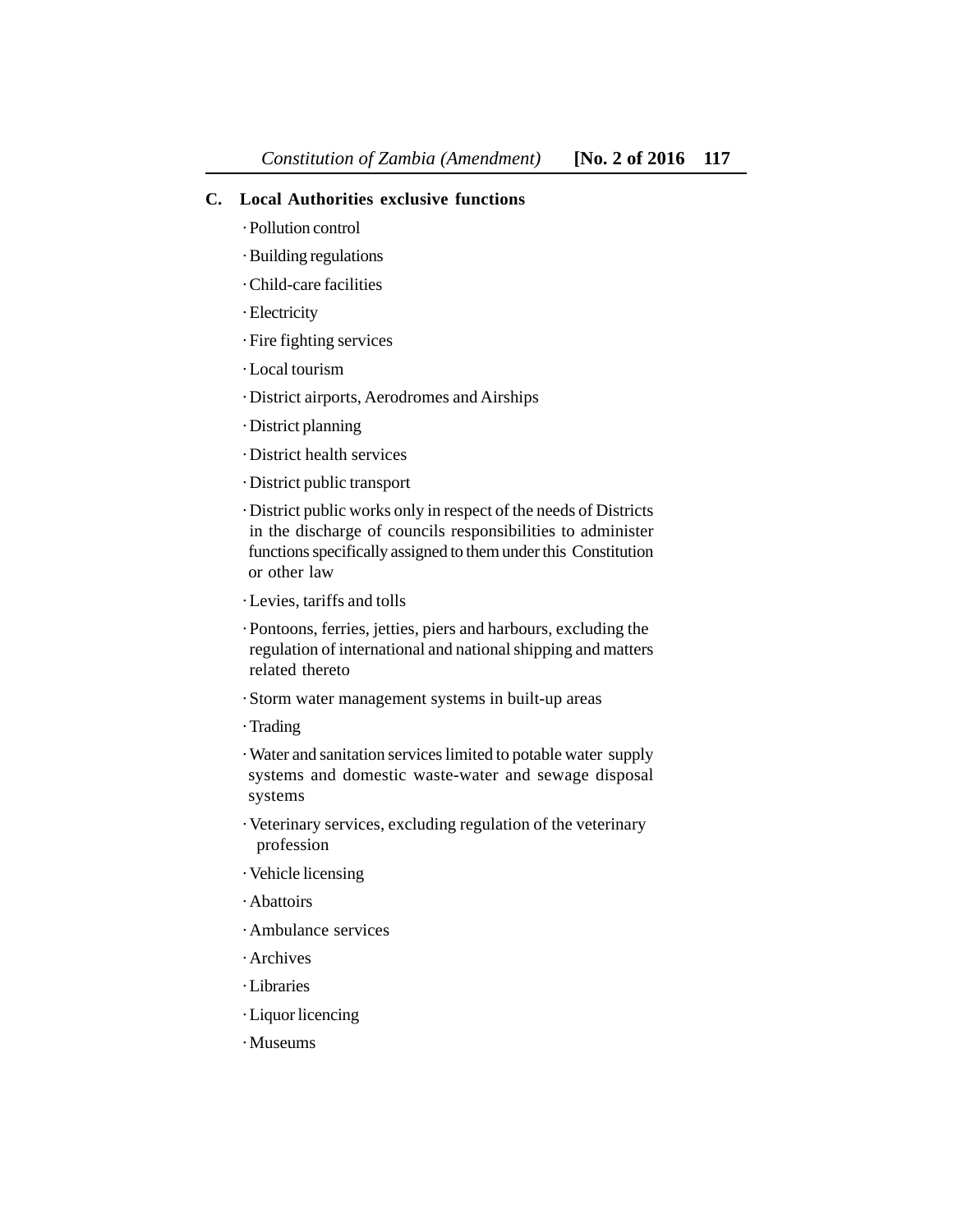**C. Local Authorities exclusive functions**

- Pollution control
- Building regulations
- Child-care facilities
- Electricity
- Fire fighting services
- Local tourism
- District airports, Aerodromes and Airships
- District planning
- District health services
- District public transport
- District public works only in respect of the needs of Districts in the discharge of councils responsibilities to administer functions specifically assigned to them under this Constitution or other law
- Levies, tariffs and tolls
- Pontoons, ferries, jetties, piers and harbours, excluding the regulation of international and national shipping and matters related thereto
- Storm water management systems in built-up areas
- Trading
- Water and sanitation services limited to potable water supply systems and domestic waste-water and sewage disposal systems
- Veterinary services, excluding regulation of the veterinary profession
- Vehicle licensing
- Abattoirs
- Ambulance services
- Archives
- Libraries
- Liquor licencing
- Museums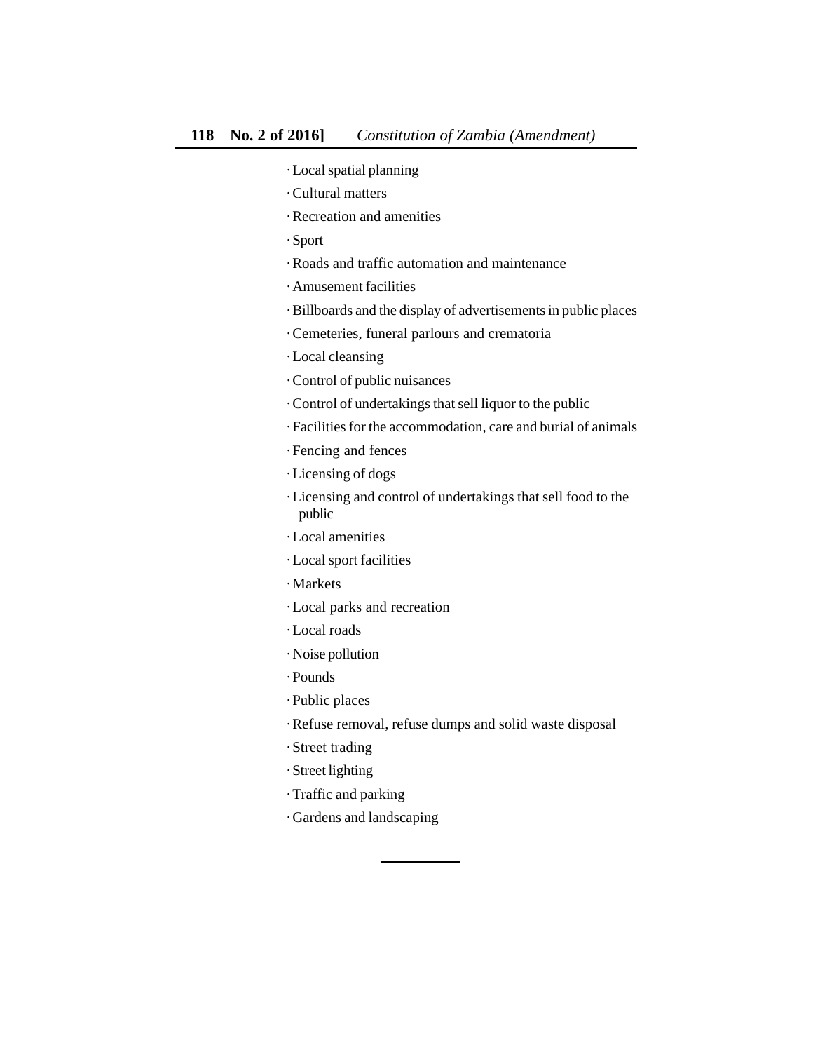- Local spatial planning
- Cultural matters
- Recreation and amenities
- Sport
- Roads and traffic automation and maintenance
- Amusement facilities
- Billboards and the display of advertisements in public places
- Cemeteries, funeral parlours and crematoria
- Local cleansing
- Control of public nuisances
- Control of undertakings that sell liquor to the public
- Facilities for the accommodation, care and burial of animals
- Fencing and fences
- Licensing of dogs
- Licensing and control of undertakings that sell food to the public
- Local amenities
- Local sport facilities
- Markets
- Local parks and recreation
- Local roads
- Noise pollution
- Pounds
- Public places
- Refuse removal, refuse dumps and solid waste disposal
- Street trading
- Street lighting
- Traffic and parking
- Gardens and landscaping